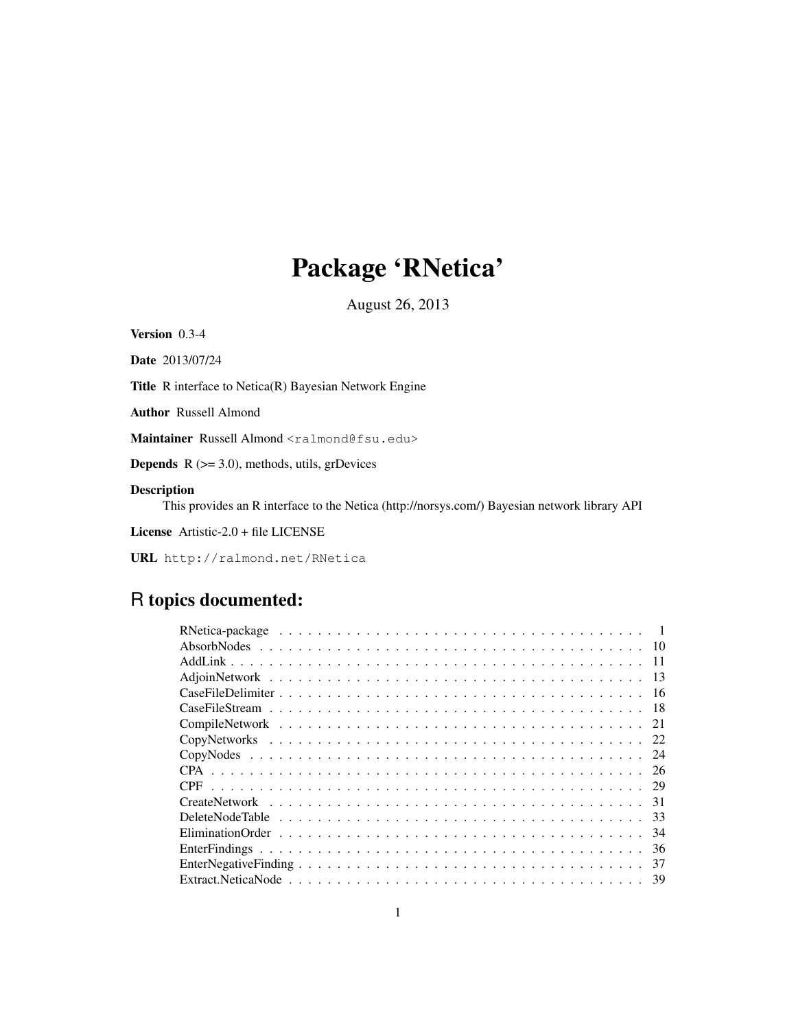# Package 'RNetica'

August 26, 2013

**Version** 0.3-4

**Date** 2013/07/24

**Title** R interface to Netica(R) Bayesian Network Engine

**Author** Russell Almond

**Maintainer** Russell Almond <ralmond@fsu.edu>

**Depends** R (>= 3.0), methods, utils, grDevices

**Description**

This provides an R interface to the Netica (http://norsys.com/) Bayesian network library API

**License** Artistic-2.0 + file LICENSE

**URL** http://ralmond.net/RNetica

## R topics documented:

| Topic | Page |
|---|---|
| RNetica-package | 1 |
| AbsorbNodes | 10 |
| AddLink | 11 |
| AdjoinNetwork | 13 |
| CaseFileDelimiter | 16 |
| CaseFileStream | 18 |
| CompileNetwork | 21 |
| CopyNetworks | 22 |
| CopyNodes | 24 |
| CPA | 26 |
| CPF | 29 |
| CreateNetwork | 31 |
| DeleteNodeTable | 33 |
| EliminationOrder | 34 |
| EnterFindings | 36 |
| EnterNegativeFinding | 37 |
| Extract.NeticaNode | 39 |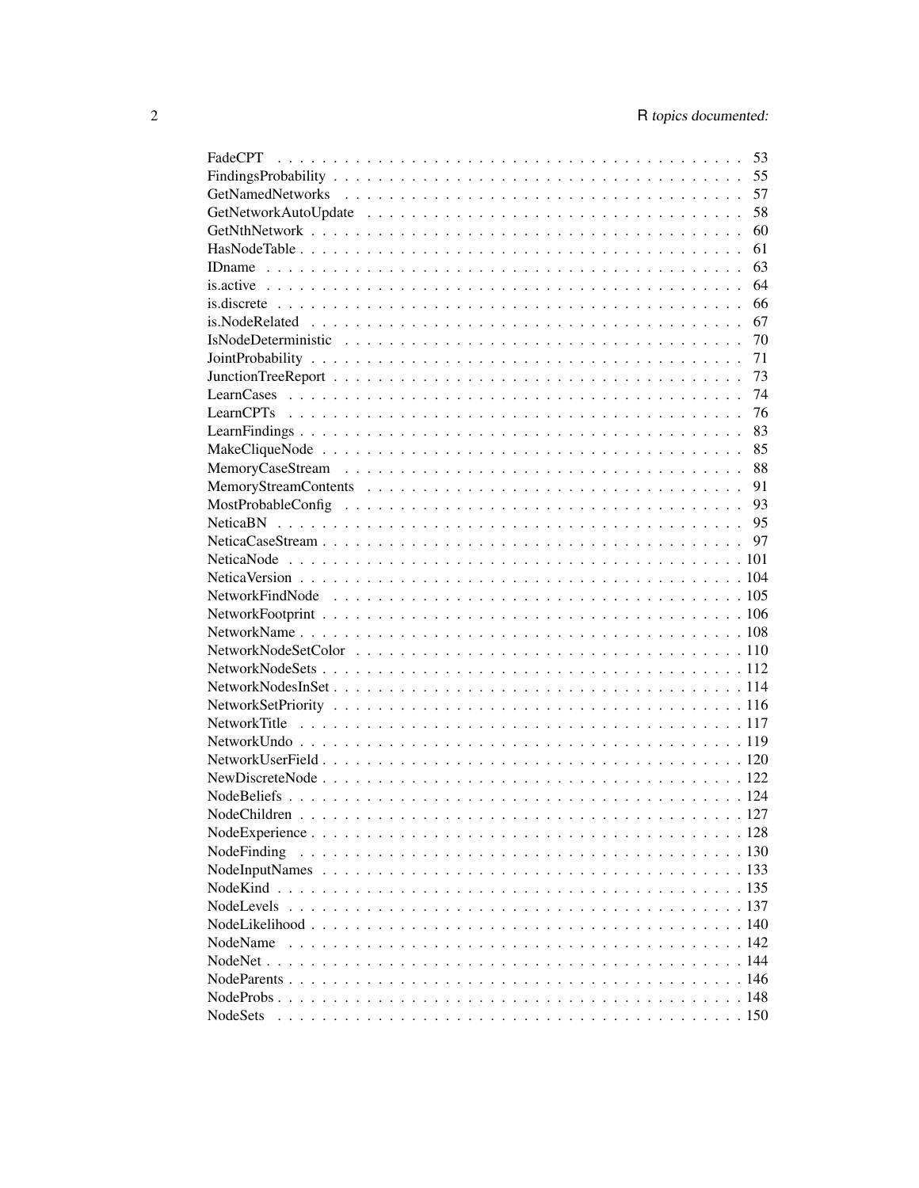| | |
|---|---|
| FadeCPT | 53 |
| FindingsProbability | 55 |
| GetNamedNetworks | 57 |
| GetNetworkAutoUpdate | 58 |
| GetNthNetwork | 60 |
| HasNodeTable | 61 |
| IDname | 63 |
| is.active | 64 |
| is.discrete | 66 |
| is.NodeRelated | 67 |
| IsNodeDeterministic | 70 |
| JointProbability | 71 |
| JunctionTreeReport | 73 |
| LearnCases | 74 |
| LearnCPTs | 76 |
| LearnFindings | 83 |
| MakeCliqueNode | 85 |
| MemoryCaseStream | 88 |
| MemoryStreamContents | 91 |
| MostProbableConfig | 93 |
| NeticaBN | 95 |
| NeticaCaseStream | 97 |
| NeticaNode | 101 |
| NeticaVersion | 104 |
| NetworkFindNode | 105 |
| NetworkFootprint | 106 |
| NetworkName | 108 |
| NetworkNodeSetColor | 110 |
| NetworkNodeSets | 112 |
| NetworkNodesInSet | 114 |
| NetworkSetPriority | 116 |
| NetworkTitle | 117 |
| NetworkUndo | 119 |
| NetworkUserField | 120 |
| NewDiscreteNode | 122 |
| NodeBeliefs | 124 |
| NodeChildren | 127 |
| NodeExperience | 128 |
| NodeFinding | 130 |
| NodeInputNames | 133 |
| NodeKind | 135 |
| NodeLevels | 137 |
| NodeLikelihood | 140 |
| NodeName | 142 |
| NodeNet | 144 |
| NodeParents | 146 |
| NodeProbs | 148 |
| NodeSets | 150 |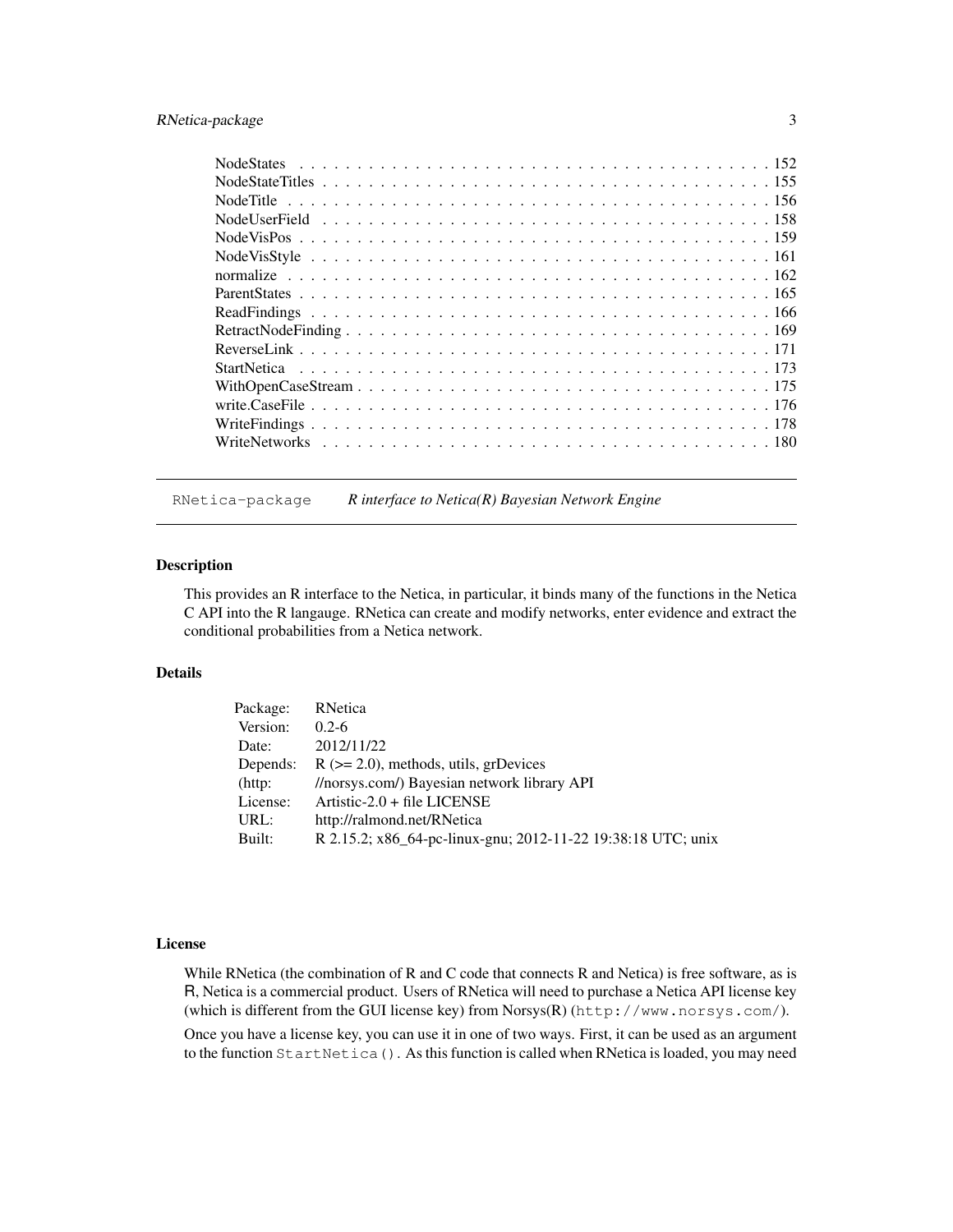| | |
|---|---|
| NodeStates | 152 |
| NodeStateTitles | 155 |
| NodeTitle | 156 |
| NodeUserField | 158 |
| NodeVisPos | 159 |
| NodeVisStyle | 161 |
| normalize | 162 |
| ParentStates | 165 |
| ReadFindings | 166 |
| RetractNodeFinding | 169 |
| ReverseLink | 171 |
| StartNetica | 173 |
| WithOpenCaseStream | 175 |
| write.CaseFile | 176 |
| WriteFindings | 178 |
| WriteNetworks | 180 |

---

## RNetica-package *R interface to Netica(R) Bayesian Network Engine*

### Description

This provides an R interface to the Netica, in particular, it binds many of the functions in the Netica C API into the R langauge. RNetica can create and modify networks, enter evidence and extract the conditional probabilities from a Netica network.

### Details

| | |
|---|---|
| Package: | RNetica |
| Version: | 0.2-6 |
| Date: | 2012/11/22 |
| Depends: | R (>= 2.0), methods, utils, grDevices |
| (http: | //norsys.com/) Bayesian network library API |
| License: | Artistic-2.0 + file LICENSE |
| URL: | http://ralmond.net/RNetica |
| Built: | R 2.15.2; x86_64-pc-linux-gnu; 2012-11-22 19:38:18 UTC; unix |

### License

While RNetica (the combination of R and C code that connects R and Netica) is free software, as is R, Netica is a commercial product. Users of RNetica will need to purchase a Netica API license key (which is different from the GUI license key) from Norsys(R) (`http://www.norsys.com/`).

Once you have a license key, you can use it in one of two ways. First, it can be used as an argument to the function `StartNetica()`. As this function is called when RNetica is loaded, you may need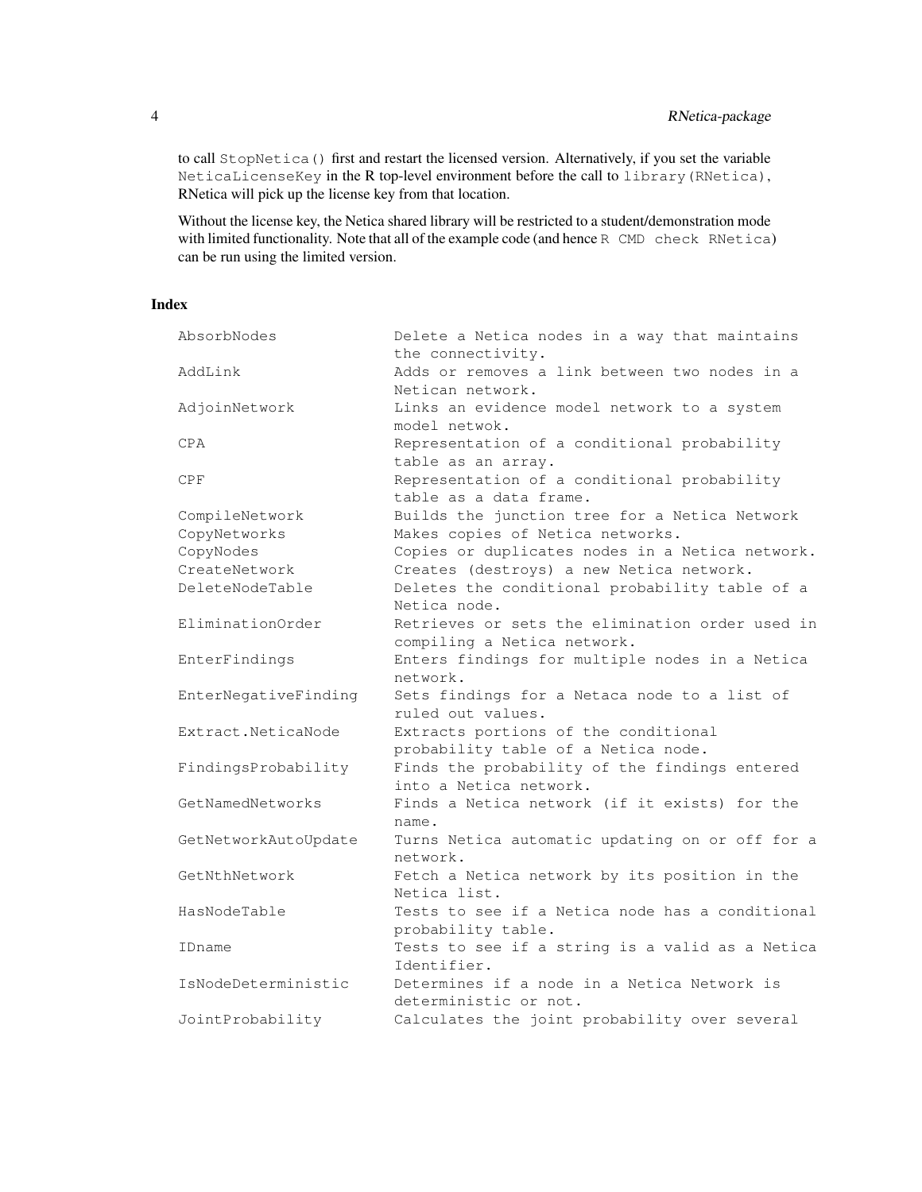to call `StopNetica()` first and restart the licensed version. Alternatively, if you set the variable `NeticaLicenseKey` in the R top-level environment before the call to `library(RNetica)`, RNetica will pick up the license key from that location.

Without the license key, the Netica shared library will be restricted to a student/demonstration mode with limited functionality. Note that all of the example code (and hence `R CMD check RNetica`) can be run using the limited version.

## Index

```
AbsorbNodes             Delete a Netica nodes in a way that maintains
                        the connectivity.
AddLink                 Adds or removes a link between two nodes in a
                        Netican network.
AdjoinNetwork           Links an evidence model network to a system
                        model netwok.
CPA                     Representation of a conditional probability
                        table as an array.
CPF                     Representation of a conditional probability
                        table as a data frame.
CompileNetwork          Builds the junction tree for a Netica Network
CopyNetworks            Makes copies of Netica networks.
CopyNodes               Copies or duplicates nodes in a Netica network.
CreateNetwork           Creates (destroys) a new Netica network.
DeleteNodeTable         Deletes the conditional probability table of a
                        Netica node.
EliminationOrder        Retrieves or sets the elimination order used in
                        compiling a Netica network.
EnterFindings           Enters findings for multiple nodes in a Netica
                        network.
EnterNegativeFinding    Sets findings for a Netaca node to a list of
                        ruled out values.
Extract.NeticaNode      Extracts portions of the conditional
                        probability table of a Netica node.
FindingsProbability     Finds the probability of the findings entered
                        into a Netica network.
GetNamedNetworks        Finds a Netica network (if it exists) for the
                        name.
GetNetworkAutoUpdate    Turns Netica automatic updating on or off for a
                        network.
GetNthNetwork           Fetch a Netica network by its position in the
                        Netica list.
HasNodeTable            Tests to see if a Netica node has a conditional
                        probability table.
IDname                  Tests to see if a string is a valid as a Netica
                        Identifier.
IsNodeDeterministic     Determines if a node in a Netica Network is
                        deterministic or not.
JointProbability        Calculates the joint probability over several
```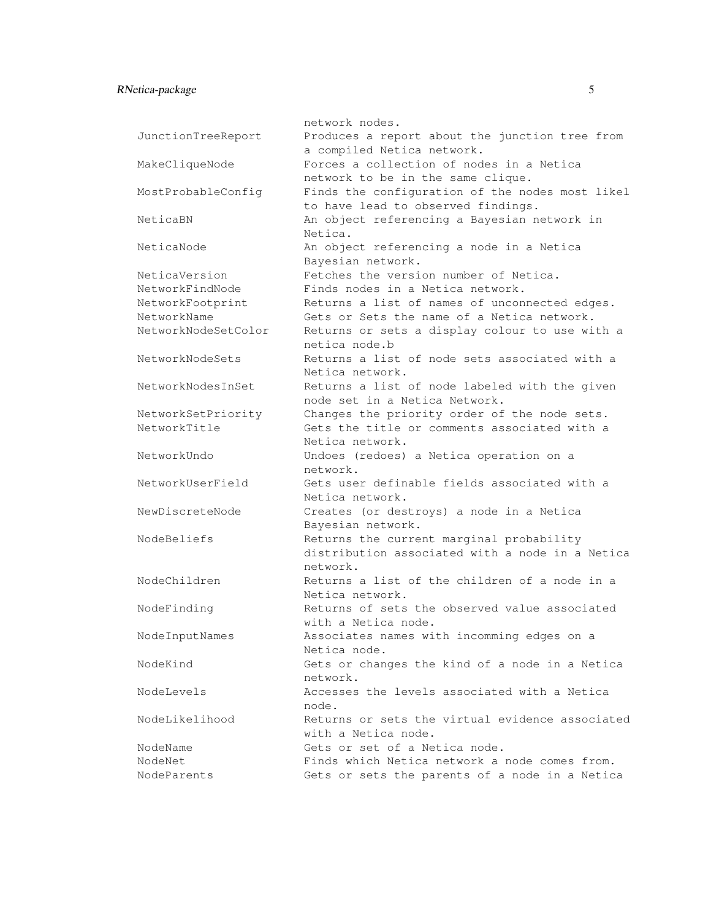```
                        network nodes.
JunctionTreeReport      Produces a report about the junction tree from
                        a compiled Netica network.
MakeCliqueNode          Forces a collection of nodes in a Netica
                        network to be in the same clique.
MostProbableConfig      Finds the configuration of the nodes most likel
                        to have lead to observed findings.
NeticaBN                An object referencing a Bayesian network in
                        Netica.
NeticaNode              An object referencing a node in a Netica
                        Bayesian network.
NeticaVersion           Fetches the version number of Netica.
NetworkFindNode         Finds nodes in a Netica network.
NetworkFootprint        Returns a list of names of unconnected edges.
NetworkName             Gets or Sets the name of a Netica network.
NetworkNodeSetColor     Returns or sets a display colour to use with a
                        netica node.b
NetworkNodeSets         Returns a list of node sets associated with a
                        Netica network.
NetworkNodesInSet       Returns a list of node labeled with the given
                        node set in a Netica Network.
NetworkSetPriority      Changes the priority order of the node sets.
NetworkTitle            Gets the title or comments associated with a
                        Netica network.
NetworkUndo             Undoes (redoes) a Netica operation on a
                        network.
NetworkUserField        Gets user definable fields associated with a
                        Netica network.
NewDiscreteNode         Creates (or destroys) a node in a Netica
                        Bayesian network.
NodeBeliefs             Returns the current marginal probability
                        distribution associated with a node in a Netica
                        network.
NodeChildren            Returns a list of the children of a node in a
                        Netica network.
NodeFinding             Returns of sets the observed value associated
                        with a Netica node.
NodeInputNames          Associates names with incomming edges on a
                        Netica node.
NodeKind                Gets or changes the kind of a node in a Netica
                        network.
NodeLevels              Accesses the levels associated with a Netica
                        node.
NodeLikelihood          Returns or sets the virtual evidence associated
                        with a Netica node.
NodeName                Gets or set of a Netica node.
NodeNet                 Finds which Netica network a node comes from.
NodeParents             Gets or sets the parents of a node in a Netica
```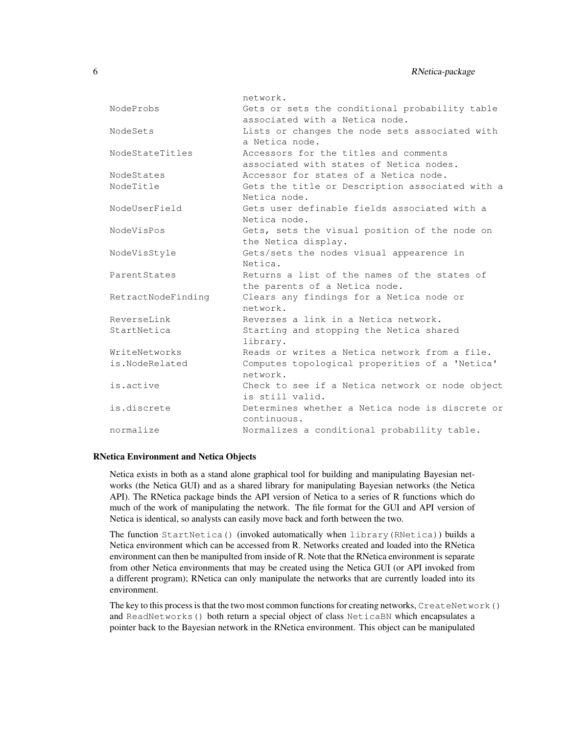| | |
|---|---|
| | network. |
| NodeProbs | Gets or sets the conditional probability table associated with a Netica node. |
| NodeSets | Lists or changes the node sets associated with a Netica node. |
| NodeStateTitles | Accessors for the titles and comments associated with states of Netica nodes. |
| NodeStates | Accessor for states of a Netica node. |
| NodeTitle | Gets the title or Description associated with a Netica node. |
| NodeUserField | Gets user definable fields associated with a Netica node. |
| NodeVisPos | Gets, sets the visual position of the node on the Netica display. |
| NodeVisStyle | Gets/sets the nodes visual appearence in Netica. |
| ParentStates | Returns a list of the names of the states of the parents of a Netica node. |
| RetractNodeFinding | Clears any findings for a Netica node or network. |
| ReverseLink | Reverses a link in a Netica network. |
| StartNetica | Starting and stopping the Netica shared library. |
| WriteNetworks | Reads or writes a Netica network from a file. |
| is.NodeRelated | Computes topological properities of a 'Netica' network. |
| is.active | Check to see if a Netica network or node object is still valid. |
| is.discrete | Determines whether a Netica node is discrete or continuous. |
| normalize | Normalizes a conditional probability table. |

### RNetica Environment and Netica Objects

Netica exists in both as a stand alone graphical tool for building and manipulating Bayesian networks (the Netica GUI) and as a shared library for manipulating Bayesian networks (the Netica API). The RNetica package binds the API version of Netica to a series of R functions which do much of the work of manipulating the network. The file format for the GUI and API version of Netica is identical, so analysts can easily move back and forth between the two.

The function `StartNetica()` (invoked automatically when `library(RNetica)`) builds a Netica environment which can be accessed from R. Networks created and loaded into the RNetica environment can then be manipulted from inside of R. Note that the RNetica environment is separate from other Netica environments that may be created using the Netica GUI (or API invoked from a different program); RNetica can only manipulate the networks that are currently loaded into its environment.

The key to this process is that the two most common functions for creating networks, `CreateNetwork()` and `ReadNetworks()` both return a special object of class `NeticaBN` which encapsulates a pointer back to the Bayesian network in the RNetica environment. This object can be manipulated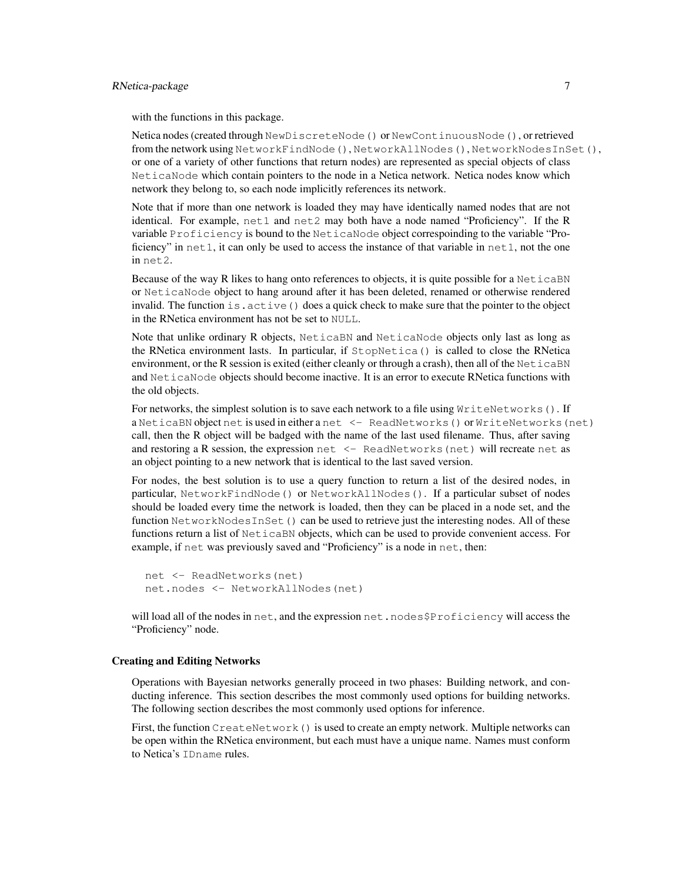with the functions in this package.

Netica nodes (created through `NewDiscreteNode()` or `NewContinuousNode()`, or retrieved from the network using `NetworkFindNode()`, `NetworkAllNodes()`, `NetworkNodesInSet()`, or one of a variety of other functions that return nodes) are represented as special objects of class `NeticaNode` which contain pointers to the node in a Netica network. Netica nodes know which network they belong to, so each node implicitly references its network.

Note that if more than one network is loaded they may have identically named nodes that are not identical. For example, `net1` and `net2` may both have a node named "Proficiency". If the R variable `Proficiency` is bound to the `NeticaNode` object correspoinding to the variable "Proficiency" in `net1`, it can only be used to access the instance of that variable in `net1`, not the one in `net2`.

Because of the way R likes to hang onto references to objects, it is quite possible for a `NeticaBN` or `NeticaNode` object to hang around after it has been deleted, renamed or otherwise rendered invalid. The function `is.active()` does a quick check to make sure that the pointer to the object in the RNetica environment has not be set to `NULL`.

Note that unlike ordinary R objects, `NeticaBN` and `NeticaNode` objects only last as long as the RNetica environment lasts. In particular, if `StopNetica()` is called to close the RNetica environment, or the R session is exited (either cleanly or through a crash), then all of the `NeticaBN` and `NeticaNode` objects should become inactive. It is an error to execute RNetica functions with the old objects.

For networks, the simplest solution is to save each network to a file using `WriteNetworks()`. If a `NeticaBN` object `net` is used in either a `net <- ReadNetworks()` or `WriteNetworks(net)` call, then the R object will be badged with the name of the last used filename. Thus, after saving and restoring a R session, the expression `net <- ReadNetworks(net)` will recreate `net` as an object pointing to a new network that is identical to the last saved version.

For nodes, the best solution is to use a query function to return a list of the desired nodes, in particular, `NetworkFindNode()` or `NetworkAllNodes()`. If a particular subset of nodes should be loaded every time the network is loaded, then they can be placed in a node set, and the function `NetworkNodesInSet()` can be used to retrieve just the interesting nodes. All of these functions return a list of `NeticaBN` objects, which can be used to provide convenient access. For example, if `net` was previously saved and "Proficiency" is a node in `net`, then:

```
net <- ReadNetworks(net)
net.nodes <- NetworkAllNodes(net)
```

will load all of the nodes in `net`, and the expression `net.nodes$Proficiency` will access the "Proficiency" node.

### Creating and Editing Networks

Operations with Bayesian networks generally proceed in two phases: Building network, and conducting inference. This section describes the most commonly used options for building networks. The following section describes the most commonly used options for inference.

First, the function `CreateNetwork()` is used to create an empty network. Multiple networks can be open within the RNetica environment, but each must have a unique name. Names must conform to Netica's `IDname` rules.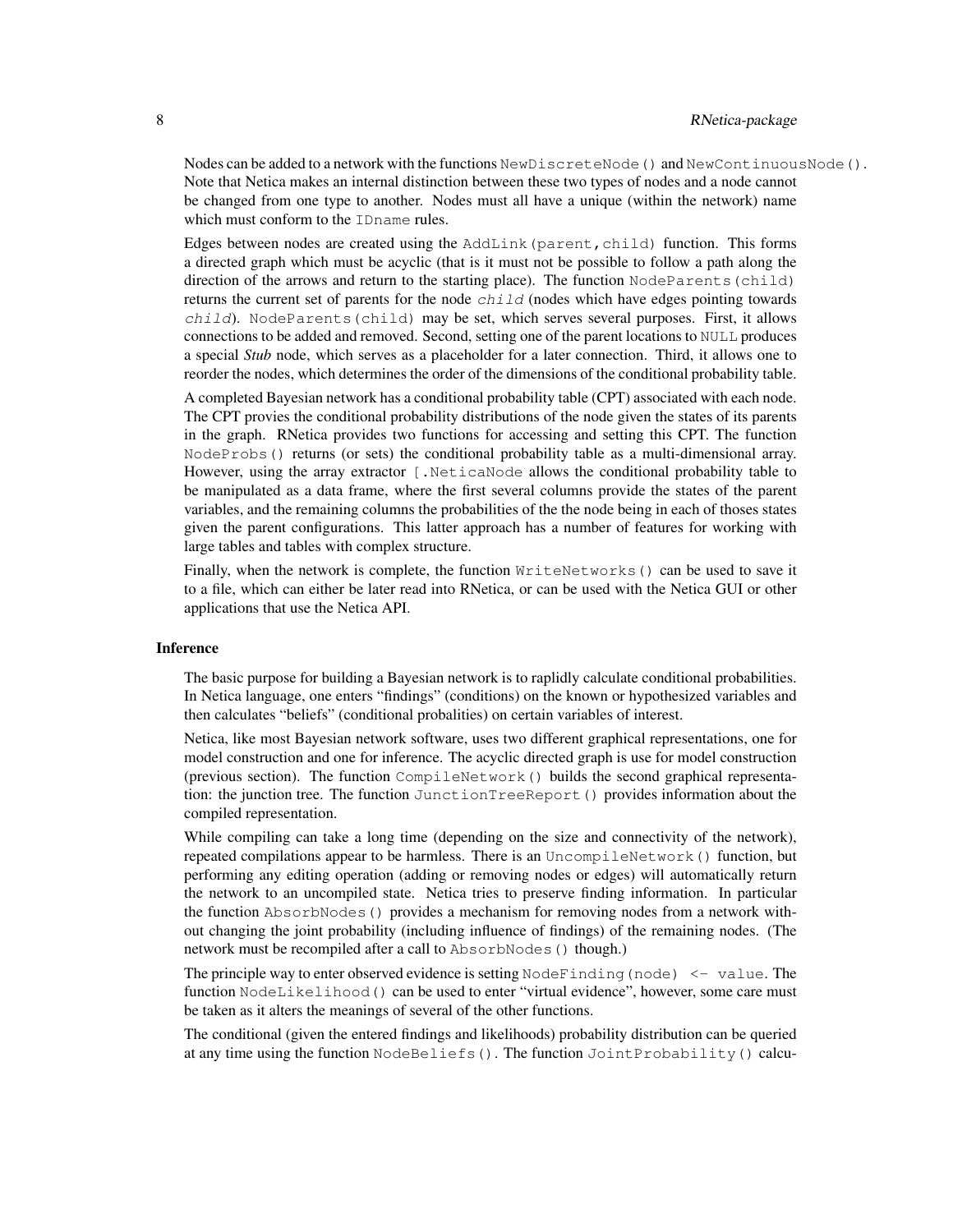Nodes can be added to a network with the functions `NewDiscreteNode()` and `NewContinuousNode()`. Note that Netica makes an internal distinction between these two types of nodes and a node cannot be changed from one type to another. Nodes must all have a unique (within the network) name which must conform to the `IDname` rules.

Edges between nodes are created using the `AddLink(parent,child)` function. This forms a directed graph which must be acyclic (that is it must not be possible to follow a path along the direction of the arrows and return to the starting place). The function `NodeParents(child)` returns the current set of parents for the node *child* (nodes which have edges pointing towards *child*). `NodeParents(child)` may be set, which serves several purposes. First, it allows connections to be added and removed. Second, setting one of the parent locations to `NULL` produces a special ***Stub*** node, which serves as a placeholder for a later connection. Third, it allows one to reorder the nodes, which determines the order of the dimensions of the conditional probability table.

A completed Bayesian network has a conditional probability table (CPT) associated with each node. The CPT provies the conditional probability distributions of the node given the states of its parents in the graph. RNetica provides two functions for accessing and setting this CPT. The function `NodeProbs()` returns (or sets) the conditional probability table as a multi-dimensional array. However, using the array extractor `[.NeticaNode` allows the conditional probability table to be manipulated as a data frame, where the first several columns provide the states of the parent variables, and the remaining columns the probabilities of the the node being in each of thoses states given the parent configurations. This latter approach has a number of features for working with large tables and tables with complex structure.

Finally, when the network is complete, the function `WriteNetworks()` can be used to save it to a file, which can either be later read into RNetica, or can be used with the Netica GUI or other applications that use the Netica API.

### Inference

The basic purpose for building a Bayesian network is to raplidly calculate conditional probabilities. In Netica language, one enters "findings" (conditions) on the known or hypothesized variables and then calculates "beliefs" (conditional probalities) on certain variables of interest.

Netica, like most Bayesian network software, uses two different graphical representations, one for model construction and one for inference. The acyclic directed graph is use for model construction (previous section). The function `CompileNetwork()` builds the second graphical representation: the junction tree. The function `JunctionTreeReport()` provides information about the compiled representation.

While compiling can take a long time (depending on the size and connectivity of the network), repeated compilations appear to be harmless. There is an `UncompileNetwork()` function, but performing any editing operation (adding or removing nodes or edges) will automatically return the network to an uncompiled state. Netica tries to preserve finding information. In particular the function `AbsorbNodes()` provides a mechanism for removing nodes from a network without changing the joint probability (including influence of findings) of the remaining nodes. (The network must be recompiled after a call to `AbsorbNodes()` though.)

The principle way to enter observed evidence is setting `NodeFinding(node) <- value`. The function `NodeLikelihood()` can be used to enter "virtual evidence", however, some care must be taken as it alters the meanings of several of the other functions.

The conditional (given the entered findings and likelihoods) probability distribution can be queried at any time using the function `NodeBeliefs()`. The function `JointProbability()` calcu-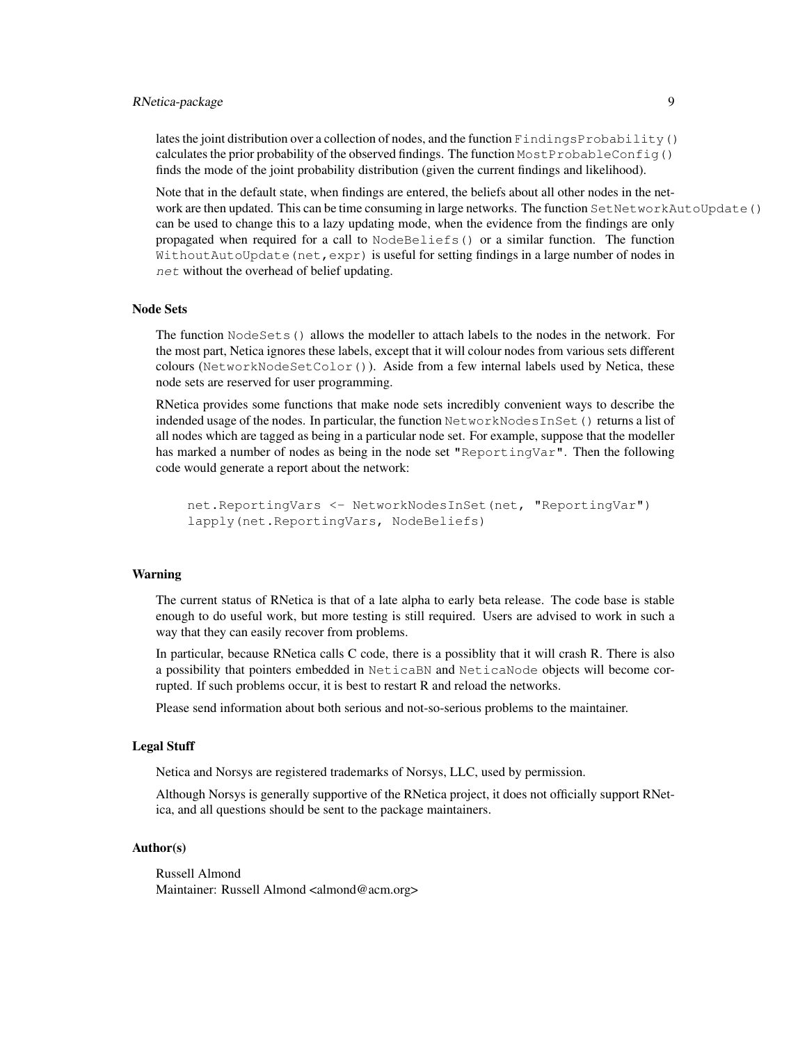lates the joint distribution over a collection of nodes, and the function `FindingsProbability()` calculates the prior probability of the observed findings. The function `MostProbableConfig()` finds the mode of the joint probability distribution (given the current findings and likelihood).

Note that in the default state, when findings are entered, the beliefs about all other nodes in the network are then updated. This can be time consuming in large networks. The function `SetNetworkAutoUpdate()` can be used to change this to a lazy updating mode, when the evidence from the findings are only propagated when required for a call to `NodeBeliefs()` or a similar function. The function `WithoutAutoUpdate(net,expr)` is useful for setting findings in a large number of nodes in *net* without the overhead of belief updating.

### Node Sets

The function `NodeSets()` allows the modeller to attach labels to the nodes in the network. For the most part, Netica ignores these labels, except that it will colour nodes from various sets different colours (`NetworkNodeSetColor()`). Aside from a few internal labels used by Netica, these node sets are reserved for user programming.

RNetica provides some functions that make node sets incredibly convenient ways to describe the indended usage of the nodes. In particular, the function `NetworkNodesInSet()` returns a list of all nodes which are tagged as being in a particular node set. For example, suppose that the modeller has marked a number of nodes as being in the node set `"ReportingVar"`. Then the following code would generate a report about the network:

```
net.ReportingVars <- NetworkNodesInSet(net, "ReportingVar")
lapply(net.ReportingVars, NodeBeliefs)
```

### Warning

The current status of RNetica is that of a late alpha to early beta release. The code base is stable enough to do useful work, but more testing is still required. Users are advised to work in such a way that they can easily recover from problems.

In particular, because RNetica calls C code, there is a possiblity that it will crash R. There is also a possibility that pointers embedded in `NeticaBN` and `NeticaNode` objects will become corrupted. If such problems occur, it is best to restart R and reload the networks.

Please send information about both serious and not-so-serious problems to the maintainer.

### Legal Stuff

Netica and Norsys are registered trademarks of Norsys, LLC, used by permission.

Although Norsys is generally supportive of the RNetica project, it does not officially support RNetica, and all questions should be sent to the package maintainers.

### Author(s)

Russell Almond
Maintainer: Russell Almond <almond@acm.org>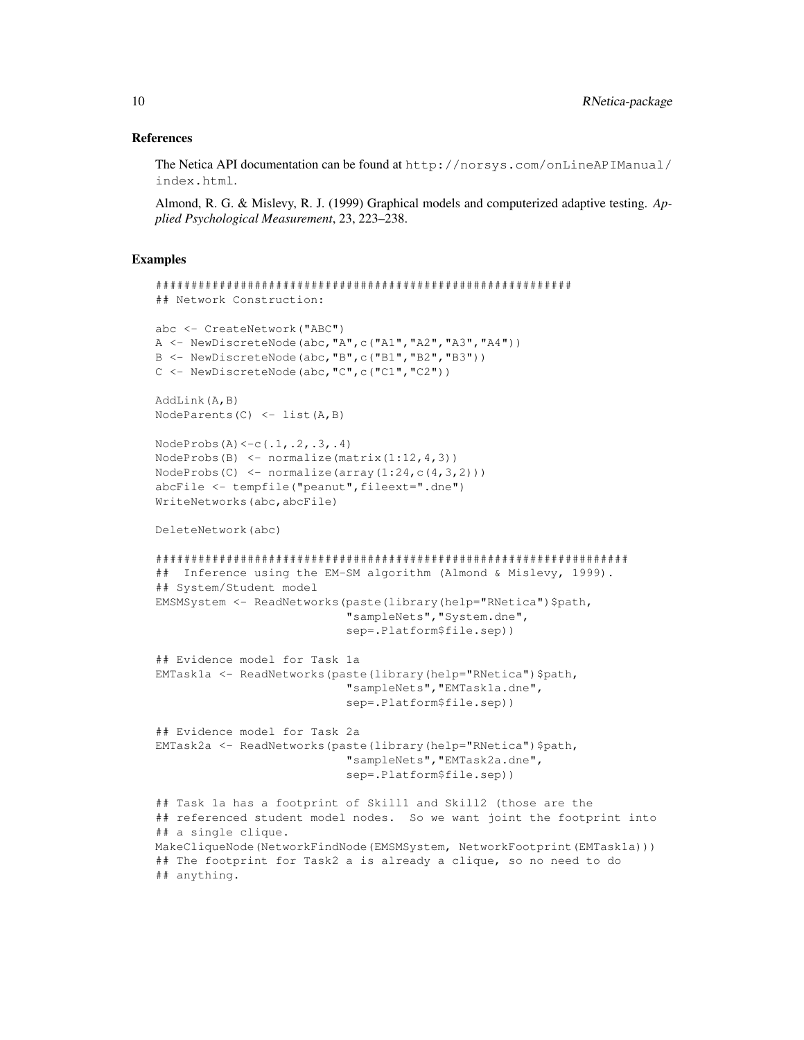### References

The Netica API documentation can be found at http://norsys.com/onLineAPIManual/index.html.

Almond, R. G. & Mislevy, R. J. (1999) Graphical models and computerized adaptive testing. *Applied Psychological Measurement*, 23, 223–238.

### Examples

```
##########################################################
## Network Construction:

abc <- CreateNetwork("ABC")
A <- NewDiscreteNode(abc,"A",c("A1","A2","A3","A4"))
B <- NewDiscreteNode(abc,"B",c("B1","B2","B3"))
C <- NewDiscreteNode(abc,"C",c("C1","C2"))

AddLink(A,B)
NodeParents(C) <- list(A,B)

NodeProbs(A)<-c(.1,.2,.3,.4)
NodeProbs(B) <- normalize(matrix(1:12,4,3))
NodeProbs(C) <- normalize(array(1:24,c(4,3,2)))
abcFile <- tempfile("peanut",fileext=".dne")
WriteNetworks(abc,abcFile)

DeleteNetwork(abc)

##################################################################
##  Inference using the EM-SM algorithm (Almond & Mislevy, 1999).
## System/Student model
EMSMSystem <- ReadNetworks(paste(library(help="RNetica")$path,
                           "sampleNets","System.dne",
                           sep=.Platform$file.sep))

## Evidence model for Task 1a
EMTask1a <- ReadNetworks(paste(library(help="RNetica")$path,
                           "sampleNets","EMTask1a.dne",
                           sep=.Platform$file.sep))

## Evidence model for Task 2a
EMTask2a <- ReadNetworks(paste(library(help="RNetica")$path,
                           "sampleNets","EMTask2a.dne",
                           sep=.Platform$file.sep))

## Task 1a has a footprint of Skill1 and Skill2 (those are the
## referenced student model nodes.  So we want joint the footprint into
## a single clique.
MakeCliqueNode(NetworkFindNode(EMSMSystem, NetworkFootprint(EMTask1a)))
## The footprint for Task2 a is already a clique, so no need to do
## anything.
```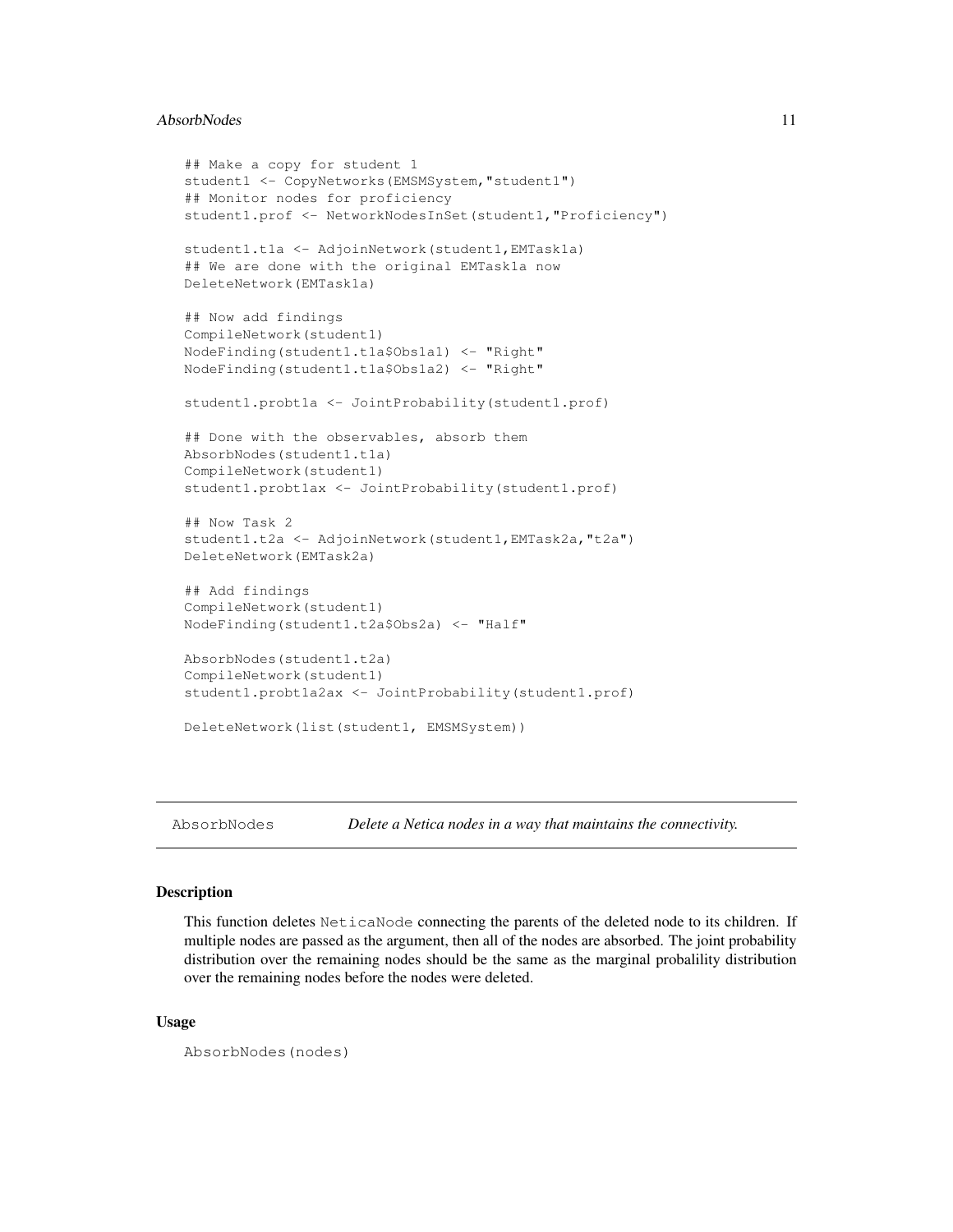```
## Make a copy for student 1
student1 <- CopyNetworks(EMSMSystem,"student1")
## Monitor nodes for proficiency
student1.prof <- NetworkNodesInSet(student1,"Proficiency")

student1.t1a <- AdjoinNetwork(student1,EMTask1a)
## We are done with the original EMTask1a now
DeleteNetwork(EMTask1a)

## Now add findings
CompileNetwork(student1)
NodeFinding(student1.t1a$Obs1a1) <- "Right"
NodeFinding(student1.t1a$Obs1a2) <- "Right"

student1.probt1a <- JointProbability(student1.prof)

## Done with the observables, absorb them
AbsorbNodes(student1.t1a)
CompileNetwork(student1)
student1.probt1ax <- JointProbability(student1.prof)

## Now Task 2
student1.t2a <- AdjoinNetwork(student1,EMTask2a,"t2a")
DeleteNetwork(EMTask2a)

## Add findings
CompileNetwork(student1)
NodeFinding(student1.t2a$Obs2a) <- "Half"

AbsorbNodes(student1.t2a)
CompileNetwork(student1)
student1.probt1a2ax <- JointProbability(student1.prof)

DeleteNetwork(list(student1, EMSMSystem))
```

---

AbsorbNodes *Delete a Netica nodes in a way that maintains the connectivity.*

---

## Description

This function deletes NeticaNode connecting the parents of the deleted node to its children. If multiple nodes are passed as the argument, then all of the nodes are absorbed. The joint probability distribution over the remaining nodes should be the same as the marginal probalility distribution over the remaining nodes before the nodes were deleted.

## Usage

```
AbsorbNodes(nodes)
```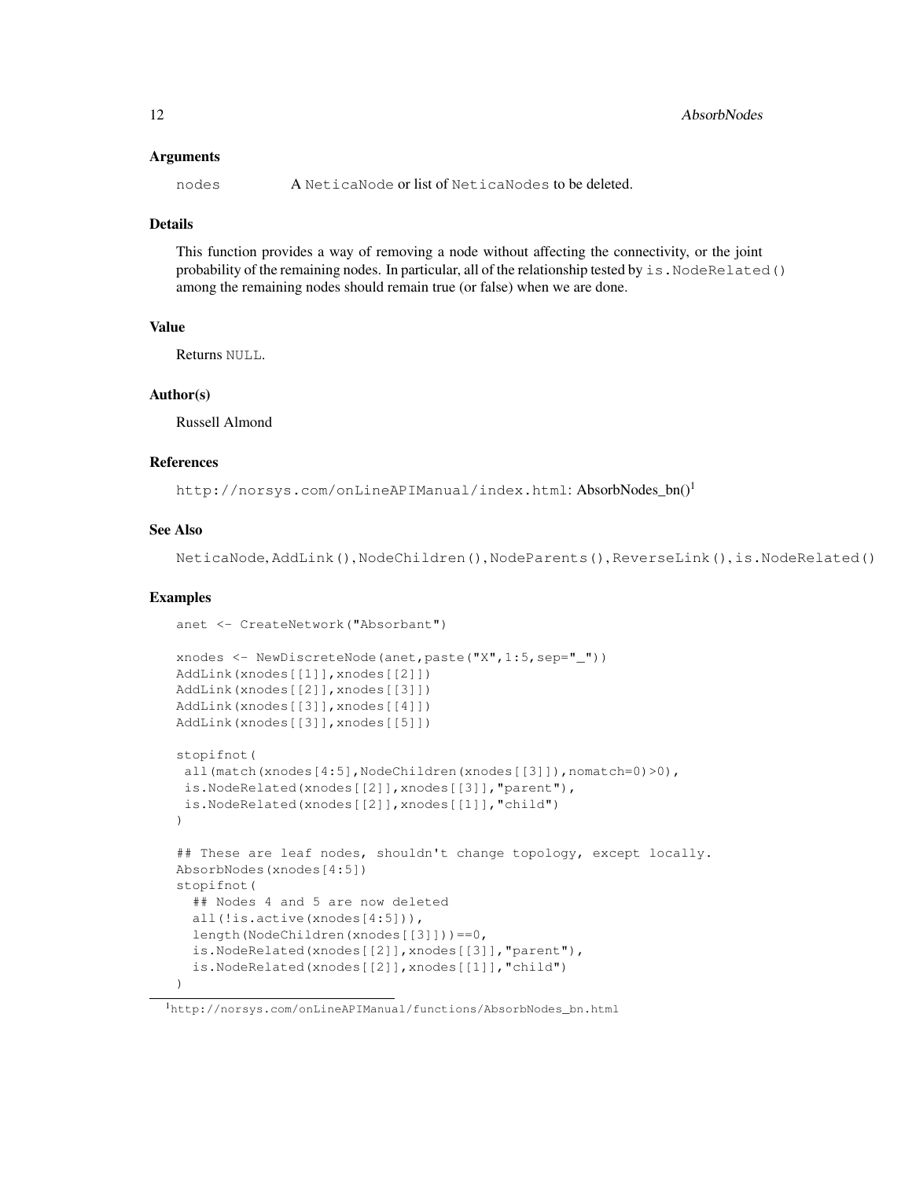### Arguments

`nodes` A `NeticaNode` or list of `NeticaNodes` to be deleted.

### Details

This function provides a way of removing a node without affecting the connectivity, or the joint probability of the remaining nodes. In particular, all of the relationship tested by `is.NodeRelated()` among the remaining nodes should remain true (or false) when we are done.

### Value

Returns `NULL`.

### Author(s)

Russell Almond

### References

`http://norsys.com/onLineAPIManual/index.html`: AbsorbNodes_bn()[1]

### See Also

`NeticaNode`, `AddLink()`, `NodeChildren()`, `NodeParents()`, `ReverseLink()`, `is.NodeRelated()`

### Examples

```
anet <- CreateNetwork("Absorbant")

xnodes <- NewDiscreteNode(anet,paste("X",1:5,sep="_"))
AddLink(xnodes[[1]],xnodes[[2]])
AddLink(xnodes[[2]],xnodes[[3]])
AddLink(xnodes[[3]],xnodes[[4]])
AddLink(xnodes[[3]],xnodes[[5]])

stopifnot(
 all(match(xnodes[4:5],NodeChildren(xnodes[[3]]),nomatch=0)>0),
 is.NodeRelated(xnodes[[2]],xnodes[[3]],"parent"),
 is.NodeRelated(xnodes[[2]],xnodes[[1]],"child")
)

## These are leaf nodes, shouldn't change topology, except locally.
AbsorbNodes(xnodes[4:5])
stopifnot(
  ## Nodes 4 and 5 are now deleted
  all(!is.active(xnodes[4:5])),
  length(NodeChildren(xnodes[[3]]))==0,
  is.NodeRelated(xnodes[[2]],xnodes[[3]],"parent"),
  is.NodeRelated(xnodes[[2]],xnodes[[1]],"child")
)
```

[1] `http://norsys.com/onLineAPIManual/functions/AbsorbNodes_bn.html`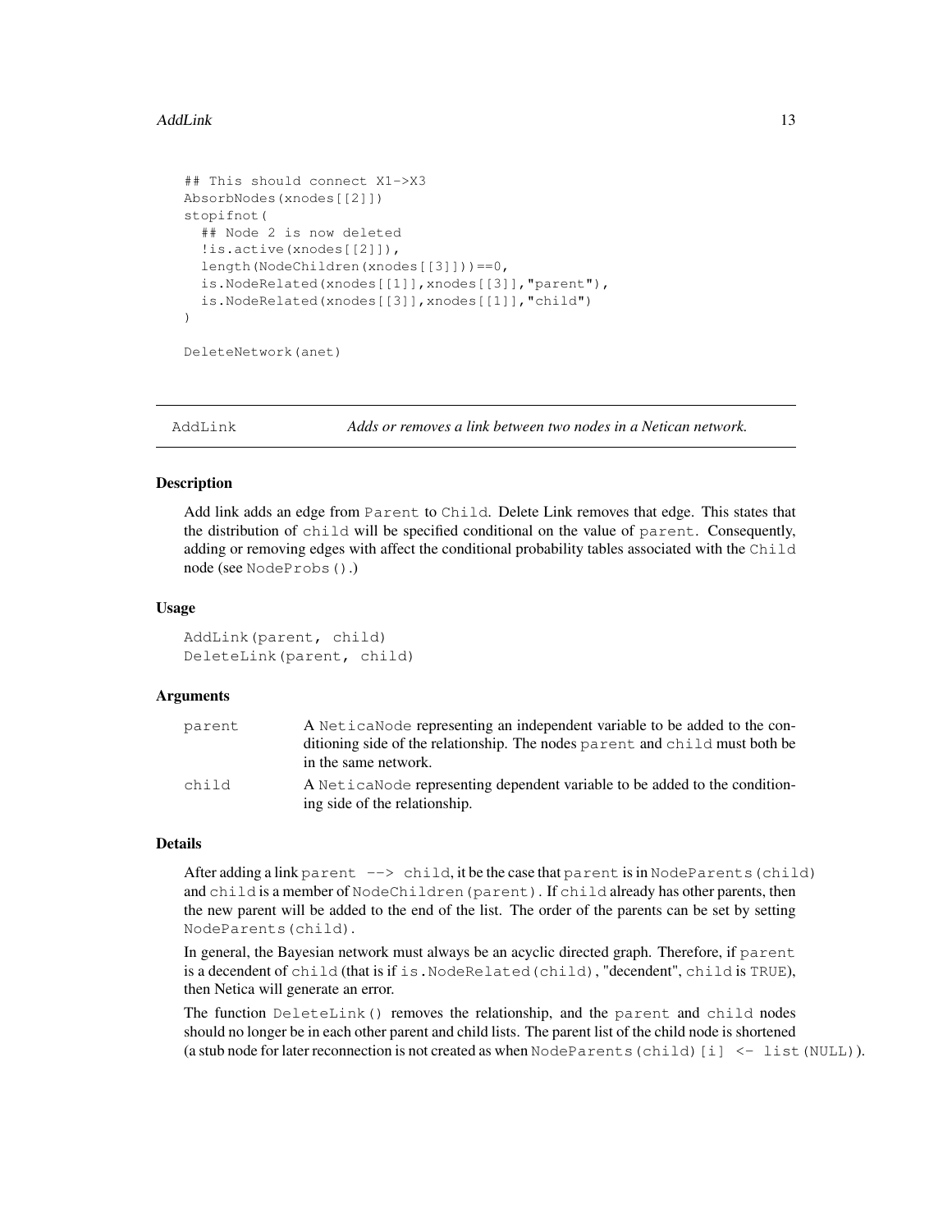```
## This should connect X1->X3
AbsorbNodes(xnodes[[2]])
stopifnot(
  ## Node 2 is now deleted
  !is.active(xnodes[[2]]),
  length(NodeChildren(xnodes[[3]]))==0,
  is.NodeRelated(xnodes[[1]],xnodes[[3]],"parent"),
  is.NodeRelated(xnodes[[3]],xnodes[[1]],"child")
)

DeleteNetwork(anet)
```

---

AddLink — *Adds or removes a link between two nodes in a Netican network.*

---

### Description

Add link adds an edge from `Parent` to `Child`. Delete Link removes that edge. This states that the distribution of `child` will be specified conditional on the value of `parent`. Consequently, adding or removing edges with affect the conditional probability tables associated with the `Child` node (see `NodeProbs()`.)

### Usage

```
AddLink(parent, child)
DeleteLink(parent, child)
```

### Arguments

| | |
|---|---|
| `parent` | A `NeticaNode` representing an independent variable to be added to the conditioning side of the relationship. The nodes `parent` and `child` must both be in the same network. |
| `child` | A `NeticaNode` representing dependent variable to be added to the conditioning side of the relationship. |

### Details

After adding a link `parent --> child`, it be the case that `parent` is in `NodeParents(child)` and `child` is a member of `NodeChildren(parent)`. If `child` already has other parents, then the new parent will be added to the end of the list. The order of the parents can be set by setting `NodeParents(child)`.

In general, the Bayesian network must always be an acyclic directed graph. Therefore, if `parent` is a decendent of `child` (that is if `is.NodeRelated(child),"decendent", child` is `TRUE`), then Netica will generate an error.

The function `DeleteLink()` removes the relationship, and the `parent` and `child` nodes should no longer be in each other parent and child lists. The parent list of the child node is shortened (a stub node for later reconnection is not created as when `NodeParents(child)[i] <- list(NULL)`).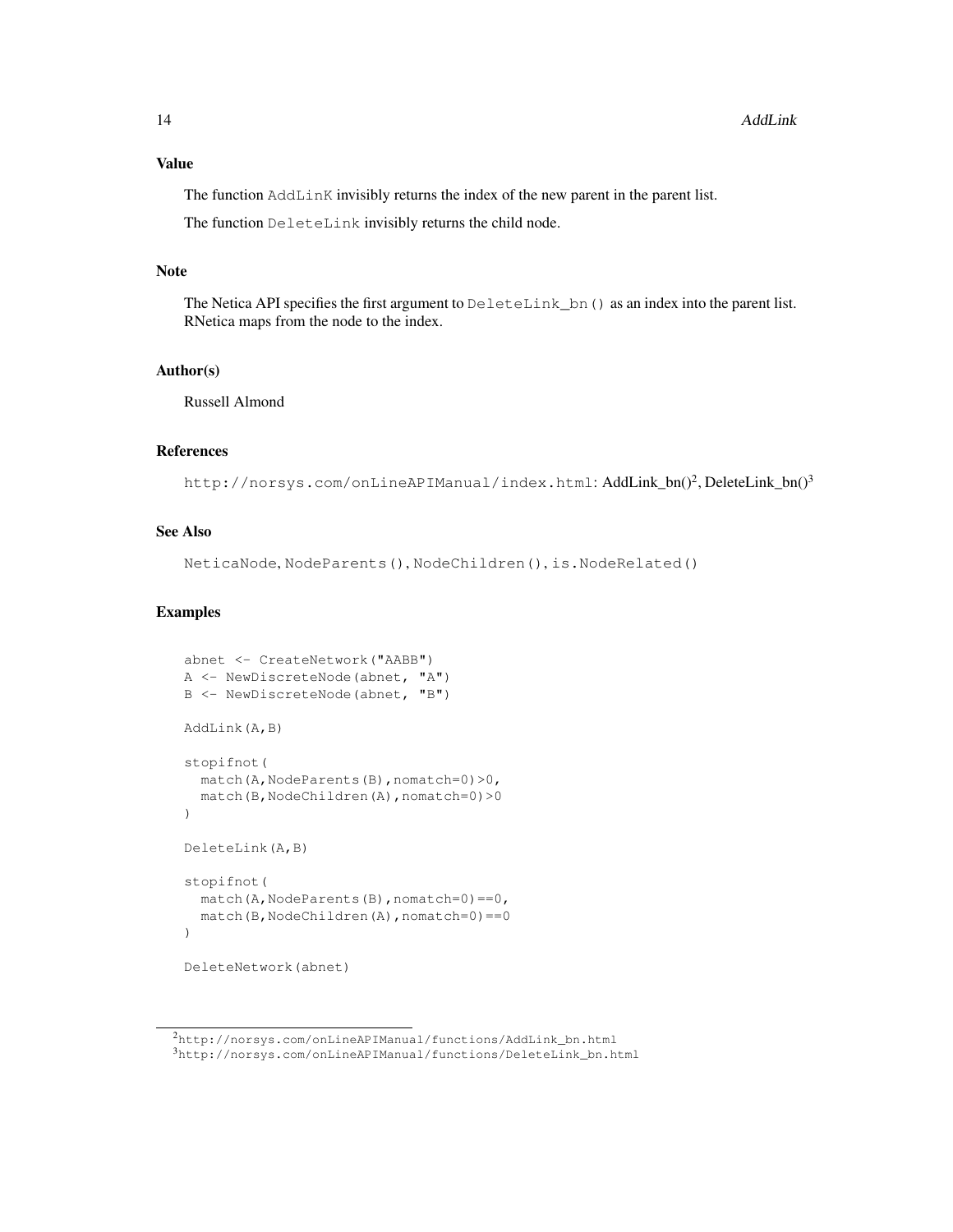## Value

The function `AddLinK` invisibly returns the index of the new parent in the parent list.

The function `DeleteLink` invisibly returns the child node.

## Note

The Netica API specifies the first argument to `DeleteLink_bn()` as an index into the parent list. RNetica maps from the node to the index.

## Author(s)

Russell Almond

## References

`http://norsys.com/onLineAPIManual/index.html`: AddLink_bn()[2], DeleteLink_bn()[3]

## See Also

`NeticaNode`, `NodeParents()`, `NodeChildren()`, `is.NodeRelated()`

## Examples

```
abnet <- CreateNetwork("AABB")
A <- NewDiscreteNode(abnet, "A")
B <- NewDiscreteNode(abnet, "B")

AddLink(A,B)

stopifnot(
  match(A,NodeParents(B),nomatch=0)>0,
  match(B,NodeChildren(A),nomatch=0)>0
)

DeleteLink(A,B)

stopifnot(
  match(A,NodeParents(B),nomatch=0)==0,
  match(B,NodeChildren(A),nomatch=0)==0
)

DeleteNetwork(abnet)
```

[2] `http://norsys.com/onLineAPIManual/functions/AddLink_bn.html`
[3] `http://norsys.com/onLineAPIManual/functions/DeleteLink_bn.html`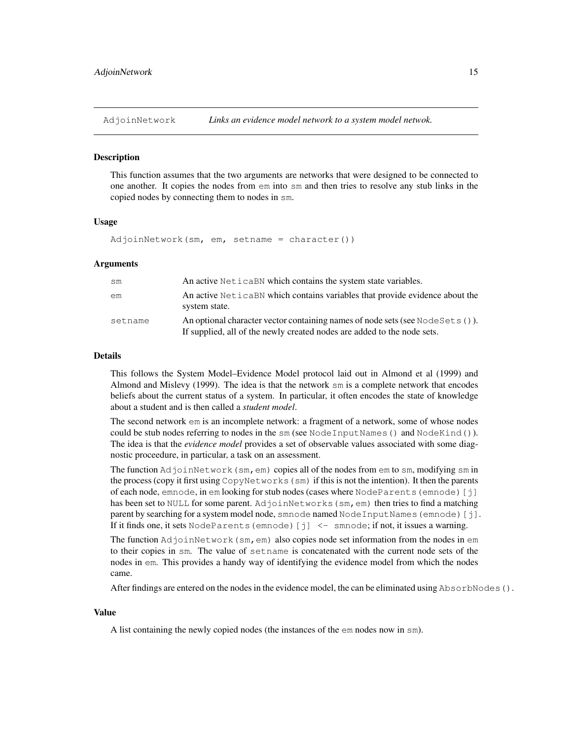AdjoinNetwork *Links an evidence model network to a system model netwok.*

### Description

This function assumes that the two arguments are networks that were designed to be connected to one another. It copies the nodes from `em` into `sm` and then tries to resolve any stub links in the copied nodes by connecting them to nodes in `sm`.

### Usage

```
AdjoinNetwork(sm, em, setname = character())
```

### Arguments

| | |
|---|---|
| `sm` | An active `NeticaBN` which contains the system state variables. |
| `em` | An active `NeticaBN` which contains variables that provide evidence about the system state. |
| `setname` | An optional character vector containing names of node sets (see `NodeSets()`). If supplied, all of the newly created nodes are added to the node sets. |

### Details

This follows the System Model–Evidence Model protocol laid out in Almond et al (1999) and Almond and Mislevy (1999). The idea is that the network `sm` is a complete network that encodes beliefs about the current status of a system. In particular, it often encodes the state of knowledge about a student and is then called a *student model*.

The second network `em` is an incomplete network: a fragment of a network, some of whose nodes could be stub nodes referring to nodes in the `sm` (see `NodeInputNames()` and `NodeKind()`). The idea is that the *evidence model* provides a set of observable values associated with some diagnostic proceedure, in particular, a task on an assessment.

The function `AdjoinNetwork(sm,em)` copies all of the nodes from `em` to `sm`, modifying `sm` in the process (copy it first using `CopyNetworks(sm)` if this is not the intention). It then the parents of each node, `emnode`, in `em` looking for stub nodes (cases where `NodeParents(emnode)[j]` has been set to `NULL` for some parent. `AdjoinNetworks(sm,em)` then tries to find a matching parent by searching for a system model node, `smnode` named `NodeInputNames(emnode)[j]`. If it finds one, it sets `NodeParents(emnode)[j] <- smnode`; if not, it issues a warning.

The function `AdjoinNetwork(sm,em)` also copies node set information from the nodes in `em` to their copies in `sm`. The value of `setname` is concatenated with the current node sets of the nodes in `em`. This provides a handy way of identifying the evidence model from which the nodes came.

After findings are entered on the nodes in the evidence model, the can be eliminated using `AbsorbNodes()`.

### Value

A list containing the newly copied nodes (the instances of the `em` nodes now in `sm`).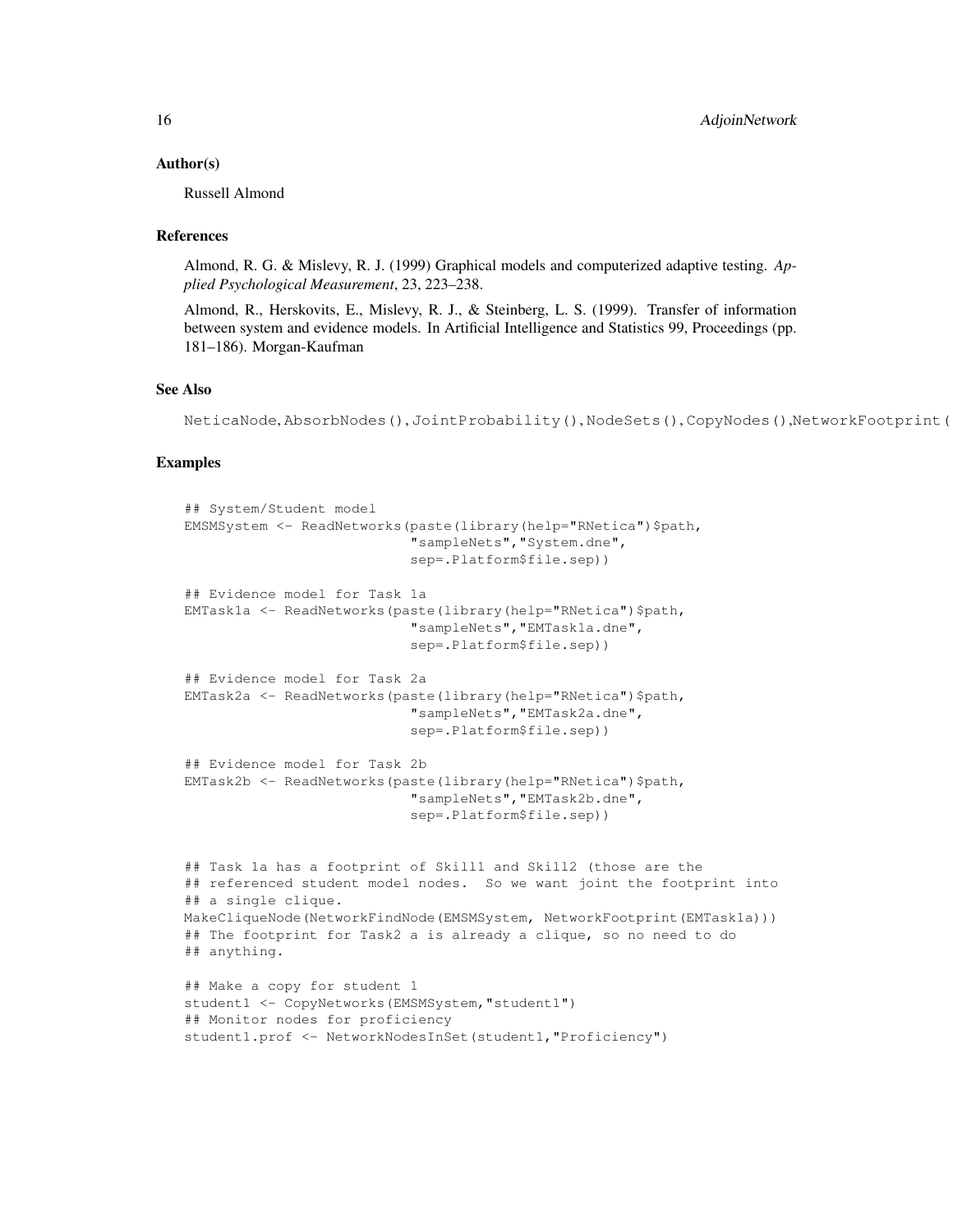## Author(s)

Russell Almond

## References

Almond, R. G. & Mislevy, R. J. (1999) Graphical models and computerized adaptive testing. *Applied Psychological Measurement*, 23, 223–238.

Almond, R., Herskovits, E., Mislevy, R. J., & Steinberg, L. S. (1999). Transfer of information between system and evidence models. In Artificial Intelligence and Statistics 99, Proceedings (pp. 181–186). Morgan-Kaufman

## See Also

`NeticaNode`, `AbsorbNodes()`, `JointProbability()`, `NodeSets()`, `CopyNodes()`, `NetworkFootprint(`

## Examples

```
## System/Student model
EMSMSystem <- ReadNetworks(paste(library(help="RNetica")$path,
                           "sampleNets","System.dne",
                           sep=.Platform$file.sep))

## Evidence model for Task 1a
EMTask1a <- ReadNetworks(paste(library(help="RNetica")$path,
                           "sampleNets","EMTask1a.dne",
                           sep=.Platform$file.sep))

## Evidence model for Task 2a
EMTask2a <- ReadNetworks(paste(library(help="RNetica")$path,
                           "sampleNets","EMTask2a.dne",
                           sep=.Platform$file.sep))

## Evidence model for Task 2b
EMTask2b <- ReadNetworks(paste(library(help="RNetica")$path,
                           "sampleNets","EMTask2b.dne",
                           sep=.Platform$file.sep))


## Task 1a has a footprint of Skill1 and Skill2 (those are the
## referenced student model nodes.  So we want joint the footprint into
## a single clique.
MakeCliqueNode(NetworkFindNode(EMSMSystem, NetworkFootprint(EMTask1a)))
## The footprint for Task2 a is already a clique, so no need to do
## anything.

## Make a copy for student 1
student1 <- CopyNetworks(EMSMSystem,"student1")
## Monitor nodes for proficiency
student1.prof <- NetworkNodesInSet(student1,"Proficiency")
```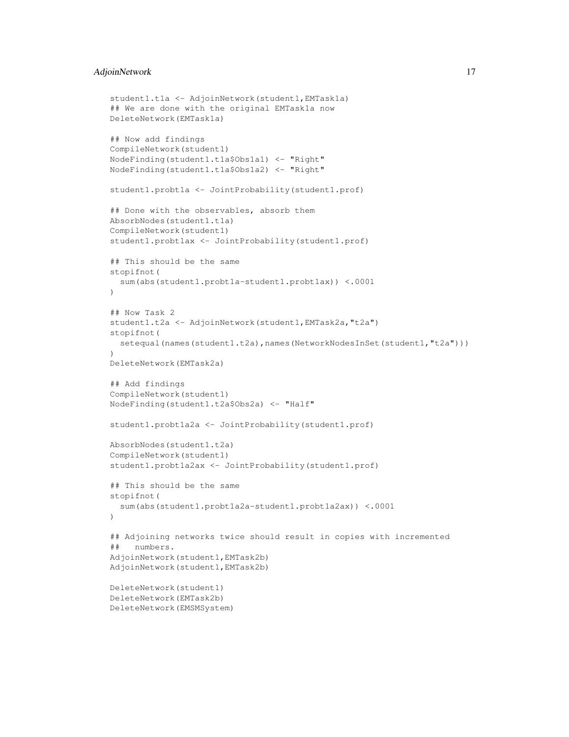```
student1.t1a <- AdjoinNetwork(student1,EMTask1a)
## We are done with the original EMTask1a now
DeleteNetwork(EMTask1a)

## Now add findings
CompileNetwork(student1)
NodeFinding(student1.t1a$Obs1a1) <- "Right"
NodeFinding(student1.t1a$Obs1a2) <- "Right"

student1.probt1a <- JointProbability(student1.prof)

## Done with the observables, absorb them
AbsorbNodes(student1.t1a)
CompileNetwork(student1)
student1.probt1ax <- JointProbability(student1.prof)

## This should be the same
stopifnot(
  sum(abs(student1.probt1a-student1.probt1ax)) <.0001
)

## Now Task 2
student1.t2a <- AdjoinNetwork(student1,EMTask2a,"t2a")
stopifnot(
  setequal(names(student1.t2a),names(NetworkNodesInSet(student1,"t2a")))
)
DeleteNetwork(EMTask2a)

## Add findings
CompileNetwork(student1)
NodeFinding(student1.t2a$Obs2a) <- "Half"

student1.probt1a2a <- JointProbability(student1.prof)

AbsorbNodes(student1.t2a)
CompileNetwork(student1)
student1.probt1a2ax <- JointProbability(student1.prof)

## This should be the same
stopifnot(
  sum(abs(student1.probt1a2a-student1.probt1a2ax)) <.0001
)

## Adjoining networks twice should result in copies with incremented
##   numbers.
AdjoinNetwork(student1,EMTask2b)
AdjoinNetwork(student1,EMTask2b)

DeleteNetwork(student1)
DeleteNetwork(EMTask2b)
DeleteNetwork(EMSMSystem)
```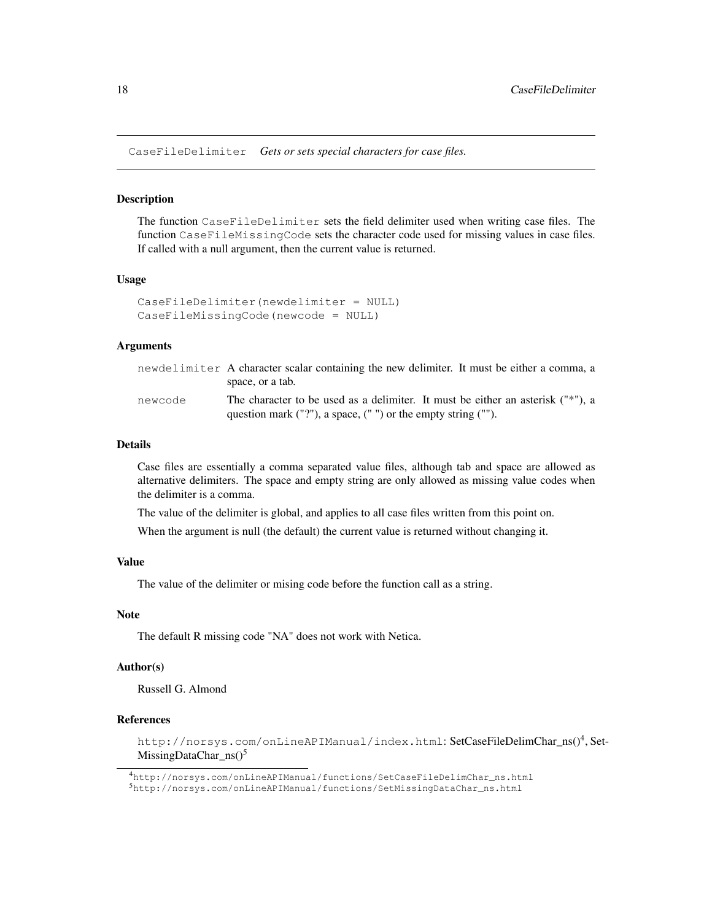CaseFileDelimiter *Gets or sets special characters for case files.*

### Description

The function `CaseFileDelimiter` sets the field delimiter used when writing case files. The function `CaseFileMissingCode` sets the character code used for missing values in case files. If called with a null argument, then the current value is returned.

### Usage

```
CaseFileDelimiter(newdelimiter = NULL)
CaseFileMissingCode(newcode = NULL)
```

### Arguments

| | |
|---|---|
| `newdelimiter` | A character scalar containing the new delimiter. It must be either a comma, a space, or a tab. |
| `newcode` | The character to be used as a delimiter. It must be either an asterisk ("*"), a question mark ("?"), a space, (" ") or the empty string (""). |

### Details

Case files are essentially a comma separated value files, although tab and space are allowed as alternative delimiters. The space and empty string are only allowed as missing value codes when the delimiter is a comma.

The value of the delimiter is global, and applies to all case files written from this point on.

When the argument is null (the default) the current value is returned without changing it.

### Value

The value of the delimiter or mising code before the function call as a string.

### Note

The default R missing code "NA" does not work with Netica.

### Author(s)

Russell G. Almond

### References

`http://norsys.com/onLineAPIManual/index.html`: SetCaseFileDelimChar_ns()[4], SetMissingDataChar_ns()[5]

---

[4] `http://norsys.com/onLineAPIManual/functions/SetCaseFileDelimChar_ns.html`

[5] `http://norsys.com/onLineAPIManual/functions/SetMissingDataChar_ns.html`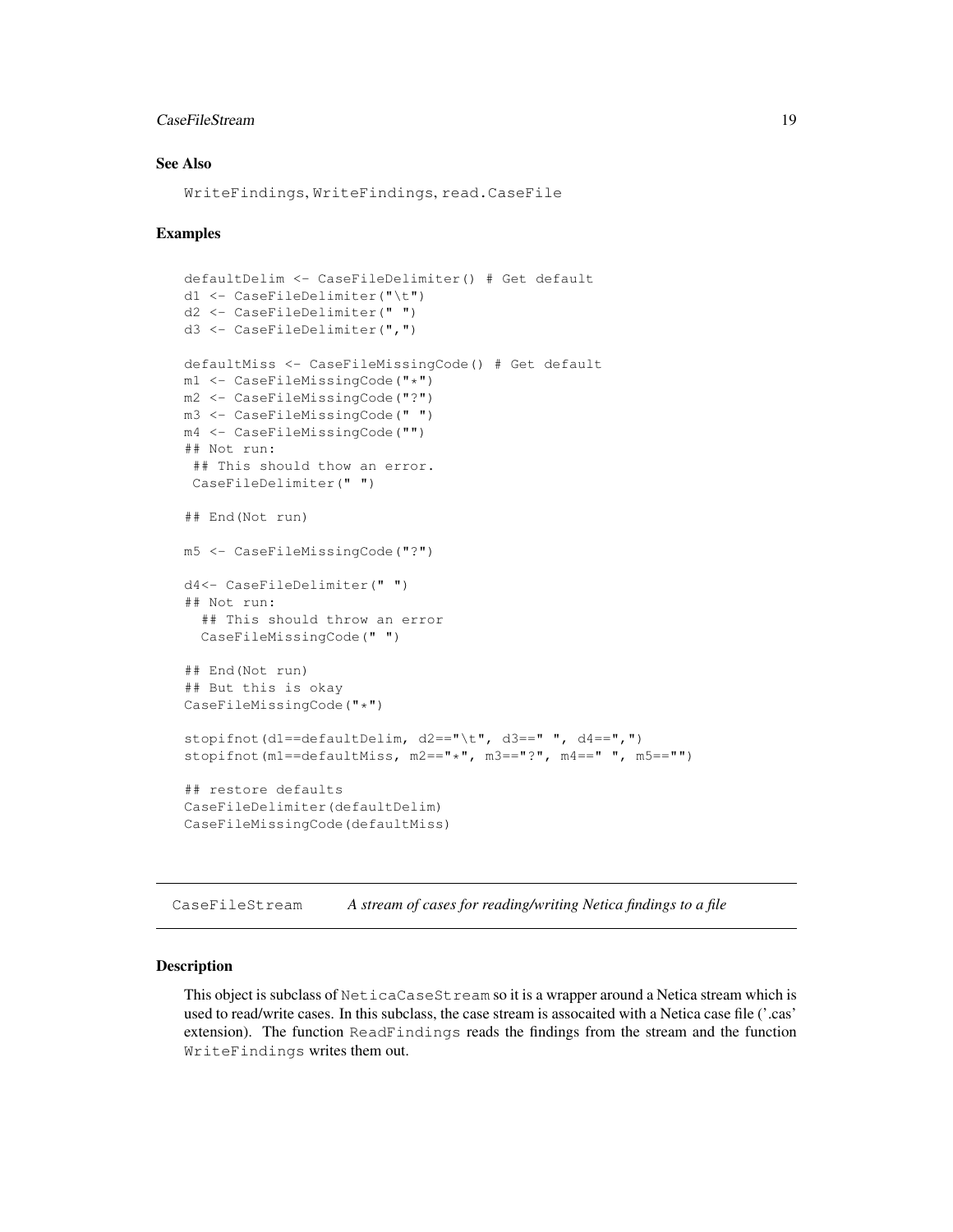### See Also

`WriteFindings`, `WriteFindings`, `read.CaseFile`

### Examples

```
defaultDelim <- CaseFileDelimiter() # Get default
d1 <- CaseFileDelimiter("\t")
d2 <- CaseFileDelimiter(" ")
d3 <- CaseFileDelimiter(",")

defaultMiss <- CaseFileMissingCode() # Get default
m1 <- CaseFileMissingCode("*")
m2 <- CaseFileMissingCode("?")
m3 <- CaseFileMissingCode(" ")
m4 <- CaseFileMissingCode("")
## Not run:
 ## This should thow an error.
 CaseFileDelimiter(" ")

## End(Not run)

m5 <- CaseFileMissingCode("?")

d4<- CaseFileDelimiter(" ")
## Not run:
  ## This should throw an error
  CaseFileMissingCode(" ")

## End(Not run)
## But this is okay
CaseFileMissingCode("*")

stopifnot(d1==defaultDelim, d2=="\t", d3==" ", d4==",")
stopifnot(m1==defaultMiss, m2=="*", m3=="?", m4==" ", m5=="")

## restore defaults
CaseFileDelimiter(defaultDelim)
CaseFileMissingCode(defaultMiss)
```

---

## CaseFileStream *A stream of cases for reading/writing Netica findings to a file*

---

### Description

This object is subclass of `NeticaCaseStream` so it is a wrapper around a Netica stream which is used to read/write cases. In this subclass, the case stream is assocaited with a Netica case file ('.cas' extension). The function `ReadFindings` reads the findings from the stream and the function `WriteFindings` writes them out.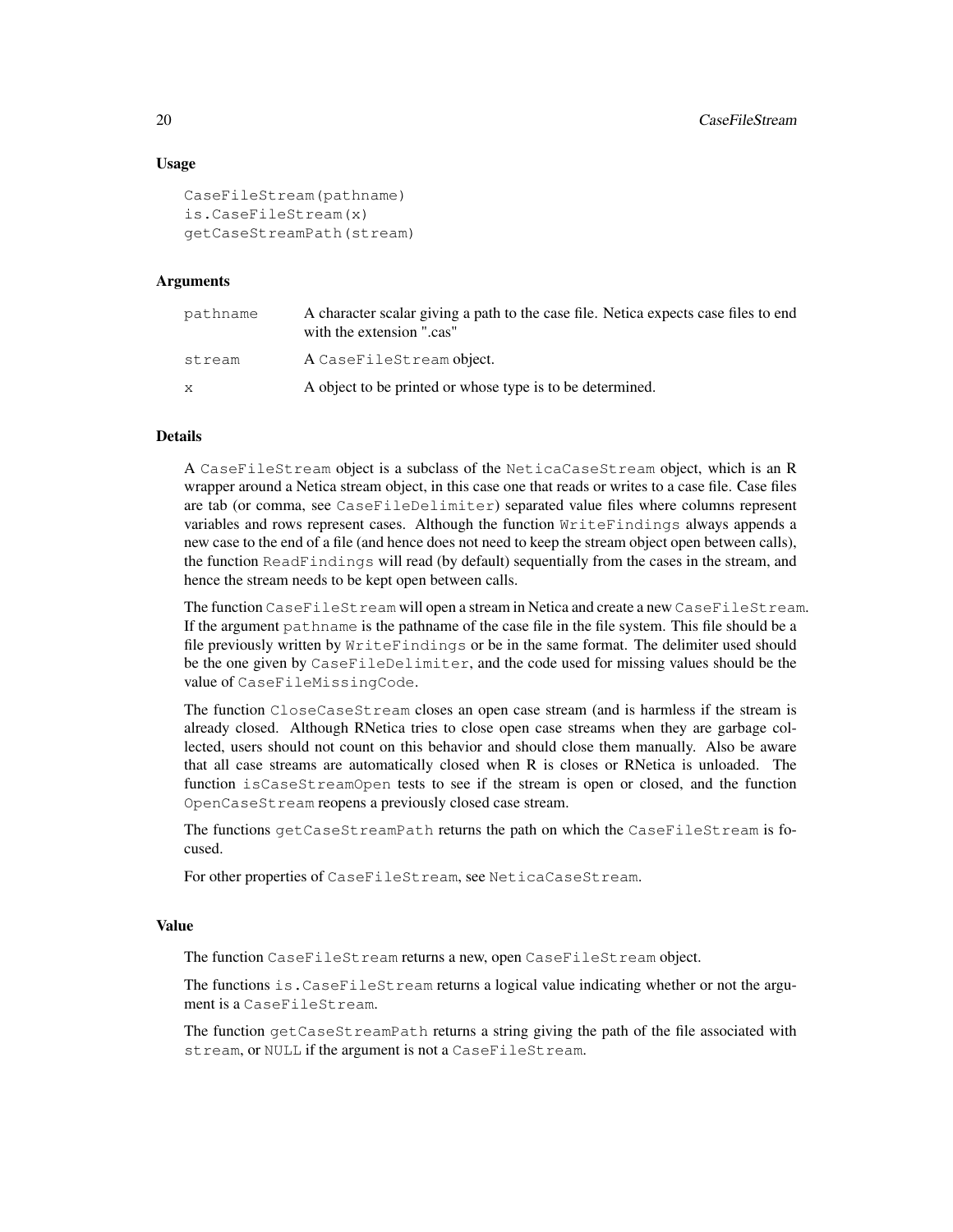### Usage

```
CaseFileStream(pathname)
is.CaseFileStream(x)
getCaseStreamPath(stream)
```

### Arguments

| | |
|---|---|
| pathname | A character scalar giving a path to the case file. Netica expects case files to end with the extension ".cas" |
| stream | A CaseFileStream object. |
| x | A object to be printed or whose type is to be determined. |

### Details

A `CaseFileStream` object is a subclass of the `NeticaCaseStream` object, which is an R wrapper around a Netica stream object, in this case one that reads or writes to a case file. Case files are tab (or comma, see `CaseFileDelimiter`) separated value files where columns represent variables and rows represent cases. Although the function `WriteFindings` always appends a new case to the end of a file (and hence does not need to keep the stream object open between calls), the function `ReadFindings` will read (by default) sequentially from the cases in the stream, and hence the stream needs to be kept open between calls.

The function `CaseFileStream` will open a stream in Netica and create a new `CaseFileStream`. If the argument `pathname` is the pathname of the case file in the file system. This file should be a file previously written by `WriteFindings` or be in the same format. The delimiter used should be the one given by `CaseFileDelimiter`, and the code used for missing values should be the value of `CaseFileMissingCode`.

The function `CloseCaseStream` closes an open case stream (and is harmless if the stream is already closed. Although RNetica tries to close open case streams when they are garbage collected, users should not count on this behavior and should close them manually. Also be aware that all case streams are automatically closed when R is closes or RNetica is unloaded. The function `isCaseStreamOpen` tests to see if the stream is open or closed, and the function `OpenCaseStream` reopens a previously closed case stream.

The functions `getCaseStreamPath` returns the path on which the `CaseFileStream` is focused.

For other properties of `CaseFileStream`, see `NeticaCaseStream`.

### Value

The function `CaseFileStream` returns a new, open `CaseFileStream` object.

The functions `is.CaseFileStream` returns a logical value indicating whether or not the argument is a `CaseFileStream`.

The function `getCaseStreamPath` returns a string giving the path of the file associated with `stream`, or `NULL` if the argument is not a `CaseFileStream`.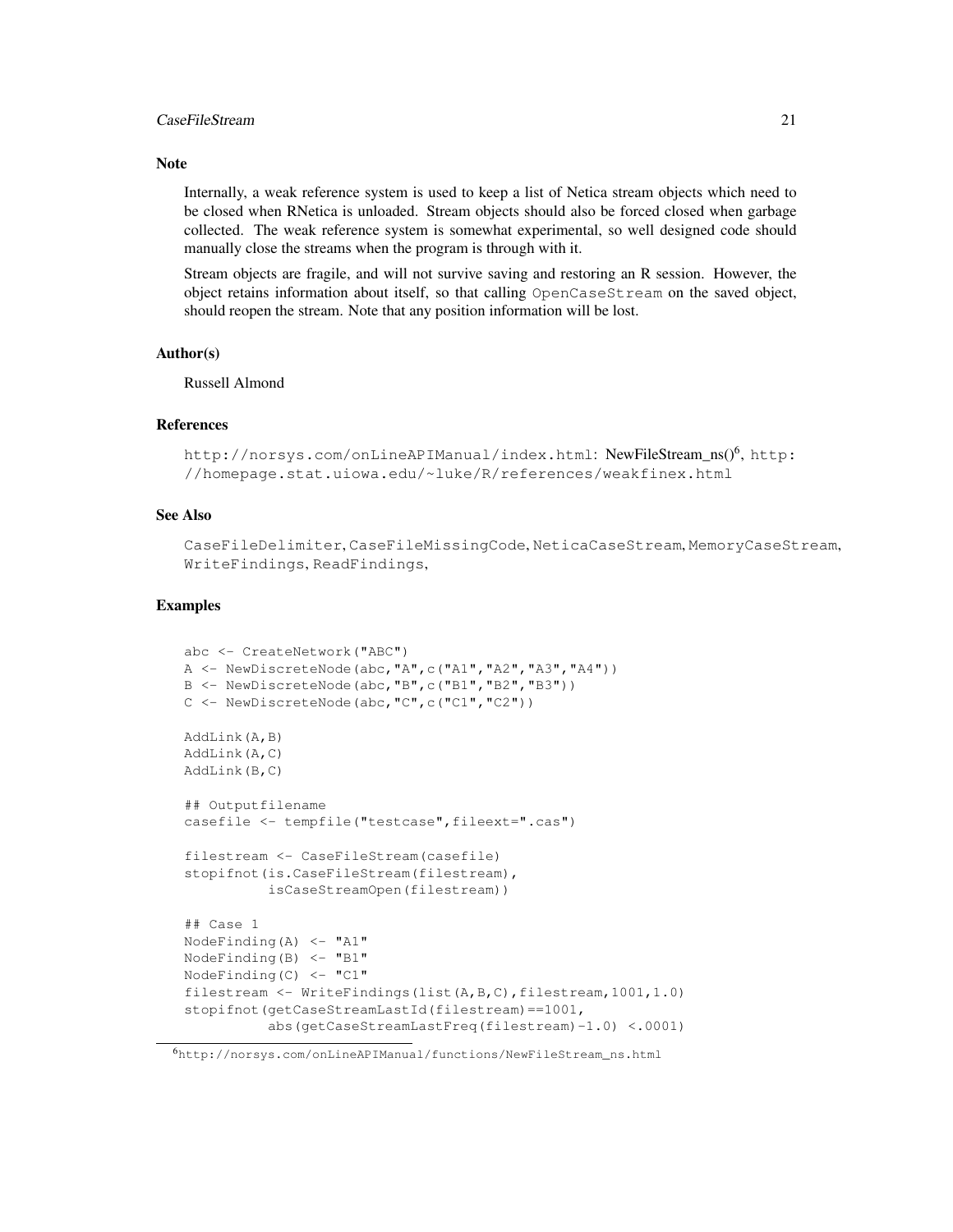## Note

Internally, a weak reference system is used to keep a list of Netica stream objects which need to be closed when RNetica is unloaded. Stream objects should also be forced closed when garbage collected. The weak reference system is somewhat experimental, so well designed code should manually close the streams when the program is through with it.

Stream objects are fragile, and will not survive saving and restoring an R session. However, the object retains information about itself, so that calling `OpenCaseStream` on the saved object, should reopen the stream. Note that any position information will be lost.

## Author(s)

Russell Almond

## References

`http://norsys.com/onLineAPIManual/index.html`: NewFileStream_ns()[6], `http://homepage.stat.uiowa.edu/~luke/R/references/weakfinex.html`

## See Also

`CaseFileDelimiter`, `CaseFileMissingCode`, `NeticaCaseStream`, `MemoryCaseStream`, `WriteFindings`, `ReadFindings`,

## Examples

```
abc <- CreateNetwork("ABC")
A <- NewDiscreteNode(abc,"A",c("A1","A2","A3","A4"))
B <- NewDiscreteNode(abc,"B",c("B1","B2","B3"))
C <- NewDiscreteNode(abc,"C",c("C1","C2"))

AddLink(A,B)
AddLink(A,C)
AddLink(B,C)

## Outputfilename
casefile <- tempfile("testcase",fileext=".cas")

filestream <- CaseFileStream(casefile)
stopifnot(is.CaseFileStream(filestream),
          isCaseStreamOpen(filestream))

## Case 1
NodeFinding(A) <- "A1"
NodeFinding(B) <- "B1"
NodeFinding(C) <- "C1"
filestream <- WriteFindings(list(A,B,C),filestream,1001,1.0)
stopifnot(getCaseStreamLastId(filestream)==1001,
          abs(getCaseStreamLastFreq(filestream)-1.0) <.0001)
```

[6] `http://norsys.com/onLineAPIManual/functions/NewFileStream_ns.html`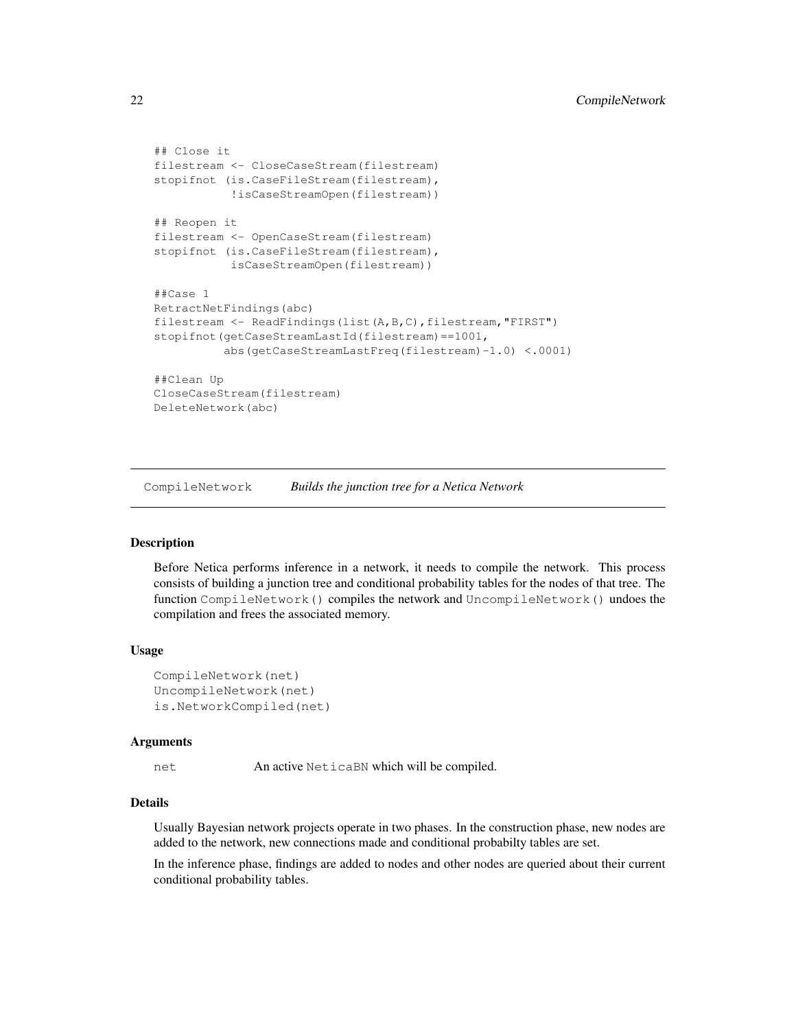```
## Close it
filestream <- CloseCaseStream(filestream)
stopifnot (is.CaseFileStream(filestream),
           !isCaseStreamOpen(filestream))

## Reopen it
filestream <- OpenCaseStream(filestream)
stopifnot (is.CaseFileStream(filestream),
           isCaseStreamOpen(filestream))

##Case 1
RetractNetFindings(abc)
filestream <- ReadFindings(list(A,B,C),filestream,"FIRST")
stopifnot(getCaseStreamLastId(filestream)==1001,
          abs(getCaseStreamLastFreq(filestream)-1.0) <.0001)

##Clean Up
CloseCaseStream(filestream)
DeleteNetwork(abc)
```

---

## CompileNetwork *Builds the junction tree for a Netica Network*

---

### Description

Before Netica performs inference in a network, it needs to compile the network. This process consists of building a junction tree and conditional probability tables for the nodes of that tree. The function `CompileNetwork()` compiles the network and `UncompileNetwork()` undoes the compilation and frees the associated memory.

### Usage

```
CompileNetwork(net)
UncompileNetwork(net)
is.NetworkCompiled(net)
```

### Arguments

`net` An active `NeticaBN` which will be compiled.

### Details

Usually Bayesian network projects operate in two phases. In the construction phase, new nodes are added to the network, new connections made and conditional probabilty tables are set.

In the inference phase, findings are added to nodes and other nodes are queried about their current conditional probability tables.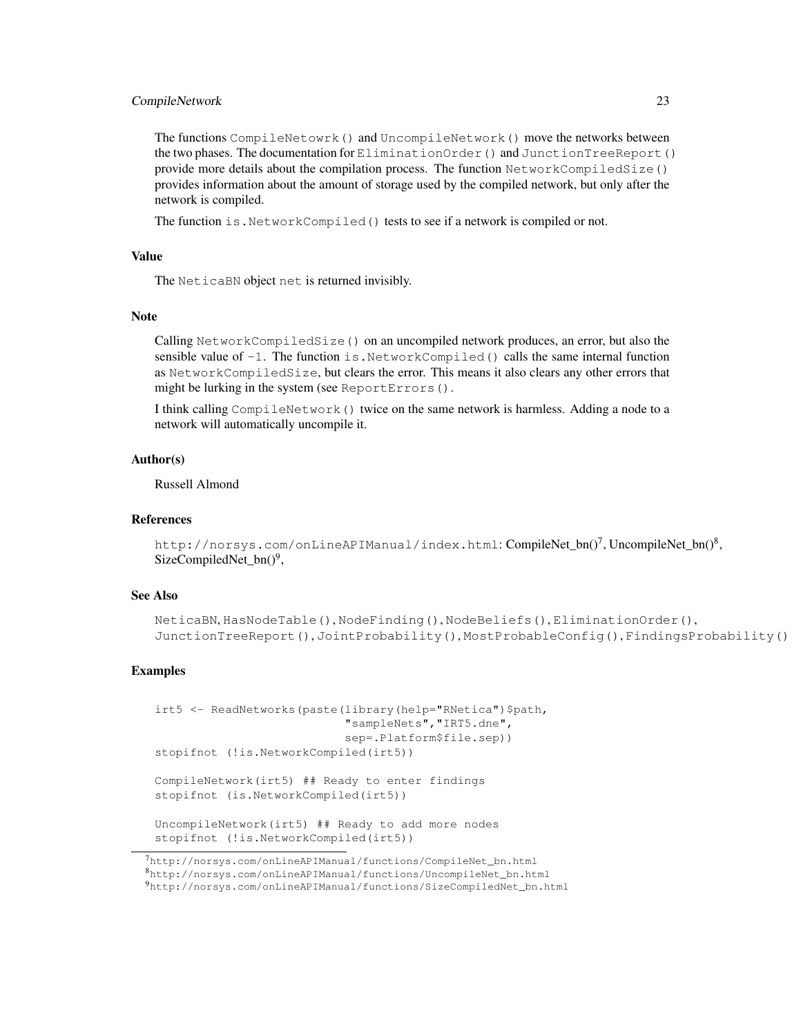The functions `CompileNetowrk()` and `UncompileNetwork()` move the networks between the two phases. The documentation for `EliminationOrder()` and `JunctionTreeReport()` provide more details about the compilation process. The function `NetworkCompiledSize()` provides information about the amount of storage used by the compiled network, but only after the network is compiled.

The function `is.NetworkCompiled()` tests to see if a network is compiled or not.

### Value

The `NeticaBN` object `net` is returned invisibly.

### Note

Calling `NetworkCompiledSize()` on an uncompiled network produces, an error, but also the sensible value of `-1`. The function `is.NetworkCompiled()` calls the same internal function as `NetworkCompiledSize`, but clears the error. This means it also clears any other errors that might be lurking in the system (see `ReportErrors()`.

I think calling `CompileNetwork()` twice on the same network is harmless. Adding a node to a network will automatically uncompile it.

### Author(s)

Russell Almond

### References

`http://norsys.com/onLineAPIManual/index.html`: CompileNet_bn()[7], UncompileNet_bn()[8], SizeCompiledNet_bn()[9],

### See Also

`NeticaBN`, `HasNodeTable()`, `NodeFinding()`, `NodeBeliefs()`, `EliminationOrder()`, `JunctionTreeReport()`, `JointProbability()`, `MostProbableConfig()`, `FindingsProbability()`

### Examples

```
irt5 <- ReadNetworks(paste(library(help="RNetica")$path,
                           "sampleNets","IRT5.dne",
                           sep=.Platform$file.sep))
stopifnot (!is.NetworkCompiled(irt5))

CompileNetwork(irt5) ## Ready to enter findings
stopifnot (is.NetworkCompiled(irt5))

UncompileNetwork(irt5) ## Ready to add more nodes
stopifnot (!is.NetworkCompiled(irt5))
```

[7] http://norsys.com/onLineAPIManual/functions/CompileNet_bn.html

[8] http://norsys.com/onLineAPIManual/functions/UncompileNet_bn.html

[9] http://norsys.com/onLineAPIManual/functions/SizeCompiledNet_bn.html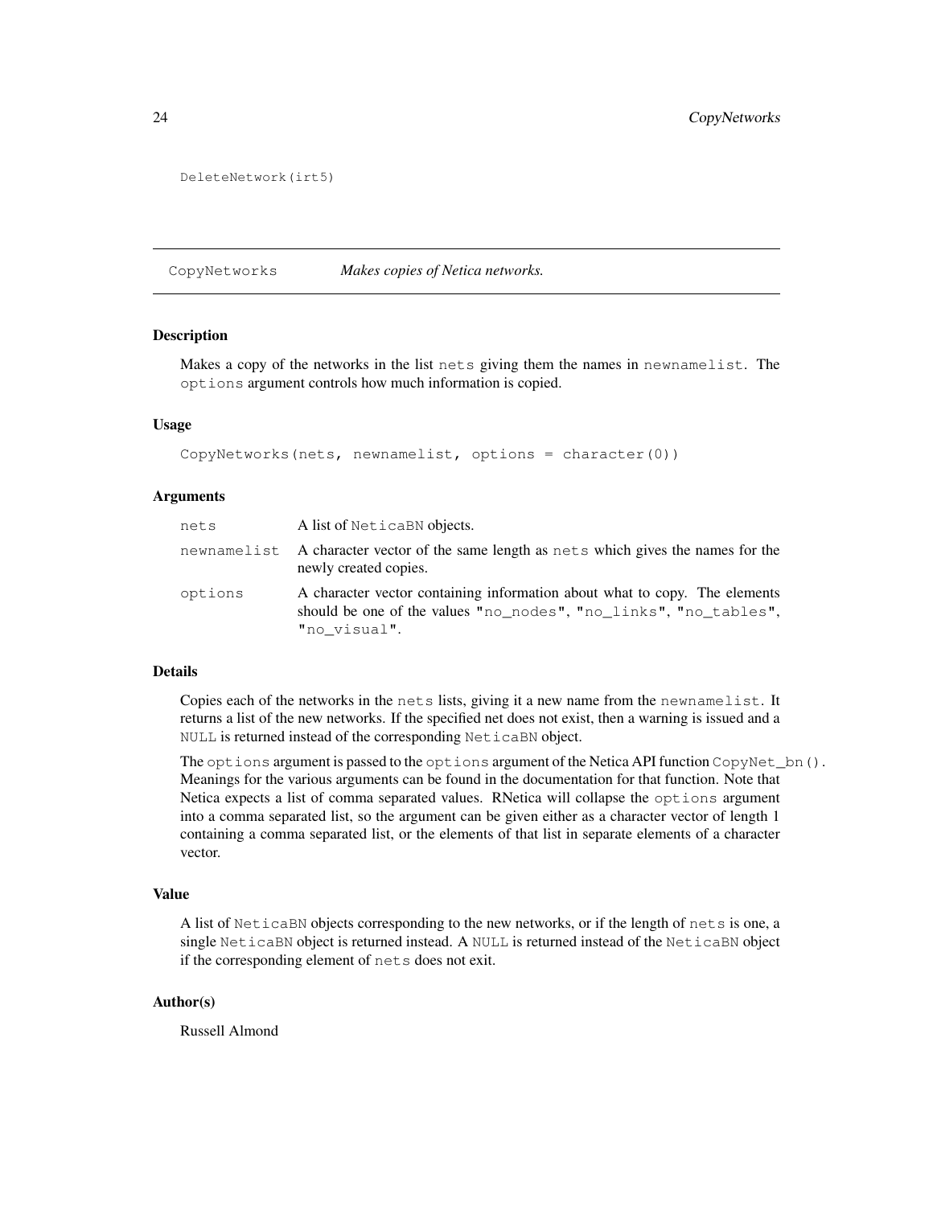```
DeleteNetwork(irt5)
```

---

`CopyNetworks` *Makes copies of Netica networks.*

---

### Description

Makes a copy of the networks in the list `nets` giving them the names in `newnamelist`. The `options` argument controls how much information is copied.

### Usage

```
CopyNetworks(nets, newnamelist, options = character(0))
```

### Arguments

| | |
|---|---|
| `nets` | A list of `NeticaBN` objects. |
| `newnamelist` | A character vector of the same length as `nets` which gives the names for the newly created copies. |
| `options` | A character vector containing information about what to copy. The elements should be one of the values `"no_nodes"`, `"no_links"`, `"no_tables"`, `"no_visual"`. |

### Details

Copies each of the networks in the `nets` lists, giving it a new name from the `newnamelist`. It returns a list of the new networks. If the specified net does not exist, then a warning is issued and a `NULL` is returned instead of the corresponding `NeticaBN` object.

The `options` argument is passed to the `options` argument of the Netica API function `CopyNet_bn()`. Meanings for the various arguments can be found in the documentation for that function. Note that Netica expects a list of comma separated values. RNetica will collapse the `options` argument into a comma separated list, so the argument can be given either as a character vector of length 1 containing a comma separated list, or the elements of that list in separate elements of a character vector.

### Value

A list of `NeticaBN` objects corresponding to the new networks, or if the length of `nets` is one, a single `NeticaBN` object is returned instead. A `NULL` is returned instead of the `NeticaBN` object if the corresponding element of `nets` does not exit.

### Author(s)

Russell Almond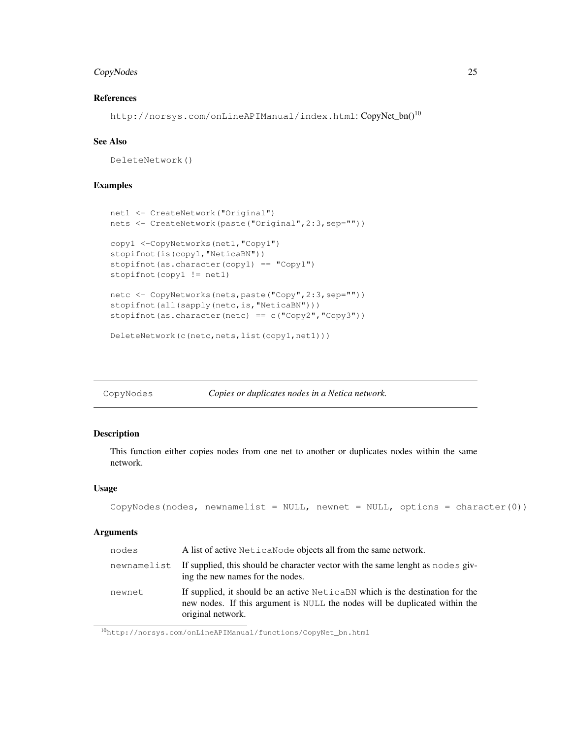### References

`http://norsys.com/onLineAPIManual/index.html`: CopyNet_bn()[10]

### See Also

`DeleteNetwork()`

### Examples

```
net1 <- CreateNetwork("Original")
nets <- CreateNetwork(paste("Original",2:3,sep=""))

copy1 <-CopyNetworks(net1,"Copy1")
stopifnot(is(copy1,"NeticaBN"))
stopifnot(as.character(copy1) == "Copy1")
stopifnot(copy1 != net1)

netc <- CopyNetworks(nets,paste("Copy",2:3,sep=""))
stopifnot(all(sapply(netc,is,"NeticaBN")))
stopifnot(as.character(netc) == c("Copy2","Copy3"))

DeleteNetwork(c(netc,nets,list(copy1,net1)))
```

---

## CopyNodes — *Copies or duplicates nodes in a Netica network.*

---

### Description

This function either copies nodes from one net to another or duplicates nodes within the same network.

### Usage

```
CopyNodes(nodes, newnamelist = NULL, newnet = NULL, options = character(0))
```

### Arguments

| | |
|---|---|
| `nodes` | A list of active `NeticaNode` objects all from the same network. |
| `newnamelist` | If supplied, this should be character vector with the same lenght as `nodes` giving the new names for the nodes. |
| `newnet` | If supplied, it should be an active `NeticaBN` which is the destination for the new nodes. If this argument is `NULL` the nodes will be duplicated within the original network. |

[10] `http://norsys.com/onLineAPIManual/functions/CopyNet_bn.html`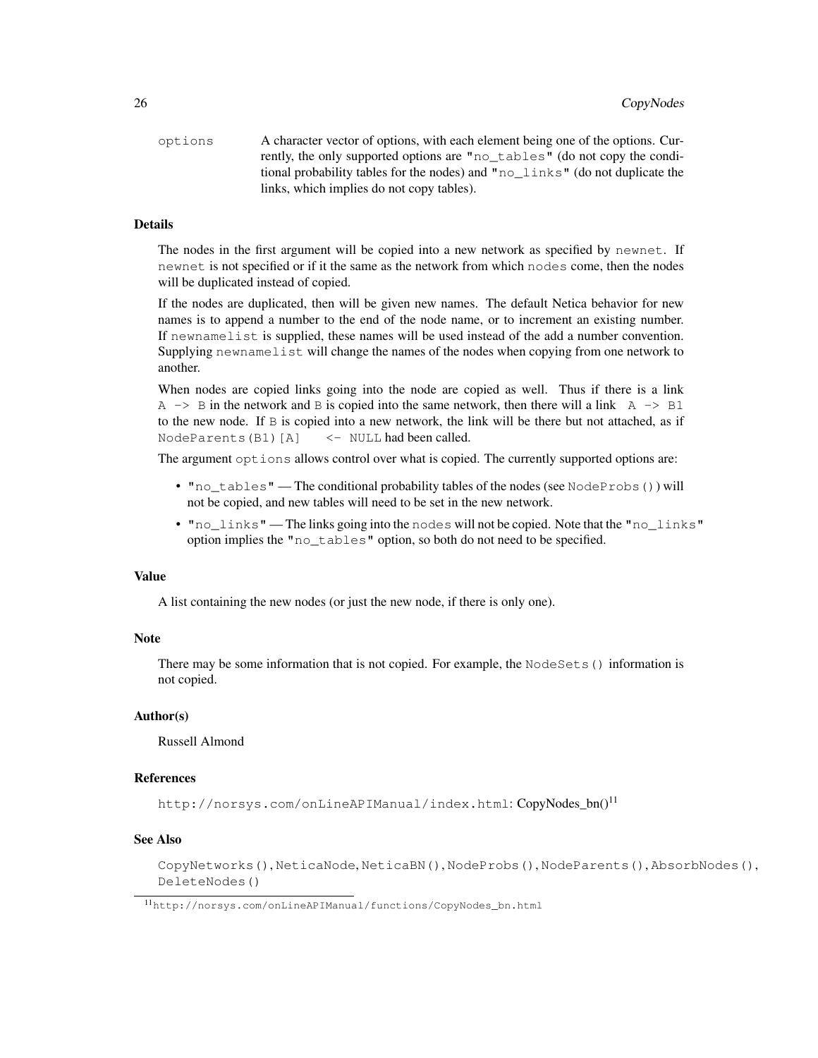options — A character vector of options, with each element being one of the options. Currently, the only supported options are `"no_tables"` (do not copy the conditional probability tables for the nodes) and `"no_links"` (do not duplicate the links, which implies do not copy tables).

### Details

The nodes in the first argument will be copied into a new network as specified by `newnet`. If `newnet` is not specified or if it the same as the network from which `nodes` come, then the nodes will be duplicated instead of copied.

If the nodes are duplicated, then will be given new names. The default Netica behavior for new names is to append a number to the end of the node name, or to increment an existing number. If `newnamelist` is supplied, these names will be used instead of the add a number convention. Supplying `newnamelist` will change the names of the nodes when copying from one network to another.

When nodes are copied links going into the node are copied as well. Thus if there is a link `A -> B` in the network and `B` is copied into the same network, then there will a link `A -> B1` to the new node. If `B` is copied into a new network, the link will be there but not attached, as if `NodeParents(B1)[A] <- NULL` had been called.

The argument `options` allows control over what is copied. The currently supported options are:

- `"no_tables"` — The conditional probability tables of the nodes (see `NodeProbs()`) will not be copied, and new tables will need to be set in the new network.
- `"no_links"` — The links going into the `nodes` will not be copied. Note that the `"no_links"` option implies the `"no_tables"` option, so both do not need to be specified.

### Value

A list containing the new nodes (or just the new node, if there is only one).

### Note

There may be some information that is not copied. For example, the `NodeSets()` information is not copied.

### Author(s)

Russell Almond

### References

`http://norsys.com/onLineAPIManual/index.html`: CopyNodes_bn()[11]

### See Also

`CopyNetworks()`, `NeticaNode`, `NeticaBN()`, `NodeProbs()`, `NodeParents()`, `AbsorbNodes()`, `DeleteNodes()`

[11] `http://norsys.com/onLineAPIManual/functions/CopyNodes_bn.html`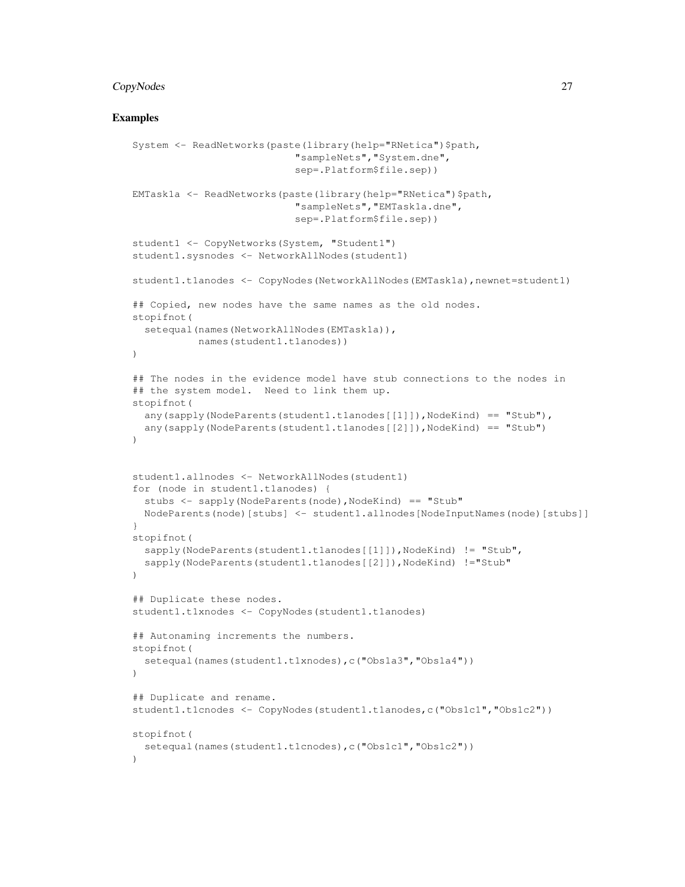## Examples

```
System <- ReadNetworks(paste(library(help="RNetica")$path,
                             "sampleNets","System.dne",
                             sep=.Platform$file.sep))

EMTask1a <- ReadNetworks(paste(library(help="RNetica")$path,
                             "sampleNets","EMTask1a.dne",
                             sep=.Platform$file.sep))

student1 <- CopyNetworks(System, "Student1")
student1.sysnodes <- NetworkAllNodes(student1)

student1.t1anodes <- CopyNodes(NetworkAllNodes(EMTask1a),newnet=student1)

## Copied, new nodes have the same names as the old nodes.
stopifnot(
  setequal(names(NetworkAllNodes(EMTask1a)),
           names(student1.t1anodes))
)

## The nodes in the evidence model have stub connections to the nodes in
## the system model.  Need to link them up.
stopifnot(
  any(sapply(NodeParents(student1.t1anodes[[1]]),NodeKind) == "Stub"),
  any(sapply(NodeParents(student1.t1anodes[[2]]),NodeKind) == "Stub")
)


student1.allnodes <- NetworkAllNodes(student1)
for (node in student1.t1anodes) {
  stubs <- sapply(NodeParents(node),NodeKind) == "Stub"
  NodeParents(node)[stubs] <- student1.allnodes[NodeInputNames(node)[stubs]]
}
stopifnot(
  sapply(NodeParents(student1.t1anodes[[1]]),NodeKind) != "Stub",
  sapply(NodeParents(student1.t1anodes[[2]]),NodeKind) !="Stub"
)

## Duplicate these nodes.
student1.t1xnodes <- CopyNodes(student1.t1anodes)

## Autonaming increments the numbers.
stopifnot(
  setequal(names(student1.t1xnodes),c("Obs1a3","Obs1a4"))
)

## Duplicate and rename.
student1.t1cnodes <- CopyNodes(student1.t1anodes,c("Obs1c1","Obs1c2"))

stopifnot(
  setequal(names(student1.t1cnodes),c("Obs1c1","Obs1c2"))
)
```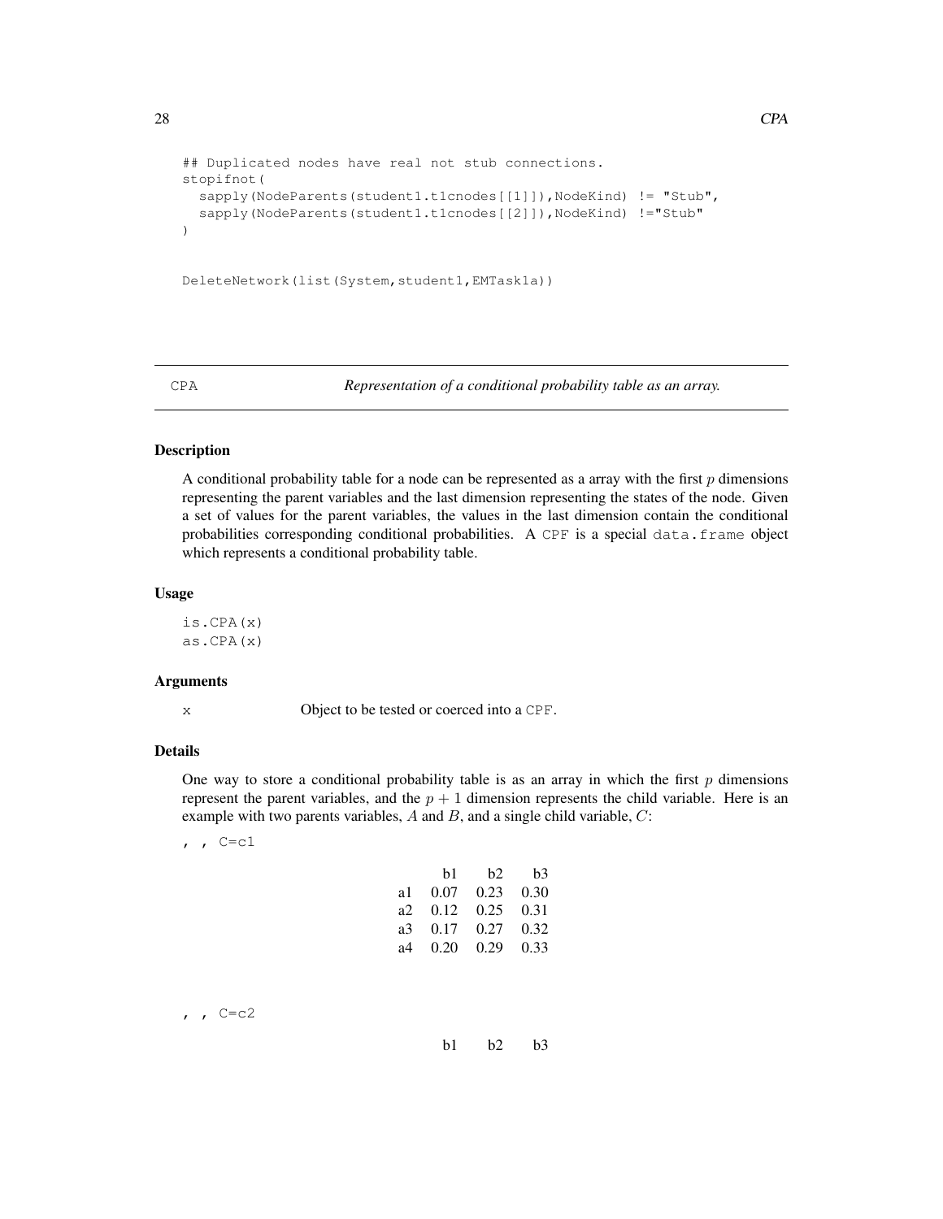```
## Duplicated nodes have real not stub connections.
stopifnot(
  sapply(NodeParents(student1.t1cnodes[[1]]),NodeKind) != "Stub",
  sapply(NodeParents(student1.t1cnodes[[2]]),NodeKind) !="Stub"
)

DeleteNetwork(list(System,student1,EMTask1a))
```

---

CPA *Representation of a conditional probability table as an array.*

---

### Description

A conditional probability table for a node can be represented as a array with the first $p$ dimensions representing the parent variables and the last dimension representing the states of the node. Given a set of values for the parent variables, the values in the last dimension contain the conditional probabilities corresponding conditional probabilities. A CPF is a special data.frame object which represents a conditional probability table.

### Usage

```
is.CPA(x)
as.CPA(x)
```

### Arguments

x Object to be tested or coerced into a CPF.

### Details

One way to store a conditional probability table is as an array in which the first $p$ dimensions represent the parent variables, and the $p + 1$ dimension represents the child variable. Here is an example with two parents variables, $A$ and $B$, and a single child variable, $C$:

, , C=c1

| | b1 | b2 | b3 |
|---|---|---|---|
| a1 | 0.07 | 0.23 | 0.30 |
| a2 | 0.12 | 0.25 | 0.31 |
| a3 | 0.17 | 0.27 | 0.32 |
| a4 | 0.20 | 0.29 | 0.33 |

, , C=c2

| | b1 | b2 | b3 |
|---|---|---|---|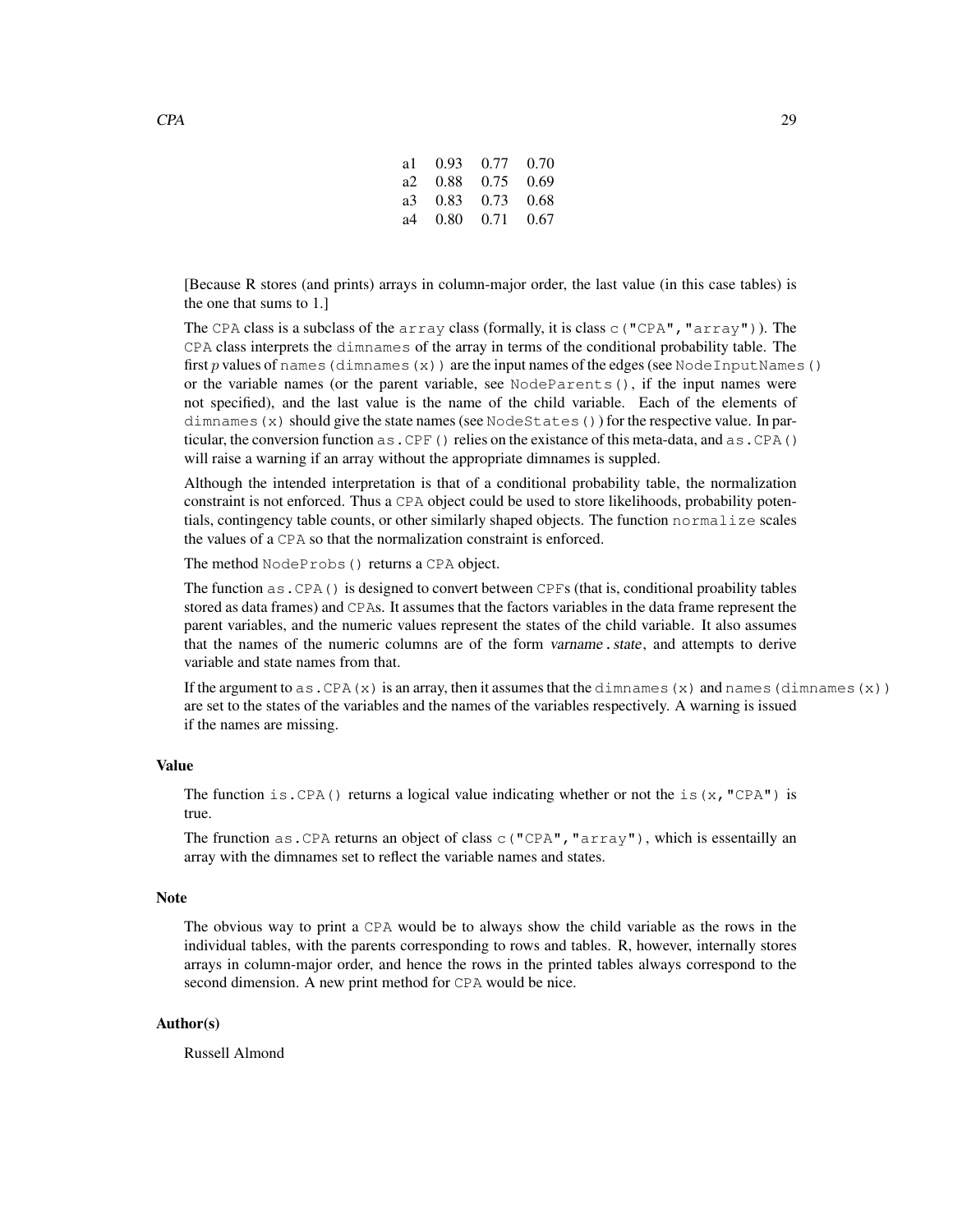| | | | |
|---|---|---|---|
| a1 | 0.93 | 0.77 | 0.70 |
| a2 | 0.88 | 0.75 | 0.69 |
| a3 | 0.83 | 0.73 | 0.68 |
| a4 | 0.80 | 0.71 | 0.67 |

[Because R stores (and prints) arrays in column-major order, the last value (in this case tables) is the one that sums to 1.]

The `CPA` class is a subclass of the `array` class (formally, it is class `c("CPA","array")`). The `CPA` class interprets the `dimnames` of the array in terms of the conditional probability table. The first $p$ values of `names(dimnames(x))` are the input names of the edges (see `NodeInputNames()` or the variable names (or the parent variable, see `NodeParents()`, if the input names were not specified), and the last value is the name of the child variable. Each of the elements of `dimnames(x)` should give the state names (see `NodeStates()`) for the respective value. In particular, the conversion function `as.CPF()` relies on the existance of this meta-data, and `as.CPA()` will raise a warning if an array without the appropriate dimnames is suppled.

Although the intended interpretation is that of a conditional probability table, the normalization constraint is not enforced. Thus a `CPA` object could be used to store likelihoods, probability potentials, contingency table counts, or other similarly shaped objects. The function `normalize` scales the values of a `CPA` so that the normalization constraint is enforced.

The method `NodeProbs()` returns a `CPA` object.

The function `as.CPA()` is designed to convert between `CPF`s (that is, conditional proability tables stored as data frames) and `CPA`s. It assumes that the factors variables in the data frame represent the parent variables, and the numeric values represent the states of the child variable. It also assumes that the names of the numeric columns are of the form *varname.state*, and attempts to derive variable and state names from that.

If the argument to `as.CPA(x)` is an array, then it assumes that the `dimnames(x)` and `names(dimnames(x))` are set to the states of the variables and the names of the variables respectively. A warning is issued if the names are missing.

### Value

The function `is.CPA()` returns a logical value indicating whether or not the `is(x,"CPA")` is true.

The frunction `as.CPA` returns an object of class `c("CPA","array")`, which is essentailly an array with the dimnames set to reflect the variable names and states.

### Note

The obvious way to print a `CPA` would be to always show the child variable as the rows in the individual tables, with the parents corresponding to rows and tables. R, however, internally stores arrays in column-major order, and hence the rows in the printed tables always correspond to the second dimension. A new print method for `CPA` would be nice.

### Author(s)

Russell Almond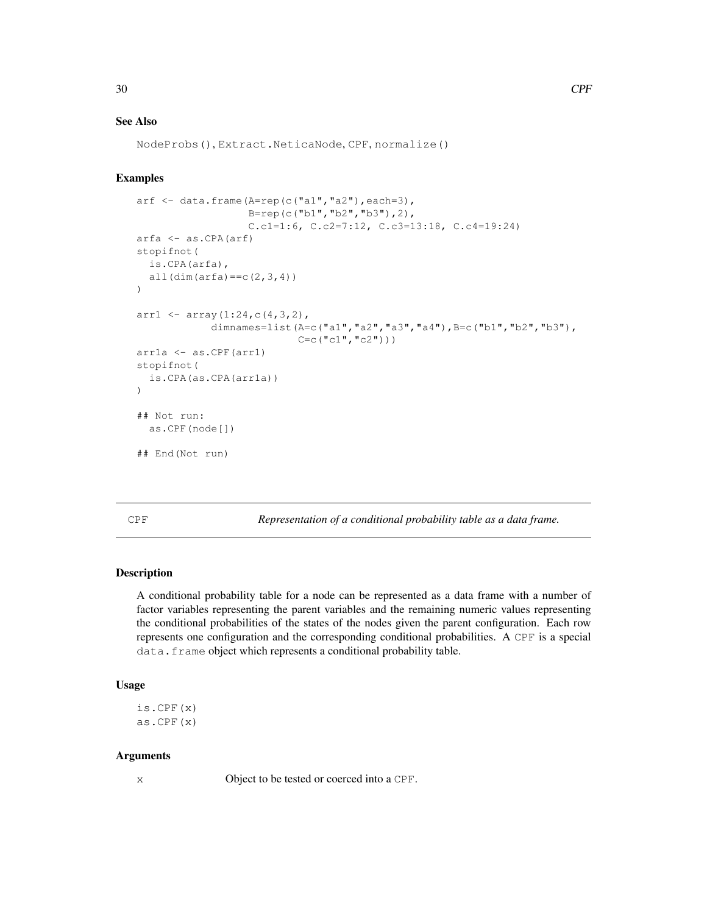### See Also

`NodeProbs()`, `Extract.NeticaNode`, `CPF`, `normalize()`

### Examples

```
arf <- data.frame(A=rep(c("a1","a2"),each=3),
                  B=rep(c("b1","b2","b3"),2),
                  C.c1=1:6, C.c2=7:12, C.c3=13:18, C.c4=19:24)
arfa <- as.CPA(arf)
stopifnot(
  is.CPA(arfa),
  all(dim(arfa)==c(2,3,4))
)

arr1 <- array(1:24,c(4,3,2),
            dimnames=list(A=c("a1","a2","a3","a4"),B=c("b1","b2","b3"),
                          C=c("c1","c2")))
arr1a <- as.CPF(arr1)
stopifnot(
  is.CPA(as.CPA(arr1a))
)

## Not run:
  as.CPF(node[])

## End(Not run)
```

---

## CPF — *Representation of a conditional probability table as a data frame.*

---

### Description

A conditional probability table for a node can be represented as a data frame with a number of factor variables representing the parent variables and the remaining numeric values representing the conditional probabilities of the states of the nodes given the parent configuration. Each row represents one configuration and the corresponding conditional probabilities. A `CPF` is a special `data.frame` object which represents a conditional probability table.

### Usage

```
is.CPF(x)
as.CPF(x)
```

### Arguments

| | |
|---|---|
| `x` | Object to be tested or coerced into a `CPF`. |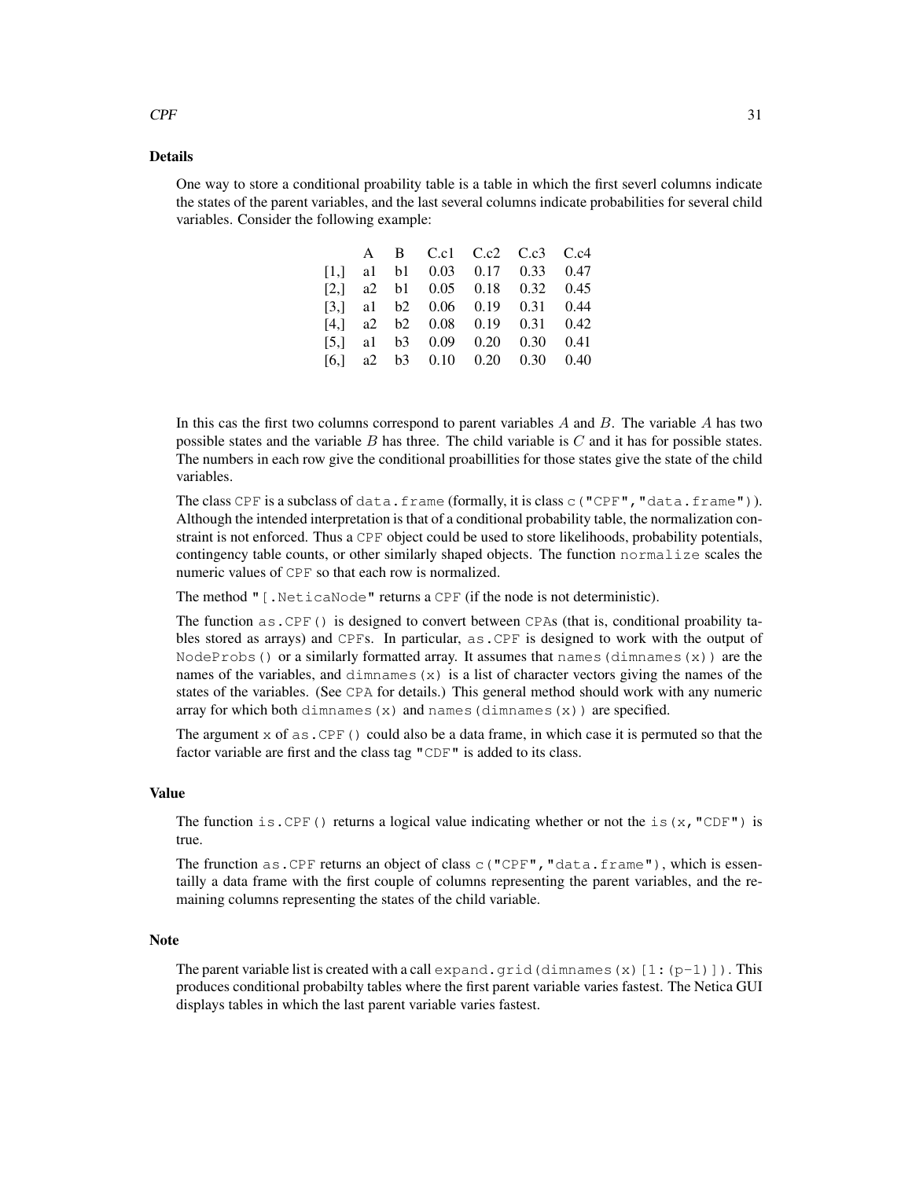## Details

One way to store a conditional proability table is a table in which the first severl columns indicate the states of the parent variables, and the last several columns indicate probabilities for several child variables. Consider the following example:

| | A | B | C.c1 | C.c2 | C.c3 | C.c4 |
|---|---|---|---|---|---|---|
| [1,] | a1 | b1 | 0.03 | 0.17 | 0.33 | 0.47 |
| [2,] | a2 | b1 | 0.05 | 0.18 | 0.32 | 0.45 |
| [3,] | a1 | b2 | 0.06 | 0.19 | 0.31 | 0.44 |
| [4,] | a2 | b2 | 0.08 | 0.19 | 0.31 | 0.42 |
| [5,] | a1 | b3 | 0.09 | 0.20 | 0.30 | 0.41 |
| [6,] | a2 | b3 | 0.10 | 0.20 | 0.30 | 0.40 |

In this cas the first two columns correspond to parent variables $A$ and $B$. The variable $A$ has two possible states and the variable $B$ has three. The child variable is $C$ and it has for possible states. The numbers in each row give the conditional proabillities for those states give the state of the child variables.

The class `CPF` is a subclass of `data.frame` (formally, it is class `c("CPF","data.frame")`). Although the intended interpretation is that of a conditional probability table, the normalization constraint is not enforced. Thus a `CPF` object could be used to store likelihoods, probability potentials, contingency table counts, or other similarly shaped objects. The function `normalize` scales the numeric values of `CPF` so that each row is normalized.

The method `"[.NeticaNode"` returns a `CPF` (if the node is not deterministic).

The function `as.CPF()` is designed to convert between `CPA`s (that is, conditional proability tables stored as arrays) and `CPF`s. In particular, `as.CPF` is designed to work with the output of `NodeProbs()` or a similarly formatted array. It assumes that `names(dimnames(x))` are the names of the variables, and `dimnames(x)` is a list of character vectors giving the names of the states of the variables. (See `CPA` for details.) This general method should work with any numeric array for which both `dimnames(x)` and `names(dimnames(x))` are specified.

The argument `x` of `as.CPF()` could also be a data frame, in which case it is permuted so that the factor variable are first and the class tag `"CDF"` is added to its class.

## Value

The function `is.CPF()` returns a logical value indicating whether or not the `is(x,"CDF")` is true.

The frunction `as.CPF` returns an object of class `c("CPF","data.frame")`, which is essentailly a data frame with the first couple of columns representing the parent variables, and the remaining columns representing the states of the child variable.

## Note

The parent variable list is created with a call `expand.grid(dimnames(x)[1:(p-1)])`. This produces conditional probabilty tables where the first parent variable varies fastest. The Netica GUI displays tables in which the last parent variable varies fastest.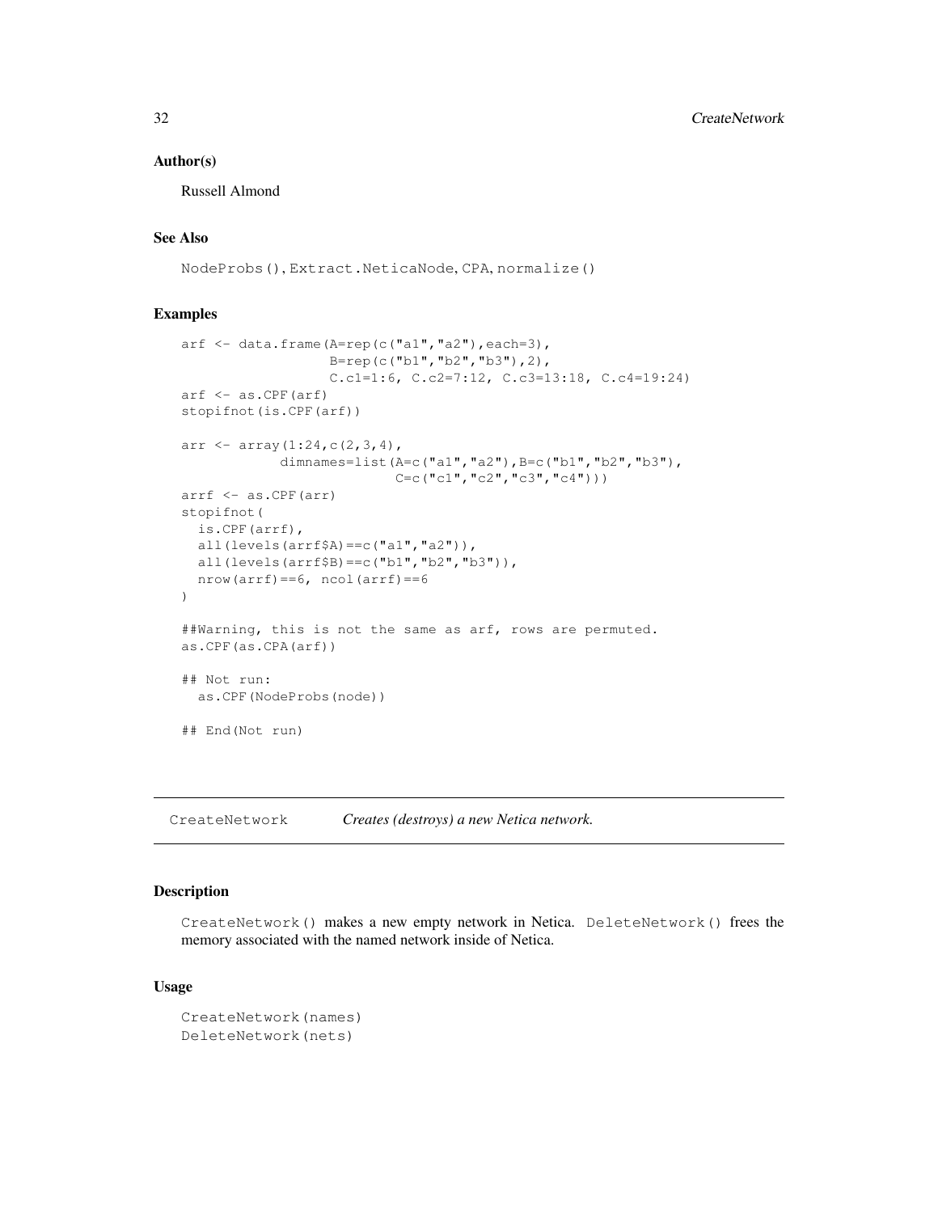## Author(s)

Russell Almond

## See Also

`NodeProbs()`, `Extract.NeticaNode`, `CPA`, `normalize()`

## Examples

```
arf <- data.frame(A=rep(c("a1","a2"),each=3),
                  B=rep(c("b1","b2","b3"),2),
                  C.c1=1:6, C.c2=7:12, C.c3=13:18, C.c4=19:24)
arf <- as.CPF(arf)
stopifnot(is.CPF(arf))

arr <- array(1:24,c(2,3,4),
            dimnames=list(A=c("a1","a2"),B=c("b1","b2","b3"),
                          C=c("c1","c2","c3","c4")))
arrf <- as.CPF(arr)
stopifnot(
  is.CPF(arrf),
  all(levels(arrf$A)==c("a1","a2")),
  all(levels(arrf$B)==c("b1","b2","b3")),
  nrow(arrf)==6, ncol(arrf)==6
)

##Warning, this is not the same as arf, rows are permuted.
as.CPF(as.CPA(arf))

## Not run:
  as.CPF(NodeProbs(node))

## End(Not run)
```

---

# CreateNetwork — *Creates (destroys) a new Netica network.*

---

## Description

`CreateNetwork()` makes a new empty network in Netica. `DeleteNetwork()` frees the memory associated with the named network inside of Netica.

## Usage

```
CreateNetwork(names)
DeleteNetwork(nets)
```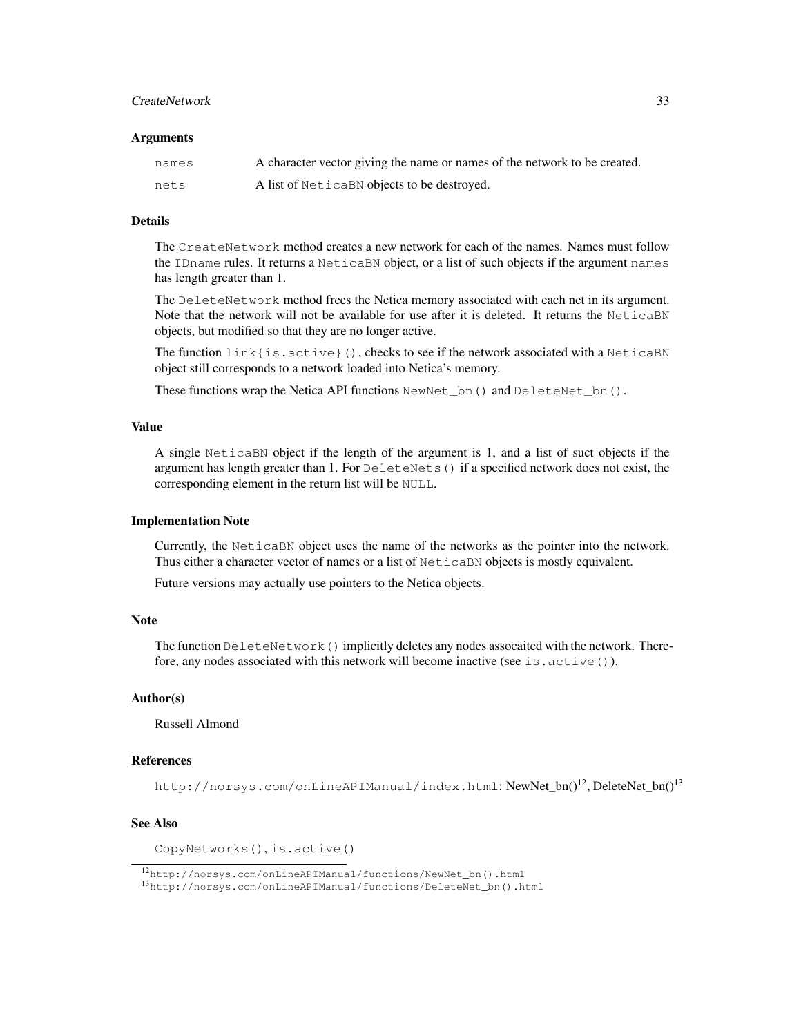### Arguments

| | |
|---|---|
| `names` | A character vector giving the name or names of the network to be created. |
| `nets` | A list of `NeticaBN` objects to be destroyed. |

### Details

The `CreateNetwork` method creates a new network for each of the names. Names must follow the `IDname` rules. It returns a `NeticaBN` object, or a list of such objects if the argument `names` has length greater than 1.

The `DeleteNetwork` method frees the Netica memory associated with each net in its argument. Note that the network will not be available for use after it is deleted. It returns the `NeticaBN` objects, but modified so that they are no longer active.

The function `link{is.active}()`, checks to see if the network associated with a `NeticaBN` object still corresponds to a network loaded into Netica's memory.

These functions wrap the Netica API functions `NewNet_bn()` and `DeleteNet_bn()`.

### Value

A single `NeticaBN` object if the length of the argument is 1, and a list of suct objects if the argument has length greater than 1. For `DeleteNets()` if a specified network does not exist, the corresponding element in the return list will be `NULL`.

### Implementation Note

Currently, the `NeticaBN` object uses the name of the networks as the pointer into the network. Thus either a character vector of names or a list of `NeticaBN` objects is mostly equivalent.

Future versions may actually use pointers to the Netica objects.

### Note

The function `DeleteNetwork()` implicitly deletes any nodes assocaited with the network. Therefore, any nodes associated with this network will become inactive (see `is.active()`).

### Author(s)

Russell Almond

### References

`http://norsys.com/onLineAPIManual/index.html`: NewNet_bn()[12], DeleteNet_bn()[13]

### See Also

`CopyNetworks()`, `is.active()`

[12] `http://norsys.com/onLineAPIManual/functions/NewNet_bn().html`

[13] `http://norsys.com/onLineAPIManual/functions/DeleteNet_bn().html`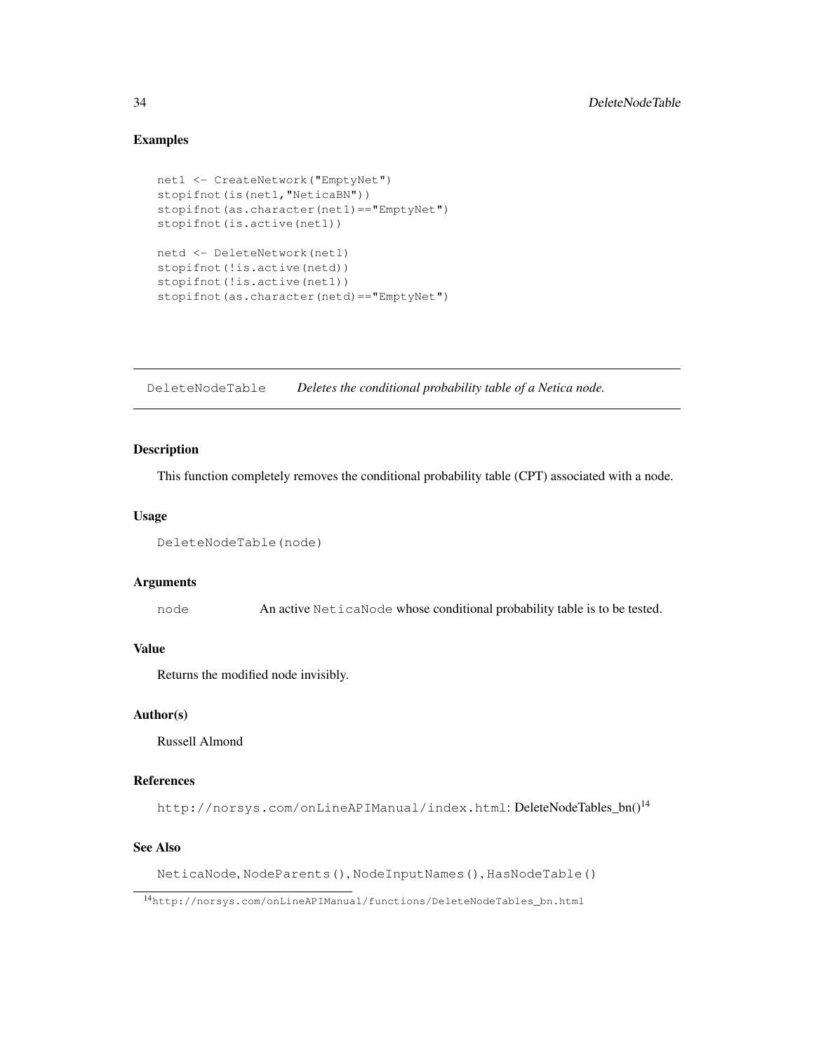### Examples

```
net1 <- CreateNetwork("EmptyNet")
stopifnot(is(net1,"NeticaBN"))
stopifnot(as.character(net1)=="EmptyNet")
stopifnot(is.active(net1))

netd <- DeleteNetwork(net1)
stopifnot(!is.active(netd))
stopifnot(!is.active(net1))
stopifnot(as.character(netd)=="EmptyNet")
```

---

## DeleteNodeTable *Deletes the conditional probability table of a Netica node.*

---

### Description

This function completely removes the conditional probability table (CPT) associated with a node.

### Usage

```
DeleteNodeTable(node)
```

### Arguments

| | |
|---|---|
| `node` | An active `NeticaNode` whose conditional probability table is to be tested. |

### Value

Returns the modified node invisibly.

### Author(s)

Russell Almond

### References

`http://norsys.com/onLineAPIManual/index.html`: DeleteNodeTables_bn()[14]

### See Also

`NeticaNode`, `NodeParents()`, `NodeInputNames()`, `HasNodeTable()`

[14] `http://norsys.com/onLineAPIManual/functions/DeleteNodeTables_bn.html`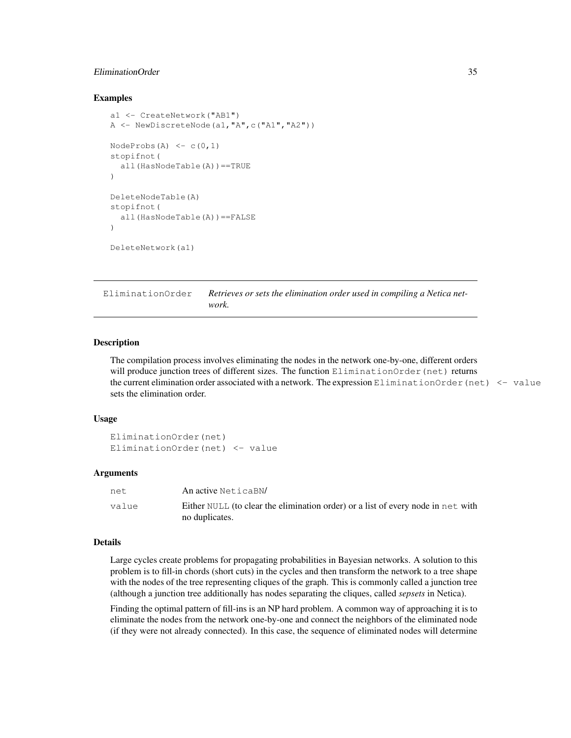### Examples

```
a1 <- CreateNetwork("AB1")
A <- NewDiscreteNode(a1,"A",c("A1","A2"))

NodeProbs(A) <- c(0,1)
stopifnot(
  all(HasNodeTable(A))==TRUE
)

DeleteNodeTable(A)
stopifnot(
  all(HasNodeTable(A))==FALSE
)

DeleteNetwork(a1)
```

---

## EliminationOrder — *Retrieves or sets the elimination order used in compiling a Netica network.*

---

### Description

The compilation process involves eliminating the nodes in the network one-by-one, different orders will produce junction trees of different sizes. The function `EliminationOrder(net)` returns the current elimination order associated with a network. The expression `EliminationOrder(net) <- value` sets the elimination order.

### Usage

```
EliminationOrder(net)
EliminationOrder(net) <- value
```

### Arguments

| | |
|---|---|
| `net` | An active `NeticaBN`/ |
| `value` | Either `NULL` (to clear the elimination order) or a list of every node in `net` with no duplicates. |

### Details

Large cycles create problems for propagating probabilities in Bayesian networks. A solution to this problem is to fill-in chords (short cuts) in the cycles and then transform the network to a tree shape with the nodes of the tree representing cliques of the graph. This is commonly called a junction tree (although a junction tree additionally has nodes separating the cliques, called *sepsets* in Netica).

Finding the optimal pattern of fill-ins is an NP hard problem. A common way of approaching it is to eliminate the nodes from the network one-by-one and connect the neighbors of the eliminated node (if they were not already connected). In this case, the sequence of eliminated nodes will determine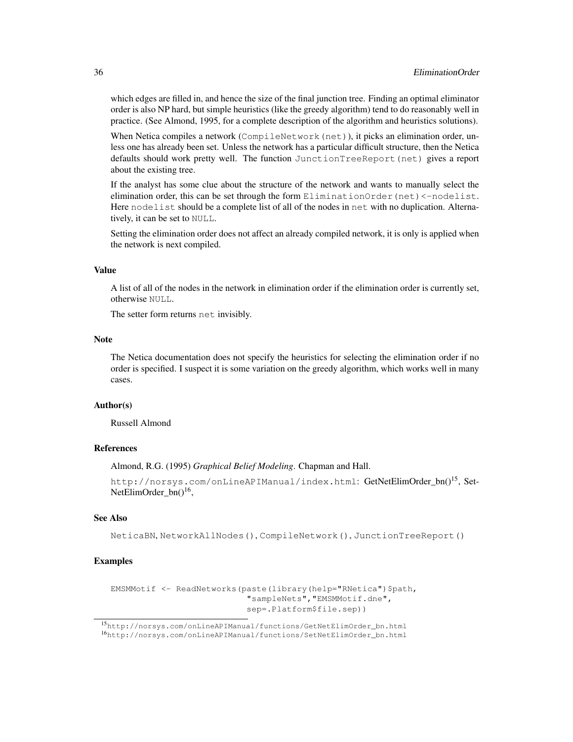which edges are filled in, and hence the size of the final junction tree. Finding an optimal eliminator order is also NP hard, but simple heuristics (like the greedy algorithm) tend to do reasonably well in practice. (See Almond, 1995, for a complete description of the algorithm and heuristics solutions).

When Netica compiles a network (`CompileNetwork(net)`), it picks an elimination order, unless one has already been set. Unless the network has a particular difficult structure, then the Netica defaults should work pretty well. The function `JunctionTreeReport(net)` gives a report about the existing tree.

If the analyst has some clue about the structure of the network and wants to manually select the elimination order, this can be set through the form `EliminationOrder(net)<-nodelist`. Here `nodelist` should be a complete list of all of the nodes in `net` with no duplication. Alternatively, it can be set to `NULL`.

Setting the elimination order does not affect an already compiled network, it is only is applied when the network is next compiled.

### Value

A list of all of the nodes in the network in elimination order if the elimination order is currently set, otherwise `NULL`.

The setter form returns `net` invisibly.

### Note

The Netica documentation does not specify the heuristics for selecting the elimination order if no order is specified. I suspect it is some variation on the greedy algorithm, which works well in many cases.

### Author(s)

Russell Almond

### References

Almond, R.G. (1995) *Graphical Belief Modeling*. Chapman and Hall.

`http://norsys.com/onLineAPIManual/index.html`: GetNetElimOrder_bn()[15], SetNetElimOrder_bn()[16],

### See Also

`NeticaBN`, `NetworkAllNodes()`, `CompileNetwork()`, `JunctionTreeReport()`

### Examples

```
EMSMMotif <- ReadNetworks(paste(library(help="RNetica")$path,
                           "sampleNets","EMSMMotif.dne",
                           sep=.Platform$file.sep))
```

[15] `http://norsys.com/onLineAPIManual/functions/GetNetElimOrder_bn.html`

[16] `http://norsys.com/onLineAPIManual/functions/SetNetElimOrder_bn.html`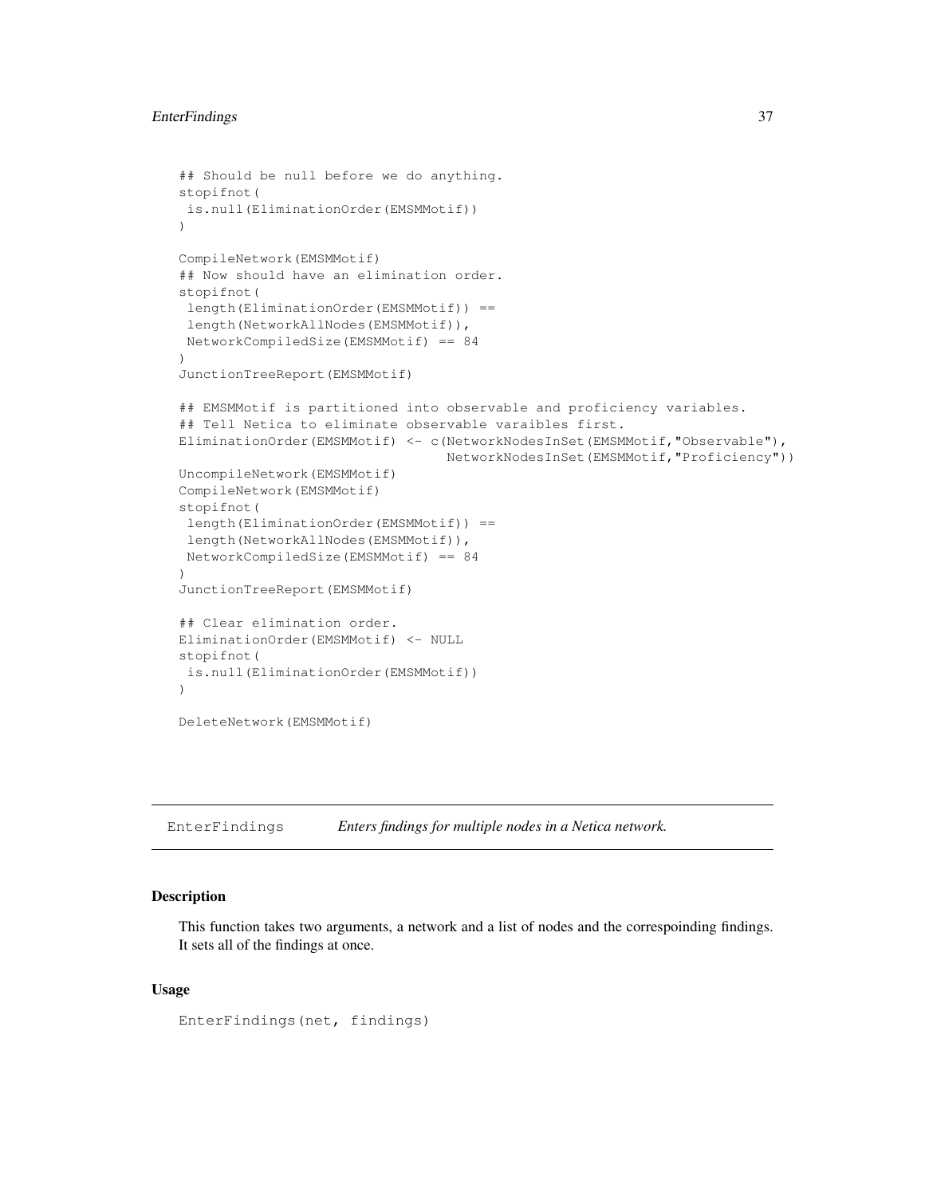```
## Should be null before we do anything.
stopifnot(
 is.null(EliminationOrder(EMSMMotif))
)

CompileNetwork(EMSMMotif)
## Now should have an elimination order.
stopifnot(
 length(EliminationOrder(EMSMMotif)) ==
 length(NetworkAllNodes(EMSMMotif)),
 NetworkCompiledSize(EMSMMotif) == 84
)
JunctionTreeReport(EMSMMotif)

## EMSMMotif is partitioned into observable and proficiency variables.
## Tell Netica to eliminate observable varaibles first.
EliminationOrder(EMSMMotif) <- c(NetworkNodesInSet(EMSMMotif,"Observable"),
                                 NetworkNodesInSet(EMSMMotif,"Proficiency"))
UncompileNetwork(EMSMMotif)
CompileNetwork(EMSMMotif)
stopifnot(
 length(EliminationOrder(EMSMMotif)) ==
 length(NetworkAllNodes(EMSMMotif)),
 NetworkCompiledSize(EMSMMotif) == 84
)
JunctionTreeReport(EMSMMotif)

## Clear elimination order.
EliminationOrder(EMSMMotif) <- NULL
stopifnot(
 is.null(EliminationOrder(EMSMMotif))
)

DeleteNetwork(EMSMMotif)
```

---

## EnterFindings — *Enters findings for multiple nodes in a Netica network.*

---

### Description

This function takes two arguments, a network and a list of nodes and the correspoinding findings. It sets all of the findings at once.

### Usage

```
EnterFindings(net, findings)
```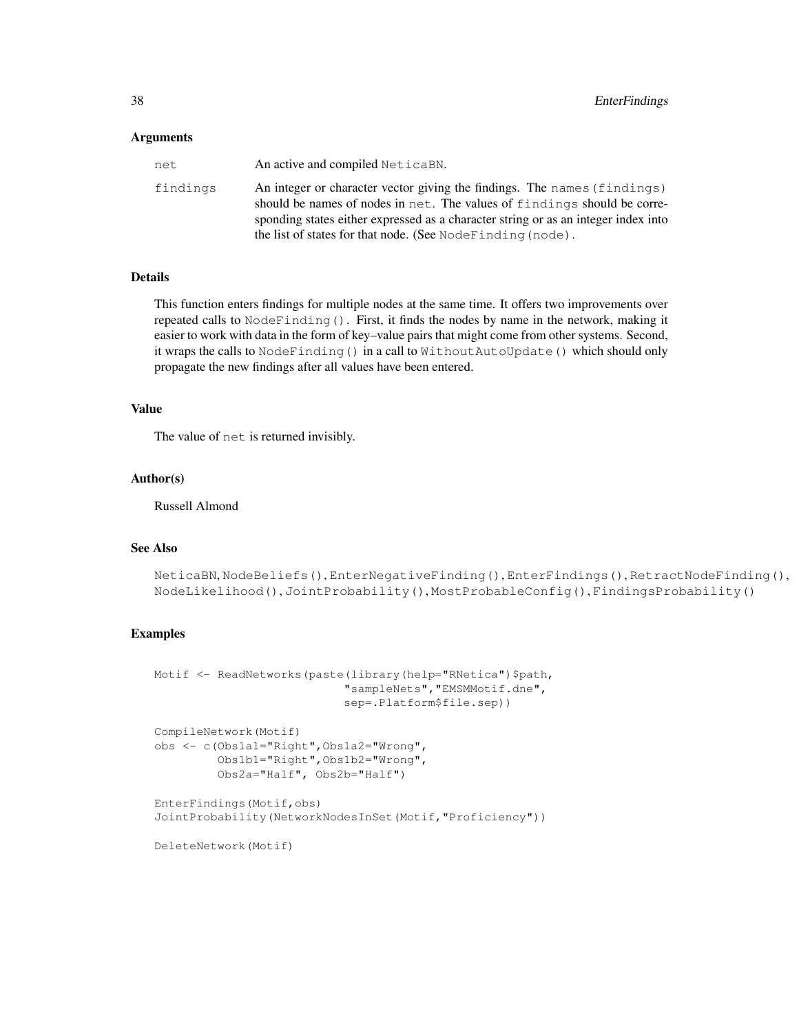## Arguments

net
An active and compiled NeticaBN.

findings
An integer or character vector giving the findings. The names(findings) should be names of nodes in net. The values of findings should be corresponding states either expressed as a character string or as an integer index into the list of states for that node. (See NodeFinding(node).

## Details

This function enters findings for multiple nodes at the same time. It offers two improvements over repeated calls to NodeFinding(). First, it finds the nodes by name in the network, making it easier to work with data in the form of key–value pairs that might come from other systems. Second, it wraps the calls to NodeFinding() in a call to WithoutAutoUpdate() which should only propagate the new findings after all values have been entered.

## Value

The value of net is returned invisibly.

## Author(s)

Russell Almond

## See Also

NeticaBN, NodeBeliefs(), EnterNegativeFinding(), EnterFindings(), RetractNodeFinding(), NodeLikelihood(), JointProbability(), MostProbableConfig(), FindingsProbability()

## Examples

```
Motif <- ReadNetworks(paste(library(help="RNetica")$path,
                            "sampleNets","EMSMMotif.dne",
                            sep=.Platform$file.sep))

CompileNetwork(Motif)
obs <- c(Obs1a1="Right",Obs1a2="Wrong",
         Obs1b1="Right",Obs1b2="Wrong",
         Obs2a="Half", Obs2b="Half")

EnterFindings(Motif,obs)
JointProbability(NetworkNodesInSet(Motif,"Proficiency"))

DeleteNetwork(Motif)
```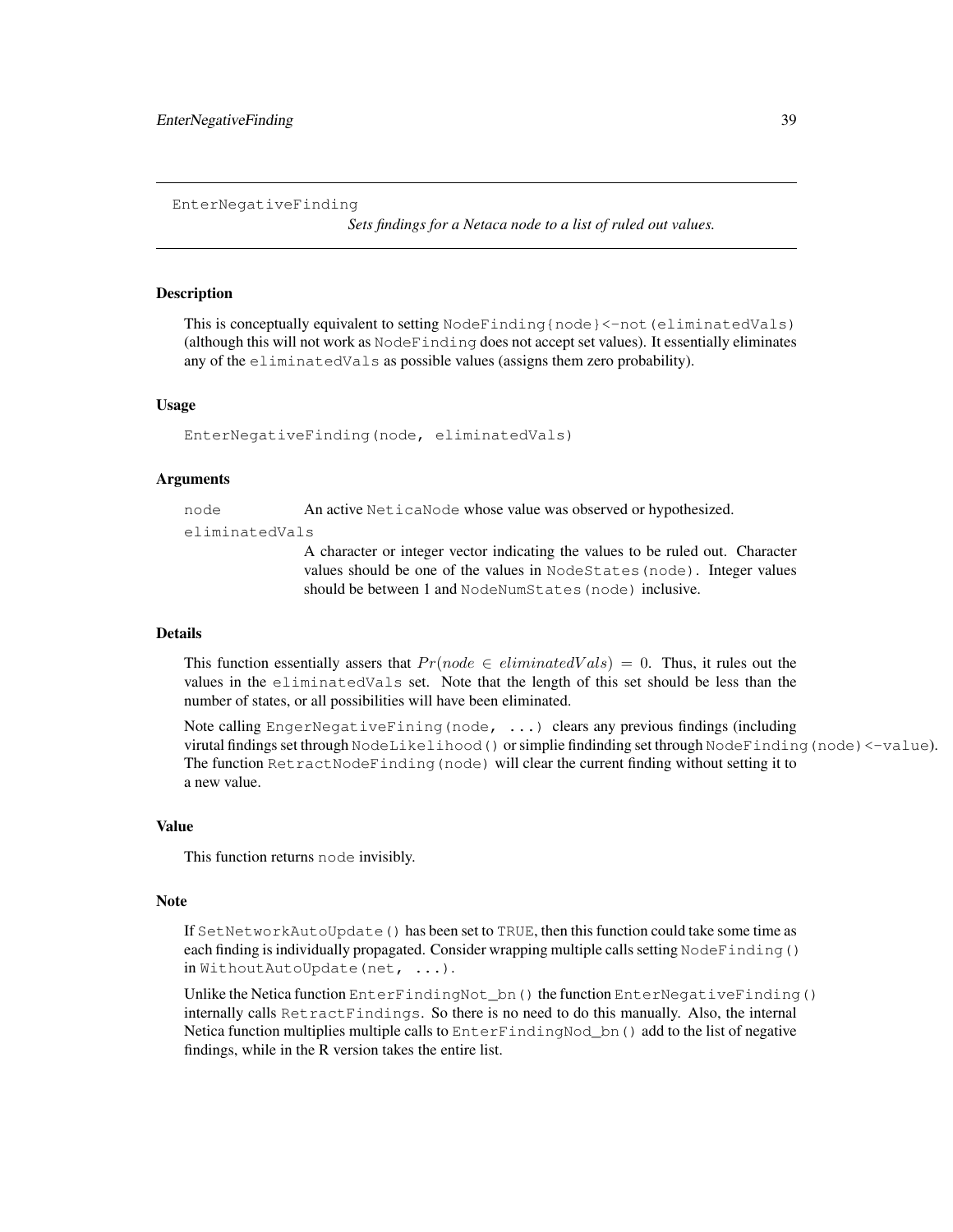EnterNegativeFinding

*Sets findings for a Netaca node to a list of ruled out values.*

### Description

This is conceptually equivalent to setting `NodeFinding{node}<-not(eliminatedVals)` (although this will not work as `NodeFinding` does not accept set values). It essentially eliminates any of the `eliminatedVals` as possible values (assigns them zero probability).

### Usage

```
EnterNegativeFinding(node, eliminatedVals)
```

### Arguments

`node` An active `NeticaNode` whose value was observed or hypothesized.

`eliminatedVals` A character or integer vector indicating the values to be ruled out. Character values should be one of the values in `NodeStates(node)`. Integer values should be between 1 and `NodeNumStates(node)` inclusive.

### Details

This function essentially assers that $Pr(node \in eliminatedVals) = 0$. Thus, it rules out the values in the `eliminatedVals` set. Note that the length of this set should be less than the number of states, or all possibilities will have been eliminated.

Note calling `EngerNegativeFining(node, ...)` clears any previous findings (including virutal findings set through `NodeLikelihood()` or simplie findinding set through `NodeFinding(node)<-value`). The function `RetractNodeFinding(node)` will clear the current finding without setting it to a new value.

### Value

This function returns `node` invisibly.

### Note

If `SetNetworkAutoUpdate()` has been set to `TRUE`, then this function could take some time as each finding is individually propagated. Consider wrapping multiple calls setting `NodeFinding()` in `WithoutAutoUpdate(net, ...)`.

Unlike the Netica function `EnterFindingNot_bn()` the function `EnterNegativeFinding()` internally calls `RetractFindings`. So there is no need to do this manually. Also, the internal Netica function multiplies multiple calls to `EnterFindingNod_bn()` add to the list of negative findings, while in the R version takes the entire list.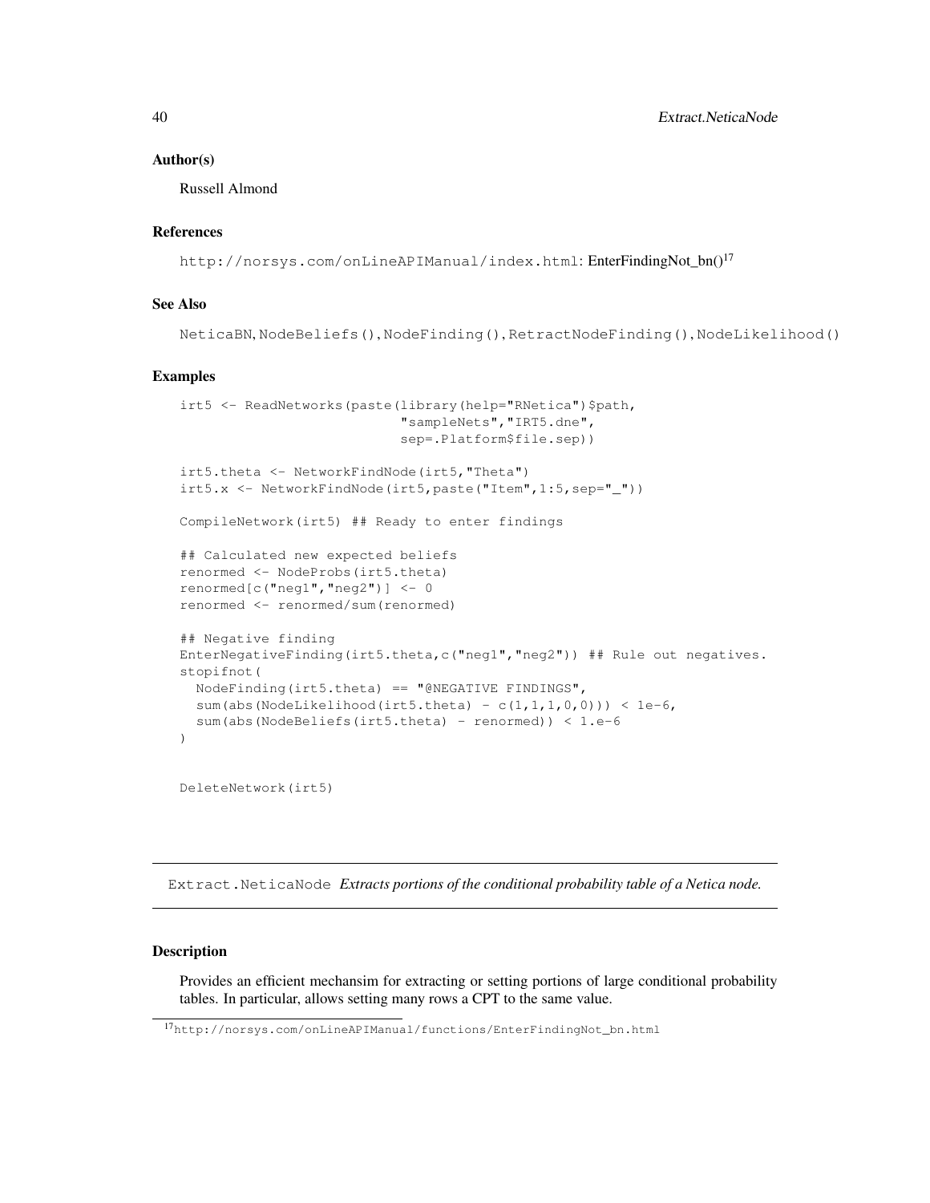### Author(s)

Russell Almond

### References

`http://norsys.com/onLineAPIManual/index.html`: EnterFindingNot_bn()[17]

### See Also

NeticaBN, `NodeBeliefs()`, `NodeFinding()`, `RetractNodeFinding()`, `NodeLikelihood()`

### Examples

```
irt5 <- ReadNetworks(paste(library(help="RNetica")$path,
                           "sampleNets","IRT5.dne",
                           sep=.Platform$file.sep))

irt5.theta <- NetworkFindNode(irt5,"Theta")
irt5.x <- NetworkFindNode(irt5,paste("Item",1:5,sep="_"))

CompileNetwork(irt5) ## Ready to enter findings

## Calculated new expected beliefs
renormed <- NodeProbs(irt5.theta)
renormed[c("neg1","neg2")] <- 0
renormed <- renormed/sum(renormed)

## Negative finding
EnterNegativeFinding(irt5.theta,c("neg1","neg2")) ## Rule out negatives.
stopifnot(
  NodeFinding(irt5.theta) == "@NEGATIVE FINDINGS",
  sum(abs(NodeLikelihood(irt5.theta) - c(1,1,1,0,0))) < 1e-6,
  sum(abs(NodeBeliefs(irt5.theta) - renormed)) < 1.e-6
)


DeleteNetwork(irt5)
```

---

## Extract.NeticaNode *Extracts portions of the conditional probability table of a Netica node.*

---

### Description

Provides an efficient mechansim for extracting or setting portions of large conditional probability tables. In particular, allows setting many rows a CPT to the same value.

[17] `http://norsys.com/onLineAPIManual/functions/EnterFindingNot_bn.html`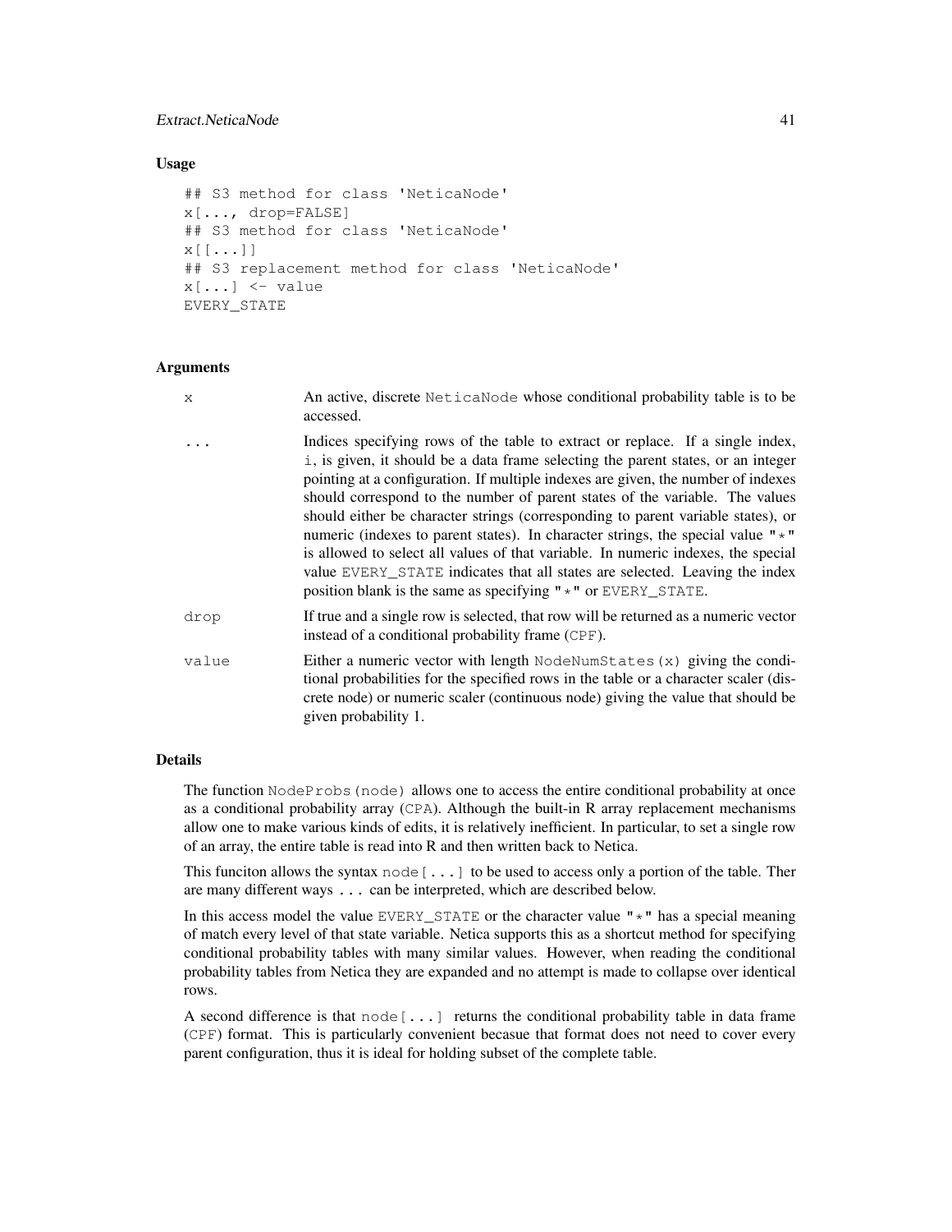## Usage

```
## S3 method for class 'NeticaNode'
x[..., drop=FALSE]
## S3 method for class 'NeticaNode'
x[[...]]
## S3 replacement method for class 'NeticaNode'
x[...] <- value
EVERY_STATE
```

## Arguments

| | |
|---|---|
| `x` | An active, discrete `NeticaNode` whose conditional probability table is to be accessed. |
| `...` | Indices specifying rows of the table to extract or replace. If a single index, `i`, is given, it should be a data frame selecting the parent states, or an integer pointing at a configuration. If multiple indexes are given, the number of indexes should correspond to the number of parent states of the variable. The values should either be character strings (corresponding to parent variable states), or numeric (indexes to parent states). In character strings, the special value `"*"` is allowed to select all values of that variable. In numeric indexes, the special value `EVERY_STATE` indicates that all states are selected. Leaving the index position blank is the same as specifying `"*"` or `EVERY_STATE`. |
| `drop` | If true and a single row is selected, that row will be returned as a numeric vector instead of a conditional probability frame (`CPF`). |
| `value` | Either a numeric vector with length `NodeNumStates(x)` giving the conditional probabilities for the specified rows in the table or a character scaler (discrete node) or numeric scaler (continuous node) giving the value that should be given probability 1. |

## Details

The function `NodeProbs(node)` allows one to access the entire conditional probability at once as a conditional probability array (`CPA`). Although the built-in R array replacement mechanisms allow one to make various kinds of edits, it is relatively inefficient. In particular, to set a single row of an array, the entire table is read into R and then written back to Netica.

This funciton allows the syntax `node[...]` to be used to access only a portion of the table. Ther are many different ways `...` can be interpreted, which are described below.

In this access model the value `EVERY_STATE` or the character value `"*"` has a special meaning of match every level of that state variable. Netica supports this as a shortcut method for specifying conditional probability tables with many similar values. However, when reading the conditional probability tables from Netica they are expanded and no attempt is made to collapse over identical rows.

A second difference is that `node[...]` returns the conditional probability table in data frame (`CPF`) format. This is particularly convenient becasue that format does not need to cover every parent configuration, thus it is ideal for holding subset of the complete table.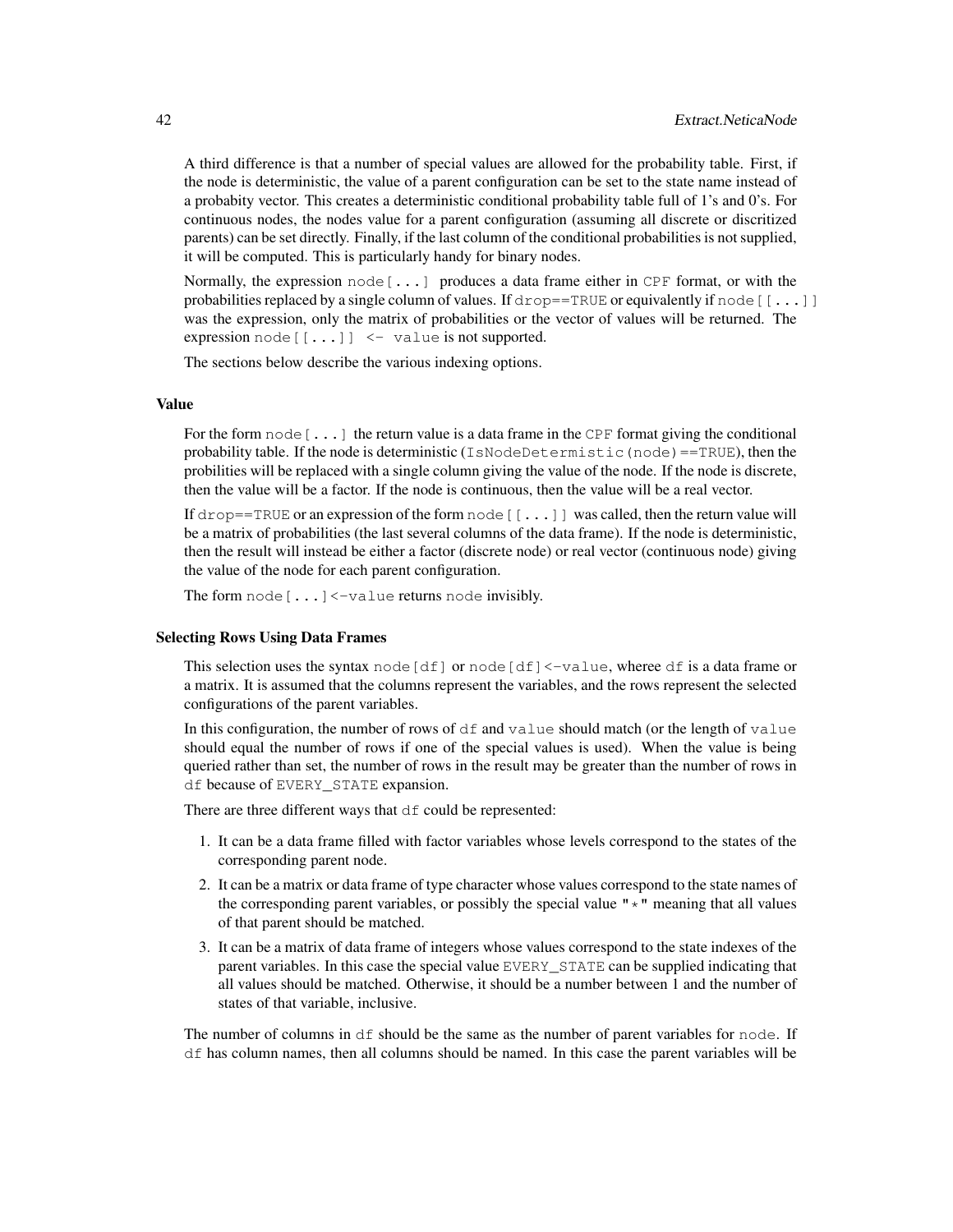A third difference is that a number of special values are allowed for the probability table. First, if the node is deterministic, the value of a parent configuration can be set to the state name instead of a probabity vector. This creates a deterministic conditional probability table full of 1's and 0's. For continuous nodes, the nodes value for a parent configuration (assuming all discrete or discritized parents) can be set directly. Finally, if the last column of the conditional probabilities is not supplied, it will be computed. This is particularly handy for binary nodes.

Normally, the expression `node[...]` produces a data frame either in `CPF` format, or with the probabilities replaced by a single column of values. If `drop==TRUE` or equivalently if `node[[...]]` was the expression, only the matrix of probabilities or the vector of values will be returned. The expression `node[[...]] <- value` is not supported.

The sections below describe the various indexing options.

## Value

For the form `node[...]` the return value is a data frame in the `CPF` format giving the conditional probability table. If the node is deterministic (`IsNodeDetermistic(node)==TRUE`), then the probilities will be replaced with a single column giving the value of the node. If the node is discrete, then the value will be a factor. If the node is continuous, then the value will be a real vector.

If `drop==TRUE` or an expression of the form `node[[...]]` was called, then the return value will be a matrix of probabilities (the last several columns of the data frame). If the node is deterministic, then the result will instead be either a factor (discrete node) or real vector (continuous node) giving the value of the node for each parent configuration.

The form `node[...]<-value` returns `node` invisibly.

## Selecting Rows Using Data Frames

This selection uses the syntax `node[df]` or `node[df]<-value`, wheree `df` is a data frame or a matrix. It is assumed that the columns represent the variables, and the rows represent the selected configurations of the parent variables.

In this configuration, the number of rows of `df` and `value` should match (or the length of `value` should equal the number of rows if one of the special values is used). When the value is being queried rather than set, the number of rows in the result may be greater than the number of rows in `df` because of `EVERY_STATE` expansion.

There are three different ways that `df` could be represented:

1. It can be a data frame filled with factor variables whose levels correspond to the states of the corresponding parent node.
2. It can be a matrix or data frame of type character whose values correspond to the state names of the corresponding parent variables, or possibly the special value `"*"` meaning that all values of that parent should be matched.
3. It can be a matrix of data frame of integers whose values correspond to the state indexes of the parent variables. In this case the special value `EVERY_STATE` can be supplied indicating that all values should be matched. Otherwise, it should be a number between 1 and the number of states of that variable, inclusive.

The number of columns in `df` should be the same as the number of parent variables for `node`. If `df` has column names, then all columns should be named. In this case the parent variables will be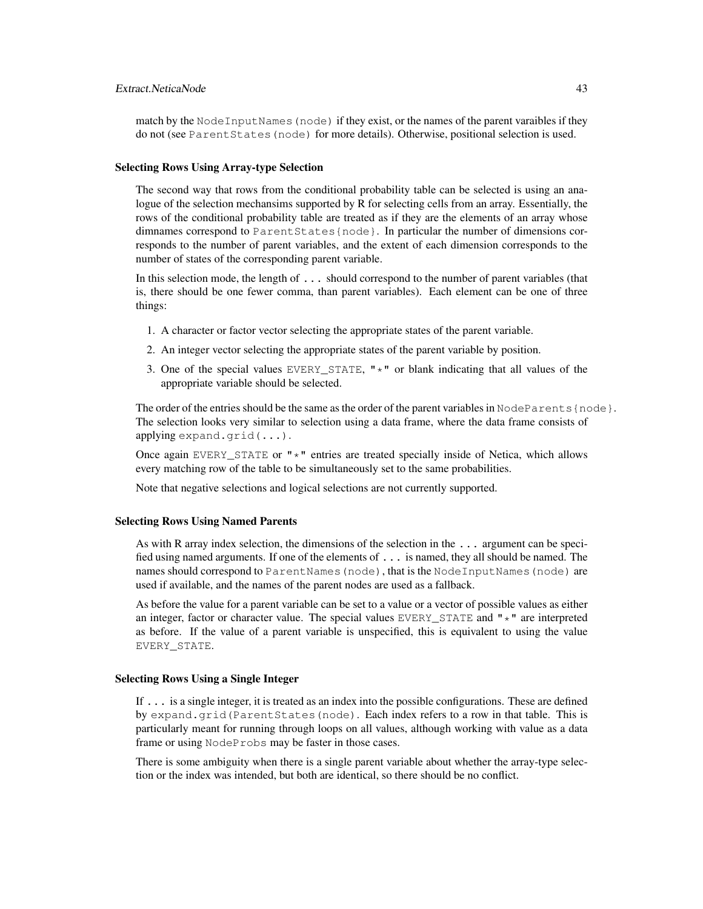match by the `NodeInputNames(node)` if they exist, or the names of the parent varaibles if they do not (see `ParentStates(node)` for more details). Otherwise, positional selection is used.

### Selecting Rows Using Array-type Selection

The second way that rows from the conditional probability table can be selected is using an analogue of the selection mechansims supported by R for selecting cells from an array. Essentially, the rows of the conditional probability table are treated as if they are the elements of an array whose dimnames correspond to `ParentStates{node}`. In particular the number of dimensions corresponds to the number of parent variables, and the extent of each dimension corresponds to the number of states of the corresponding parent variable.

In this selection mode, the length of `...` should correspond to the number of parent variables (that is, there should be one fewer comma, than parent variables). Each element can be one of three things:

1. A character or factor vector selecting the appropriate states of the parent variable.
2. An integer vector selecting the appropriate states of the parent variable by position.
3. One of the special values `EVERY_STATE`, `"*"` or blank indicating that all values of the appropriate variable should be selected.

The order of the entries should be the same as the order of the parent variables in `NodeParents{node}`. The selection looks very similar to selection using a data frame, where the data frame consists of applying `expand.grid(...)`.

Once again `EVERY_STATE` or `"*"` entries are treated specially inside of Netica, which allows every matching row of the table to be simultaneously set to the same probabilities.

Note that negative selections and logical selections are not currently supported.

### Selecting Rows Using Named Parents

As with R array index selection, the dimensions of the selection in the `...` argument can be specified using named arguments. If one of the elements of `...` is named, they all should be named. The names should correspond to `ParentNames(node)`, that is the `NodeInputNames(node)` are used if available, and the names of the parent nodes are used as a fallback.

As before the value for a parent variable can be set to a value or a vector of possible values as either an integer, factor or character value. The special values `EVERY_STATE` and `"*"` are interpreted as before. If the value of a parent variable is unspecified, this is equivalent to using the value `EVERY_STATE`.

### Selecting Rows Using a Single Integer

If `...` is a single integer, it is treated as an index into the possible configurations. These are defined by `expand.grid(ParentStates(node)`. Each index refers to a row in that table. This is particularly meant for running through loops on all values, although working with value as a data frame or using `NodeProbs` may be faster in those cases.

There is some ambiguity when there is a single parent variable about whether the array-type selection or the index was intended, but both are identical, so there should be no conflict.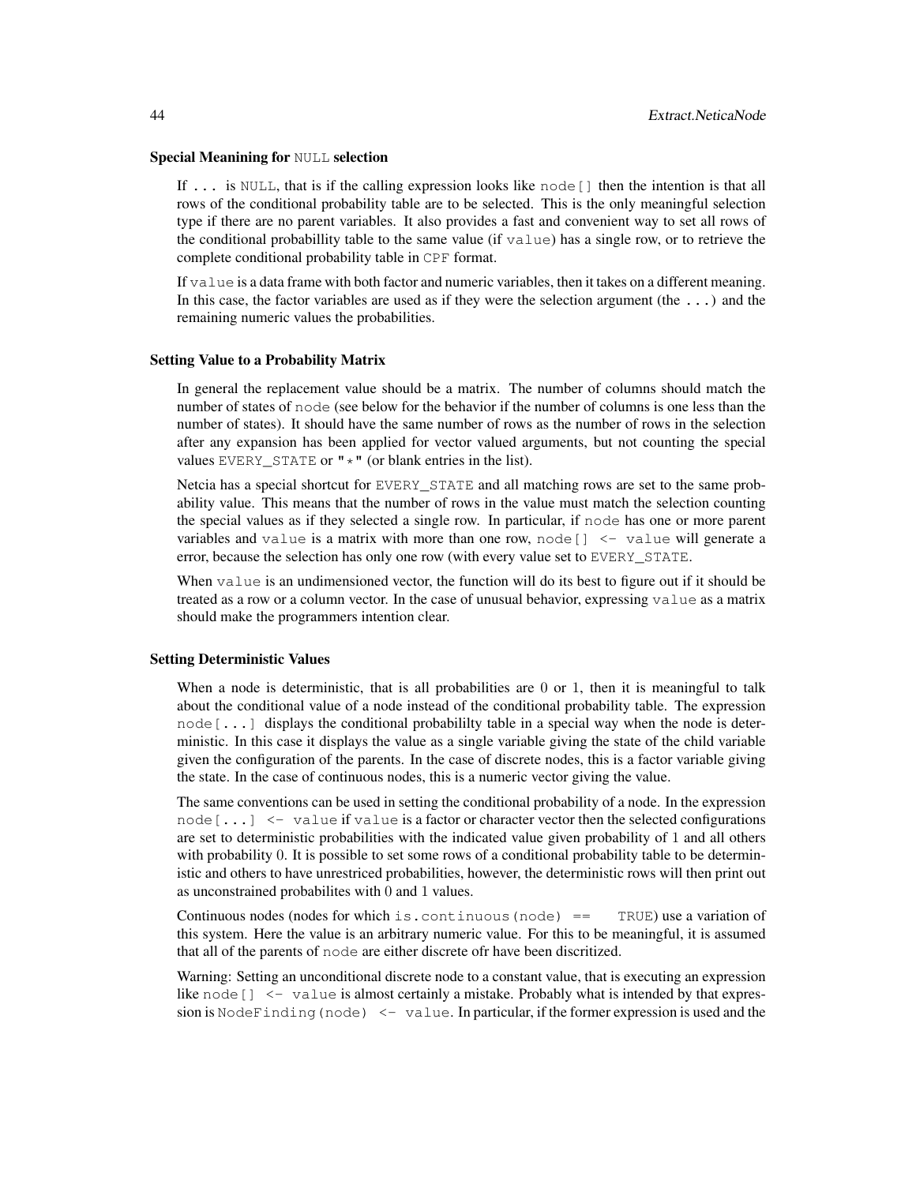### Special Meanining for `NULL` selection

If `...` is `NULL`, that is if the calling expression looks like `node[]` then the intention is that all rows of the conditional probability table are to be selected. This is the only meaningful selection type if there are no parent variables. It also provides a fast and convenient way to set all rows of the conditional probabillity table to the same value (if `value`) has a single row, or to retrieve the complete conditional probability table in `CPF` format.

If `value` is a data frame with both factor and numeric variables, then it takes on a different meaning. In this case, the factor variables are used as if they were the selection argument (the `...`) and the remaining numeric values the probabilities.

### Setting Value to a Probability Matrix

In general the replacement value should be a matrix. The number of columns should match the number of states of `node` (see below for the behavior if the number of columns is one less than the number of states). It should have the same number of rows as the number of rows in the selection after any expansion has been applied for vector valued arguments, but not counting the special values `EVERY_STATE` or `"*"` (or blank entries in the list).

Netcia has a special shortcut for `EVERY_STATE` and all matching rows are set to the same probability value. This means that the number of rows in the value must match the selection counting the special values as if they selected a single row. In particular, if `node` has one or more parent variables and `value` is a matrix with more than one row, `node[] <- value` will generate a error, because the selection has only one row (with every value set to `EVERY_STATE`.

When `value` is an undimensioned vector, the function will do its best to figure out if it should be treated as a row or a column vector. In the case of unusual behavior, expressing `value` as a matrix should make the programmers intention clear.

### Setting Deterministic Values

When a node is deterministic, that is all probabilities are 0 or 1, then it is meaningful to talk about the conditional value of a node instead of the conditional probability table. The expression `node[...]` displays the conditional probabililty table in a special way when the node is deterministic. In this case it displays the value as a single variable giving the state of the child variable given the configuration of the parents. In the case of discrete nodes, this is a factor variable giving the state. In the case of continuous nodes, this is a numeric vector giving the value.

The same conventions can be used in setting the conditional probability of a node. In the expression `node[...] <- value` if `value` is a factor or character vector then the selected configurations are set to deterministic probabilities with the indicated value given probability of 1 and all others with probability 0. It is possible to set some rows of a conditional probability table to be deterministic and others to have unrestriced probabilities, however, the deterministic rows will then print out as unconstrained probabilites with 0 and 1 values.

Continuous nodes (nodes for which `is.continuous(node) == TRUE`) use a variation of this system. Here the value is an arbitrary numeric value. For this to be meaningful, it is assumed that all of the parents of `node` are either discrete ofr have been discritized.

Warning: Setting an unconditional discrete node to a constant value, that is executing an expression like `node[] <- value` is almost certainly a mistake. Probably what is intended by that expression is `NodeFinding(node) <- value`. In particular, if the former expression is used and the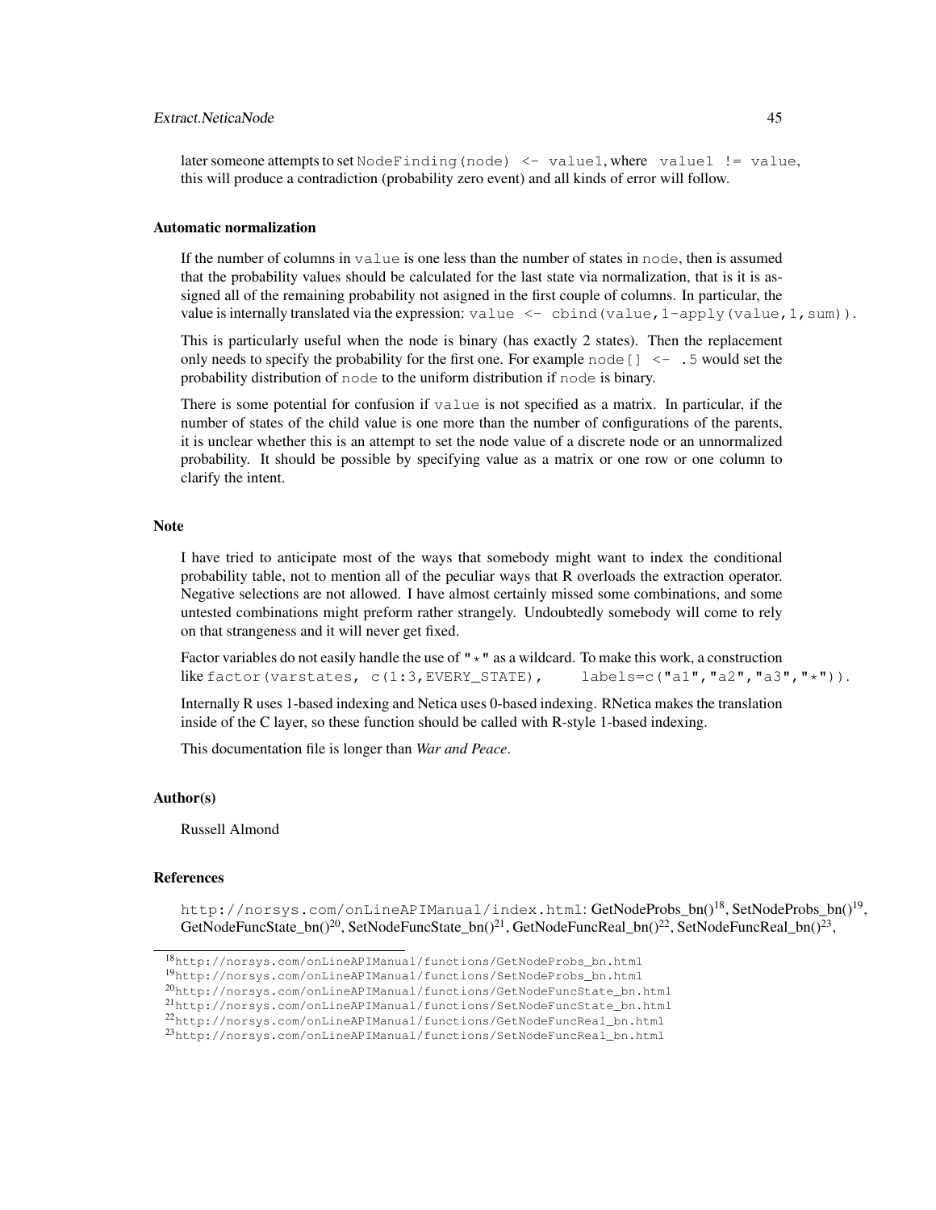later someone attempts to set `NodeFinding(node) <- value1`, where `value1 != value`, this will produce a contradiction (probability zero event) and all kinds of error will follow.

## Automatic normalization

If the number of columns in `value` is one less than the number of states in `node`, then is assumed that the probability values should be calculated for the last state via normalization, that is it is assigned all of the remaining probability not asigned in the first couple of columns. In particular, the value is internally translated via the expression: `value <- cbind(value,1-apply(value,1,sum))`.

This is particularly useful when the node is binary (has exactly 2 states). Then the replacement only needs to specify the probability for the first one. For example `node[] <- .5` would set the probability distribution of `node` to the uniform distribution if `node` is binary.

There is some potential for confusion if `value` is not specified as a matrix. In particular, if the number of states of the child value is one more than the number of configurations of the parents, it is unclear whether this is an attempt to set the node value of a discrete node or an unnormalized probability. It should be possible by specifying value as a matrix or one row or one column to clarify the intent.

## Note

I have tried to anticipate most of the ways that somebody might want to index the conditional probability table, not to mention all of the peculiar ways that R overloads the extraction operator. Negative selections are not allowed. I have almost certainly missed some combinations, and some untested combinations might preform rather strangely. Undoubtedly somebody will come to rely on that strangeness and it will never get fixed.

Factor variables do not easily handle the use of `"*"` as a wildcard. To make this work, a construction like `factor(varstates, c(1:3,EVERY_STATE), labels=c("a1","a2","a3","*"))`.

Internally R uses 1-based indexing and Netica uses 0-based indexing. RNetica makes the translation inside of the C layer, so these function should be called with R-style 1-based indexing.

This documentation file is longer than *War and Peace*.

## Author(s)

Russell Almond

## References

`http://norsys.com/onLineAPIManual/index.html`: GetNodeProbs_bn()[18], SetNodeProbs_bn()[19], GetNodeFuncState_bn()[20], SetNodeFuncState_bn()[21], GetNodeFuncReal_bn()[22], SetNodeFuncReal_bn()[23],

[18] `http://norsys.com/onLineAPIManual/functions/GetNodeProbs_bn.html`
[19] `http://norsys.com/onLineAPIManual/functions/SetNodeProbs_bn.html`
[20] `http://norsys.com/onLineAPIManual/functions/GetNodeFuncState_bn.html`
[21] `http://norsys.com/onLineAPIManual/functions/SetNodeFuncState_bn.html`
[22] `http://norsys.com/onLineAPIManual/functions/GetNodeFuncReal_bn.html`
[23] `http://norsys.com/onLineAPIManual/functions/SetNodeFuncReal_bn.html`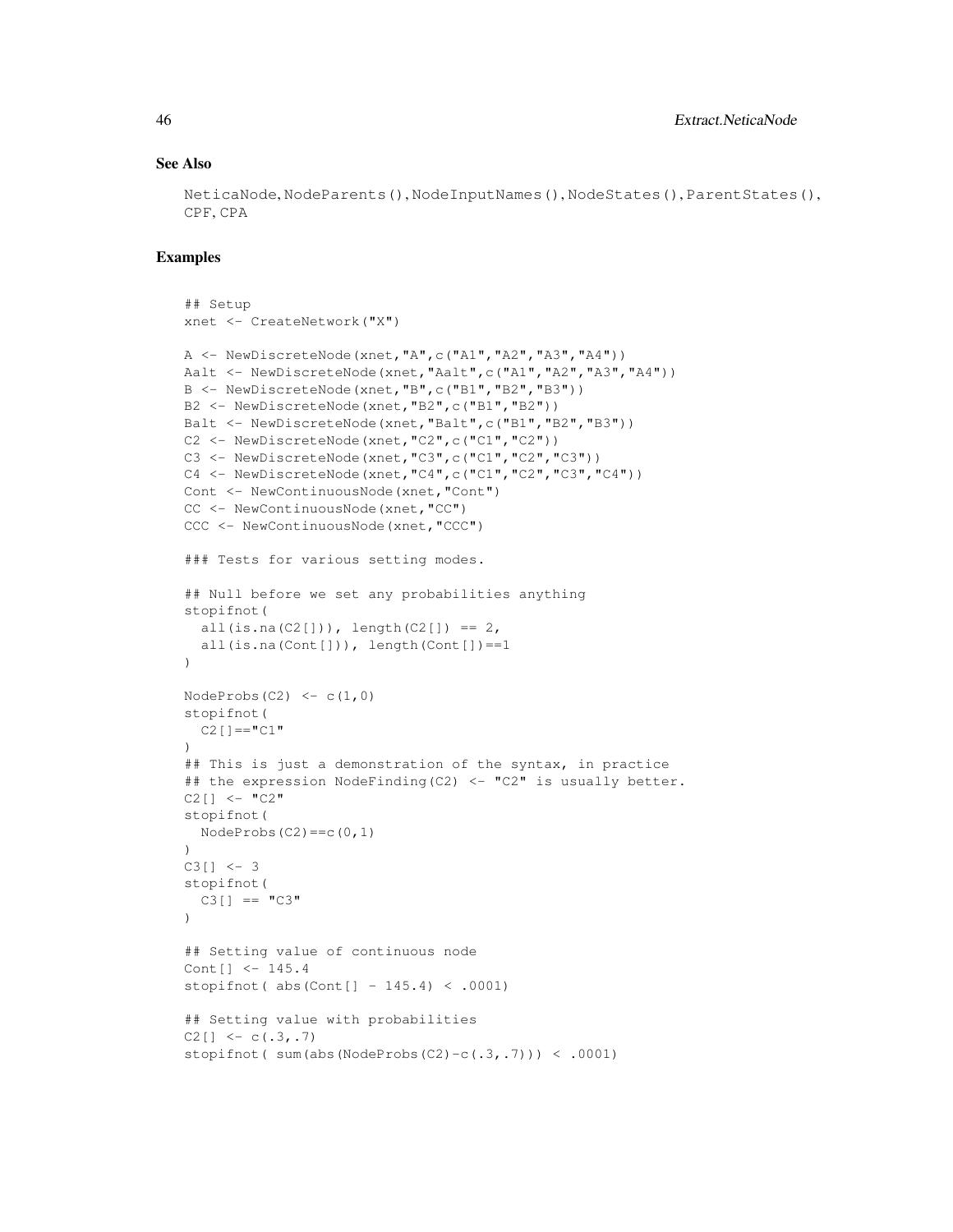## See Also

NeticaNode, NodeParents(), NodeInputNames(), NodeStates(), ParentStates(), CPF, CPA

## Examples

```
## Setup
xnet <- CreateNetwork("X")

A <- NewDiscreteNode(xnet,"A",c("A1","A2","A3","A4"))
Aalt <- NewDiscreteNode(xnet,"Aalt",c("A1","A2","A3","A4"))
B <- NewDiscreteNode(xnet,"B",c("B1","B2","B3"))
B2 <- NewDiscreteNode(xnet,"B2",c("B1","B2"))
Balt <- NewDiscreteNode(xnet,"Balt",c("B1","B2","B3"))
C2 <- NewDiscreteNode(xnet,"C2",c("C1","C2"))
C3 <- NewDiscreteNode(xnet,"C3",c("C1","C2","C3"))
C4 <- NewDiscreteNode(xnet,"C4",c("C1","C2","C3","C4"))
Cont <- NewContinuousNode(xnet,"Cont")
CC <- NewContinuousNode(xnet,"CC")
CCC <- NewContinuousNode(xnet,"CCC")

### Tests for various setting modes.

## Null before we set any probabilities anything
stopifnot(
  all(is.na(C2[])), length(C2[]) == 2,
  all(is.na(Cont[])), length(Cont[])==1
)

NodeProbs(C2) <- c(1,0)
stopifnot(
  C2[]=="C1"
)
## This is just a demonstration of the syntax, in practice
## the expression NodeFinding(C2) <- "C2" is usually better.
C2[] <- "C2"
stopifnot(
  NodeProbs(C2)==c(0,1)
)
C3[] <- 3
stopifnot(
  C3[] == "C3"
)

## Setting value of continuous node
Cont[] <- 145.4
stopifnot( abs(Cont[] - 145.4) < .0001)

## Setting value with probabilities
C2[] <- c(.3,.7)
stopifnot( sum(abs(NodeProbs(C2)-c(.3,.7))) < .0001)
```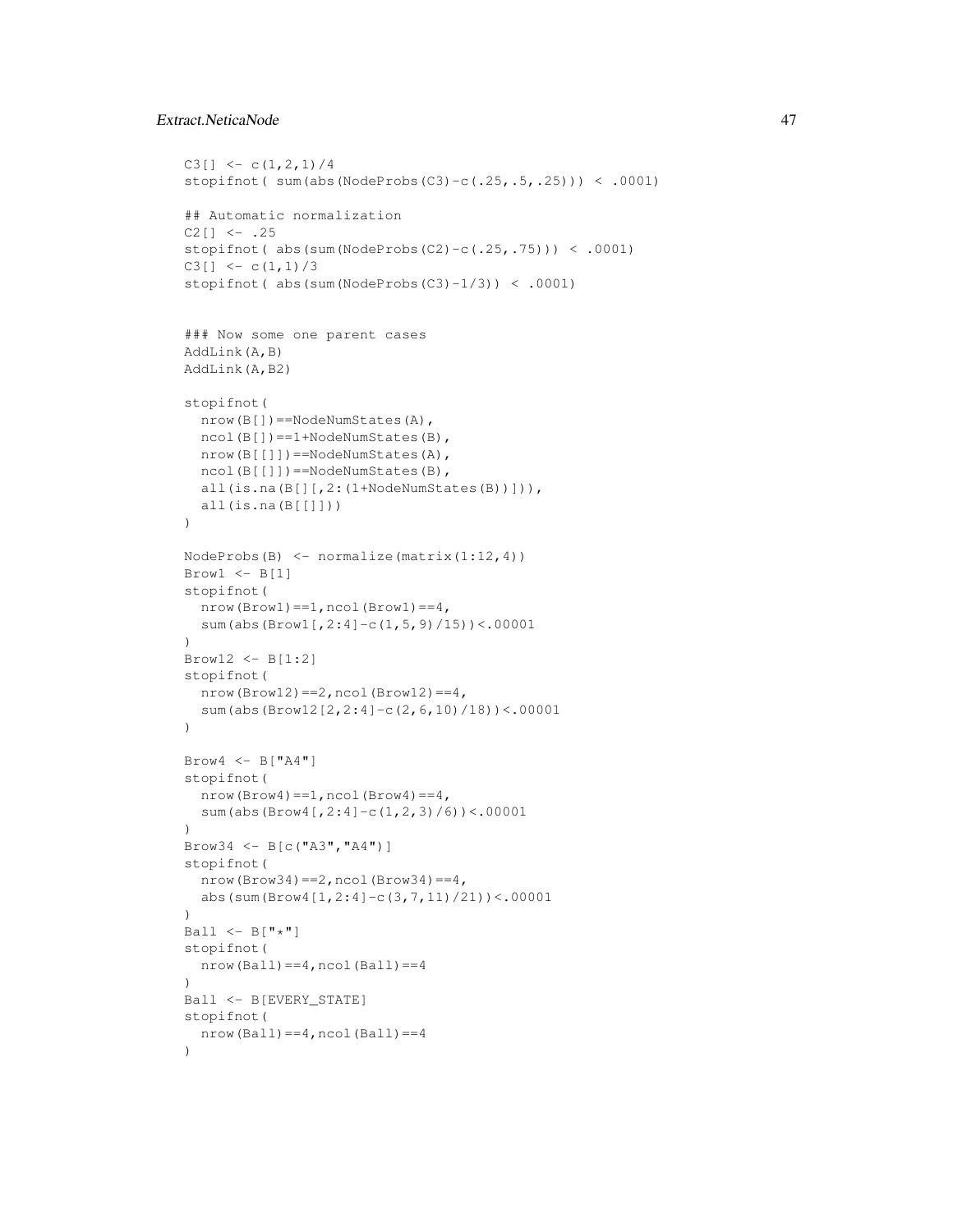```
C3[] <- c(1,2,1)/4
stopifnot( sum(abs(NodeProbs(C3)-c(.25,.5,.25))) < .0001)

## Automatic normalization
C2[] <- .25
stopifnot( abs(sum(NodeProbs(C2)-c(.25,.75))) < .0001)
C3[] <- c(1,1)/3
stopifnot( abs(sum(NodeProbs(C3)-1/3)) < .0001)


### Now some one parent cases
AddLink(A,B)
AddLink(A,B2)

stopifnot(
  nrow(B[])==NodeNumStates(A),
  ncol(B[])==1+NodeNumStates(B),
  nrow(B[[]])==NodeNumStates(A),
  ncol(B[[]])==NodeNumStates(B),
  all(is.na(B[][,2:(1+NodeNumStates(B))])),
  all(is.na(B[[]]))
)

NodeProbs(B) <- normalize(matrix(1:12,4))
Brow1 <- B[1]
stopifnot(
  nrow(Brow1)==1,ncol(Brow1)==4,
  sum(abs(Brow1[,2:4]-c(1,5,9)/15))<.00001
)
Brow12 <- B[1:2]
stopifnot(
  nrow(Brow12)==2,ncol(Brow12)==4,
  sum(abs(Brow12[2,2:4]-c(2,6,10)/18))<.00001
)

Brow4 <- B["A4"]
stopifnot(
  nrow(Brow4)==1,ncol(Brow4)==4,
  sum(abs(Brow4[,2:4]-c(1,2,3)/6))<.00001
)
Brow34 <- B[c("A3","A4")]
stopifnot(
  nrow(Brow34)==2,ncol(Brow34)==4,
  abs(sum(Brow4[1,2:4]-c(3,7,11)/21))<.00001
)
Ball <- B["*"]
stopifnot(
  nrow(Ball)==4,ncol(Ball)==4
)
Ball <- B[EVERY_STATE]
stopifnot(
  nrow(Ball)==4,ncol(Ball)==4
)
```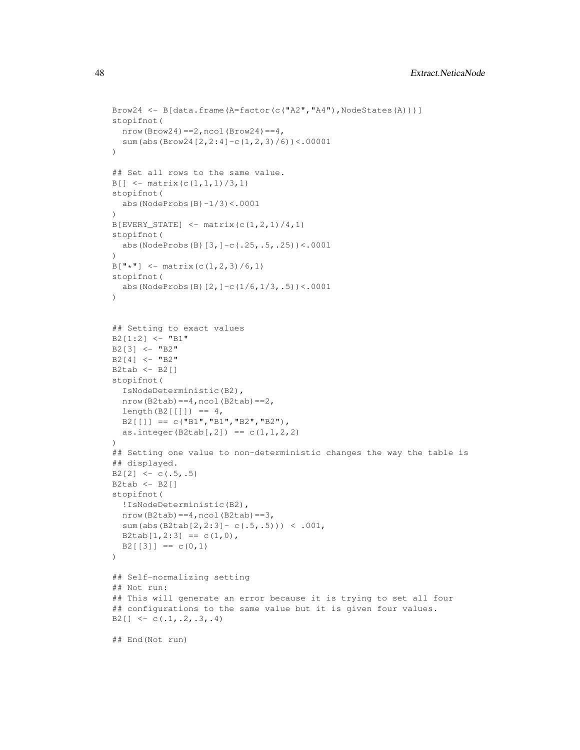```
Brow24 <- B[data.frame(A=factor(c("A2","A4"),NodeStates(A)))]
stopifnot(
  nrow(Brow24)==2,ncol(Brow24)==4,
  sum(abs(Brow24[2,2:4]-c(1,2,3)/6))<.00001
)

## Set all rows to the same value.
B[] <- matrix(c(1,1,1)/3,1)
stopifnot(
  abs(NodeProbs(B)-1/3)<.0001
)
B[EVERY_STATE] <- matrix(c(1,2,1)/4,1)
stopifnot(
  abs(NodeProbs(B)[3,]-c(.25,.5,.25))<.0001
)
B["*"] <- matrix(c(1,2,3)/6,1)
stopifnot(
  abs(NodeProbs(B)[2,]-c(1/6,1/3,.5))<.0001
)


## Setting to exact values
B2[1:2] <- "B1"
B2[3] <- "B2"
B2[4] <- "B2"
B2tab <- B2[]
stopifnot(
  IsNodeDeterministic(B2),
  nrow(B2tab)==4,ncol(B2tab)==2,
  length(B2[[]]) == 4,
  B2[[]] == c("B1","B1","B2","B2"),
  as.integer(B2tab[,2]) == c(1,1,2,2)
)
## Setting one value to non-deterministic changes the way the table is
## displayed.
B2[2] <- c(.5,.5)
B2tab <- B2[]
stopifnot(
  !IsNodeDeterministic(B2),
  nrow(B2tab)==4,ncol(B2tab)==3,
  sum(abs(B2tab[2,2:3]- c(.5,.5))) < .001,
  B2tab[1,2:3] == c(1,0),
  B2[[3]] == c(0,1)
)

## Self-normalizing setting
## Not run:
## This will generate an error because it is trying to set all four
## configurations to the same value but it is given four values.
B2[] <- c(.1,.2,.3,.4)

## End(Not run)
```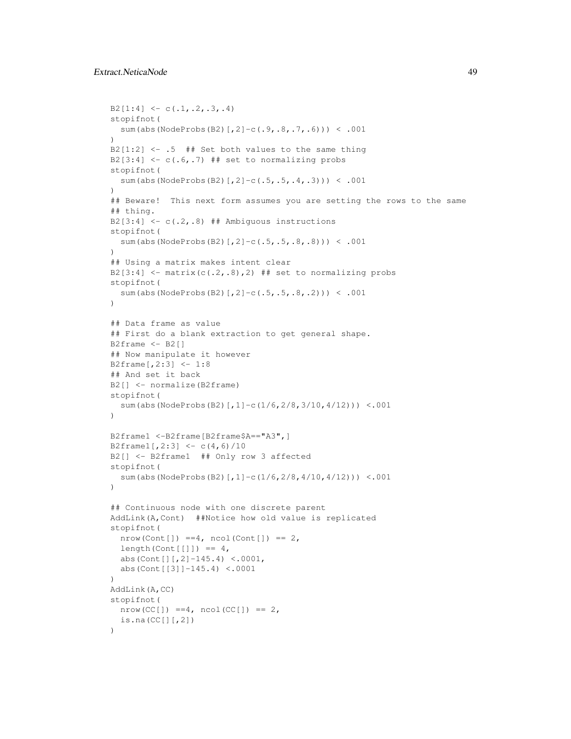```
B2[1:4] <- c(.1,.2,.3,.4)
stopifnot(
  sum(abs(NodeProbs(B2)[,2]-c(.9,.8,.7,.6))) < .001
)
B2[1:2] <- .5  ## Set both values to the same thing
B2[3:4] <- c(.6,.7) ## set to normalizing probs
stopifnot(
  sum(abs(NodeProbs(B2)[,2]-c(.5,.5,.4,.3))) < .001
)
## Beware!  This next form assumes you are setting the rows to the same
## thing.
B2[3:4] <- c(.2,.8) ## Ambiguous instructions
stopifnot(
  sum(abs(NodeProbs(B2)[,2]-c(.5,.5,.8,.8))) < .001
)
## Using a matrix makes intent clear
B2[3:4] <- matrix(c(.2,.8),2) ## set to normalizing probs
stopifnot(
  sum(abs(NodeProbs(B2)[,2]-c(.5,.5,.8,.2))) < .001
)

## Data frame as value
## First do a blank extraction to get general shape.
B2frame <- B2[]
## Now manipulate it however
B2frame[,2:3] <- 1:8
## And set it back
B2[] <- normalize(B2frame)
stopifnot(
  sum(abs(NodeProbs(B2)[,1]-c(1/6,2/8,3/10,4/12))) <.001
)

B2frame1 <-B2frame[B2frame$A=="A3",]
B2frame1[,2:3] <- c(4,6)/10
B2[] <- B2frame1  ## Only row 3 affected
stopifnot(
  sum(abs(NodeProbs(B2)[,1]-c(1/6,2/8,4/10,4/12))) <.001
)

## Continuous node with one discrete parent
AddLink(A,Cont)  ##Notice how old value is replicated
stopifnot(
  nrow(Cont[]) ==4, ncol(Cont[]) == 2,
  length(Cont[[]]) == 4,
  abs(Cont[][,2]-145.4) <.0001,
  abs(Cont[[3]]-145.4) <.0001
)
AddLink(A,CC)
stopifnot(
  nrow(CC[]) ==4, ncol(CC[]) == 2,
  is.na(CC[][,2])
)
```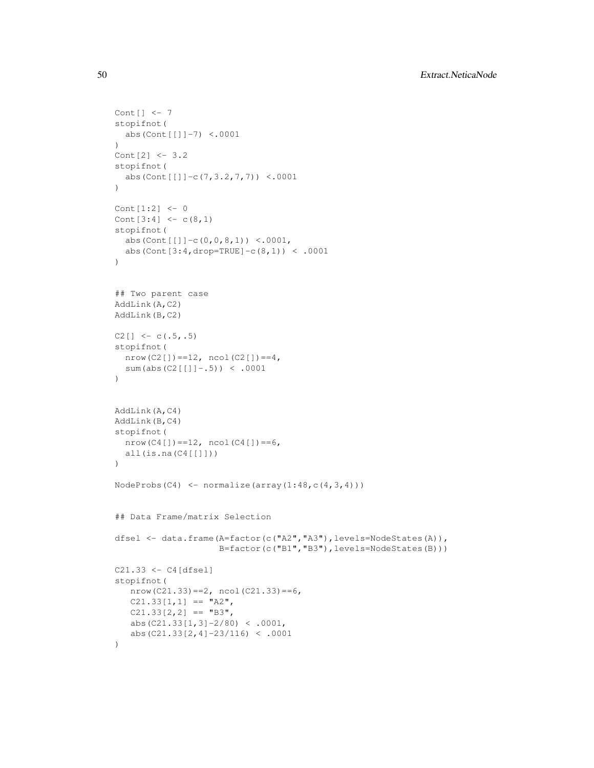```
Cont[] <- 7
stopifnot(
  abs(Cont[[]]-7) <.0001
)
Cont[2] <- 3.2
stopifnot(
  abs(Cont[[]]-c(7,3.2,7,7)) <.0001
)

Cont[1:2] <- 0
Cont[3:4] <- c(8,1)
stopifnot(
  abs(Cont[[]]-c(0,0,8,1)) <.0001,
  abs(Cont[3:4,drop=TRUE]-c(8,1)) < .0001
)


## Two parent case
AddLink(A,C2)
AddLink(B,C2)

C2[] <- c(.5,.5)
stopifnot(
  nrow(C2[])==12, ncol(C2[])==4,
  sum(abs(C2[[]]-.5)) < .0001
)


AddLink(A,C4)
AddLink(B,C4)
stopifnot(
  nrow(C4[])==12, ncol(C4[])==6,
  all(is.na(C4[[]]))
)

NodeProbs(C4) <- normalize(array(1:48,c(4,3,4)))


## Data Frame/matrix Selection

dfsel <- data.frame(A=factor(c("A2","A3"),levels=NodeStates(A)),
                    B=factor(c("B1","B3"),levels=NodeStates(B)))

C21.33 <- C4[dfsel]
stopifnot(
   nrow(C21.33)==2, ncol(C21.33)==6,
   C21.33[1,1] == "A2",
   C21.33[2,2] == "B3",
   abs(C21.33[1,3]-2/80) < .0001,
   abs(C21.33[2,4]-23/116) < .0001
)
```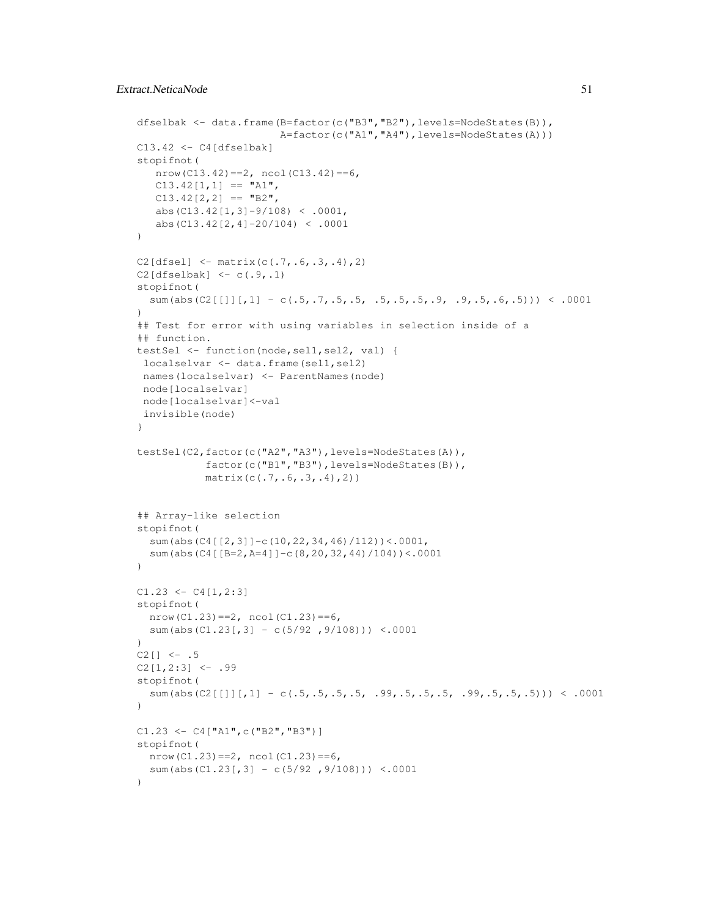```
dfselbak <- data.frame(B=factor(c("B3","B2"),levels=NodeStates(B)),
                       A=factor(c("A1","A4"),levels=NodeStates(A)))
C13.42 <- C4[dfselbak]
stopifnot(
   nrow(C13.42)==2, ncol(C13.42)==6,
   C13.42[1,1] == "A1",
   C13.42[2,2] == "B2",
   abs(C13.42[1,3]-9/108) < .0001,
   abs(C13.42[2,4]-20/104) < .0001
)

C2[dfsel] <- matrix(c(.7,.6,.3,.4),2)
C2[dfselbak] <- c(.9,.1)
stopifnot(
  sum(abs(C2[[]][,1] - c(.5,.7,.5,.5, .5,.5,.5,.9, .9,.5,.6,.5))) < .0001
)
## Test for error with using variables in selection inside of a
## function.
testSel <- function(node,sel1,sel2, val) {
 localselvar <- data.frame(sel1,sel2)
 names(localselvar) <- ParentNames(node)
 node[localselvar]
 node[localselvar]<-val
 invisible(node)
}

testSel(C2,factor(c("A2","A3"),levels=NodeStates(A)),
           factor(c("B1","B3"),levels=NodeStates(B)),
           matrix(c(.7,.6,.3,.4),2))


## Array-like selection
stopifnot(
  sum(abs(C4[[2,3]]-c(10,22,34,46)/112))<.0001,
  sum(abs(C4[[B=2,A=4]]-c(8,20,32,44)/104))<.0001
)

C1.23 <- C4[1,2:3]
stopifnot(
  nrow(C1.23)==2, ncol(C1.23)==6,
  sum(abs(C1.23[,3] - c(5/92 ,9/108))) <.0001
)
C2[] <- .5
C2[1,2:3] <- .99
stopifnot(
  sum(abs(C2[[]][,1] - c(.5,.5,.5,.5, .99,.5,.5,.5, .99,.5,.5,.5))) < .0001
)

C1.23 <- C4["A1",c("B2","B3")]
stopifnot(
  nrow(C1.23)==2, ncol(C1.23)==6,
  sum(abs(C1.23[,3] - c(5/92 ,9/108))) <.0001
)
```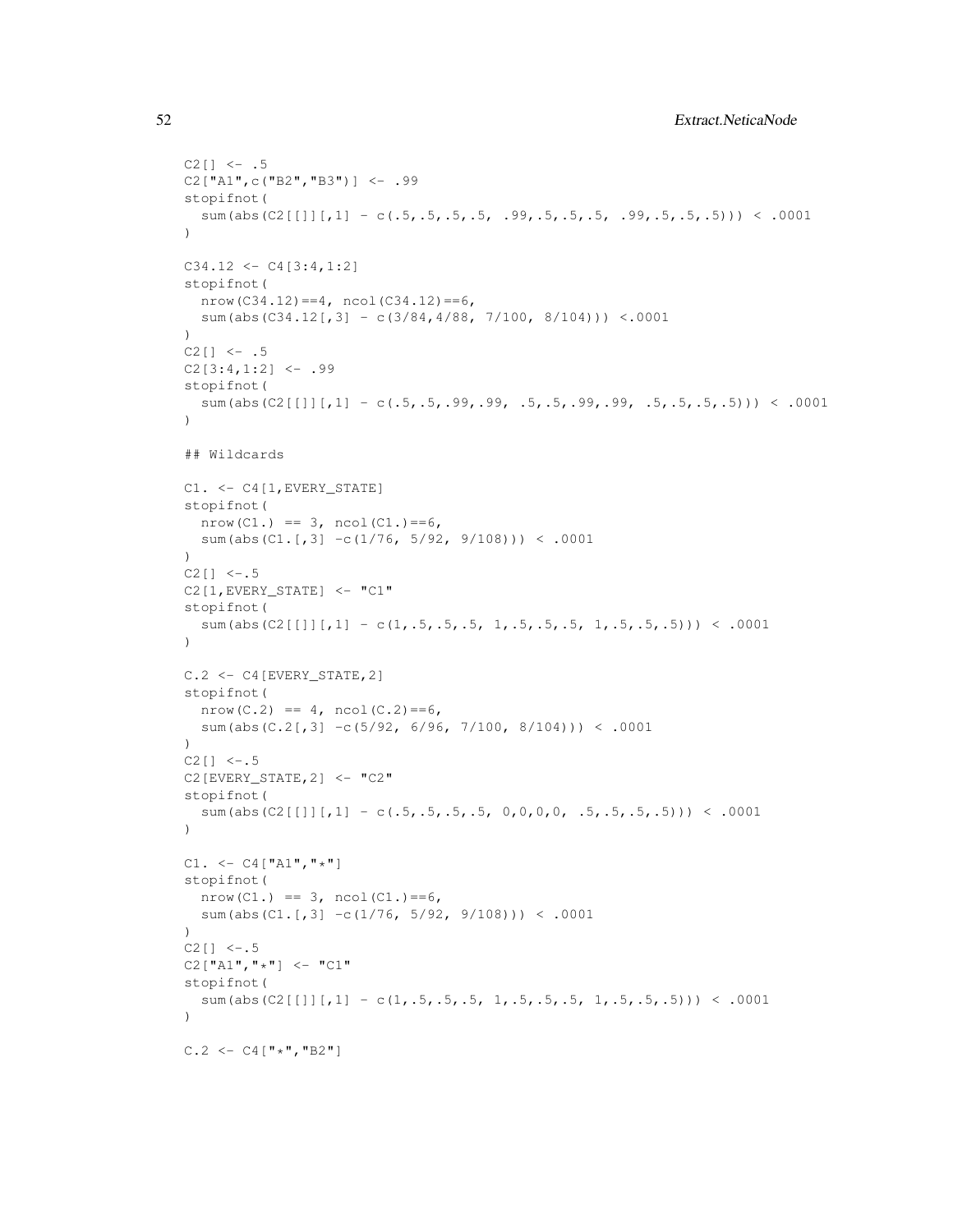```
C2[] <- .5
C2["A1",c("B2","B3")] <- .99
stopifnot(
  sum(abs(C2[[]][,1] - c(.5,.5,.5,.5, .99,.5,.5,.5, .99,.5,.5,.5))) < .0001
)

C34.12 <- C4[3:4,1:2]
stopifnot(
  nrow(C34.12)==4, ncol(C34.12)==6,
  sum(abs(C34.12[,3] - c(3/84,4/88, 7/100, 8/104))) <.0001
)
C2[] <- .5
C2[3:4,1:2] <- .99
stopifnot(
  sum(abs(C2[[]][,1] - c(.5,.5,.99,.99, .5,.5,.99,.99, .5,.5,.5,.5))) < .0001
)

## Wildcards

C1. <- C4[1,EVERY_STATE]
stopifnot(
  nrow(C1.) == 3, ncol(C1.)==6,
  sum(abs(C1.[,3] -c(1/76, 5/92, 9/108))) < .0001
)
C2[] <-.5
C2[1,EVERY_STATE] <- "C1"
stopifnot(
  sum(abs(C2[[]][,1] - c(1,.5,.5,.5, 1,.5,.5,.5, 1,.5,.5,.5))) < .0001
)

C.2 <- C4[EVERY_STATE,2]
stopifnot(
  nrow(C.2) == 4, ncol(C.2)==6,
  sum(abs(C.2[,3] -c(5/92, 6/96, 7/100, 8/104))) < .0001
)
C2[] <-.5
C2[EVERY_STATE,2] <- "C2"
stopifnot(
  sum(abs(C2[[]][,1] - c(.5,.5,.5,.5, 0,0,0,0, .5,.5,.5,.5))) < .0001
)

C1. <- C4["A1","*"]
stopifnot(
  nrow(C1.) == 3, ncol(C1.)==6,
  sum(abs(C1.[,3] -c(1/76, 5/92, 9/108))) < .0001
)
C2[] <-.5
C2["A1","*"] <- "C1"
stopifnot(
  sum(abs(C2[[]][,1] - c(1,.5,.5,.5, 1,.5,.5,.5, 1,.5,.5,.5))) < .0001
)

C.2 <- C4["*","B2"]
```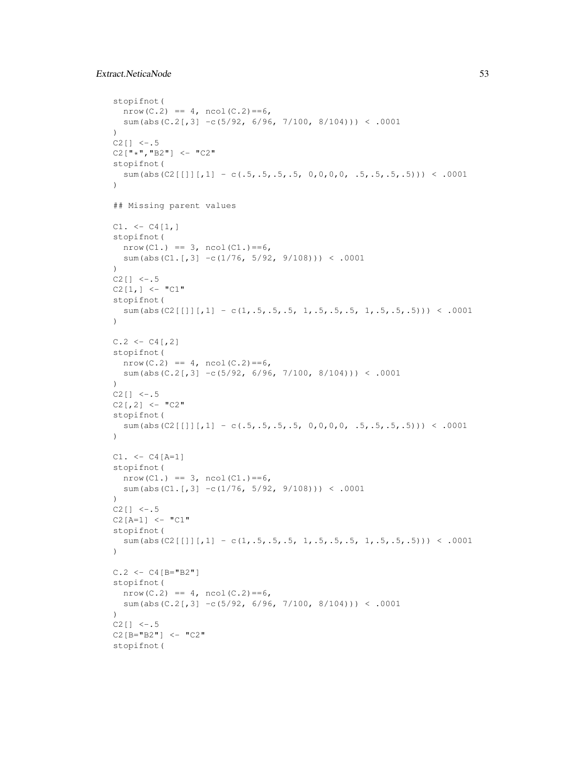```
stopifnot(
  nrow(C.2) == 4, ncol(C.2)==6,
  sum(abs(C.2[,3] -c(5/92, 6/96, 7/100, 8/104))) < .0001
)
C2[] <-.5
C2["*","B2"] <- "C2"
stopifnot(
  sum(abs(C2[[]][,1] - c(.5,.5,.5,.5, 0,0,0,0, .5,.5,.5,.5))) < .0001
)

## Missing parent values

C1. <- C4[1,]
stopifnot(
  nrow(C1.) == 3, ncol(C1.)==6,
  sum(abs(C1.[,3] -c(1/76, 5/92, 9/108))) < .0001
)
C2[] <-.5
C2[1,] <- "C1"
stopifnot(
  sum(abs(C2[[]][,1] - c(1,.5,.5,.5, 1,.5,.5,.5, 1,.5,.5,.5))) < .0001
)

C.2 <- C4[,2]
stopifnot(
  nrow(C.2) == 4, ncol(C.2)==6,
  sum(abs(C.2[,3] -c(5/92, 6/96, 7/100, 8/104))) < .0001
)
C2[] <-.5
C2[,2] <- "C2"
stopifnot(
  sum(abs(C2[[]][,1] - c(.5,.5,.5,.5, 0,0,0,0, .5,.5,.5,.5))) < .0001
)

C1. <- C4[A=1]
stopifnot(
  nrow(C1.) == 3, ncol(C1.)==6,
  sum(abs(C1.[,3] -c(1/76, 5/92, 9/108))) < .0001
)
C2[] <-.5
C2[A=1] <- "C1"
stopifnot(
  sum(abs(C2[[]][,1] - c(1,.5,.5,.5, 1,.5,.5,.5, 1,.5,.5,.5))) < .0001
)

C.2 <- C4[B="B2"]
stopifnot(
  nrow(C.2) == 4, ncol(C.2)==6,
  sum(abs(C.2[,3] -c(5/92, 6/96, 7/100, 8/104))) < .0001
)
C2[] <-.5
C2[B="B2"] <- "C2"
stopifnot(
```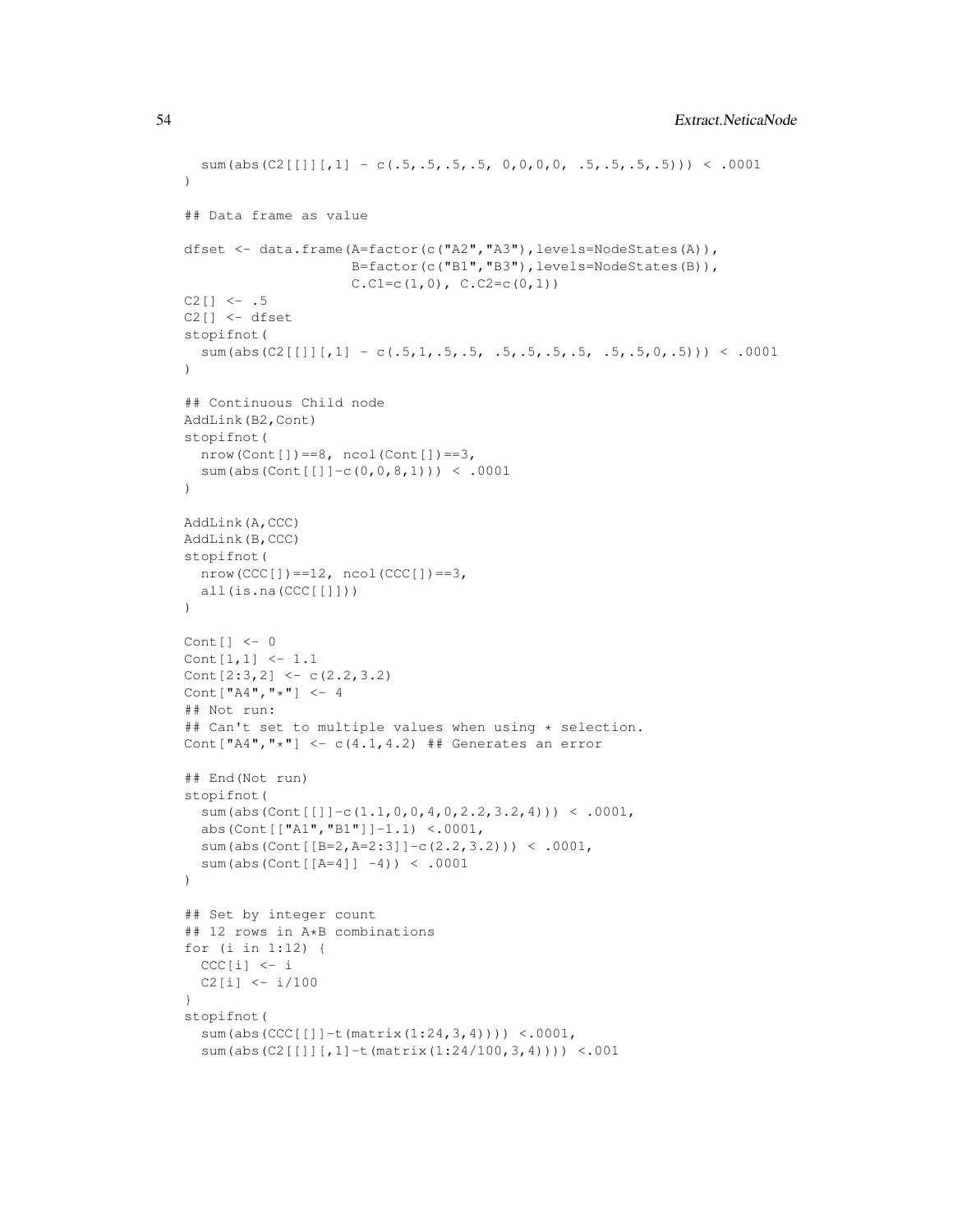```
  sum(abs(C2[[]][,1] - c(.5,.5,.5,.5, 0,0,0,0, .5,.5,.5,.5))) < .0001
)

## Data frame as value

dfset <- data.frame(A=factor(c("A2","A3"),levels=NodeStates(A)),
                    B=factor(c("B1","B3"),levels=NodeStates(B)),
                    C.C1=c(1,0), C.C2=c(0,1))
C2[] <- .5
C2[] <- dfset
stopifnot(
  sum(abs(C2[[]][,1] - c(.5,1,.5,.5, .5,.5,.5,.5, .5,.5,0,.5))) < .0001
)

## Continuous Child node
AddLink(B2,Cont)
stopifnot(
  nrow(Cont[])==8, ncol(Cont[])==3,
  sum(abs(Cont[[]]-c(0,0,8,1))) < .0001
)

AddLink(A,CCC)
AddLink(B,CCC)
stopifnot(
  nrow(CCC[])==12, ncol(CCC[])==3,
  all(is.na(CCC[[]]))
)

Cont[] <- 0
Cont[1,1] <- 1.1
Cont[2:3,2] <- c(2.2,3.2)
Cont["A4","*"] <- 4
## Not run:
## Can't set to multiple values when using * selection.
Cont["A4","*"] <- c(4.1,4.2) ## Generates an error

## End(Not run)
stopifnot(
  sum(abs(Cont[[]]-c(1.1,0,0,4,0,2.2,3.2,4))) < .0001,
  abs(Cont[["A1","B1"]]-1.1) <.0001,
  sum(abs(Cont[[B=2,A=2:3]]-c(2.2,3.2))) < .0001,
  sum(abs(Cont[[A=4]] -4)) < .0001
)

## Set by integer count
## 12 rows in A*B combinations
for (i in 1:12) {
  CCC[i] <- i
  C2[i] <- i/100
}
stopifnot(
  sum(abs(CCC[[]]-t(matrix(1:24,3,4)))) <.0001,
  sum(abs(C2[[]][,1]-t(matrix(1:24/100,3,4)))) <.001
```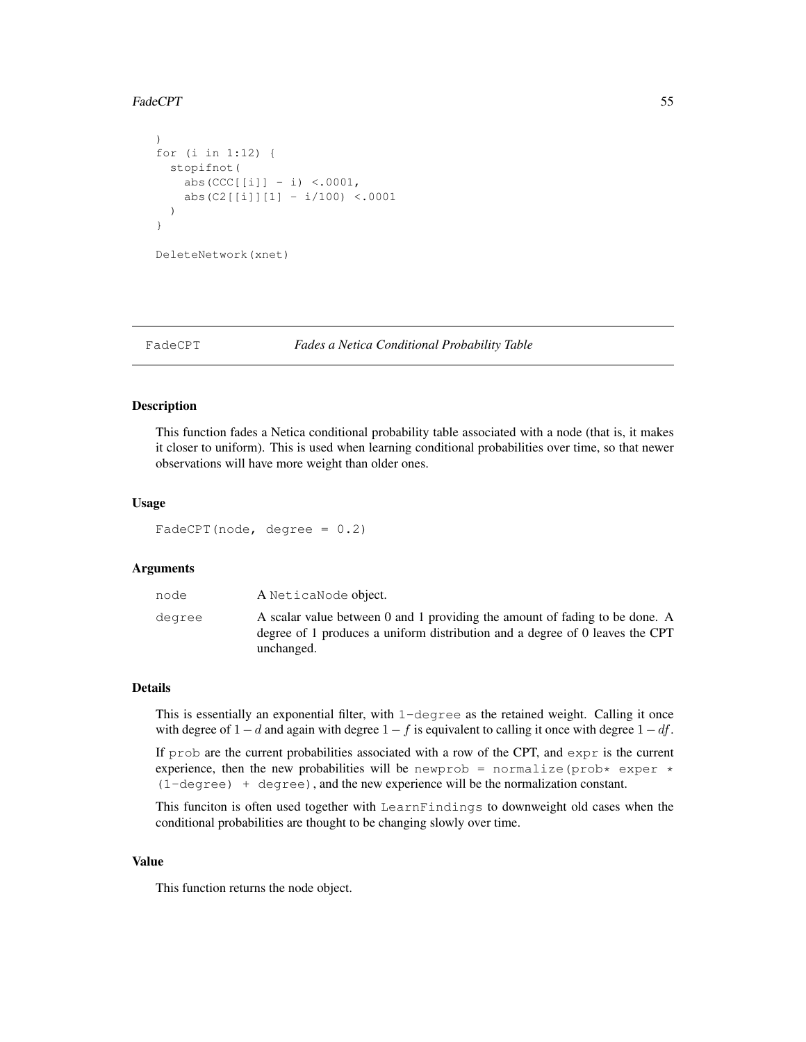```
)
for (i in 1:12) {
  stopifnot(
    abs(CCC[[i]] - i) <.0001,
    abs(C2[[i]][1] - i/100) <.0001
  )
}

DeleteNetwork(xnet)
```

---

## FadeCPT *Fades a Netica Conditional Probability Table*

---

### Description

This function fades a Netica conditional probability table associated with a node (that is, it makes it closer to uniform). This is used when learning conditional probabilities over time, so that newer observations will have more weight than older ones.

### Usage

```
FadeCPT(node, degree = 0.2)
```

### Arguments

| | |
|---|---|
| `node` | A `NeticaNode` object. |
| `degree` | A scalar value between 0 and 1 providing the amount of fading to be done. A degree of 1 produces a uniform distribution and a degree of 0 leaves the CPT unchanged. |

### Details

This is essentially an exponential filter, with `1-degree` as the retained weight. Calling it once with degree of $1-d$ and again with degree $1-f$ is equivalent to calling it once with degree $1-df$.

If `prob` are the current probabilities associated with a row of the CPT, and `expr` is the current experience, then the new probabilities will be `newprob = normalize(prob* exper * (1-degree) + degree)`, and the new experience will be the normalization constant.

This funciton is often used together with `LearnFindings` to downweight old cases when the conditional probabilities are thought to be changing slowly over time.

### Value

This function returns the node object.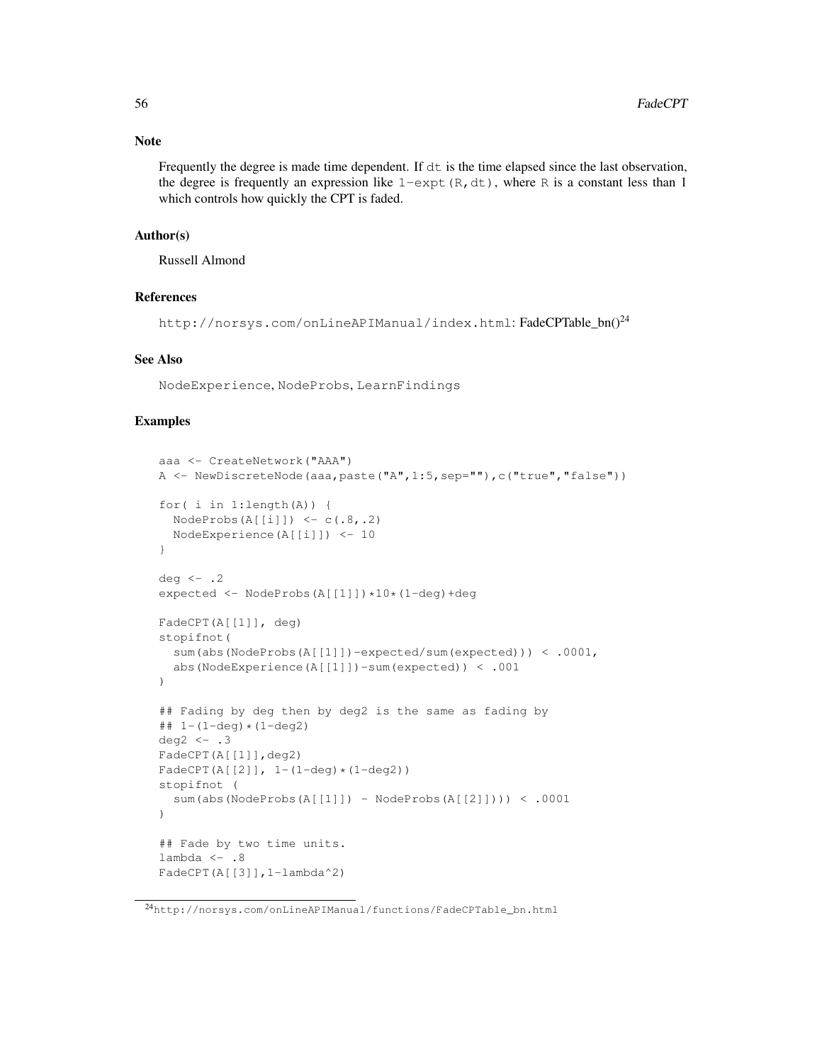## Note

Frequently the degree is made time dependent. If `dt` is the time elapsed since the last observation, the degree is frequently an expression like `1-expt(R,dt)`, where `R` is a constant less than 1 which controls how quickly the CPT is faded.

## Author(s)

Russell Almond

## References

`http://norsys.com/onLineAPIManual/index.html`: FadeCPTable_bn()[24]

## See Also

`NodeExperience`, `NodeProbs`, `LearnFindings`

## Examples

```
aaa <- CreateNetwork("AAA")
A <- NewDiscreteNode(aaa,paste("A",1:5,sep=""),c("true","false"))

for( i in 1:length(A)) {
  NodeProbs(A[[i]]) <- c(.8,.2)
  NodeExperience(A[[i]]) <- 10
}

deg <- .2
expected <- NodeProbs(A[[1]])*10*(1-deg)+deg

FadeCPT(A[[1]], deg)
stopifnot(
  sum(abs(NodeProbs(A[[1]])-expected/sum(expected))) < .0001,
  abs(NodeExperience(A[[1]])-sum(expected)) < .001
)

## Fading by deg then by deg2 is the same as fading by
## 1-(1-deg)*(1-deg2)
deg2 <- .3
FadeCPT(A[[1]],deg2)
FadeCPT(A[[2]], 1-(1-deg)*(1-deg2))
stopifnot (
  sum(abs(NodeProbs(A[[1]]) - NodeProbs(A[[2]]))) < .0001
)

## Fade by two time units.
lambda <- .8
FadeCPT(A[[3]],1-lambda^2)
```

[24] `http://norsys.com/onLineAPIManual/functions/FadeCPTable_bn.html`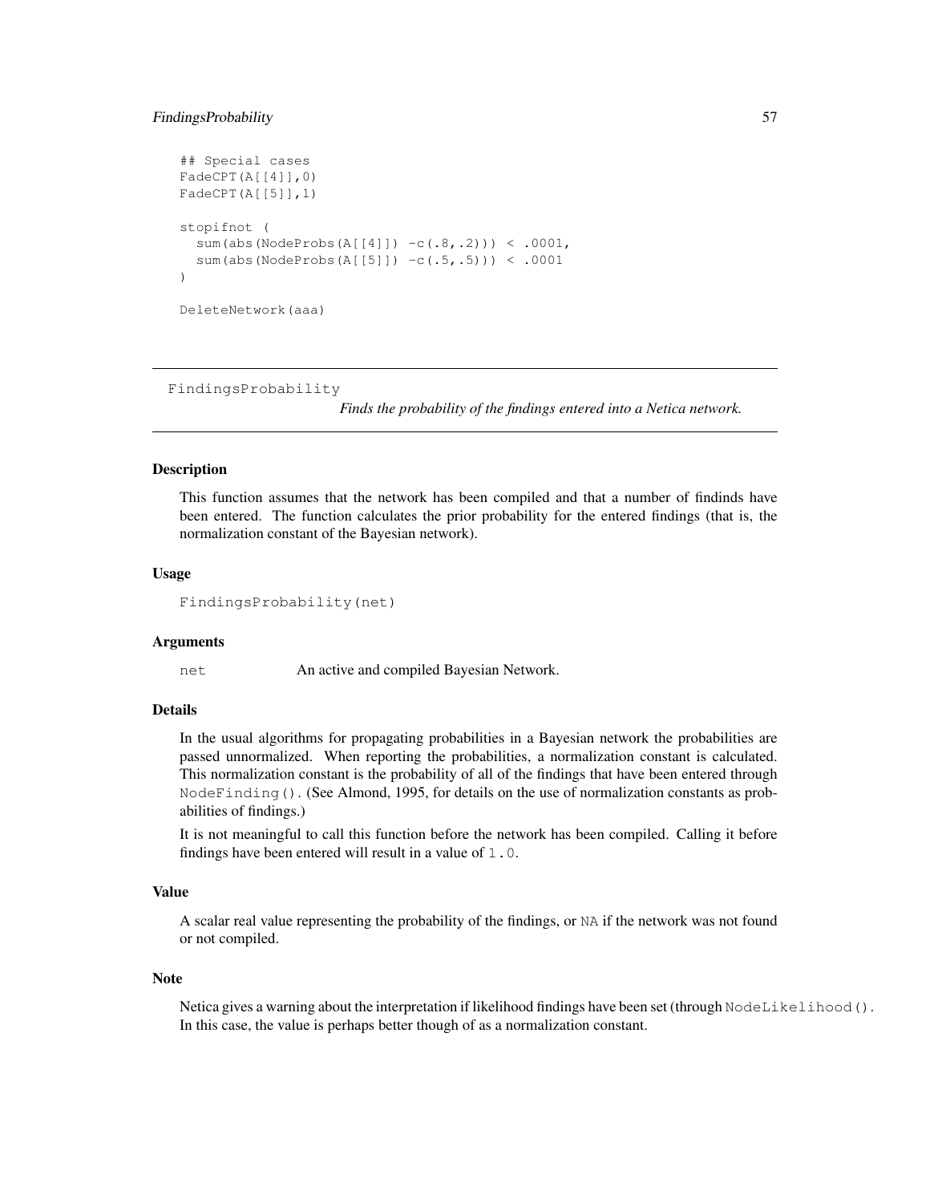```
## Special cases
FadeCPT(A[[4]],0)
FadeCPT(A[[5]],1)

stopifnot (
  sum(abs(NodeProbs(A[[4]]) -c(.8,.2))) < .0001,
  sum(abs(NodeProbs(A[[5]]) -c(.5,.5))) < .0001
)

DeleteNetwork(aaa)
```

---

## FindingsProbability

*Finds the probability of the findings entered into a Netica network.*

---

### Description

This function assumes that the network has been compiled and that a number of findinds have been entered. The function calculates the prior probability for the entered findings (that is, the normalization constant of the Bayesian network).

### Usage

```
FindingsProbability(net)
```

### Arguments

| | |
|---|---|
| `net` | An active and compiled Bayesian Network. |

### Details

In the usual algorithms for propagating probabilities in a Bayesian network the probabilities are passed unnormalized. When reporting the probabilities, a normalization constant is calculated. This normalization constant is the probability of all of the findings that have been entered through `NodeFinding()`. (See Almond, 1995, for details on the use of normalization constants as probabilities of findings.)

It is not meaningful to call this function before the network has been compiled. Calling it before findings have been entered will result in a value of `1.0`.

### Value

A scalar real value representing the probability of the findings, or `NA` if the network was not found or not compiled.

### Note

Netica gives a warning about the interpretation if likelihood findings have been set (through `NodeLikelihood()`. In this case, the value is perhaps better though of as a normalization constant.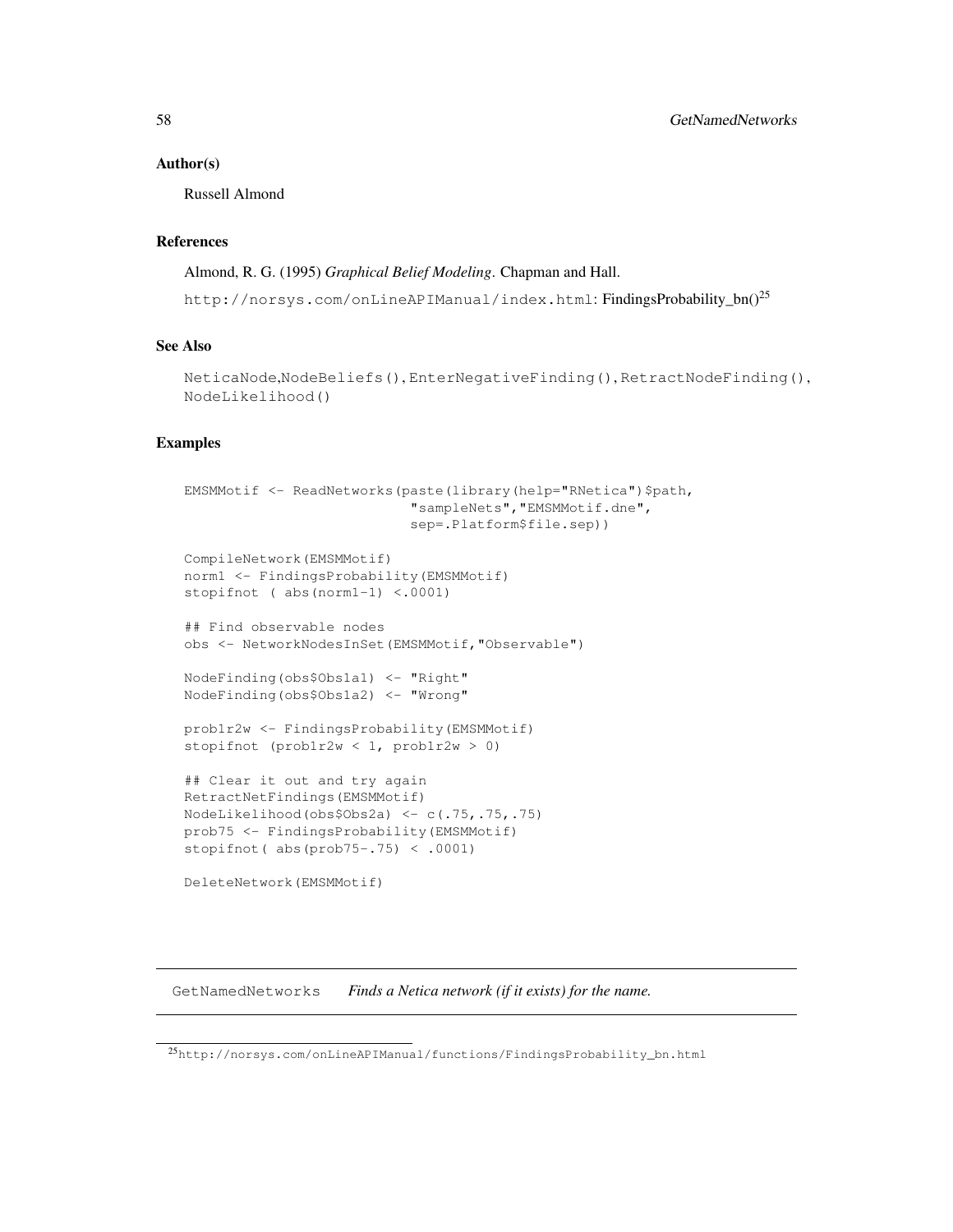### Author(s)

Russell Almond

### References

Almond, R. G. (1995) *Graphical Belief Modeling*. Chapman and Hall.

http://norsys.com/onLineAPIManual/index.html: FindingsProbability_bn()[25]

### See Also

NeticaNode,NodeBeliefs(),EnterNegativeFinding(),RetractNodeFinding(), NodeLikelihood()

### Examples

```
EMSMMotif <- ReadNetworks(paste(library(help="RNetica")$path,
                           "sampleNets","EMSMMotif.dne",
                           sep=.Platform$file.sep))

CompileNetwork(EMSMMotif)
norm1 <- FindingsProbability(EMSMMotif)
stopifnot ( abs(norm1-1) <.0001)

## Find observable nodes
obs <- NetworkNodesInSet(EMSMMotif,"Observable")

NodeFinding(obs$Obs1a1) <- "Right"
NodeFinding(obs$Obs1a2) <- "Wrong"

prob1r2w <- FindingsProbability(EMSMMotif)
stopifnot (prob1r2w < 1, prob1r2w > 0)

## Clear it out and try again
RetractNetFindings(EMSMMotif)
NodeLikelihood(obs$Obs2a) <- c(.75,.75,.75)
prob75 <- FindingsProbability(EMSMMotif)
stopifnot( abs(prob75-.75) < .0001)

DeleteNetwork(EMSMMotif)
```

---

## GetNamedNetworks    *Finds a Netica network (if it exists) for the name.*

---

[25] http://norsys.com/onLineAPIManual/functions/FindingsProbability_bn.html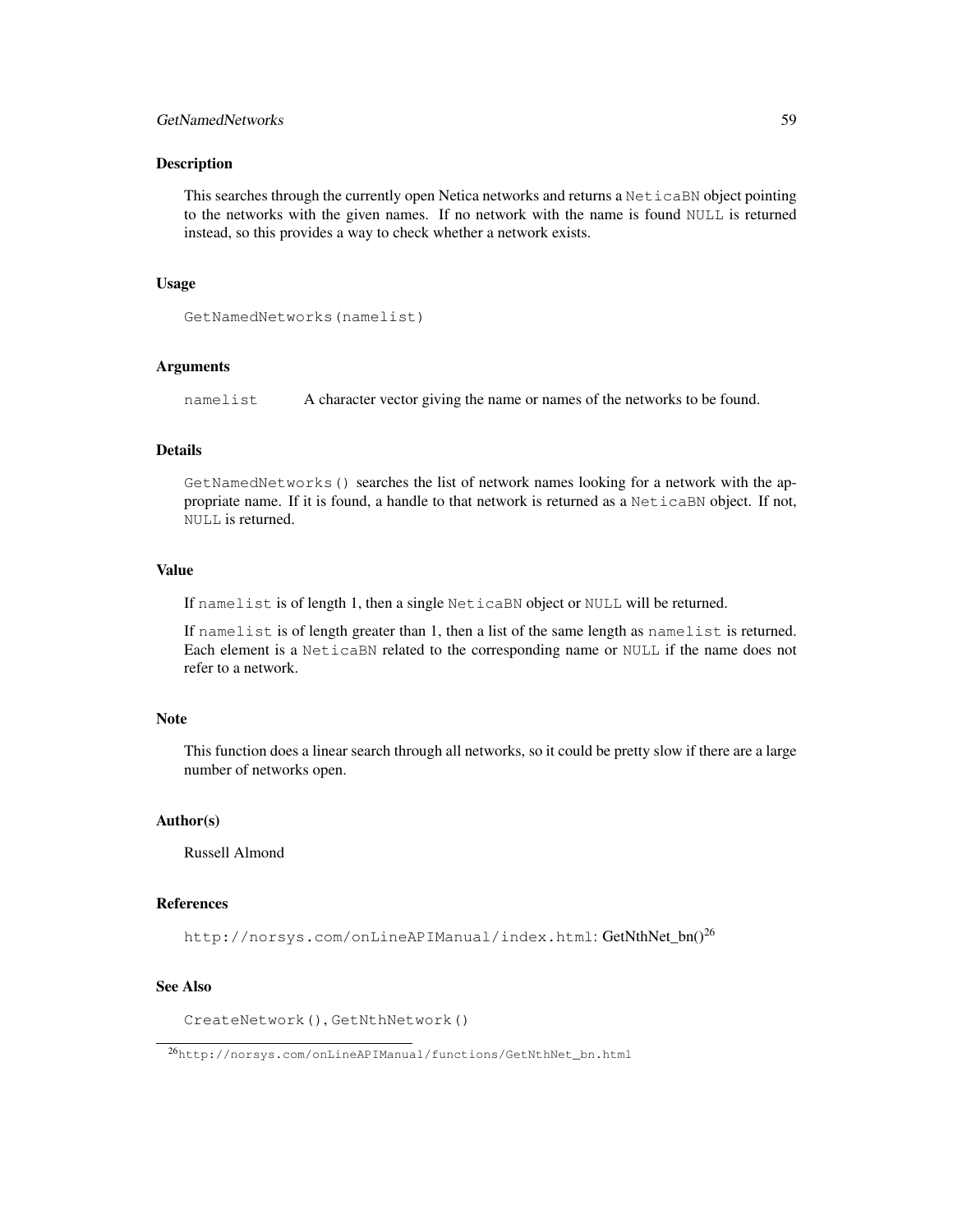## Description

This searches through the currently open Netica networks and returns a `NeticaBN` object pointing to the networks with the given names. If no network with the name is found `NULL` is returned instead, so this provides a way to check whether a network exists.

## Usage

```
GetNamedNetworks(namelist)
```

## Arguments

| | |
|---|---|
| `namelist` | A character vector giving the name or names of the networks to be found. |

## Details

`GetNamedNetworks()` searches the list of network names looking for a network with the appropriate name. If it is found, a handle to that network is returned as a `NeticaBN` object. If not, `NULL` is returned.

## Value

If `namelist` is of length 1, then a single `NeticaBN` object or `NULL` will be returned.

If `namelist` is of length greater than 1, then a list of the same length as `namelist` is returned. Each element is a `NeticaBN` related to the corresponding name or `NULL` if the name does not refer to a network.

## Note

This function does a linear search through all networks, so it could be pretty slow if there are a large number of networks open.

## Author(s)

Russell Almond

## References

`http://norsys.com/onLineAPIManual/index.html`: GetNthNet_bn()[26]

## See Also

`CreateNetwork()`, `GetNthNetwork()`

---

[26] `http://norsys.com/onLineAPIManual/functions/GetNthNet_bn.html`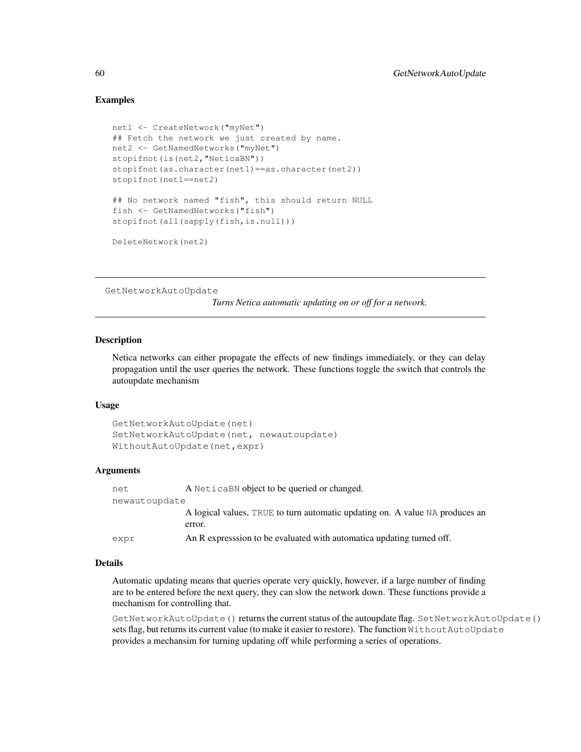### Examples

```
net1 <- CreateNetwork("myNet")
## Fetch the network we just created by name.
net2 <- GetNamedNetworks("myNet")
stopifnot(is(net2,"NeticaBN"))
stopifnot(as.character(net1)==as.character(net2))
stopifnot(net1==net2)

## No network named "fish", this should return NULL
fish <- GetNamedNetworks("fish")
stopifnot(all(sapply(fish,is.null)))

DeleteNetwork(net2)
```

---

## GetNetworkAutoUpdate — *Turns Netica automatic updating on or off for a network.*

---

### Description

Netica networks can either propagate the effects of new findings immediately, or they can delay propagation until the user queries the network. These functions toggle the switch that controls the autoupdate mechanism

### Usage

```
GetNetworkAutoUpdate(net)
SetNetworkAutoUpdate(net, newautoupdate)
WithoutAutoUpdate(net,expr)
```

### Arguments

| | |
|---|---|
| `net` | A `NeticaBN` object to be queried or changed. |
| `newautoupdate` | A logical values, `TRUE` to turn automatic updating on. A value `NA` produces an error. |
| `expr` | An R expresssion to be evaluated with automatica updating turned off. |

### Details

Automatic updating means that queries operate very quickly, however, if a large number of finding are to be entered before the next query, they can slow the network down. These functions provide a mechanism for controlling that.

`GetNetworkAutoUpdate()` returns the current status of the autoupdate flag. `SetNetworkAutoUpdate()` sets flag, but returns its current value (to make it easier to restore). The function `WithoutAutoUpdate` provides a mechansim for turning updating off while performing a series of operations.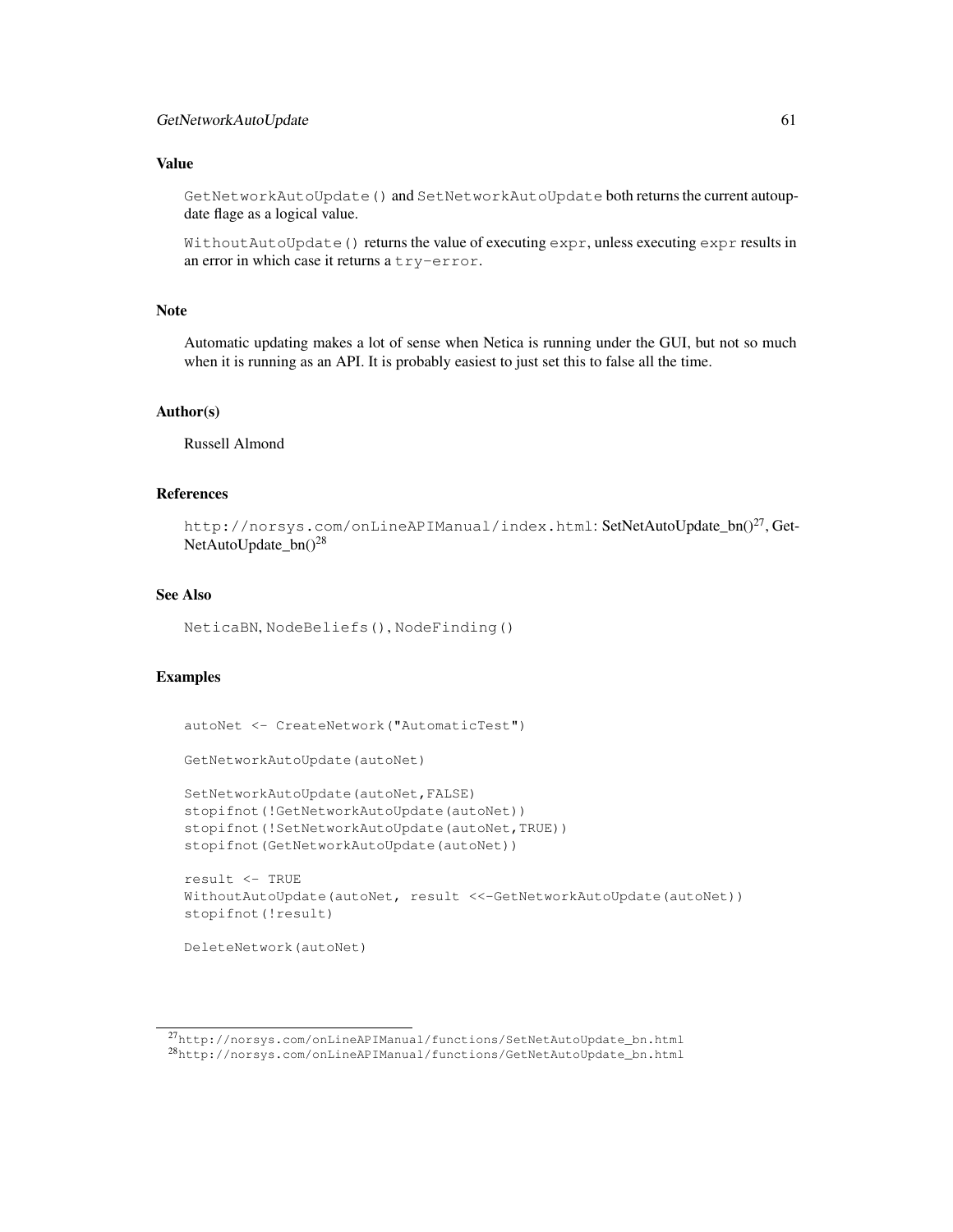## Value

`GetNetworkAutoUpdate()` and `SetNetworkAutoUpdate` both returns the current autoupdate flage as a logical value.

`WithoutAutoUpdate()` returns the value of executing `expr`, unless executing `expr` results in an error in which case it returns a `try-error`.

## Note

Automatic updating makes a lot of sense when Netica is running under the GUI, but not so much when it is running as an API. It is probably easiest to just set this to false all the time.

## Author(s)

Russell Almond

## References

`http://norsys.com/onLineAPIManual/index.html`: SetNetAutoUpdate_bn()[27], GetNetAutoUpdate_bn()[28]

## See Also

`NeticaBN`, `NodeBeliefs()`, `NodeFinding()`

## Examples

```
autoNet <- CreateNetwork("AutomaticTest")

GetNetworkAutoUpdate(autoNet)

SetNetworkAutoUpdate(autoNet,FALSE)
stopifnot(!GetNetworkAutoUpdate(autoNet))
stopifnot(!SetNetworkAutoUpdate(autoNet,TRUE))
stopifnot(GetNetworkAutoUpdate(autoNet))

result <- TRUE
WithoutAutoUpdate(autoNet, result <<-GetNetworkAutoUpdate(autoNet))
stopifnot(!result)

DeleteNetwork(autoNet)
```

[27] `http://norsys.com/onLineAPIManual/functions/SetNetAutoUpdate_bn.html`
[28] `http://norsys.com/onLineAPIManual/functions/GetNetAutoUpdate_bn.html`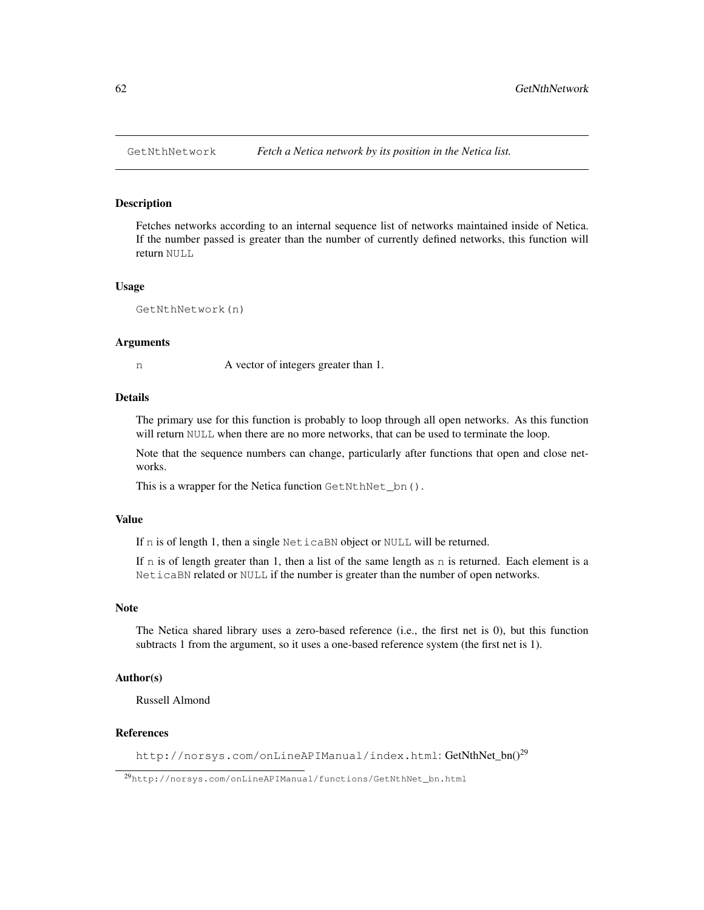GetNthNetwork *Fetch a Netica network by its position in the Netica list.*

### Description

Fetches networks according to an internal sequence list of networks maintained inside of Netica. If the number passed is greater than the number of currently defined networks, this function will return `NULL`

### Usage

```
GetNthNetwork(n)
```

### Arguments

| | |
|---|---|
| n | A vector of integers greater than 1. |

### Details

The primary use for this function is probably to loop through all open networks. As this function will return `NULL` when there are no more networks, that can be used to terminate the loop.

Note that the sequence numbers can change, particularly after functions that open and close networks.

This is a wrapper for the Netica function `GetNthNet_bn()`.

### Value

If `n` is of length 1, then a single `NeticaBN` object or `NULL` will be returned.

If `n` is of length greater than 1, then a list of the same length as `n` is returned. Each element is a `NeticaBN` related or `NULL` if the number is greater than the number of open networks.

### Note

The Netica shared library uses a zero-based reference (i.e., the first net is 0), but this function subtracts 1 from the argument, so it uses a one-based reference system (the first net is 1).

### Author(s)

Russell Almond

### References

`http://norsys.com/onLineAPIManual/index.html`: GetNthNet_bn()[29]

[29] `http://norsys.com/onLineAPIManual/functions/GetNthNet_bn.html`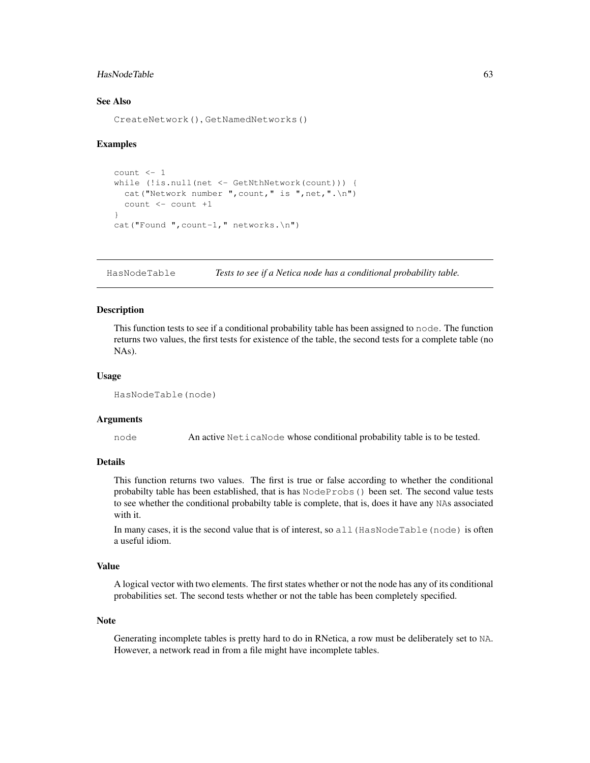### See Also

`CreateNetwork()`, `GetNamedNetworks()`

### Examples

```
count <- 1
while (!is.null(net <- GetNthNetwork(count))) {
  cat("Network number ",count," is ",net,".\n")
  count <- count +1
}
cat("Found ",count-1," networks.\n")
```

---

## HasNodeTable — *Tests to see if a Netica node has a conditional probability table.*

---

### Description

This function tests to see if a conditional probability table has been assigned to `node`. The function returns two values, the first tests for existence of the table, the second tests for a complete table (no NAs).

### Usage

```
HasNodeTable(node)
```

### Arguments

`node` An active `NeticaNode` whose conditional probability table is to be tested.

### Details

This function returns two values. The first is true or false according to whether the conditional probabilty table has been established, that is has `NodeProbs()` been set. The second value tests to see whether the conditional probabilty table is complete, that is, does it have any `NA`s associated with it.

In many cases, it is the second value that is of interest, so `all(HasNodeTable(node)` is often a useful idiom.

### Value

A logical vector with two elements. The first states whether or not the node has any of its conditional probabilities set. The second tests whether or not the table has been completely specified.

### Note

Generating incomplete tables is pretty hard to do in RNetica, a row must be deliberately set to `NA`. However, a network read in from a file might have incomplete tables.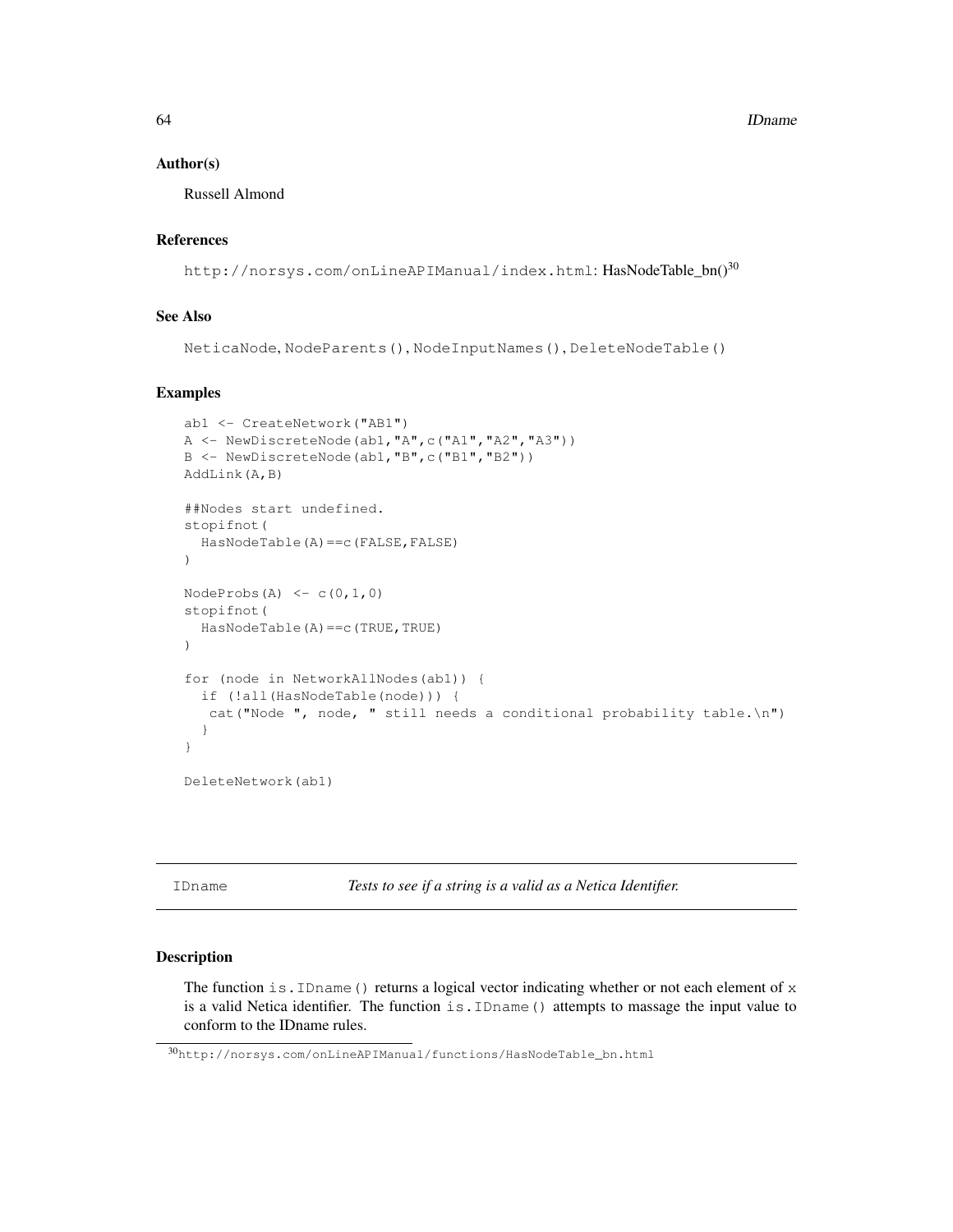### Author(s)

Russell Almond

### References

`http://norsys.com/onLineAPIManual/index.html`: HasNodeTable_bn()[30]

### See Also

`NeticaNode`, `NodeParents()`, `NodeInputNames()`, `DeleteNodeTable()`

### Examples

```
abl <- CreateNetwork("AB1")
A <- NewDiscreteNode(abl,"A",c("A1","A2","A3"))
B <- NewDiscreteNode(abl,"B",c("B1","B2"))
AddLink(A,B)

##Nodes start undefined.
stopifnot(
  HasNodeTable(A)==c(FALSE,FALSE)
)

NodeProbs(A) <- c(0,1,0)
stopifnot(
  HasNodeTable(A)==c(TRUE,TRUE)
)

for (node in NetworkAllNodes(abl)) {
  if (!all(HasNodeTable(node))) {
   cat("Node ", node, " still needs a conditional probability table.\n")
  }
}

DeleteNetwork(abl)
```

---

## IDname — *Tests to see if a string is a valid as a Netica Identifier.*

---

### Description

The function `is.IDname()` returns a logical vector indicating whether or not each element of `x` is a valid Netica identifier. The function `is.IDname()` attempts to massage the input value to conform to the IDname rules.

[30] `http://norsys.com/onLineAPIManual/functions/HasNodeTable_bn.html`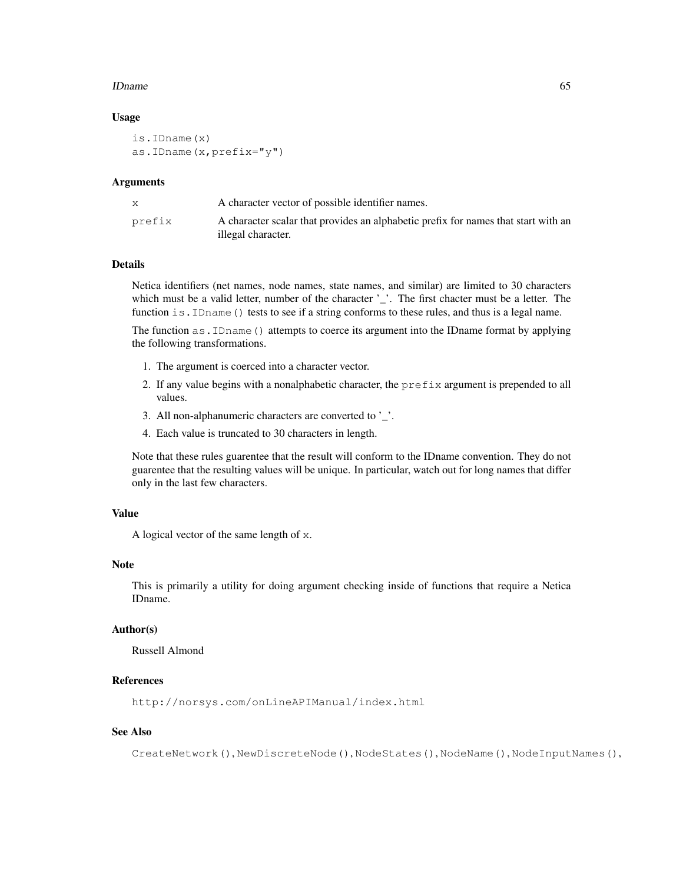## Usage

```
is.IDname(x)
as.IDname(x,prefix="y")
```

## Arguments

| | |
|---|---|
| `x` | A character vector of possible identifier names. |
| `prefix` | A character scalar that provides an alphabetic prefix for names that start with an illegal character. |

## Details

Netica identifiers (net names, node names, state names, and similar) are limited to 30 characters which must be a valid letter, number of the character '_'. The first chacter must be a letter. The function `is.IDname()` tests to see if a string conforms to these rules, and thus is a legal name.

The function `as.IDname()` attempts to coerce its argument into the IDname format by applying the following transformations.

1. The argument is coerced into a character vector.
2. If any value begins with a nonalphabetic character, the `prefix` argument is prepended to all values.
3. All non-alphanumeric characters are converted to '_'.
4. Each value is truncated to 30 characters in length.

Note that these rules guarentee that the result will conform to the IDname convention. They do not guarentee that the resulting values will be unique. In particular, watch out for long names that differ only in the last few characters.

## Value

A logical vector of the same length of `x`.

## Note

This is primarily a utility for doing argument checking inside of functions that require a Netica IDname.

## Author(s)

Russell Almond

## References

`http://norsys.com/onLineAPIManual/index.html`

## See Also

`CreateNetwork()`, `NewDiscreteNode()`, `NodeStates()`, `NodeName()`, `NodeInputNames()`,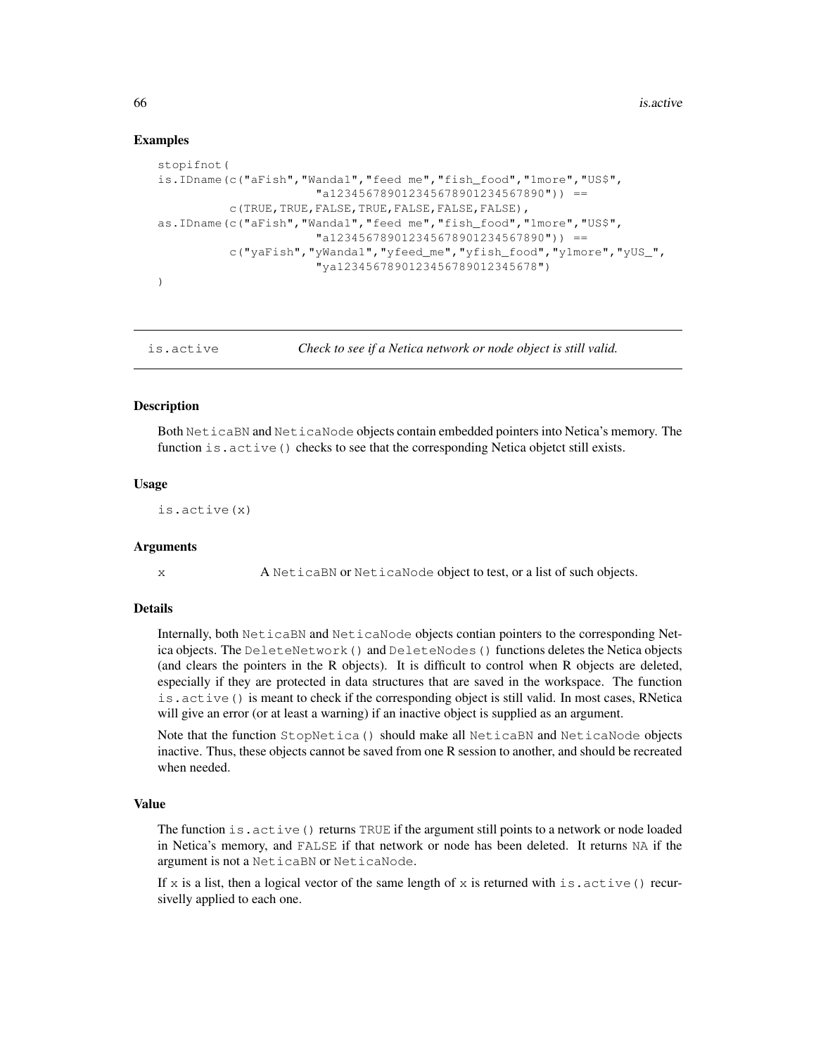## Examples

```
stopifnot(
is.IDname(c("aFish","Wanda1","feed me","fish_food","1more","US$",
                     "a1234567890123456789012345678901234567890")) ==
          c(TRUE,TRUE,FALSE,TRUE,FALSE,FALSE,FALSE),
as.IDname(c("aFish","Wanda1","feed me","fish_food","1more","US$",
                     "a1234567890123456789012345678901234567890")) ==
          c("yaFish","yWanda1","yfeed_me","yfish_food","y1more","yUS_",
                     "ya12345678901234567890123456789012345678")
)
```

---

`is.active` *Check to see if a Netica network or node object is still valid.*

---

## Description

Both `NeticaBN` and `NeticaNode` objects contain embedded pointers into Netica's memory. The function `is.active()` checks to see that the corresponding Netica objetct still exists.

## Usage

```
is.active(x)
```

## Arguments

| | |
|---|---|
| `x` | A `NeticaBN` or `NeticaNode` object to test, or a list of such objects. |

## Details

Internally, both `NeticaBN` and `NeticaNode` objects contian pointers to the corresponding Netica objects. The `DeleteNetwork()` and `DeleteNodes()` functions deletes the Netica objects (and clears the pointers in the R objects). It is difficult to control when R objects are deleted, especially if they are protected in data structures that are saved in the workspace. The function `is.active()` is meant to check if the corresponding object is still valid. In most cases, RNetica will give an error (or at least a warning) if an inactive object is supplied as an argument.

Note that the function `StopNetica()` should make all `NeticaBN` and `NeticaNode` objects inactive. Thus, these objects cannot be saved from one R session to another, and should be recreated when needed.

## Value

The function `is.active()` returns `TRUE` if the argument still points to a network or node loaded in Netica's memory, and `FALSE` if that network or node has been deleted. It returns `NA` if the argument is not a `NeticaBN` or `NeticaNode`.

If `x` is a list, then a logical vector of the same length of `x` is returned with `is.active()` recursivelly applied to each one.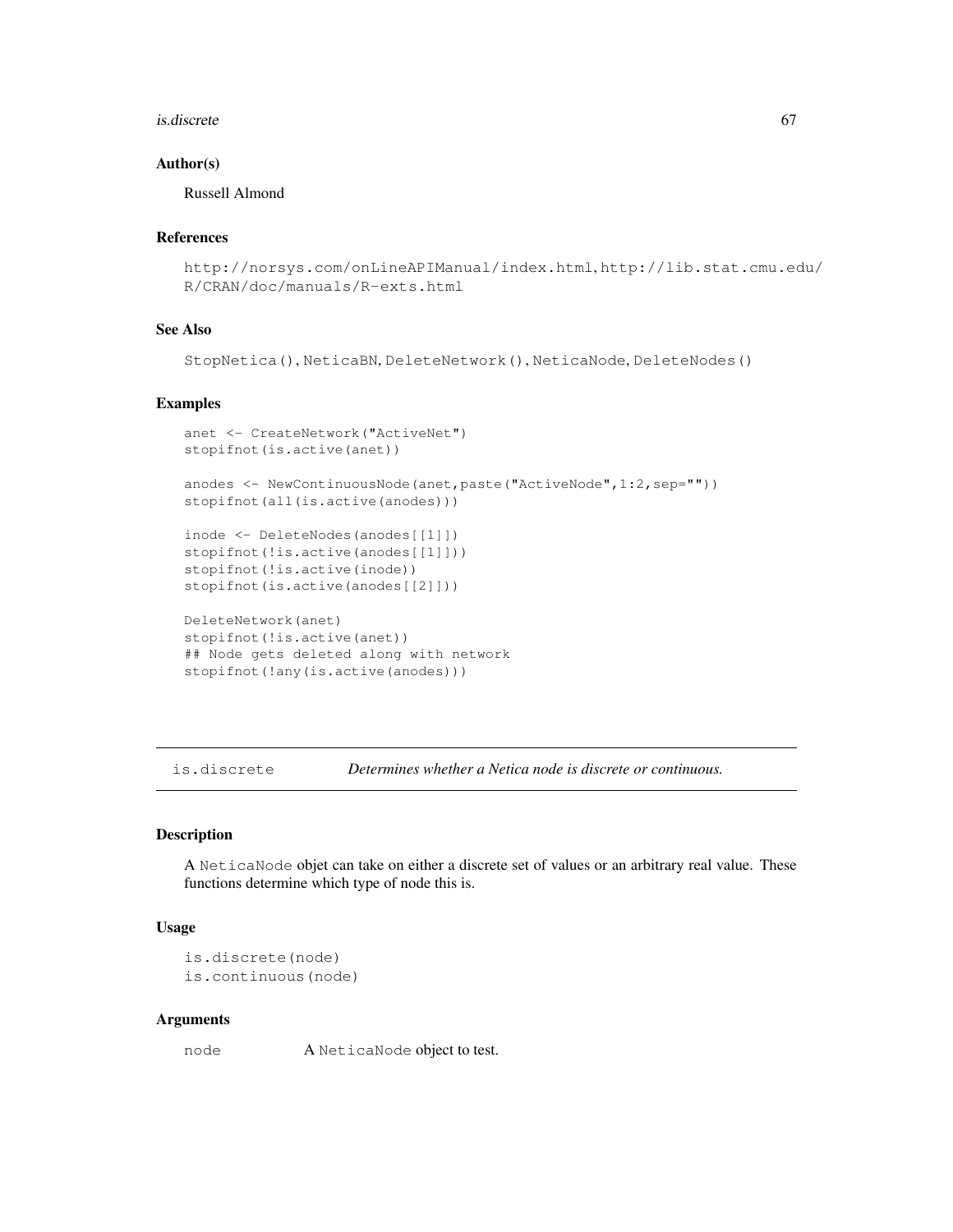### Author(s)

Russell Almond

### References

http://norsys.com/onLineAPIManual/index.html, http://lib.stat.cmu.edu/R/CRAN/doc/manuals/R-exts.html

### See Also

StopNetica(), NeticaBN, DeleteNetwork(), NeticaNode, DeleteNodes()

### Examples

```
anet <- CreateNetwork("ActiveNet")
stopifnot(is.active(anet))

anodes <- NewContinuousNode(anet,paste("ActiveNode",1:2,sep=""))
stopifnot(all(is.active(anodes)))

inode <- DeleteNodes(anodes[[1]])
stopifnot(!is.active(anodes[[1]]))
stopifnot(!is.active(inode))
stopifnot(is.active(anodes[[2]]))

DeleteNetwork(anet)
stopifnot(!is.active(anet))
## Node gets deleted along with network
stopifnot(!any(is.active(anodes)))
```

---

## is.discrete — *Determines whether a Netica node is discrete or continuous.*

### Description

A NeticaNode objet can take on either a discrete set of values or an arbitrary real value. These functions determine which type of node this is.

### Usage

```
is.discrete(node)
is.continuous(node)
```

### Arguments

| | |
|---|---|
| node | A NeticaNode object to test. |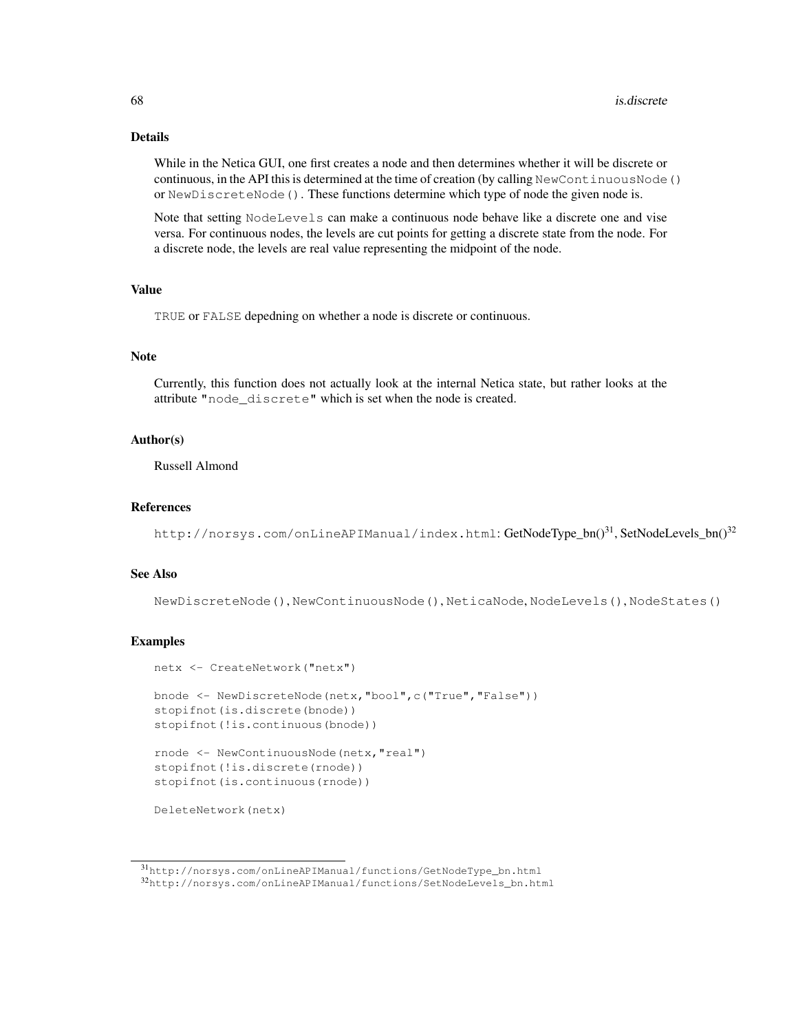### Details

While in the Netica GUI, one first creates a node and then determines whether it will be discrete or continuous, in the API this is determined at the time of creation (by calling `NewContinuousNode()` or `NewDiscreteNode()`. These functions determine which type of node the given node is.

Note that setting `NodeLevels` can make a continuous node behave like a discrete one and vise versa. For continuous nodes, the levels are cut points for getting a discrete state from the node. For a discrete node, the levels are real value representing the midpoint of the node.

### Value

`TRUE` or `FALSE` depedning on whether a node is discrete or continuous.

### Note

Currently, this function does not actually look at the internal Netica state, but rather looks at the attribute `"node_discrete"` which is set when the node is created.

### Author(s)

Russell Almond

### References

`http://norsys.com/onLineAPIManual/index.html`: GetNodeType_bn()[31], SetNodeLevels_bn()[32]

### See Also

`NewDiscreteNode()`, `NewContinuousNode()`, `NeticaNode`, `NodeLevels()`, `NodeStates()`

### Examples

```
netx <- CreateNetwork("netx")

bnode <- NewDiscreteNode(netx,"bool",c("True","False"))
stopifnot(is.discrete(bnode))
stopifnot(!is.continuous(bnode))

rnode <- NewContinuousNode(netx,"real")
stopifnot(!is.discrete(rnode))
stopifnot(is.continuous(rnode))

DeleteNetwork(netx)
```

[31] `http://norsys.com/onLineAPIManual/functions/GetNodeType_bn.html`
[32] `http://norsys.com/onLineAPIManual/functions/SetNodeLevels_bn.html`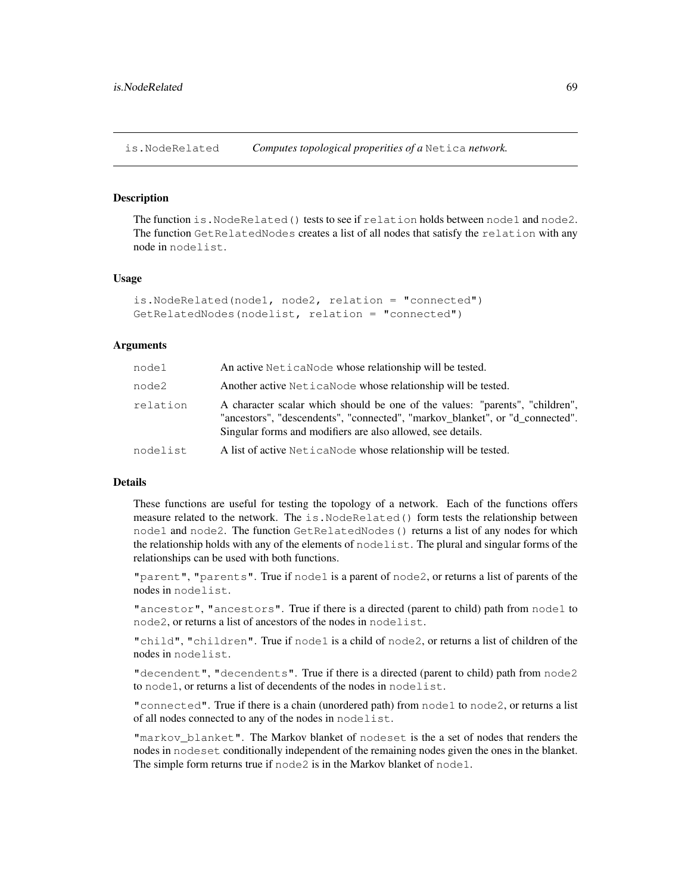is.NodeRelated — *Computes topological properities of a* Netica *network.*

### Description

The function `is.NodeRelated()` tests to see if `relation` holds between `node1` and `node2`. The function `GetRelatedNodes` creates a list of all nodes that satisfy the `relation` with any node in `nodelist`.

### Usage

```
is.NodeRelated(node1, node2, relation = "connected")
GetRelatedNodes(nodelist, relation = "connected")
```

### Arguments

| | |
|---|---|
| `node1` | An active `NeticaNode` whose relationship will be tested. |
| `node2` | Another active `NeticaNode` whose relationship will be tested. |
| `relation` | A character scalar which should be one of the values: "parents", "children", "ancestors", "descendents", "connected", "markov_blanket", or "d_connected". Singular forms and modifiers are also allowed, see details. |
| `nodelist` | A list of active `NeticaNode` whose relationship will be tested. |

### Details

These functions are useful for testing the topology of a network. Each of the functions offers measure related to the network. The `is.NodeRelated()` form tests the relationship between `node1` and `node2`. The function `GetRelatedNodes()` returns a list of any nodes for which the relationship holds with any of the elements of `nodelist`. The plural and singular forms of the relationships can be used with both functions.

`"parent"`, `"parents"`. True if `node1` is a parent of `node2`, or returns a list of parents of the nodes in `nodelist`.

`"ancestor"`, `"ancestors"`. True if there is a directed (parent to child) path from `node1` to `node2`, or returns a list of ancestors of the nodes in `nodelist`.

`"child"`, `"children"`. True if `node1` is a child of `node2`, or returns a list of children of the nodes in `nodelist`.

`"decendent"`, `"decendents"`. True if there is a directed (parent to child) path from `node2` to `node1`, or returns a list of decendents of the nodes in `nodelist`.

`"connected"`. True if there is a chain (unordered path) from `node1` to `node2`, or returns a list of all nodes connected to any of the nodes in `nodelist`.

`"markov_blanket"`. The Markov blanket of `nodeset` is the a set of nodes that renders the nodes in `nodeset` conditionally independent of the remaining nodes given the ones in the blanket. The simple form returns true if `node2` is in the Markov blanket of `node1`.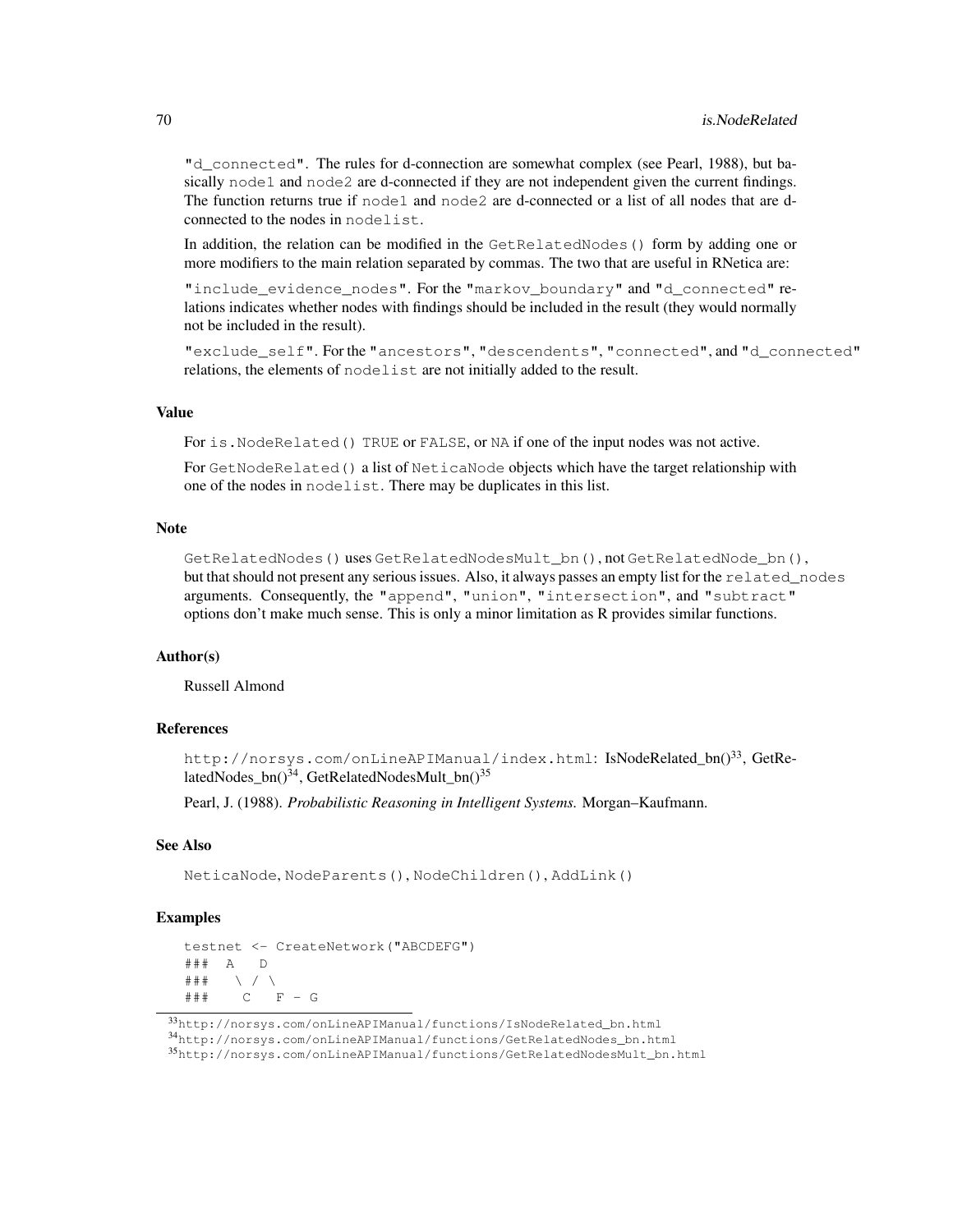"d_connected". The rules for d-connection are somewhat complex (see Pearl, 1988), but basically node1 and node2 are d-connected if they are not independent given the current findings. The function returns true if node1 and node2 are d-connected or a list of all nodes that are d-connected to the nodes in nodelist.

In addition, the relation can be modified in the GetRelatedNodes() form by adding one or more modifiers to the main relation separated by commas. The two that are useful in RNetica are:

"include_evidence_nodes". For the "markov_boundary" and "d_connected" relations indicates whether nodes with findings should be included in the result (they would normally not be included in the result).

"exclude_self". For the "ancestors", "descendents", "connected", and "d_connected" relations, the elements of nodelist are not initially added to the result.

### Value

For is.NodeRelated() TRUE or FALSE, or NA if one of the input nodes was not active.

For GetNodeRelated() a list of NeticaNode objects which have the target relationship with one of the nodes in nodelist. There may be duplicates in this list.

### Note

GetRelatedNodes() uses GetRelatedNodesMult_bn(), not GetRelatedNode_bn(), but that should not present any serious issues. Also, it always passes an empty list for the related_nodes arguments. Consequently, the "append", "union", "intersection", and "subtract" options don't make much sense. This is only a minor limitation as R provides similar functions.

### Author(s)

Russell Almond

### References

http://norsys.com/onLineAPIManual/index.html: IsNodeRelated_bn()[33], GetRelatedNodes_bn()[34], GetRelatedNodesMult_bn()[35]

Pearl, J. (1988). *Probabilistic Reasoning in Intelligent Systems.* Morgan–Kaufmann.

### See Also

NeticaNode, NodeParents(), NodeChildren(), AddLink()

### Examples

```
testnet <- CreateNetwork("ABCDEFG")
###  A   D
###   \ / \
###    C   F - G
```

[33] http://norsys.com/onLineAPIManual/functions/IsNodeRelated_bn.html

[34] http://norsys.com/onLineAPIManual/functions/GetRelatedNodes_bn.html

[35] http://norsys.com/onLineAPIManual/functions/GetRelatedNodesMult_bn.html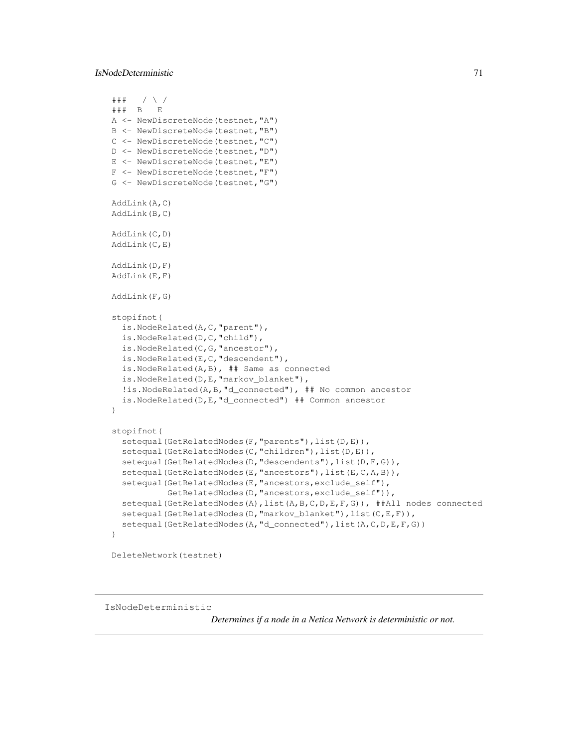```
###   / \ /
###  B   E
A <- NewDiscreteNode(testnet,"A")
B <- NewDiscreteNode(testnet,"B")
C <- NewDiscreteNode(testnet,"C")
D <- NewDiscreteNode(testnet,"D")
E <- NewDiscreteNode(testnet,"E")
F <- NewDiscreteNode(testnet,"F")
G <- NewDiscreteNode(testnet,"G")

AddLink(A,C)
AddLink(B,C)

AddLink(C,D)
AddLink(C,E)

AddLink(D,F)
AddLink(E,F)

AddLink(F,G)

stopifnot(
  is.NodeRelated(A,C,"parent"),
  is.NodeRelated(D,C,"child"),
  is.NodeRelated(C,G,"ancestor"),
  is.NodeRelated(E,C,"descendent"),
  is.NodeRelated(A,B), ## Same as connected
  is.NodeRelated(D,E,"markov_blanket"),
  !is.NodeRelated(A,B,"d_connected"), ## No common ancestor
  is.NodeRelated(D,E,"d_connected") ## Common ancestor
)

stopifnot(
  setequal(GetRelatedNodes(F,"parents"),list(D,E)),
  setequal(GetRelatedNodes(C,"children"),list(D,E)),
  setequal(GetRelatedNodes(D,"descendents"),list(D,F,G)),
  setequal(GetRelatedNodes(E,"ancestors"),list(E,C,A,B)),
  setequal(GetRelatedNodes(E,"ancestors,exclude_self"),
           GetRelatedNodes(D,"ancestors,exclude_self")),
  setequal(GetRelatedNodes(A),list(A,B,C,D,E,F,G)), ##All nodes connected
  setequal(GetRelatedNodes(D,"markov_blanket"),list(C,E,F)),
  setequal(GetRelatedNodes(A,"d_connected"),list(A,C,D,E,F,G))
)

DeleteNetwork(testnet)
```

---

IsNodeDeterministic                *Determines if a node in a Netica Network is deterministic or not.*

---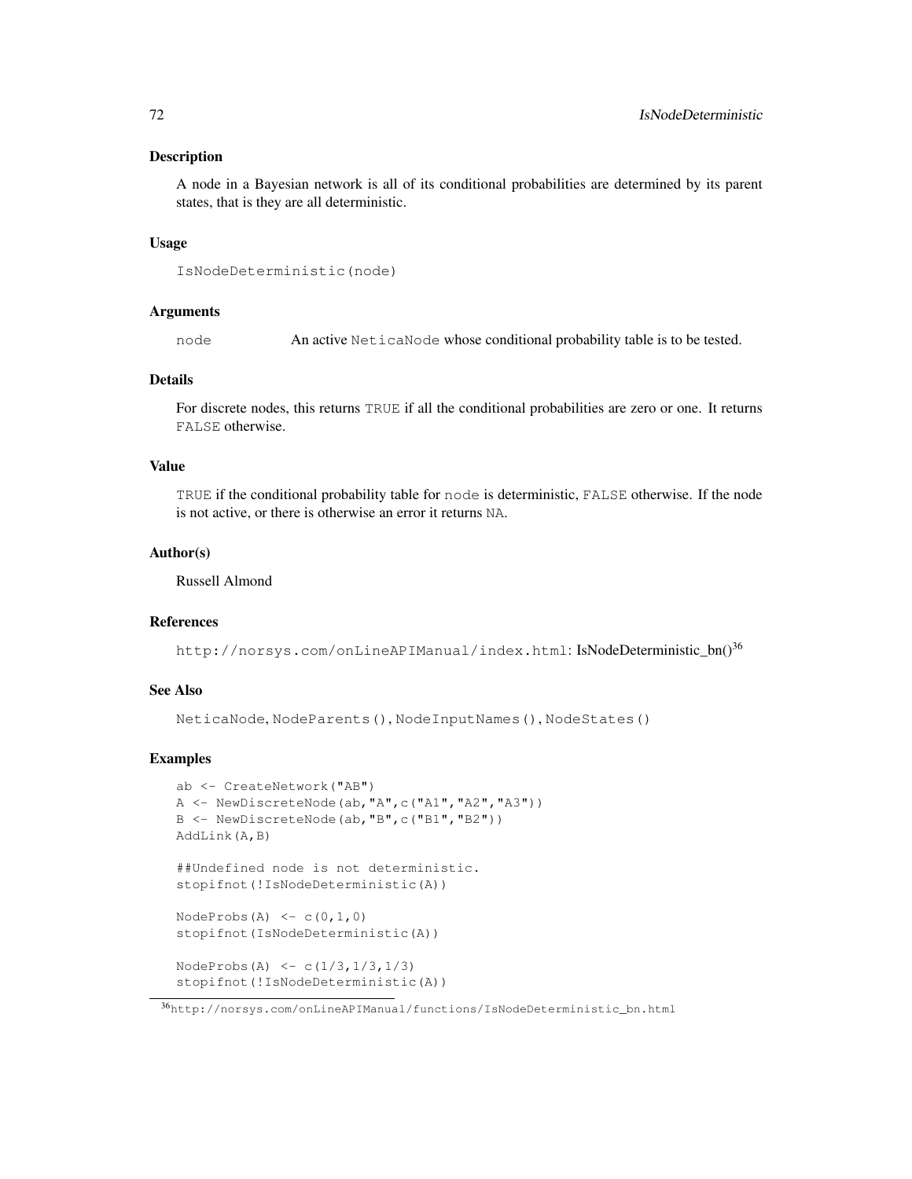## Description

A node in a Bayesian network is all of its conditional probabilities are determined by its parent states, that is they are all deterministic.

## Usage

```
IsNodeDeterministic(node)
```

## Arguments

node An active NeticaNode whose conditional probability table is to be tested.

## Details

For discrete nodes, this returns TRUE if all the conditional probabilities are zero or one. It returns FALSE otherwise.

## Value

TRUE if the conditional probability table for node is deterministic, FALSE otherwise. If the node is not active, or there is otherwise an error it returns NA.

## Author(s)

Russell Almond

## References

http://norsys.com/onLineAPIManual/index.html: IsNodeDeterministic_bn()[36]

## See Also

NeticaNode, NodeParents(), NodeInputNames(), NodeStates()

## Examples

```
ab <- CreateNetwork("AB")
A <- NewDiscreteNode(ab,"A",c("A1","A2","A3"))
B <- NewDiscreteNode(ab,"B",c("B1","B2"))
AddLink(A,B)

##Undefined node is not deterministic.
stopifnot(!IsNodeDeterministic(A))

NodeProbs(A) <- c(0,1,0)
stopifnot(IsNodeDeterministic(A))

NodeProbs(A) <- c(1/3,1/3,1/3)
stopifnot(!IsNodeDeterministic(A))
```

[36] http://norsys.com/onLineAPIManual/functions/IsNodeDeterministic_bn.html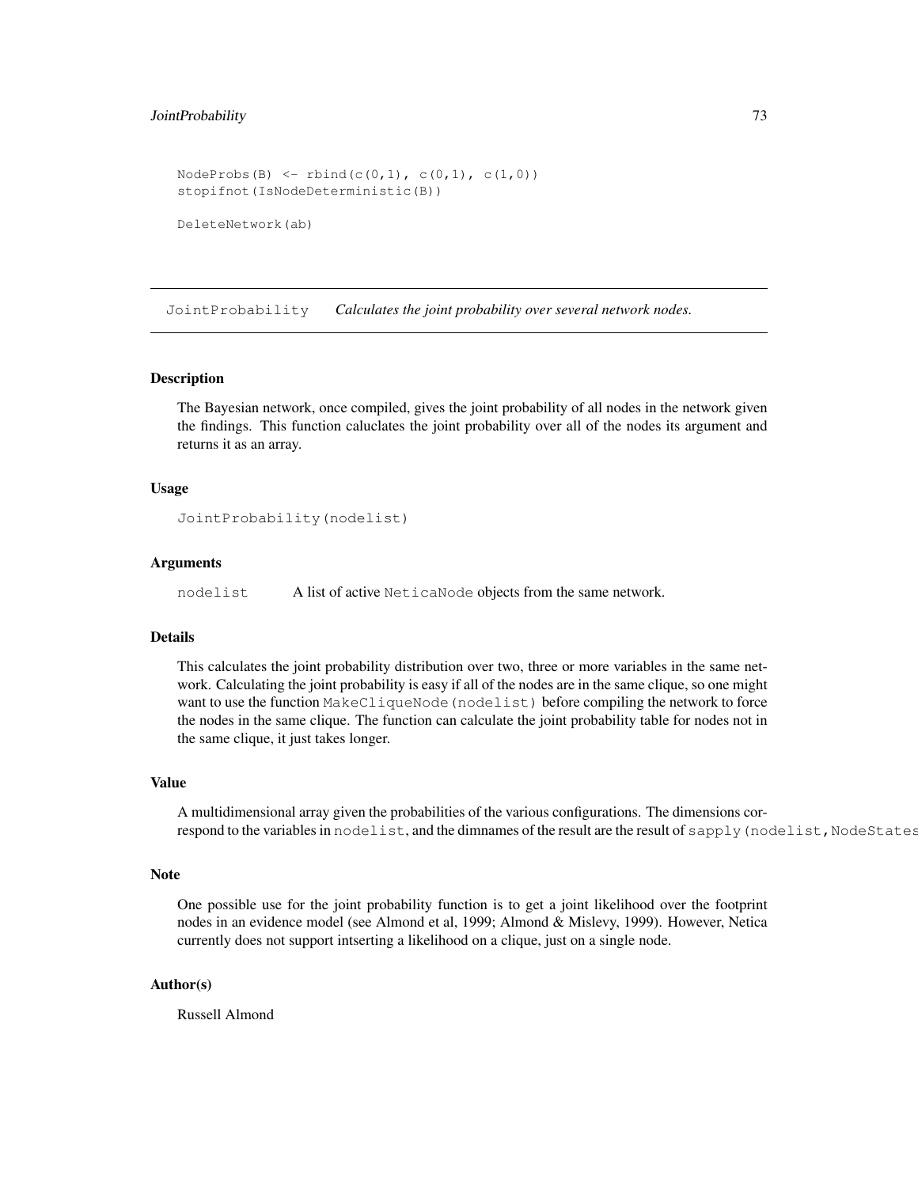```
NodeProbs(B) <- rbind(c(0,1), c(0,1), c(1,0))
stopifnot(IsNodeDeterministic(B))

DeleteNetwork(ab)
```

---

## JointProbability *Calculates the joint probability over several network nodes.*

---

### Description

The Bayesian network, once compiled, gives the joint probability of all nodes in the network given the findings. This function caluclates the joint probability over all of the nodes its argument and returns it as an array.

### Usage

```
JointProbability(nodelist)
```

### Arguments

`nodelist` A list of active `NeticaNode` objects from the same network.

### Details

This calculates the joint probability distribution over two, three or more variables in the same network. Calculating the joint probability is easy if all of the nodes are in the same clique, so one might want to use the function `MakeCliqueNode(nodelist)` before compiling the network to force the nodes in the same clique. The function can calculate the joint probability table for nodes not in the same clique, it just takes longer.

### Value

A multidimensional array given the probabilities of the various configurations. The dimensions correspond to the variables in `nodelist`, and the dimnames of the result are the result of `sapply(nodelist,NodeStates`

### Note

One possible use for the joint probability function is to get a joint likelihood over the footprint nodes in an evidence model (see Almond et al, 1999; Almond & Mislevy, 1999). However, Netica currently does not support intserting a likelihood on a clique, just on a single node.

### Author(s)

Russell Almond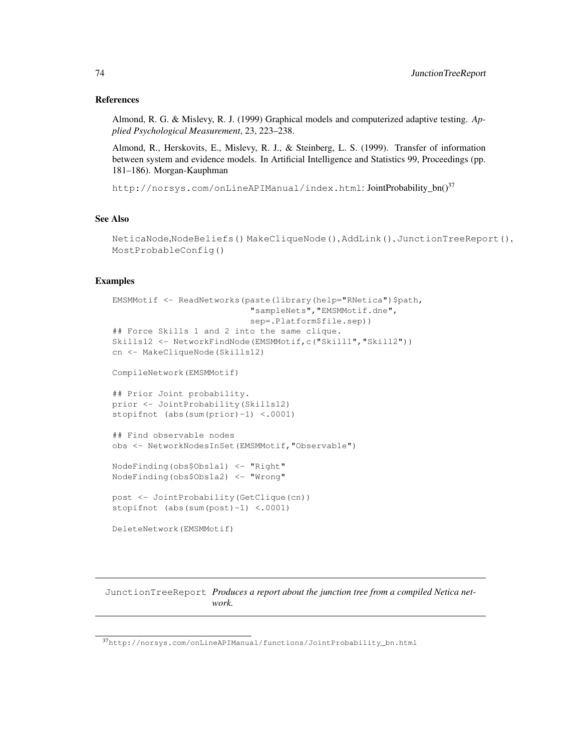### References

Almond, R. G. & Mislevy, R. J. (1999) Graphical models and computerized adaptive testing. *Applied Psychological Measurement*, 23, 223–238.

Almond, R., Herskovits, E., Mislevy, R. J., & Steinberg, L. S. (1999). Transfer of information between system and evidence models. In Artificial Intelligence and Statistics 99, Proceedings (pp. 181–186). Morgan-Kauphman

`http://norsys.com/onLineAPIManual/index.html`: JointProbability_bn()[37]

### See Also

`NeticaNode`,`NodeBeliefs()` `MakeCliqueNode()`,`AddLink()`,`JunctionTreeReport()`, `MostProbableConfig()`

### Examples

```
EMSMMotif <- ReadNetworks(paste(library(help="RNetica")$path,
                          "sampleNets","EMSMMotif.dne",
                          sep=.Platform$file.sep))
## Force Skills 1 and 2 into the same clique.
Skills12 <- NetworkFindNode(EMSMMotif,c("Skill1","Skill2"))
cn <- MakeCliqueNode(Skills12)

CompileNetwork(EMSMMotif)

## Prior Joint probability.
prior <- JointProbability(Skills12)
stopifnot (abs(sum(prior)-1) <.0001)

## Find observable nodes
obs <- NetworkNodesInSet(EMSMMotif,"Observable")

NodeFinding(obs$Obs1a1) <- "Right"
NodeFinding(obs$Obs1a2) <- "Wrong"

post <- JointProbability(GetClique(cn))
stopifnot (abs(sum(post)-1) <.0001)

DeleteNetwork(EMSMMotif)
```

---

## JunctionTreeReport *Produces a report about the junction tree from a compiled Netica network.*

---

[37] `http://norsys.com/onLineAPIManual/functions/JointProbability_bn.html`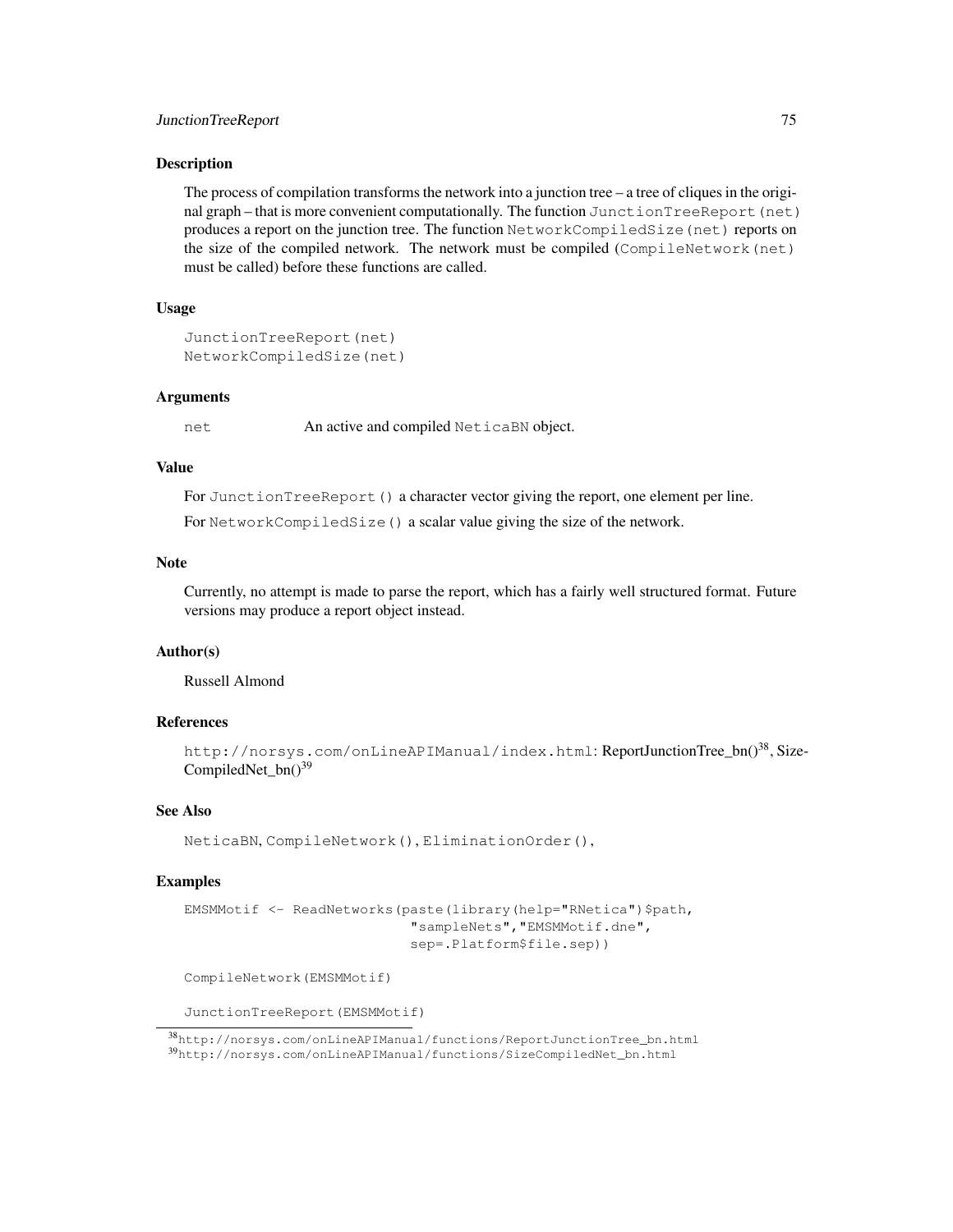## Description

The process of compilation transforms the network into a junction tree – a tree of cliques in the original graph – that is more convenient computationally. The function `JunctionTreeReport(net)` produces a report on the junction tree. The function `NetworkCompiledSize(net)` reports on the size of the compiled network. The network must be compiled (`CompileNetwork(net)` must be called) before these functions are called.

## Usage

```
JunctionTreeReport(net)
NetworkCompiledSize(net)
```

## Arguments

`net` An active and compiled `NeticaBN` object.

## Value

For `JunctionTreeReport()` a character vector giving the report, one element per line.

For `NetworkCompiledSize()` a scalar value giving the size of the network.

## Note

Currently, no attempt is made to parse the report, which has a fairly well structured format. Future versions may produce a report object instead.

## Author(s)

Russell Almond

## References

`http://norsys.com/onLineAPIManual/index.html`: ReportJunctionTree_bn()[38], SizeCompiledNet_bn()[39]

## See Also

`NeticaBN`, `CompileNetwork()`, `EliminationOrder()`,

## Examples

```
EMSMMotif <- ReadNetworks(paste(library(help="RNetica")$path,
                          "sampleNets","EMSMMotif.dne",
                          sep=.Platform$file.sep))

CompileNetwork(EMSMMotif)

JunctionTreeReport(EMSMMotif)
```

---

[38] `http://norsys.com/onLineAPIManual/functions/ReportJunctionTree_bn.html`

[39] `http://norsys.com/onLineAPIManual/functions/SizeCompiledNet_bn.html`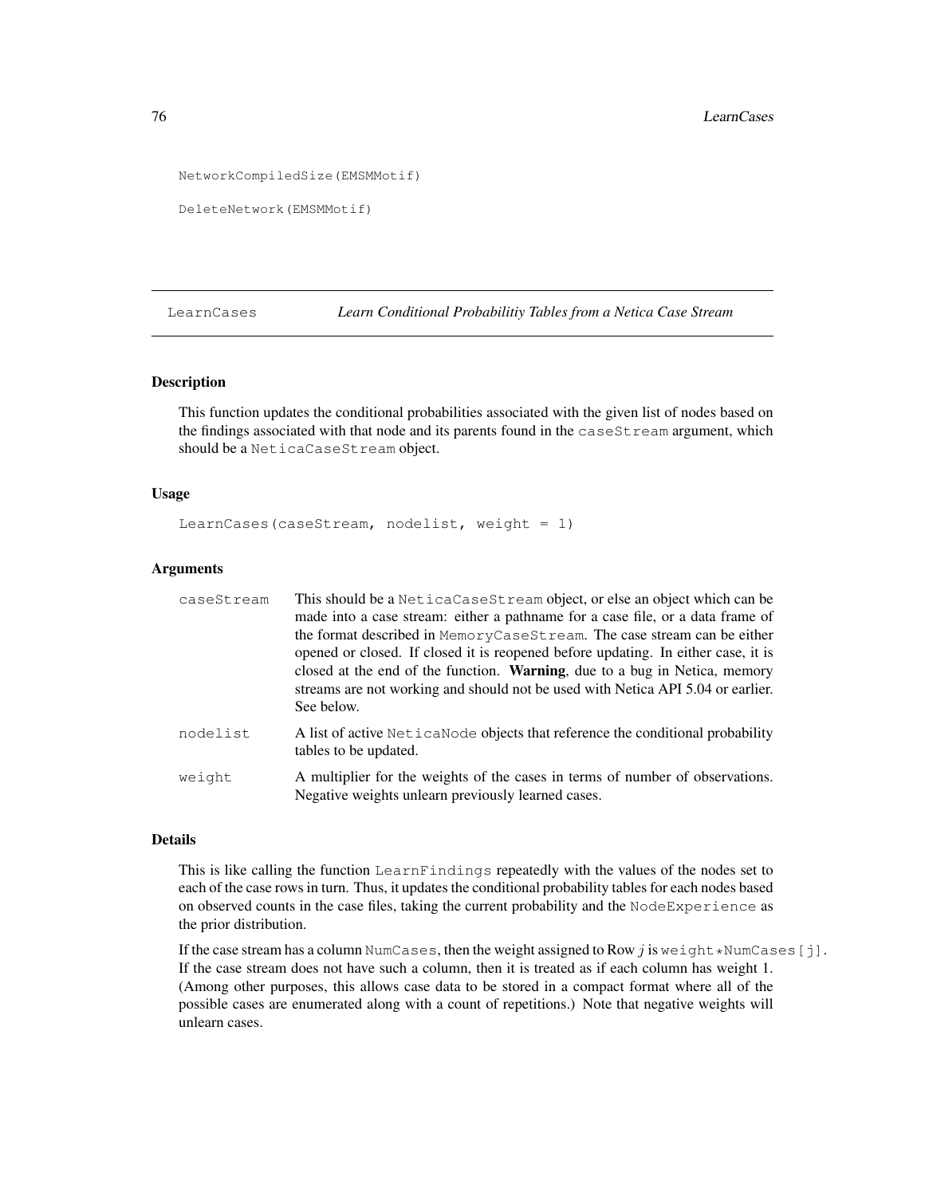```
NetworkCompiledSize(EMSMMotif)

DeleteNetwork(EMSMMotif)
```

---

## LearnCases — *Learn Conditional Probabilitiy Tables from a Netica Case Stream*

### Description

This function updates the conditional probabilities associated with the given list of nodes based on the findings associated with that node and its parents found in the `caseStream` argument, which should be a `NeticaCaseStream` object.

### Usage

```
LearnCases(caseStream, nodelist, weight = 1)
```

### Arguments

| | |
|---|---|
| `caseStream` | This should be a `NeticaCaseStream` object, or else an object which can be made into a case stream: either a pathname for a case file, or a data frame of the format described in `MemoryCaseStream`. The case stream can be either opened or closed. If closed it is reopened before updating. In either case, it is closed at the end of the function. **Warning**, due to a bug in Netica, memory streams are not working and should not be used with Netica API 5.04 or earlier. See below. |
| `nodelist` | A list of active `NeticaNode` objects that reference the conditional probability tables to be updated. |
| `weight` | A multiplier for the weights of the cases in terms of number of observations. Negative weights unlearn previously learned cases. |

### Details

This is like calling the function `LearnFindings` repeatedly with the values of the nodes set to each of the case rows in turn. Thus, it updates the conditional probability tables for each nodes based on observed counts in the case files, taking the current probability and the `NodeExperience` as the prior distribution.

If the case stream has a column `NumCases`, then the weight assigned to Row $j$ is `weight*NumCases[j]`. If the case stream does not have such a column, then it is treated as if each column has weight 1. (Among other purposes, this allows case data to be stored in a compact format where all of the possible cases are enumerated along with a count of repetitions.) Note that negative weights will unlearn cases.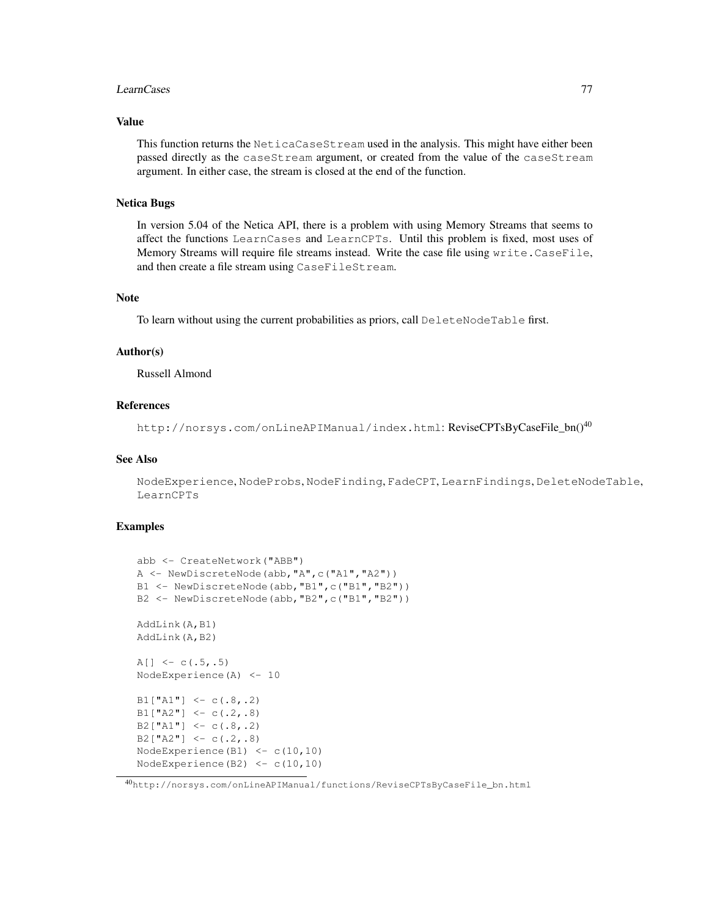## Value

This function returns the `NeticaCaseStream` used in the analysis. This might have either been passed directly as the `caseStream` argument, or created from the value of the `caseStream` argument. In either case, the stream is closed at the end of the function.

## Netica Bugs

In version 5.04 of the Netica API, there is a problem with using Memory Streams that seems to affect the functions `LearnCases` and `LearnCPTs`. Until this problem is fixed, most uses of Memory Streams will require file streams instead. Write the case file using `write.CaseFile`, and then create a file stream using `CaseFileStream`.

## Note

To learn without using the current probabilities as priors, call `DeleteNodeTable` first.

## Author(s)

Russell Almond

## References

`http://norsys.com/onLineAPIManual/index.html`: ReviseCPTsByCaseFile_bn()[40]

## See Also

`NodeExperience`, `NodeProbs`, `NodeFinding`, `FadeCPT`, `LearnFindings`, `DeleteNodeTable`, `LearnCPTs`

## Examples

```
abb <- CreateNetwork("ABB")
A <- NewDiscreteNode(abb,"A",c("A1","A2"))
B1 <- NewDiscreteNode(abb,"B1",c("B1","B2"))
B2 <- NewDiscreteNode(abb,"B2",c("B1","B2"))

AddLink(A,B1)
AddLink(A,B2)

A[] <- c(.5,.5)
NodeExperience(A) <- 10

B1["A1"] <- c(.8,.2)
B1["A2"] <- c(.2,.8)
B2["A1"] <- c(.8,.2)
B2["A2"] <- c(.2,.8)
NodeExperience(B1) <- c(10,10)
NodeExperience(B2) <- c(10,10)
```

[40] `http://norsys.com/onLineAPIManual/functions/ReviseCPTsByCaseFile_bn.html`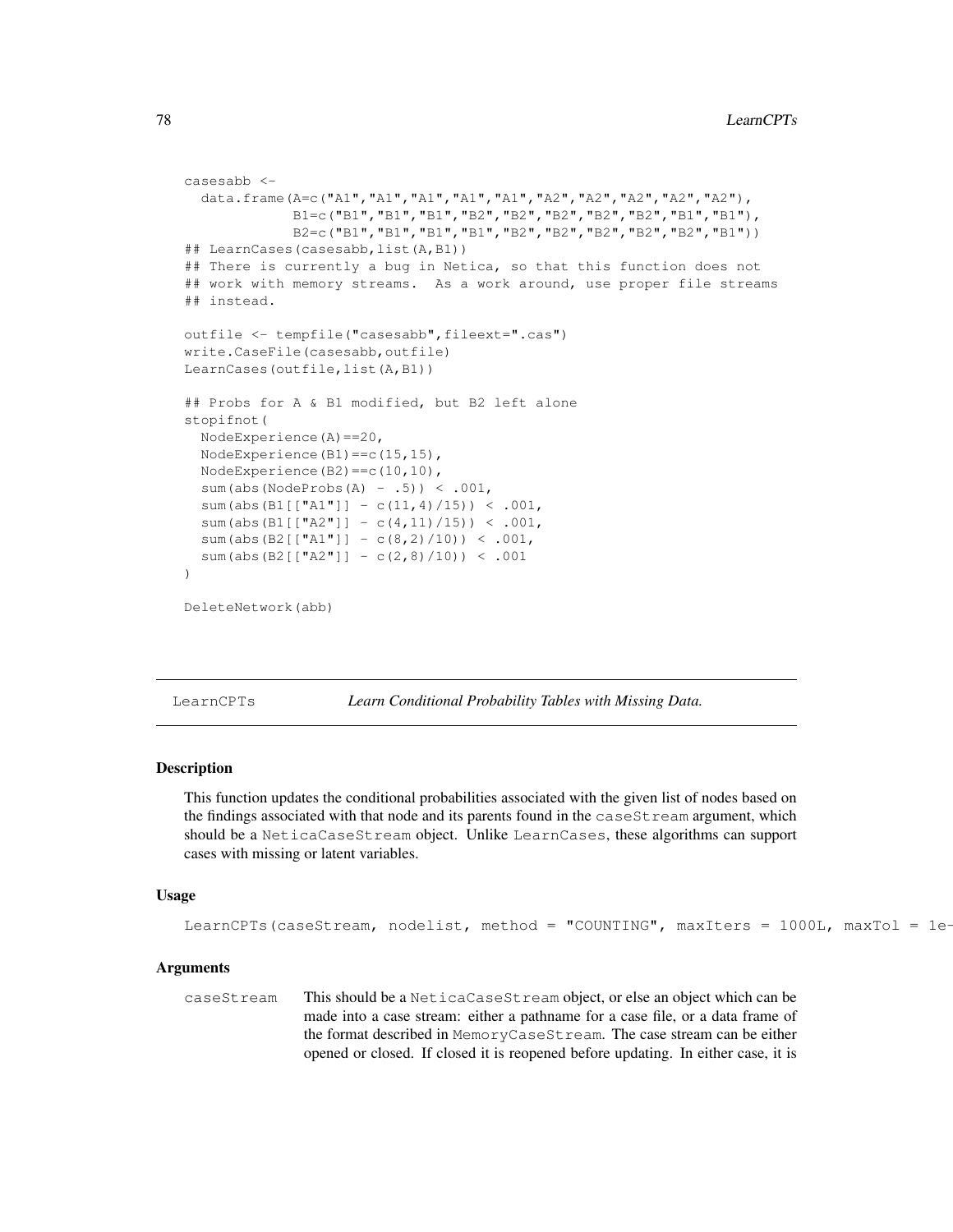```
casesabb <-
  data.frame(A=c("A1","A1","A1","A1","A1","A2","A2","A2","A2","A2"),
             B1=c("B1","B1","B1","B2","B2","B2","B2","B2","B1","B1"),
             B2=c("B1","B1","B1","B1","B2","B2","B2","B2","B2","B1"))
## LearnCases(casesabb,list(A,B1))
## There is currently a bug in Netica, so that this function does not
## work with memory streams.  As a work around, use proper file streams
## instead.

outfile <- tempfile("casesabb",fileext=".cas")
write.CaseFile(casesabb,outfile)
LearnCases(outfile,list(A,B1))

## Probs for A & B1 modified, but B2 left alone
stopifnot(
  NodeExperience(A)==20,
  NodeExperience(B1)==c(15,15),
  NodeExperience(B2)==c(10,10),
  sum(abs(NodeProbs(A) - .5)) < .001,
  sum(abs(B1[["A1"]] - c(11,4)/15)) < .001,
  sum(abs(B1[["A2"]] - c(4,11)/15)) < .001,
  sum(abs(B2[["A1"]] - c(8,2)/10)) < .001,
  sum(abs(B2[["A2"]] - c(2,8)/10)) < .001
)

DeleteNetwork(abb)
```

---

LearnCPTs *Learn Conditional Probability Tables with Missing Data.*

---

### Description

This function updates the conditional probabilities associated with the given list of nodes based on the findings associated with that node and its parents found in the `caseStream` argument, which should be a `NeticaCaseStream` object. Unlike `LearnCases`, these algorithms can support cases with missing or latent variables.

### Usage

```
LearnCPTs(caseStream, nodelist, method = "COUNTING", maxIters = 1000L, maxTol = 1e-
```

### Arguments

`caseStream` This should be a `NeticaCaseStream` object, or else an object which can be made into a case stream: either a pathname for a case file, or a data frame of the format described in `MemoryCaseStream`. The case stream can be either opened or closed. If closed it is reopened before updating. In either case, it is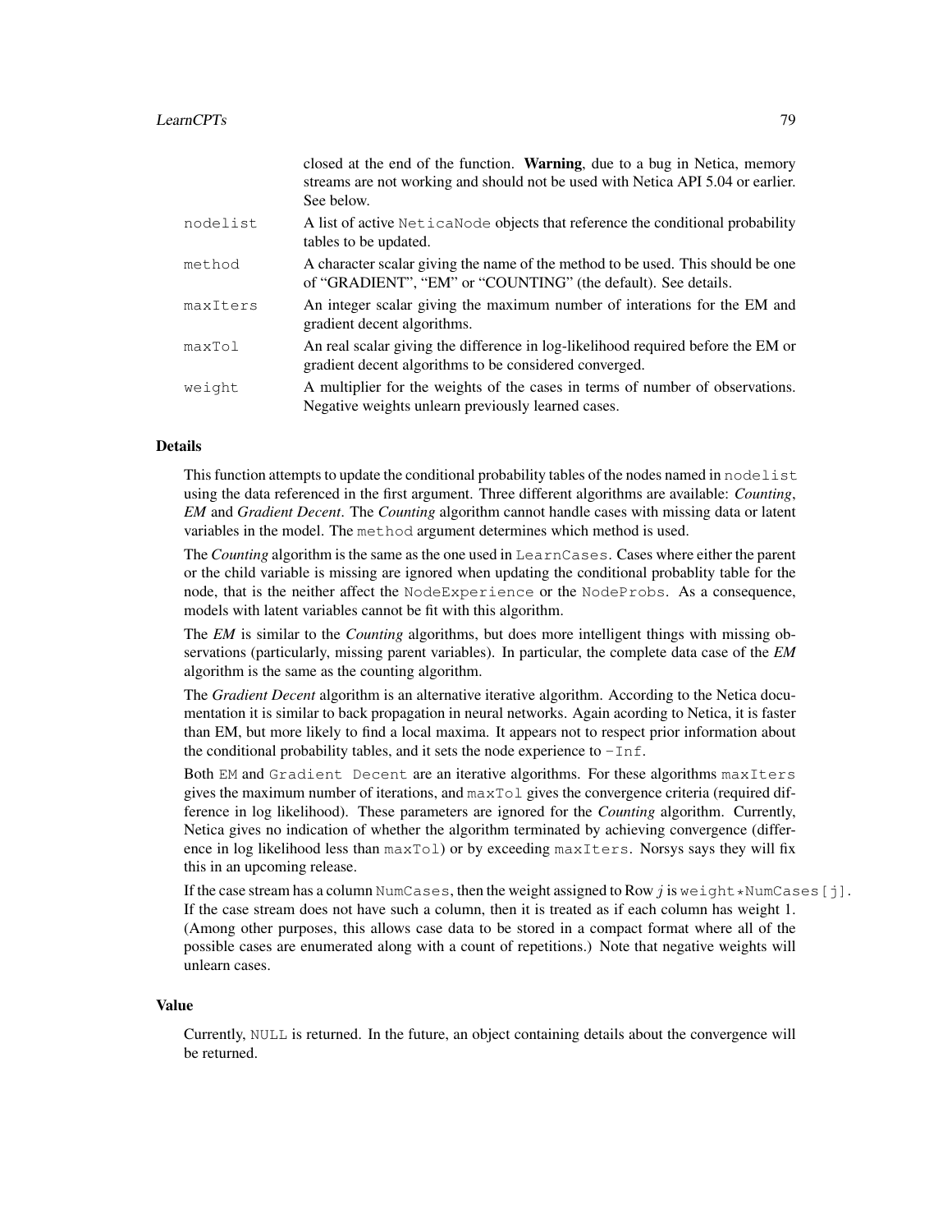closed at the end of the function. **Warning**, due to a bug in Netica, memory streams are not working and should not be used with Netica API 5.04 or earlier. See below.

nodelist
: A list of active `NeticaNode` objects that reference the conditional probability tables to be updated.

method
: A character scalar giving the name of the method to be used. This should be one of "GRADIENT", "EM" or "COUNTING" (the default). See details.

maxIters
: An integer scalar giving the maximum number of interations for the EM and gradient decent algorithms.

maxTol
: An real scalar giving the difference in log-likelihood required before the EM or gradient decent algorithms to be considered converged.

weight
: A multiplier for the weights of the cases in terms of number of observations. Negative weights unlearn previously learned cases.

## Details

This function attempts to update the conditional probability tables of the nodes named in `nodelist` using the data referenced in the first argument. Three different algorithms are available: *Counting*, *EM* and *Gradient Decent*. The *Counting* algorithm cannot handle cases with missing data or latent variables in the model. The `method` argument determines which method is used.

The *Counting* algorithm is the same as the one used in `LearnCases`. Cases where either the parent or the child variable is missing are ignored when updating the conditional probablity table for the node, that is the neither affect the `NodeExperience` or the `NodeProbs`. As a consequence, models with latent variables cannot be fit with this algorithm.

The *EM* is similar to the *Counting* algorithms, but does more intelligent things with missing observations (particularly, missing parent variables). In particular, the complete data case of the *EM* algorithm is the same as the counting algorithm.

The *Gradient Decent* algorithm is an alternative iterative algorithm. According to the Netica documentation it is similar to back propagation in neural networks. Again acording to Netica, it is faster than EM, but more likely to find a local maxima. It appears not to respect prior information about the conditional probability tables, and it sets the node experience to `-Inf`.

Both `EM` and `Gradient Decent` are an iterative algorithms. For these algorithms `maxIters` gives the maximum number of iterations, and `maxTol` gives the convergence criteria (required difference in log likelihood). These parameters are ignored for the *Counting* algorithm. Currently, Netica gives no indication of whether the algorithm terminated by achieving convergence (difference in log likelihood less than `maxTol`) or by exceeding `maxIters`. Norsys says they will fix this in an upcoming release.

If the case stream has a column `NumCases`, then the weight assigned to Row $j$ is `weight*NumCases[j]`. If the case stream does not have such a column, then it is treated as if each column has weight 1. (Among other purposes, this allows case data to be stored in a compact format where all of the possible cases are enumerated along with a count of repetitions.) Note that negative weights will unlearn cases.

## Value

Currently, `NULL` is returned. In the future, an object containing details about the convergence will be returned.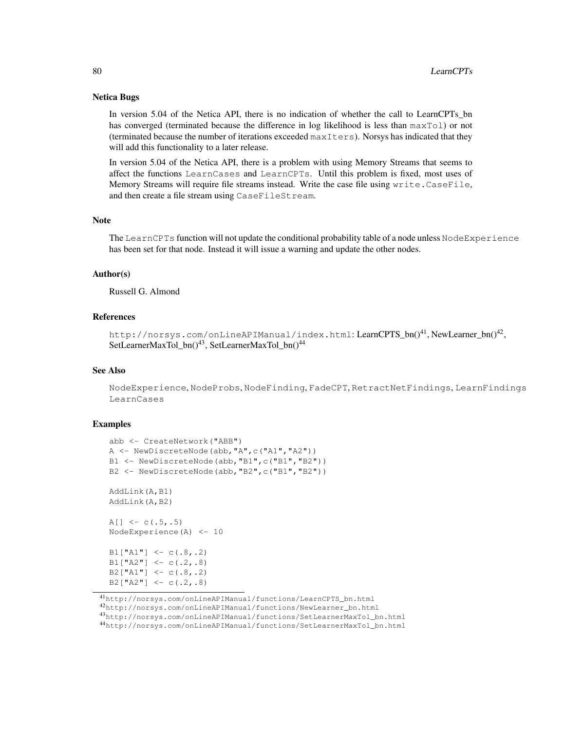### Netica Bugs

In version 5.04 of the Netica API, there is no indication of whether the call to LearnCPTs_bn has converged (terminated because the difference in log likelihood is less than `maxTol`) or not (terminated because the number of iterations exceeded `maxIters`). Norsys has indicated that they will add this functionality to a later release.

In version 5.04 of the Netica API, there is a problem with using Memory Streams that seems to affect the functions `LearnCases` and `LearnCPTs`. Until this problem is fixed, most uses of Memory Streams will require file streams instead. Write the case file using `write.CaseFile`, and then create a file stream using `CaseFileStream`.

### Note

The `LearnCPTs` function will not update the conditional probability table of a node unless `NodeExperience` has been set for that node. Instead it will issue a warning and update the other nodes.

### Author(s)

Russell G. Almond

### References

`http://norsys.com/onLineAPIManual/index.html`: LearnCPTS_bn()[41], NewLearner_bn()[42], SetLearnerMaxTol_bn()[43], SetLearnerMaxTol_bn()[44]

### See Also

`NodeExperience`, `NodeProbs`, `NodeFinding`, `FadeCPT`, `RetractNetFindings`, `LearnFindings` `LearnCases`

### Examples

```
abb <- CreateNetwork("ABB")
A <- NewDiscreteNode(abb,"A",c("A1","A2"))
B1 <- NewDiscreteNode(abb,"B1",c("B1","B2"))
B2 <- NewDiscreteNode(abb,"B2",c("B1","B2"))

AddLink(A,B1)
AddLink(A,B2)

A[] <- c(.5,.5)
NodeExperience(A) <- 10

B1["A1"] <- c(.8,.2)
B1["A2"] <- c(.2,.8)
B2["A1"] <- c(.8,.2)
B2["A2"] <- c(.2,.8)
```

[41] http://norsys.com/onLineAPIManual/functions/LearnCPTS_bn.html
[42] http://norsys.com/onLineAPIManual/functions/NewLearner_bn.html
[43] http://norsys.com/onLineAPIManual/functions/SetLearnerMaxTol_bn.html
[44] http://norsys.com/onLineAPIManual/functions/SetLearnerMaxTol_bn.html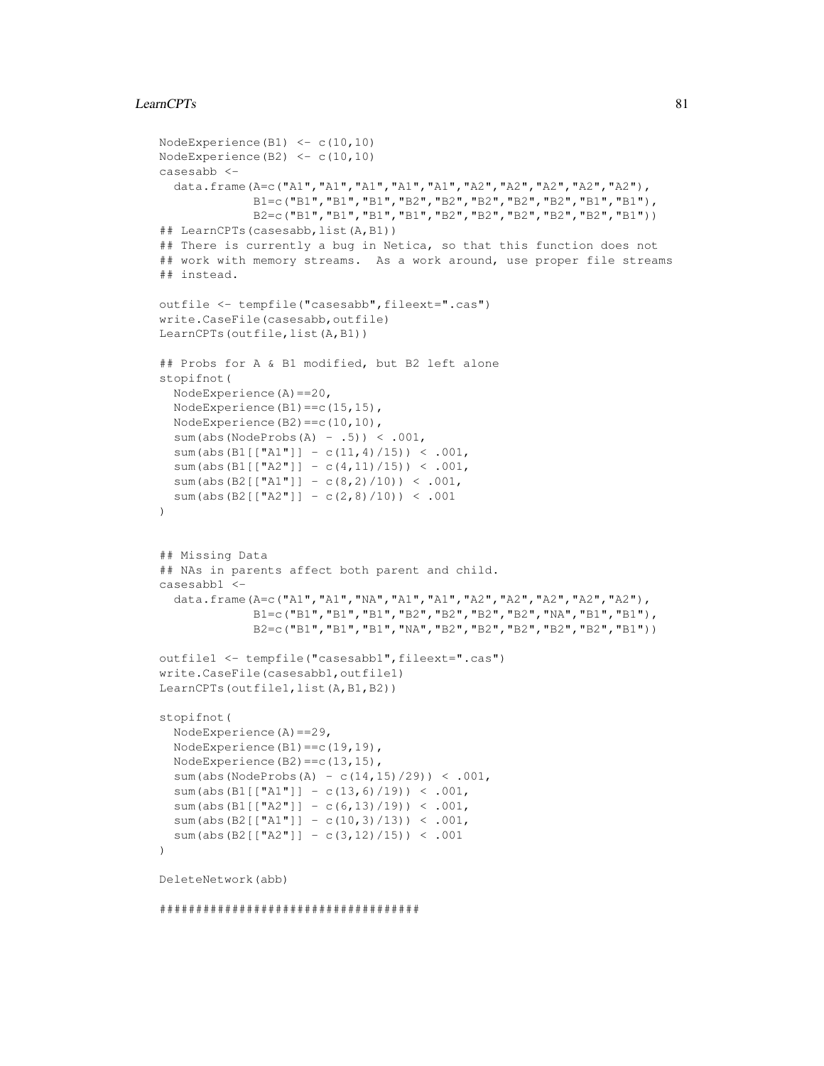```
NodeExperience(B1) <- c(10,10)
NodeExperience(B2) <- c(10,10)
casesabb <-
  data.frame(A=c("A1","A1","A1","A1","A1","A2","A2","A2","A2","A2"),
             B1=c("B1","B1","B1","B2","B2","B2","B2","B2","B1","B1"),
             B2=c("B1","B1","B1","B1","B2","B2","B2","B2","B2","B1"))
## LearnCPTs(casesabb,list(A,B1))
## There is currently a bug in Netica, so that this function does not
## work with memory streams.  As a work around, use proper file streams
## instead.

outfile <- tempfile("casesabb",fileext=".cas")
write.CaseFile(casesabb,outfile)
LearnCPTs(outfile,list(A,B1))

## Probs for A & B1 modified, but B2 left alone
stopifnot(
  NodeExperience(A)==20,
  NodeExperience(B1)==c(15,15),
  NodeExperience(B2)==c(10,10),
  sum(abs(NodeProbs(A) - .5)) < .001,
  sum(abs(B1[["A1"]] - c(11,4)/15)) < .001,
  sum(abs(B1[["A2"]] - c(4,11)/15)) < .001,
  sum(abs(B2[["A1"]] - c(8,2)/10)) < .001,
  sum(abs(B2[["A2"]] - c(2,8)/10)) < .001
)


## Missing Data
## NAs in parents affect both parent and child.
casesabb1 <-
  data.frame(A=c("A1","A1","NA","A1","A1","A2","A2","A2","A2","A2"),
             B1=c("B1","B1","B1","B2","B2","B2","B2","NA","B1","B1"),
             B2=c("B1","B1","B1","NA","B2","B2","B2","B2","B2","B1"))

outfile1 <- tempfile("casesabb1",fileext=".cas")
write.CaseFile(casesabb1,outfile1)
LearnCPTs(outfile1,list(A,B1,B2))

stopifnot(
  NodeExperience(A)==29,
  NodeExperience(B1)==c(19,19),
  NodeExperience(B2)==c(13,15),
  sum(abs(NodeProbs(A) - c(14,15)/29)) < .001,
  sum(abs(B1[["A1"]] - c(13,6)/19)) < .001,
  sum(abs(B1[["A2"]] - c(6,13)/19)) < .001,
  sum(abs(B2[["A1"]] - c(10,3)/13)) < .001,
  sum(abs(B2[["A2"]] - c(3,12)/15)) < .001
)

DeleteNetwork(abb)

####################################
```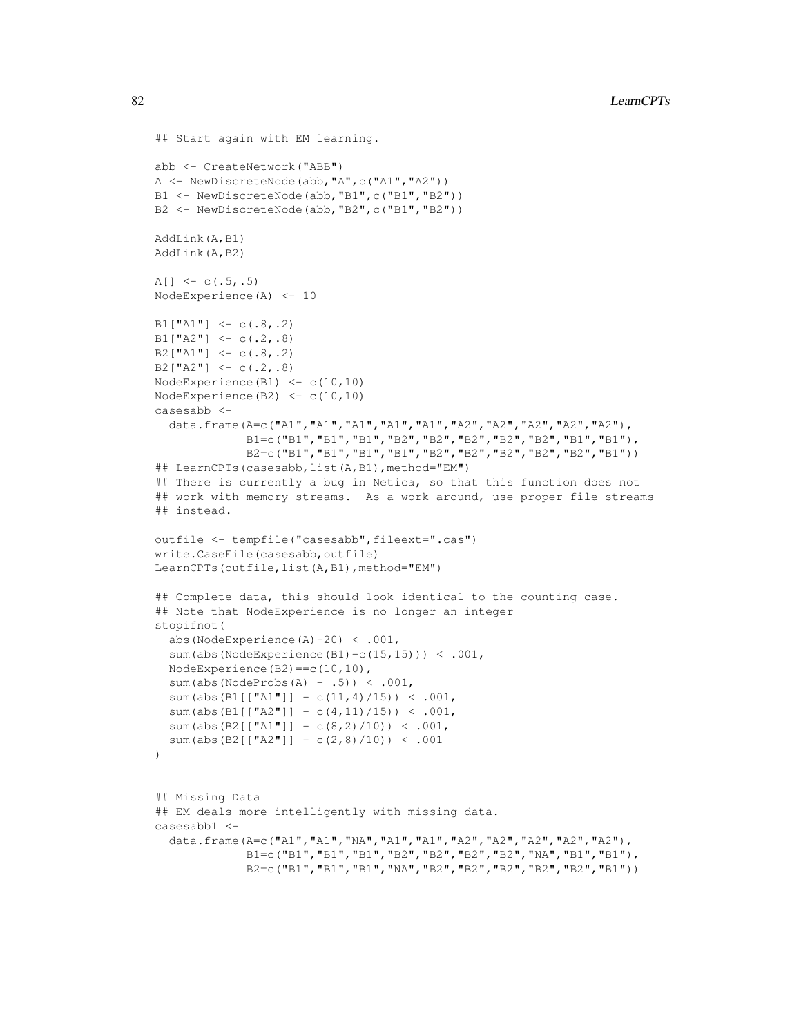```
## Start again with EM learning.

abb <- CreateNetwork("ABB")
A <- NewDiscreteNode(abb,"A",c("A1","A2"))
B1 <- NewDiscreteNode(abb,"B1",c("B1","B2"))
B2 <- NewDiscreteNode(abb,"B2",c("B1","B2"))

AddLink(A,B1)
AddLink(A,B2)

A[] <- c(.5,.5)
NodeExperience(A) <- 10

B1["A1"] <- c(.8,.2)
B1["A2"] <- c(.2,.8)
B2["A1"] <- c(.8,.2)
B2["A2"] <- c(.2,.8)
NodeExperience(B1) <- c(10,10)
NodeExperience(B2) <- c(10,10)
casesabb <-
  data.frame(A=c("A1","A1","A1","A1","A1","A2","A2","A2","A2","A2"),
             B1=c("B1","B1","B1","B2","B2","B2","B2","B2","B1","B1"),
             B2=c("B1","B1","B1","B1","B2","B2","B2","B2","B2","B1"))
## LearnCPTs(casesabb,list(A,B1),method="EM")
## There is currently a bug in Netica, so that this function does not
## work with memory streams.  As a work around, use proper file streams
## instead.

outfile <- tempfile("casesabb",fileext=".cas")
write.CaseFile(casesabb,outfile)
LearnCPTs(outfile,list(A,B1),method="EM")

## Complete data, this should look identical to the counting case.
## Note that NodeExperience is no longer an integer
stopifnot(
  abs(NodeExperience(A)-20) < .001,
  sum(abs(NodeExperience(B1)-c(15,15))) < .001,
  NodeExperience(B2)==c(10,10),
  sum(abs(NodeProbs(A) - .5)) < .001,
  sum(abs(B1[["A1"]] - c(11,4)/15)) < .001,
  sum(abs(B1[["A2"]] - c(4,11)/15)) < .001,
  sum(abs(B2[["A1"]] - c(8,2)/10)) < .001,
  sum(abs(B2[["A2"]] - c(2,8)/10)) < .001
)


## Missing Data
## EM deals more intelligently with missing data.
casesabb1 <-
  data.frame(A=c("A1","A1","NA","A1","A1","A2","A2","A2","A2","A2"),
             B1=c("B1","B1","B1","B2","B2","B2","B2","NA","B1","B1"),
             B2=c("B1","B1","B1","NA","B2","B2","B2","B2","B2","B1"))
```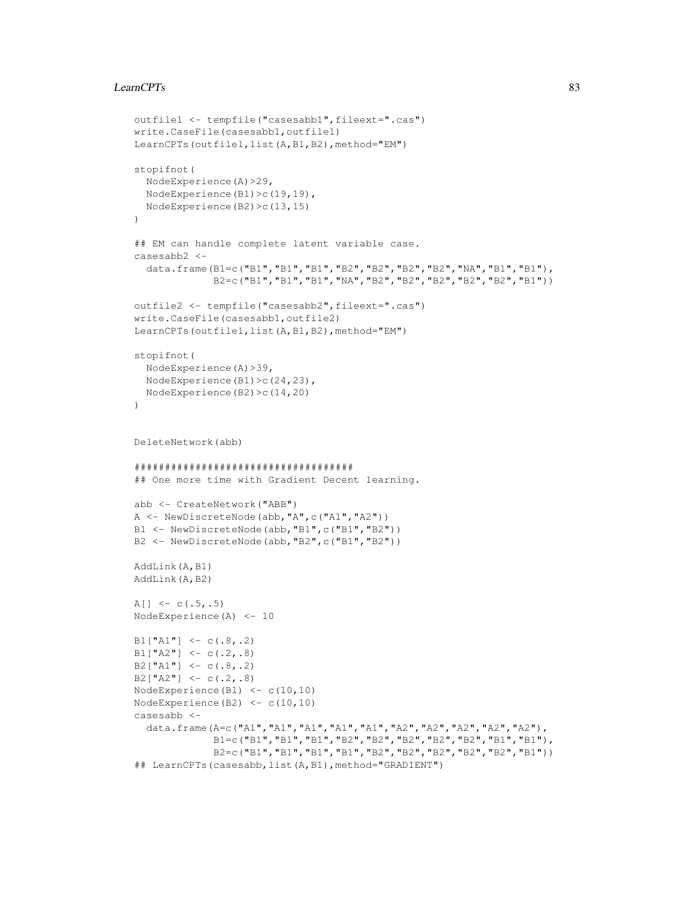```
outfile1 <- tempfile("casesabb1",fileext=".cas")
write.CaseFile(casesabb1,outfile1)
LearnCPTs(outfile1,list(A,B1,B2),method="EM")

stopifnot(
  NodeExperience(A)>29,
  NodeExperience(B1)>c(19,19),
  NodeExperience(B2)>c(13,15)
)

## EM can handle complete latent variable case.
casesabb2 <-
  data.frame(B1=c("B1","B1","B1","B2","B2","B2","B2","NA","B1","B1"),
             B2=c("B1","B1","B1","NA","B2","B2","B2","B2","B2","B1"))

outfile2 <- tempfile("casesabb2",fileext=".cas")
write.CaseFile(casesabb1,outfile2)
LearnCPTs(outfile1,list(A,B1,B2),method="EM")

stopifnot(
  NodeExperience(A)>39,
  NodeExperience(B1)>c(24,23),
  NodeExperience(B2)>c(14,20)
)


DeleteNetwork(abb)

####################################
## One more time with Gradient Decent learning.

abb <- CreateNetwork("ABB")
A <- NewDiscreteNode(abb,"A",c("A1","A2"))
B1 <- NewDiscreteNode(abb,"B1",c("B1","B2"))
B2 <- NewDiscreteNode(abb,"B2",c("B1","B2"))

AddLink(A,B1)
AddLink(A,B2)

A[] <- c(.5,.5)
NodeExperience(A) <- 10

B1["A1"] <- c(.8,.2)
B1["A2"] <- c(.2,.8)
B2["A1"] <- c(.8,.2)
B2["A2"] <- c(.2,.8)
NodeExperience(B1) <- c(10,10)
NodeExperience(B2) <- c(10,10)
casesabb <-
  data.frame(A=c("A1","A1","A1","A1","A1","A2","A2","A2","A2","A2"),
             B1=c("B1","B1","B1","B2","B2","B2","B2","B2","B1","B1"),
             B2=c("B1","B1","B1","B1","B2","B2","B2","B2","B2","B1"))
## LearnCPTs(casesabb,list(A,B1),method="GRADIENT")
```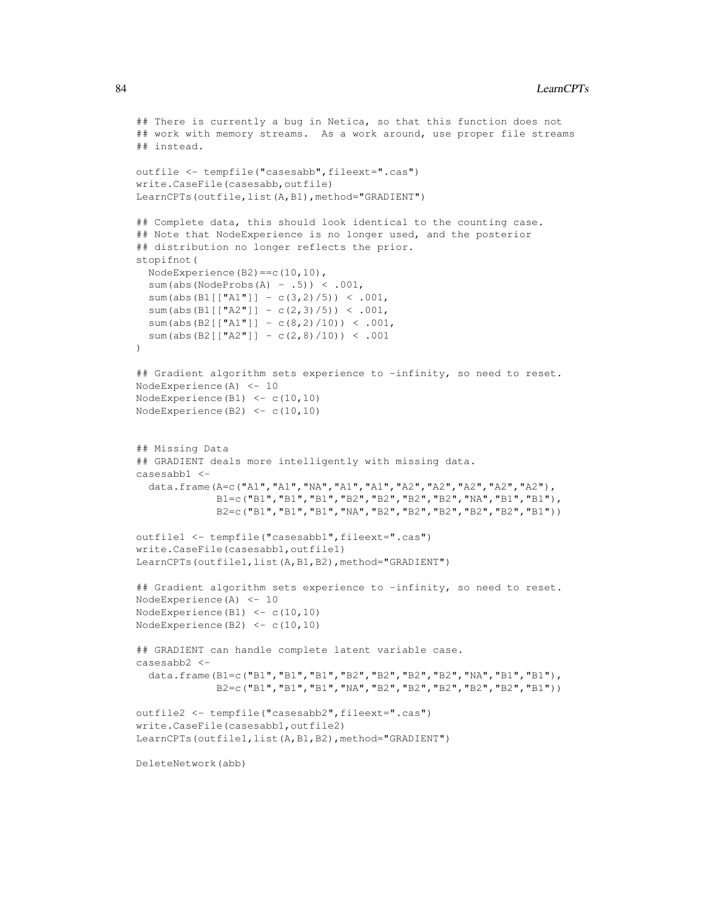```
## There is currently a bug in Netica, so that this function does not
## work with memory streams.  As a work around, use proper file streams
## instead.

outfile <- tempfile("casesabb",fileext=".cas")
write.CaseFile(casesabb,outfile)
LearnCPTs(outfile,list(A,B1),method="GRADIENT")

## Complete data, this should look identical to the counting case.
## Note that NodeExperience is no longer used, and the posterior
## distribution no longer reflects the prior.
stopifnot(
  NodeExperience(B2)==c(10,10),
  sum(abs(NodeProbs(A) - .5)) < .001,
  sum(abs(B1[["A1"]] - c(3,2)/5)) < .001,
  sum(abs(B1[["A2"]] - c(2,3)/5)) < .001,
  sum(abs(B2[["A1"]] - c(8,2)/10)) < .001,
  sum(abs(B2[["A2"]] - c(2,8)/10)) < .001
)

## Gradient algorithm sets experience to -infinity, so need to reset.
NodeExperience(A) <- 10
NodeExperience(B1) <- c(10,10)
NodeExperience(B2) <- c(10,10)


## Missing Data
## GRADIENT deals more intelligently with missing data.
casesabb1 <-
  data.frame(A=c("A1","A1","NA","A1","A1","A2","A2","A2","A2","A2"),
             B1=c("B1","B1","B1","B2","B2","B2","B2","NA","B1","B1"),
             B2=c("B1","B1","B1","NA","B2","B2","B2","B2","B2","B1"))

outfile1 <- tempfile("casesabb1",fileext=".cas")
write.CaseFile(casesabb1,outfile1)
LearnCPTs(outfile1,list(A,B1,B2),method="GRADIENT")

## Gradient algorithm sets experience to -infinity, so need to reset.
NodeExperience(A) <- 10
NodeExperience(B1) <- c(10,10)
NodeExperience(B2) <- c(10,10)

## GRADIENT can handle complete latent variable case.
casesabb2 <-
  data.frame(B1=c("B1","B1","B1","B2","B2","B2","B2","NA","B1","B1"),
             B2=c("B1","B1","B1","NA","B2","B2","B2","B2","B2","B1"))

outfile2 <- tempfile("casesabb2",fileext=".cas")
write.CaseFile(casesabb1,outfile2)
LearnCPTs(outfile1,list(A,B1,B2),method="GRADIENT")

DeleteNetwork(abb)
```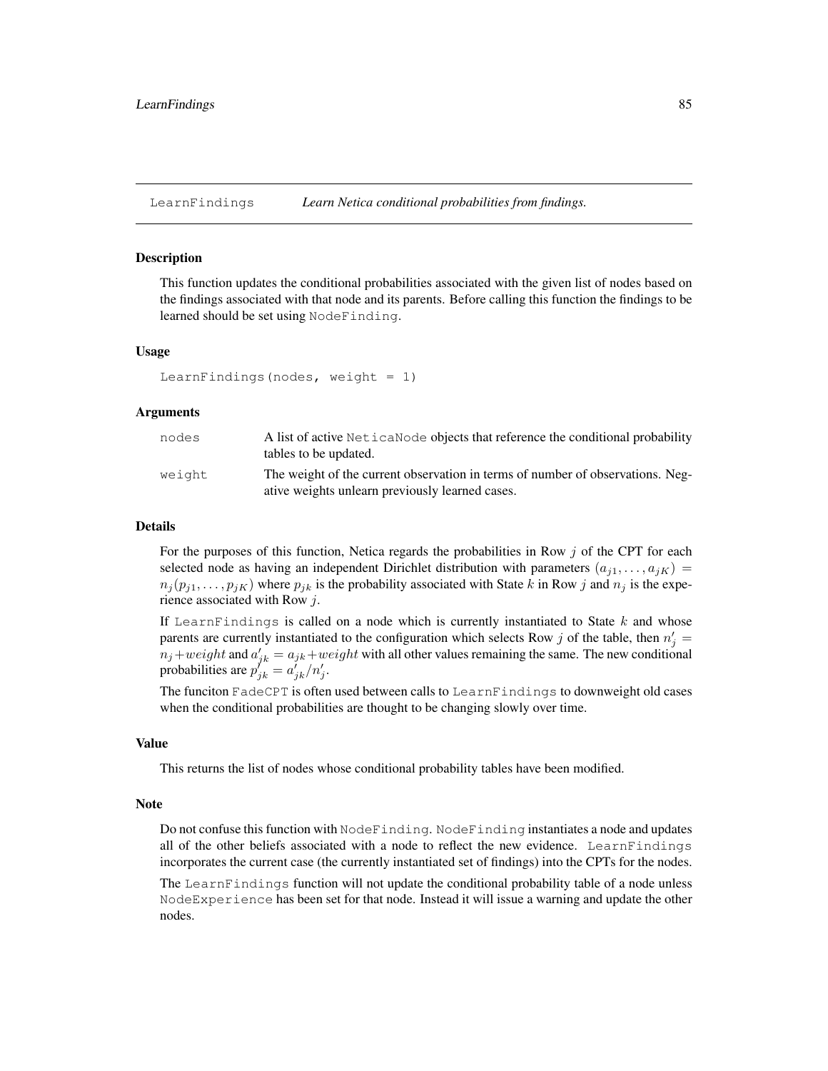LearnFindings *Learn Netica conditional probabilities from findings.*

### Description

This function updates the conditional probabilities associated with the given list of nodes based on the findings associated with that node and its parents. Before calling this function the findings to be learned should be set using `NodeFinding`.

### Usage

```
LearnFindings(nodes, weight = 1)
```

### Arguments

| | |
|---|---|
| `nodes` | A list of active `NeticaNode` objects that reference the conditional probability tables to be updated. |
| `weight` | The weight of the current observation in terms of number of observations. Negative weights unlearn previously learned cases. |

### Details

For the purposes of this function, Netica regards the probabilities in Row $j$ of the CPT for each selected node as having an independent Dirichlet distribution with parameters $(a_{j1}, \ldots, a_{jK}) = n_j(p_{j1}, \ldots, p_{jK})$ where $p_{jk}$ is the probability associated with State $k$ in Row $j$ and $n_j$ is the experience associated with Row $j$.

If `LearnFindings` is called on a node which is currently instantiated to State $k$ and whose parents are currently instantiated to the configuration which selects Row $j$ of the table, then $n'_j = n_j + weight$ and $a'_{jk} = a_{jk} + weight$ with all other values remaining the same. The new conditional probabilities are $p'_{jk} = a'_{jk}/n'_j$.

The funciton `FadeCPT` is often used between calls to `LearnFindings` to downweight old cases when the conditional probabilities are thought to be changing slowly over time.

### Value

This returns the list of nodes whose conditional probability tables have been modified.

### Note

Do not confuse this function with `NodeFinding`. `NodeFinding` instantiates a node and updates all of the other beliefs associated with a node to reflect the new evidence. `LearnFindings` incorporates the current case (the currently instantiated set of findings) into the CPTs for the nodes.

The `LearnFindings` function will not update the conditional probability table of a node unless `NodeExperience` has been set for that node. Instead it will issue a warning and update the other nodes.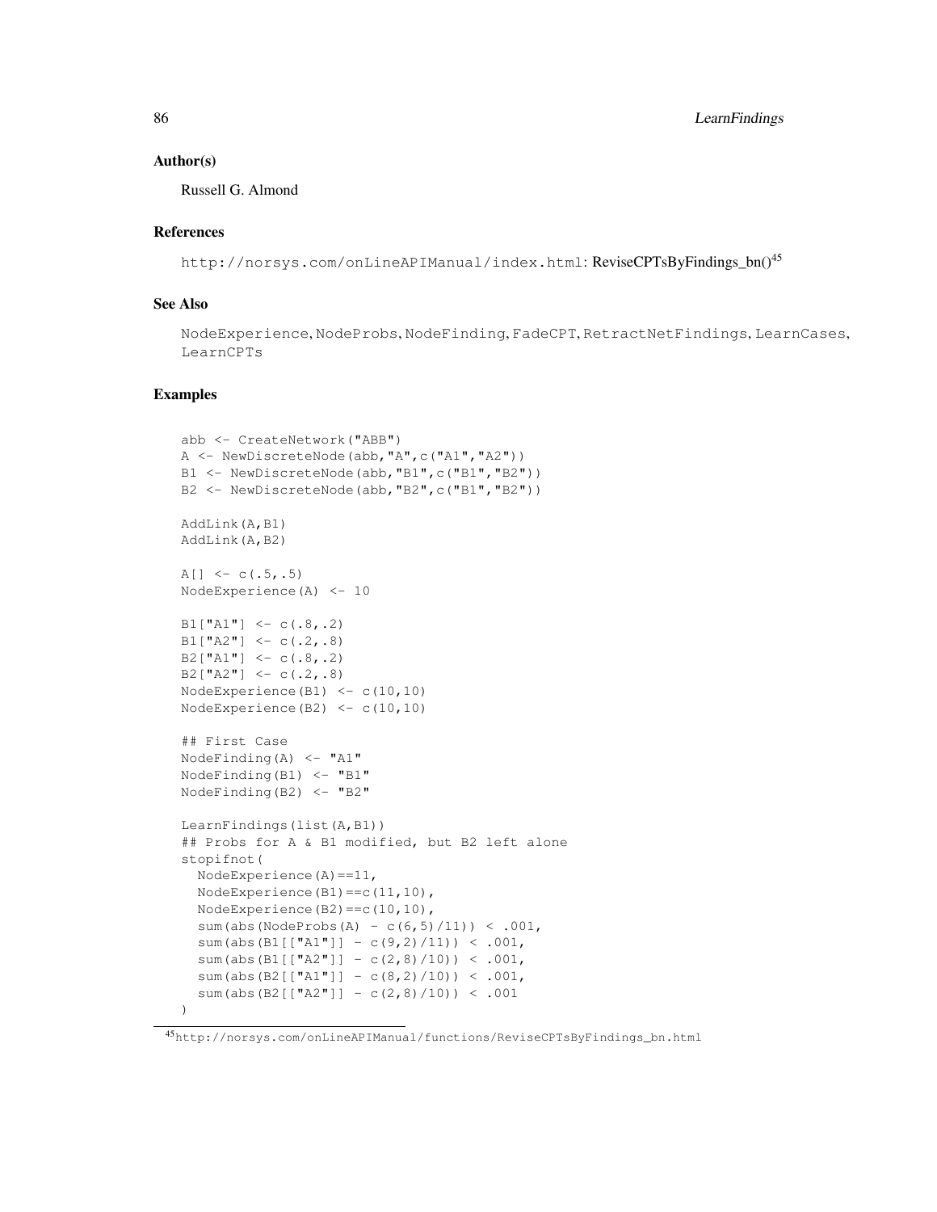### Author(s)

Russell G. Almond

### References

http://norsys.com/onLineAPIManual/index.html: ReviseCPTsByFindings_bn()[45]

### See Also

NodeExperience, NodeProbs, NodeFinding, FadeCPT, RetractNetFindings, LearnCases, LearnCPTs

### Examples

```
abb <- CreateNetwork("ABB")
A <- NewDiscreteNode(abb,"A",c("A1","A2"))
B1 <- NewDiscreteNode(abb,"B1",c("B1","B2"))
B2 <- NewDiscreteNode(abb,"B2",c("B1","B2"))

AddLink(A,B1)
AddLink(A,B2)

A[] <- c(.5,.5)
NodeExperience(A) <- 10

B1["A1"] <- c(.8,.2)
B1["A2"] <- c(.2,.8)
B2["A1"] <- c(.8,.2)
B2["A2"] <- c(.2,.8)
NodeExperience(B1) <- c(10,10)
NodeExperience(B2) <- c(10,10)

## First Case
NodeFinding(A) <- "A1"
NodeFinding(B1) <- "B1"
NodeFinding(B2) <- "B2"

LearnFindings(list(A,B1))
## Probs for A & B1 modified, but B2 left alone
stopifnot(
  NodeExperience(A)==11,
  NodeExperience(B1)==c(11,10),
  NodeExperience(B2)==c(10,10),
  sum(abs(NodeProbs(A) - c(6,5)/11)) < .001,
  sum(abs(B1[["A1"]] - c(9,2)/11)) < .001,
  sum(abs(B1[["A2"]] - c(2,8)/10)) < .001,
  sum(abs(B2[["A1"]] - c(8,2)/10)) < .001,
  sum(abs(B2[["A2"]] - c(2,8)/10)) < .001
)
```

[45] http://norsys.com/onLineAPIManual/functions/ReviseCPTsByFindings_bn.html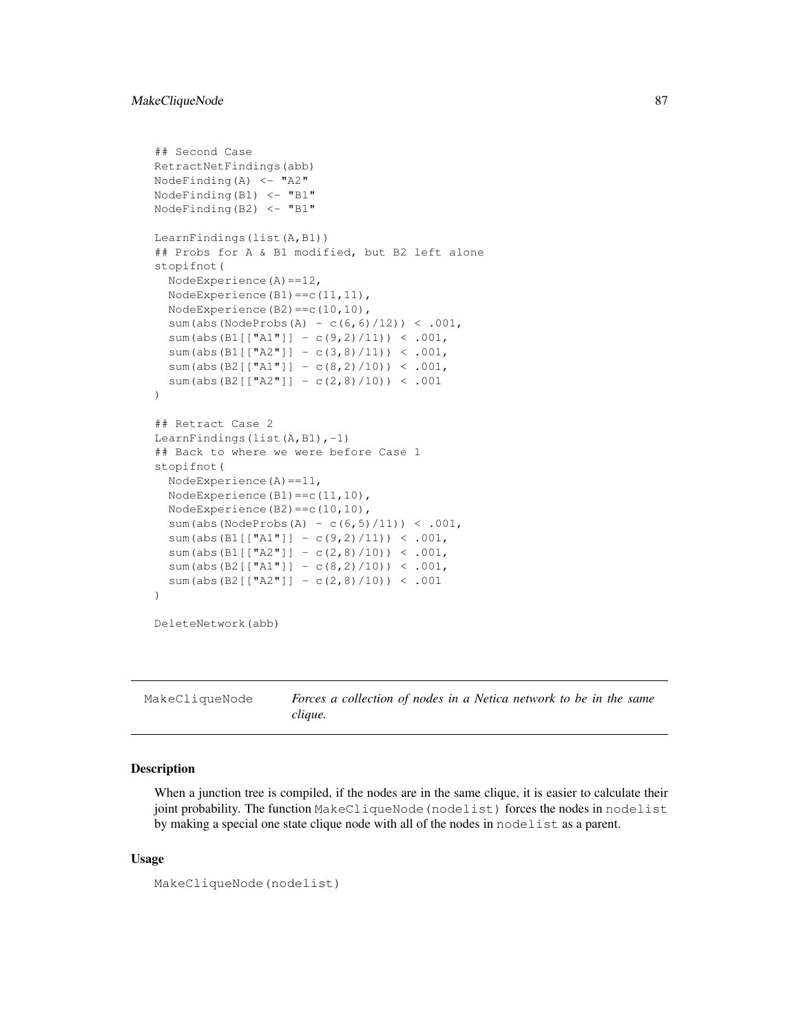```
## Second Case
RetractNetFindings(abb)
NodeFinding(A) <- "A2"
NodeFinding(B1) <- "B1"
NodeFinding(B2) <- "B1"

LearnFindings(list(A,B1))
## Probs for A & B1 modified, but B2 left alone
stopifnot(
  NodeExperience(A)==12,
  NodeExperience(B1)==c(11,11),
  NodeExperience(B2)==c(10,10),
  sum(abs(NodeProbs(A) - c(6,6)/12)) < .001,
  sum(abs(B1[["A1"]] - c(9,2)/11)) < .001,
  sum(abs(B1[["A2"]] - c(3,8)/11)) < .001,
  sum(abs(B2[["A1"]] - c(8,2)/10)) < .001,
  sum(abs(B2[["A2"]] - c(2,8)/10)) < .001
)

## Retract Case 2
LearnFindings(list(A,B1),-1)
## Back to where we were before Case 1
stopifnot(
  NodeExperience(A)==11,
  NodeExperience(B1)==c(11,10),
  NodeExperience(B2)==c(10,10),
  sum(abs(NodeProbs(A) - c(6,5)/11)) < .001,
  sum(abs(B1[["A1"]] - c(9,2)/11)) < .001,
  sum(abs(B1[["A2"]] - c(2,8)/10)) < .001,
  sum(abs(B2[["A1"]] - c(8,2)/10)) < .001,
  sum(abs(B2[["A2"]] - c(2,8)/10)) < .001
)

DeleteNetwork(abb)
```

---

MakeCliqueNode &nbsp;&nbsp;&nbsp; *Forces a collection of nodes in a Netica network to be in the same clique.*

---

### Description

When a junction tree is compiled, if the nodes are in the same clique, it is easier to calculate their joint probability. The function `MakeCliqueNode(nodelist)` forces the nodes in `nodelist` by making a special one state clique node with all of the nodes in `nodelist` as a parent.

### Usage

```
MakeCliqueNode(nodelist)
```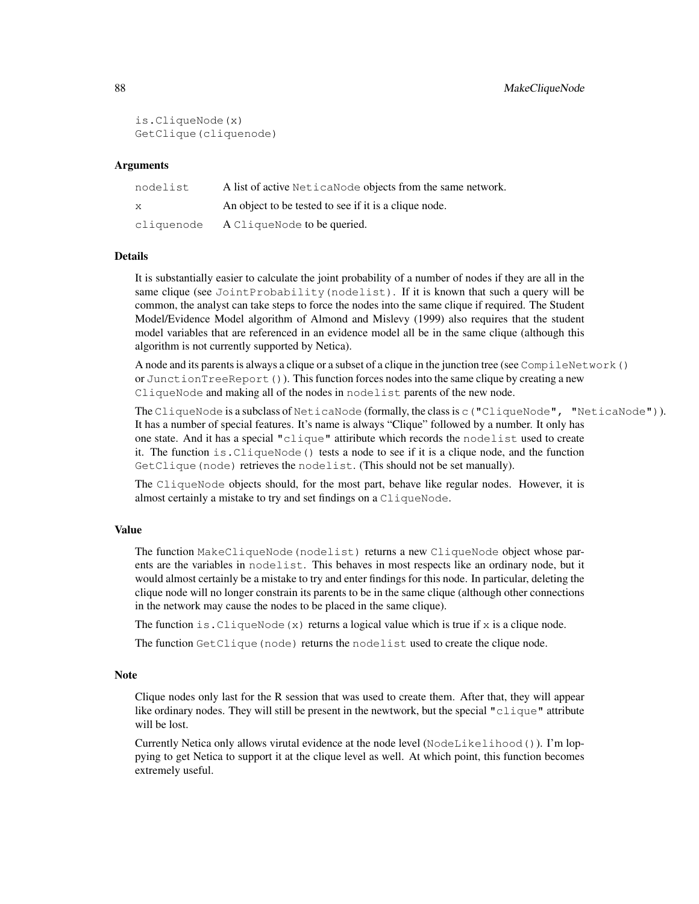```
is.CliqueNode(x)
GetClique(cliquenode)
```

### Arguments

| | |
|---|---|
| nodelist | A list of active NeticaNode objects from the same network. |
| x | An object to be tested to see if it is a clique node. |
| cliquenode | A CliqueNode to be queried. |

### Details

It is substantially easier to calculate the joint probability of a number of nodes if they are all in the same clique (see `JointProbability(nodelist)`. If it is known that such a query will be common, the analyst can take steps to force the nodes into the same clique if required. The Student Model/Evidence Model algorithm of Almond and Mislevy (1999) also requires that the student model variables that are referenced in an evidence model all be in the same clique (although this algorithm is not currently supported by Netica).

A node and its parents is always a clique or a subset of a clique in the junction tree (see `CompileNetwork()` or `JunctionTreeReport()`). This function forces nodes into the same clique by creating a new `CliqueNode` and making all of the nodes in `nodelist` parents of the new node.

The `CliqueNode` is a subclass of `NeticaNode` (formally, the class is `c("CliqueNode", "NeticaNode")`). It has a number of special features. It's name is always "Clique" followed by a number. It only has one state. And it has a special `"clique"` attiribute which records the `nodelist` used to create it. The function `is.CliqueNode()` tests a node to see if it is a clique node, and the function `GetClique(node)` retrieves the `nodelist`. (This should not be set manually).

The `CliqueNode` objects should, for the most part, behave like regular nodes. However, it is almost certainly a mistake to try and set findings on a `CliqueNode`.

### Value

The function `MakeCliqueNode(nodelist)` returns a new `CliqueNode` object whose parents are the variables in `nodelist`. This behaves in most respects like an ordinary node, but it would almost certainly be a mistake to try and enter findings for this node. In particular, deleting the clique node will no longer constrain its parents to be in the same clique (although other connections in the network may cause the nodes to be placed in the same clique).

The function `is.CliqueNode(x)` returns a logical value which is true if `x` is a clique node.

The function `GetClique(node)` returns the `nodelist` used to create the clique node.

### Note

Clique nodes only last for the R session that was used to create them. After that, they will appear like ordinary nodes. They will still be present in the newtwork, but the special `"clique"` attribute will be lost.

Currently Netica only allows virutal evidence at the node level (`NodeLikelihood()`). I'm loppying to get Netica to support it at the clique level as well. At which point, this function becomes extremely useful.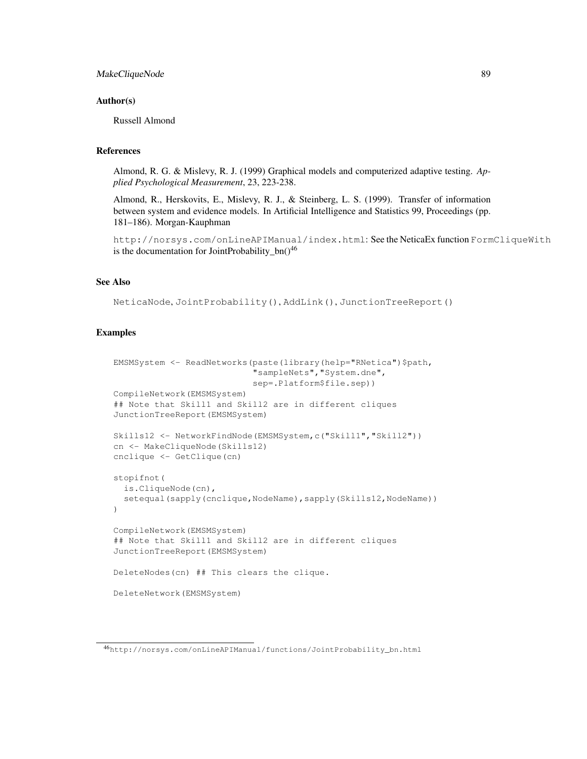## Author(s)

Russell Almond

## References

Almond, R. G. & Mislevy, R. J. (1999) Graphical models and computerized adaptive testing. *Applied Psychological Measurement*, 23, 223-238.

Almond, R., Herskovits, E., Mislevy, R. J., & Steinberg, L. S. (1999). Transfer of information between system and evidence models. In Artificial Intelligence and Statistics 99, Proceedings (pp. 181–186). Morgan-Kauphman

`http://norsys.com/onLineAPIManual/index.html`: See the NeticaEx function `FormCliqueWith` is the documentation for JointProbability_bn()[46]

## See Also

`NeticaNode`, `JointProbability()`, `AddLink()`, `JunctionTreeReport()`

## Examples

```
EMSMSystem <- ReadNetworks(paste(library(help="RNetica")$path,
                           "sampleNets","System.dne",
                           sep=.Platform$file.sep))
CompileNetwork(EMSMSystem)
## Note that Skill1 and Skill2 are in different cliques
JunctionTreeReport(EMSMSystem)

Skills12 <- NetworkFindNode(EMSMSystem,c("Skill1","Skill2"))
cn <- MakeCliqueNode(Skills12)
cnclique <- GetClique(cn)

stopifnot(
  is.CliqueNode(cn),
  setequal(sapply(cnclique,NodeName),sapply(Skills12,NodeName))
)

CompileNetwork(EMSMSystem)
## Note that Skill1 and Skill2 are in different cliques
JunctionTreeReport(EMSMSystem)

DeleteNodes(cn) ## This clears the clique.

DeleteNetwork(EMSMSystem)
```

[46] `http://norsys.com/onLineAPIManual/functions/JointProbability_bn.html`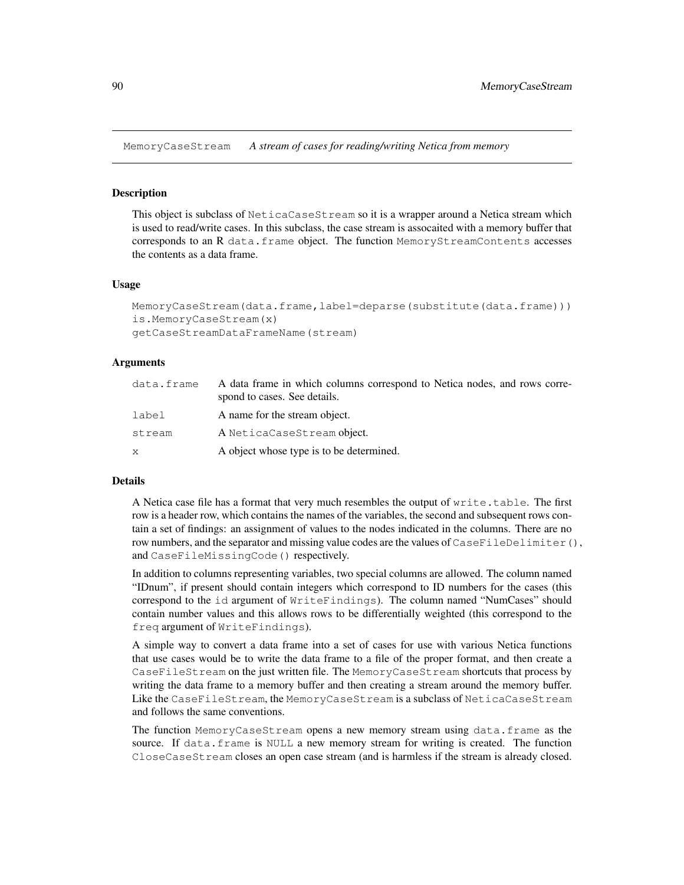MemoryCaseStream *A stream of cases for reading/writing Netica from memory*

## Description

This object is subclass of `NeticaCaseStream` so it is a wrapper around a Netica stream which is used to read/write cases. In this subclass, the case stream is assocaited with a memory buffer that corresponds to an R `data.frame` object. The function `MemoryStreamContents` accesses the contents as a data frame.

## Usage

```
MemoryCaseStream(data.frame,label=deparse(substitute(data.frame)))
is.MemoryCaseStream(x)
getCaseStreamDataFrameName(stream)
```

## Arguments

| | |
|---|---|
| `data.frame` | A data frame in which columns correspond to Netica nodes, and rows correspond to cases. See details. |
| `label` | A name for the stream object. |
| `stream` | A `NeticaCaseStream` object. |
| `x` | A object whose type is to be determined. |

## Details

A Netica case file has a format that very much resembles the output of `write.table`. The first row is a header row, which contains the names of the variables, the second and subsequent rows contain a set of findings: an assignment of values to the nodes indicated in the columns. There are no row numbers, and the separator and missing value codes are the values of `CaseFileDelimiter()`, and `CaseFileMissingCode()` respectively.

In addition to columns representing variables, two special columns are allowed. The column named "IDnum", if present should contain integers which correspond to ID numbers for the cases (this correspond to the `id` argument of `WriteFindings`). The column named "NumCases" should contain number values and this allows rows to be differentially weighted (this correspond to the `freq` argument of `WriteFindings`).

A simple way to convert a data frame into a set of cases for use with various Netica functions that use cases would be to write the data frame to a file of the proper format, and then create a `CaseFileStream` on the just written file. The `MemoryCaseStream` shortcuts that process by writing the data frame to a memory buffer and then creating a stream around the memory buffer. Like the `CaseFileStream`, the `MemoryCaseStream` is a subclass of `NeticaCaseStream` and follows the same conventions.

The function `MemoryCaseStream` opens a new memory stream using `data.frame` as the source. If `data.frame` is `NULL` a new memory stream for writing is created. The function `CloseCaseStream` closes an open case stream (and is harmless if the stream is already closed.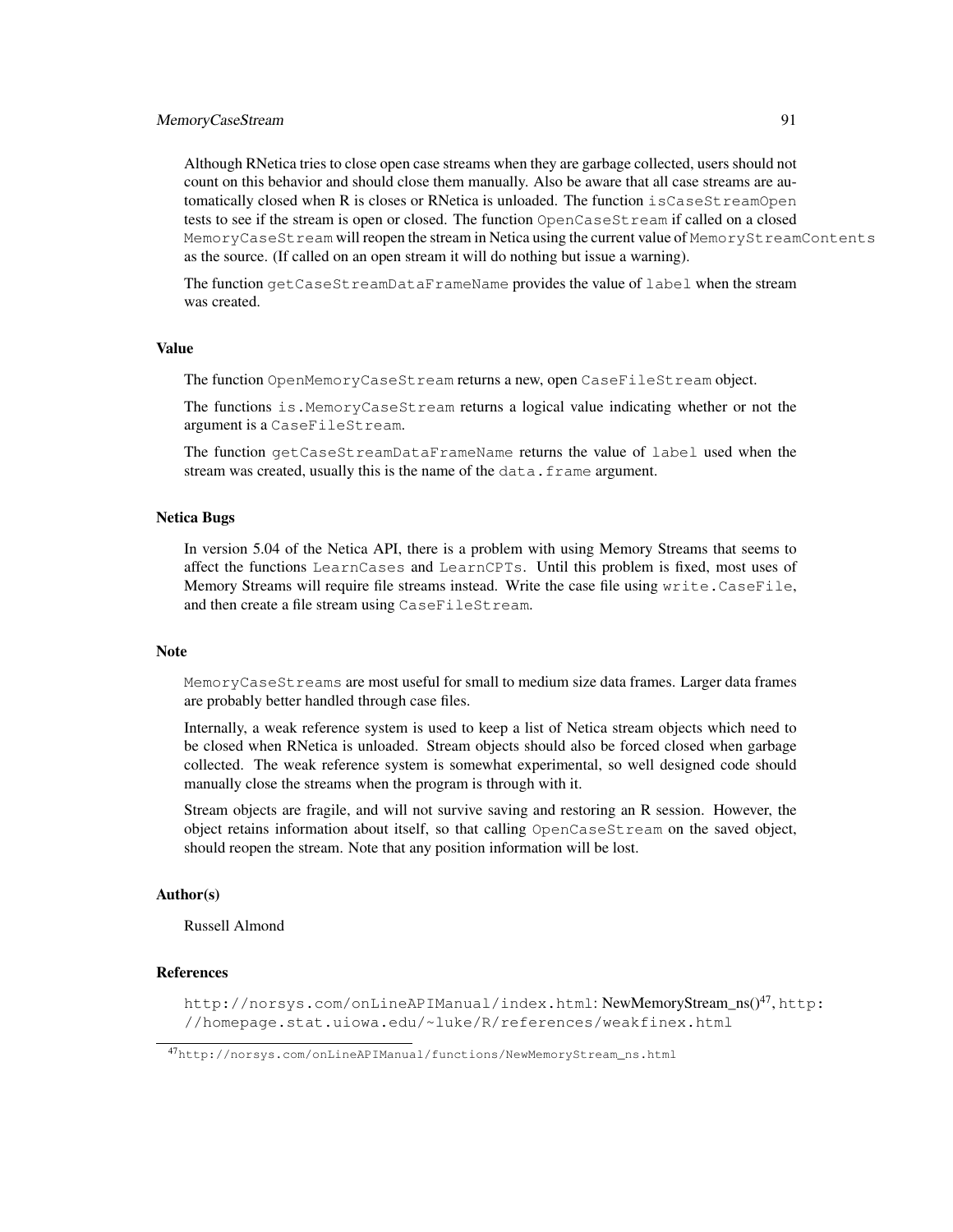Although RNetica tries to close open case streams when they are garbage collected, users should not count on this behavior and should close them manually. Also be aware that all case streams are automatically closed when R is closes or RNetica is unloaded. The function `isCaseStreamOpen` tests to see if the stream is open or closed. The function `OpenCaseStream` if called on a closed `MemoryCaseStream` will reopen the stream in Netica using the current value of `MemoryStreamContents` as the source. (If called on an open stream it will do nothing but issue a warning).

The function `getCaseStreamDataFrameName` provides the value of `label` when the stream was created.

## Value

The function `OpenMemoryCaseStream` returns a new, open `CaseFileStream` object.

The functions `is.MemoryCaseStream` returns a logical value indicating whether or not the argument is a `CaseFileStream`.

The function `getCaseStreamDataFrameName` returns the value of `label` used when the stream was created, usually this is the name of the `data.frame` argument.

## Netica Bugs

In version 5.04 of the Netica API, there is a problem with using Memory Streams that seems to affect the functions `LearnCases` and `LearnCPTs`. Until this problem is fixed, most uses of Memory Streams will require file streams instead. Write the case file using `write.CaseFile`, and then create a file stream using `CaseFileStream`.

## Note

`MemoryCaseStreams` are most useful for small to medium size data frames. Larger data frames are probably better handled through case files.

Internally, a weak reference system is used to keep a list of Netica stream objects which need to be closed when RNetica is unloaded. Stream objects should also be forced closed when garbage collected. The weak reference system is somewhat experimental, so well designed code should manually close the streams when the program is through with it.

Stream objects are fragile, and will not survive saving and restoring an R session. However, the object retains information about itself, so that calling `OpenCaseStream` on the saved object, should reopen the stream. Note that any position information will be lost.

## Author(s)

Russell Almond

## References

`http://norsys.com/onLineAPIManual/index.html`: NewMemoryStream_ns()[47], `http://homepage.stat.uiowa.edu/~luke/R/references/weakfinex.html`

[47] `http://norsys.com/onLineAPIManual/functions/NewMemoryStream_ns.html`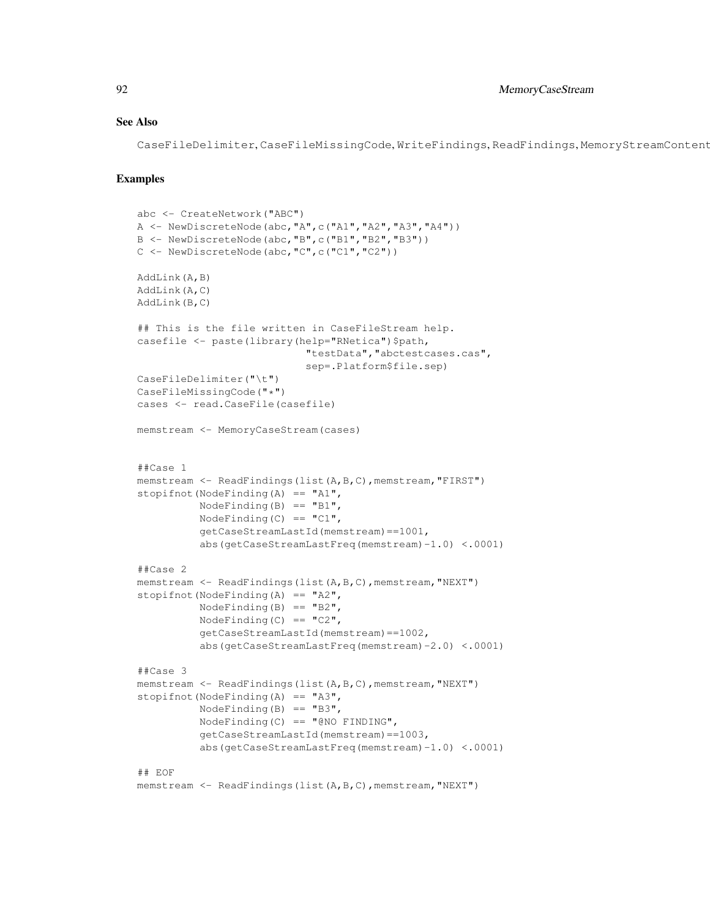## See Also

CaseFileDelimiter, CaseFileMissingCode, WriteFindings, ReadFindings, MemoryStreamContent

## Examples

```
abc <- CreateNetwork("ABC")
A <- NewDiscreteNode(abc,"A",c("A1","A2","A3","A4"))
B <- NewDiscreteNode(abc,"B",c("B1","B2","B3"))
C <- NewDiscreteNode(abc,"C",c("C1","C2"))

AddLink(A,B)
AddLink(A,C)
AddLink(B,C)

## This is the file written in CaseFileStream help.
casefile <- paste(library(help="RNetica")$path,
                  "testData","abctestcases.cas",
                  sep=.Platform$file.sep)
CaseFileDelimiter("\t")
CaseFileMissingCode("*")
cases <- read.CaseFile(casefile)

memstream <- MemoryCaseStream(cases)


##Case 1
memstream <- ReadFindings(list(A,B,C),memstream,"FIRST")
stopifnot(NodeFinding(A) == "A1",
          NodeFinding(B) == "B1",
          NodeFinding(C) == "C1",
          getCaseStreamLastId(memstream)==1001,
          abs(getCaseStreamLastFreq(memstream)-1.0) <.0001)

##Case 2
memstream <- ReadFindings(list(A,B,C),memstream,"NEXT")
stopifnot(NodeFinding(A) == "A2",
          NodeFinding(B) == "B2",
          NodeFinding(C) == "C2",
          getCaseStreamLastId(memstream)==1002,
          abs(getCaseStreamLastFreq(memstream)-2.0) <.0001)

##Case 3
memstream <- ReadFindings(list(A,B,C),memstream,"NEXT")
stopifnot(NodeFinding(A) == "A3",
          NodeFinding(B) == "B3",
          NodeFinding(C) == "@NO FINDING",
          getCaseStreamLastId(memstream)==1003,
          abs(getCaseStreamLastFreq(memstream)-1.0) <.0001)

## EOF
memstream <- ReadFindings(list(A,B,C),memstream,"NEXT")
```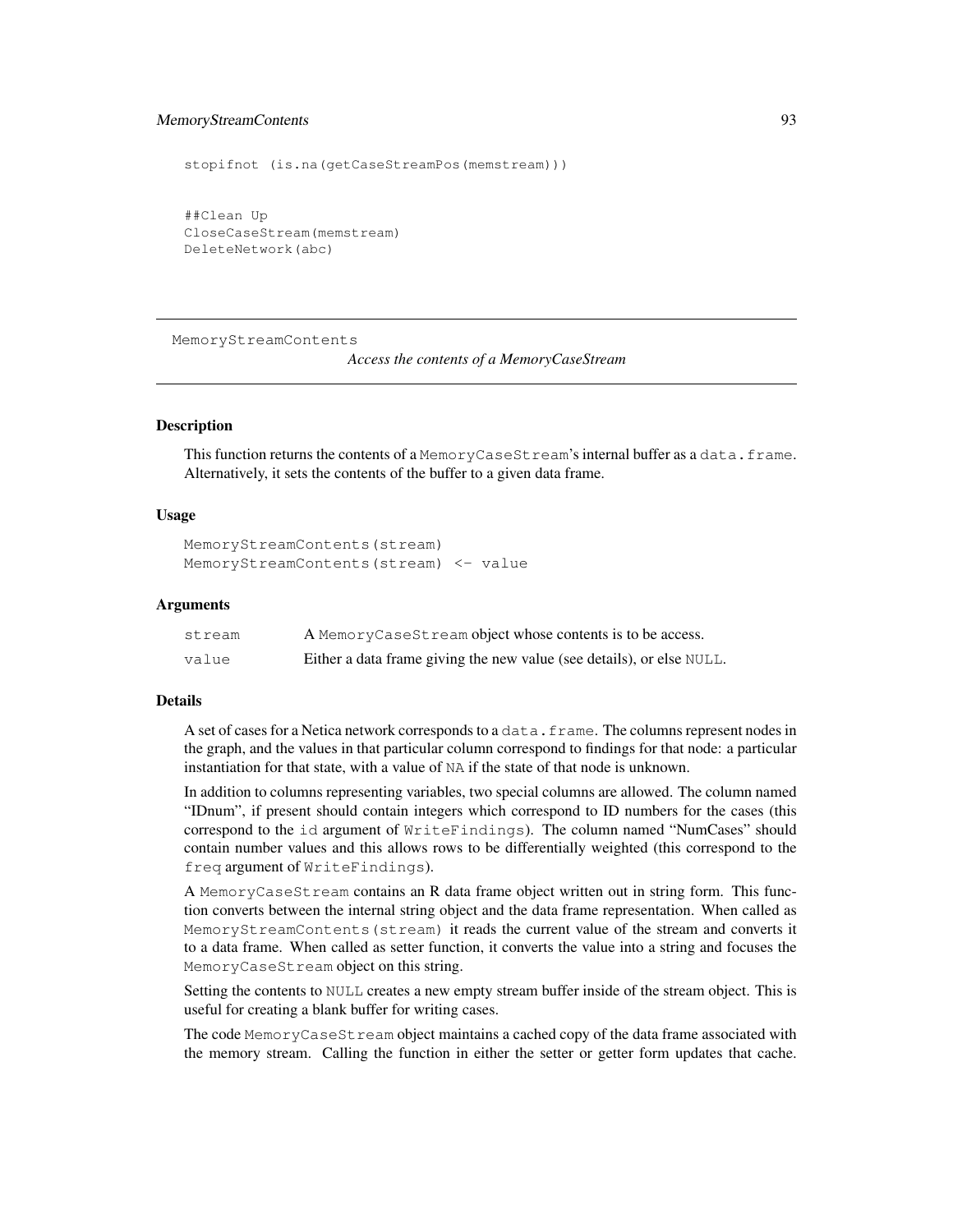```
stopifnot (is.na(getCaseStreamPos(memstream)))

##Clean Up
CloseCaseStream(memstream)
DeleteNetwork(abc)
```

---

## MemoryStreamContents *Access the contents of a MemoryCaseStream*

---

### Description

This function returns the contents of a `MemoryCaseStream`'s internal buffer as a `data.frame`. Alternatively, it sets the contents of the buffer to a given data frame.

### Usage

```
MemoryStreamContents(stream)
MemoryStreamContents(stream) <- value
```

### Arguments

| | |
|---|---|
| `stream` | A `MemoryCaseStream` object whose contents is to be access. |
| `value` | Either a data frame giving the new value (see details), or else `NULL`. |

### Details

A set of cases for a Netica network corresponds to a `data.frame`. The columns represent nodes in the graph, and the values in that particular column correspond to findings for that node: a particular instantiation for that state, with a value of `NA` if the state of that node is unknown.

In addition to columns representing variables, two special columns are allowed. The column named "IDnum", if present should contain integers which correspond to ID numbers for the cases (this correspond to the `id` argument of `WriteFindings`). The column named "NumCases" should contain number values and this allows rows to be differentially weighted (this correspond to the `freq` argument of `WriteFindings`).

A `MemoryCaseStream` contains an R data frame object written out in string form. This function converts between the internal string object and the data frame representation. When called as `MemoryStreamContents(stream)` it reads the current value of the stream and converts it to a data frame. When called as setter function, it converts the value into a string and focuses the `MemoryCaseStream` object on this string.

Setting the contents to `NULL` creates a new empty stream buffer inside of the stream object. This is useful for creating a blank buffer for writing cases.

The code `MemoryCaseStream` object maintains a cached copy of the data frame associated with the memory stream. Calling the function in either the setter or getter form updates that cache.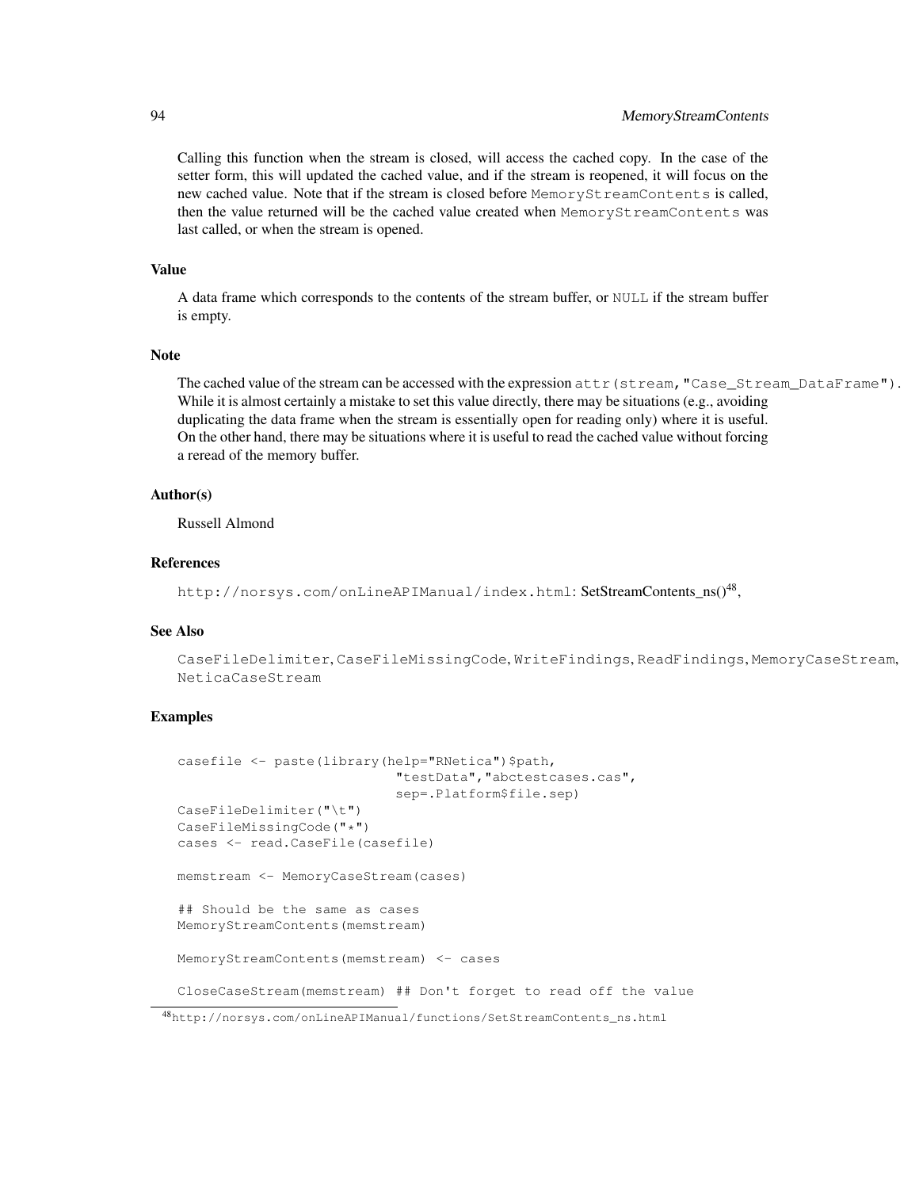Calling this function when the stream is closed, will access the cached copy. In the case of the setter form, this will updated the cached value, and if the stream is reopened, it will focus on the new cached value. Note that if the stream is closed before `MemoryStreamContents` is called, then the value returned will be the cached value created when `MemoryStreamContents` was last called, or when the stream is opened.

### Value

A data frame which corresponds to the contents of the stream buffer, or `NULL` if the stream buffer is empty.

### Note

The cached value of the stream can be accessed with the expression `attr(stream,"Case_Stream_DataFrame")`. While it is almost certainly a mistake to set this value directly, there may be situations (e.g., avoiding duplicating the data frame when the stream is essentially open for reading only) where it is useful. On the other hand, there may be situations where it is useful to read the cached value without forcing a reread of the memory buffer.

### Author(s)

Russell Almond

### References

`http://norsys.com/onLineAPIManual/index.html`: SetStreamContents_ns()[48],

### See Also

`CaseFileDelimiter`, `CaseFileMissingCode`, `WriteFindings`, `ReadFindings`, `MemoryCaseStream`, `NeticaCaseStream`

### Examples

```
casefile <- paste(library(help="RNetica")$path,
                  "testData","abctestcases.cas",
                  sep=.Platform$file.sep)
CaseFileDelimiter("\t")
CaseFileMissingCode("*")
cases <- read.CaseFile(casefile)

memstream <- MemoryCaseStream(cases)

## Should be the same as cases
MemoryStreamContents(memstream)

MemoryStreamContents(memstream) <- cases

CloseCaseStream(memstream) ## Don't forget to read off the value
```

[48] `http://norsys.com/onLineAPIManual/functions/SetStreamContents_ns.html`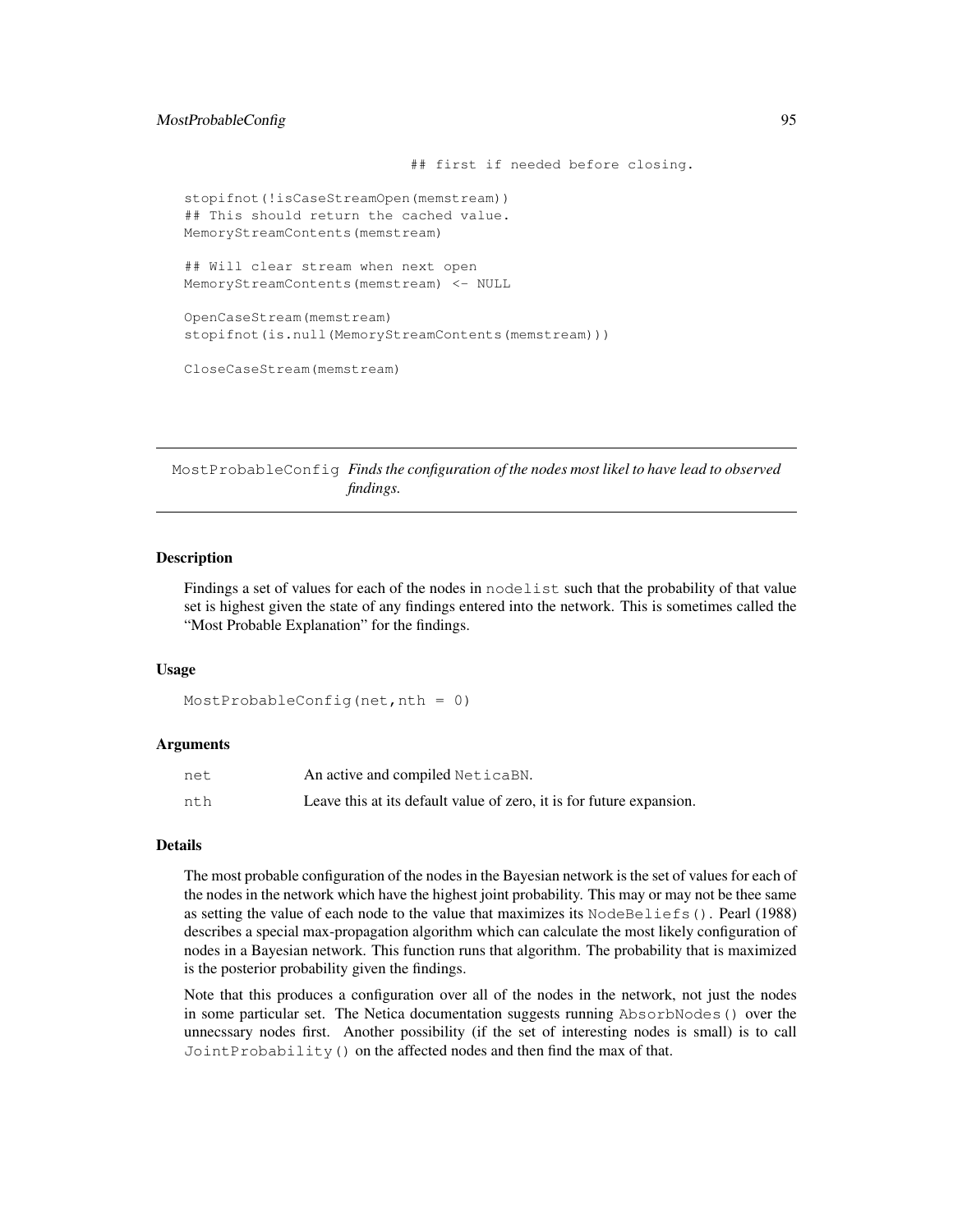```
                                ## first if needed before closing.

stopifnot(!isCaseStreamOpen(memstream))
## This should return the cached value.
MemoryStreamContents(memstream)

## Will clear stream when next open
MemoryStreamContents(memstream) <- NULL

OpenCaseStream(memstream)
stopifnot(is.null(MemoryStreamContents(memstream)))

CloseCaseStream(memstream)
```

## MostProbableConfig *Finds the configuration of the nodes most likel to have lead to observed findings.*

### Description

Findings a set of values for each of the nodes in `nodelist` such that the probability of that value set is highest given the state of any findings entered into the network. This is sometimes called the "Most Probable Explanation" for the findings.

### Usage

```
MostProbableConfig(net,nth = 0)
```

### Arguments

| | |
|---|---|
| `net` | An active and compiled `NeticaBN`. |
| `nth` | Leave this at its default value of zero, it is for future expansion. |

### Details

The most probable configuration of the nodes in the Bayesian network is the set of values for each of the nodes in the network which have the highest joint probability. This may or may not be thee same as setting the value of each node to the value that maximizes its `NodeBeliefs()`. Pearl (1988) describes a special max-propagation algorithm which can calculate the most likely configuration of nodes in a Bayesian network. This function runs that algorithm. The probability that is maximized is the posterior probability given the findings.

Note that this produces a configuration over all of the nodes in the network, not just the nodes in some particular set. The Netica documentation suggests running `AbsorbNodes()` over the unnecssary nodes first. Another possibility (if the set of interesting nodes is small) is to call `JointProbability()` on the affected nodes and then find the max of that.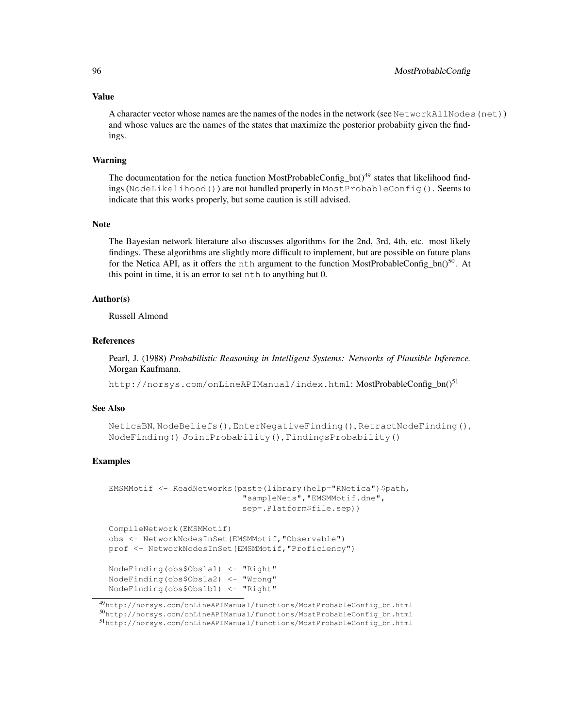## Value

A character vector whose names are the names of the nodes in the network (see `NetworkAllNodes(net)`) and whose values are the names of the states that maximize the posterior probabiity given the findings.

## Warning

The documentation for the netica function MostProbableConfig_bn()[49] states that likelihood findings (`NodeLikelihood()`) are not handled properly in `MostProbableConfig()`. Seems to indicate that this works properly, but some caution is still advised.

## Note

The Bayesian network literature also discusses algorithms for the 2nd, 3rd, 4th, etc. most likely findings. These algorithms are slightly more difficult to implement, but are possible on future plans for the Netica API, as it offers the `nth` argument to the function MostProbableConfig_bn()[50]. At this point in time, it is an error to set `nth` to anything but 0.

## Author(s)

Russell Almond

## References

Pearl, J. (1988) *Probabilistic Reasoning in Intelligent Systems: Networks of Plausible Inference.* Morgan Kaufmann.

`http://norsys.com/onLineAPIManual/index.html`: MostProbableConfig_bn()[51]

## See Also

`NeticaBN`, `NodeBeliefs()`, `EnterNegativeFinding()`, `RetractNodeFinding()`, `NodeFinding()` `JointProbability()`, `FindingsProbability()`

## Examples

```
EMSMMotif <- ReadNetworks(paste(library(help="RNetica")$path,
                           "sampleNets","EMSMMotif.dne",
                           sep=.Platform$file.sep))

CompileNetwork(EMSMMotif)
obs <- NetworkNodesInSet(EMSMMotif,"Observable")
prof <- NetworkNodesInSet(EMSMMotif,"Proficiency")

NodeFinding(obs$Obs1a1) <- "Right"
NodeFinding(obs$Obs1a2) <- "Wrong"
NodeFinding(obs$Obs1b1) <- "Right"
```

[49] `http://norsys.com/onLineAPIManual/functions/MostProbableConfig_bn.html`
[50] `http://norsys.com/onLineAPIManual/functions/MostProbableConfig_bn.html`
[51] `http://norsys.com/onLineAPIManual/functions/MostProbableConfig_bn.html`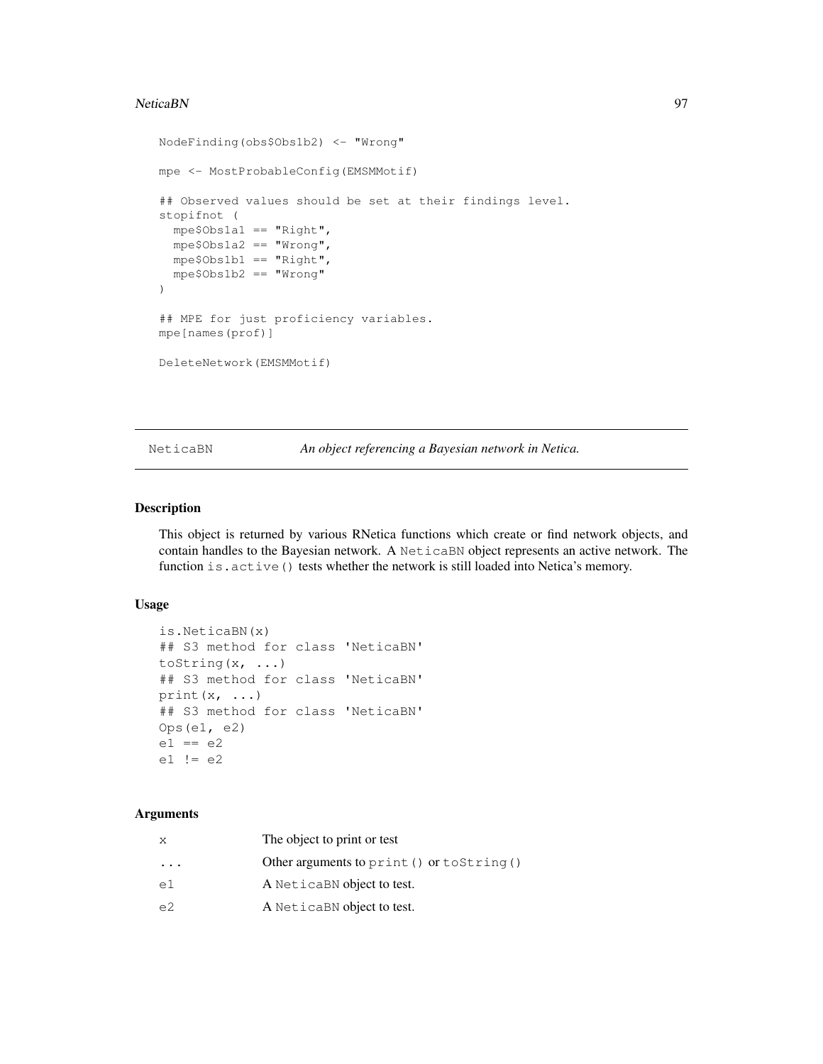```
NodeFinding(obs$Obs1b2) <- "Wrong"

mpe <- MostProbableConfig(EMSMMotif)

## Observed values should be set at their findings level.
stopifnot (
  mpe$Obs1a1 == "Right",
  mpe$Obs1a2 == "Wrong",
  mpe$Obs1b1 == "Right",
  mpe$Obs1b2 == "Wrong"
)

## MPE for just proficiency variables.
mpe[names(prof)]

DeleteNetwork(EMSMMotif)
```

---

NetivaBN *An object referencing a Bayesian network in Netica.*

---

## Description

This object is returned by various RNetica functions which create or find network objects, and contain handles to the Bayesian network. A `NeticaBN` object represents an active network. The function `is.active()` tests whether the network is still loaded into Netica's memory.

## Usage

```
is.NeticaBN(x)
## S3 method for class 'NeticaBN'
toString(x, ...)
## S3 method for class 'NeticaBN'
print(x, ...)
## S3 method for class 'NeticaBN'
Ops(e1, e2)
e1 == e2
e1 != e2
```

## Arguments

| | |
|---|---|
| `x` | The object to print or test |
| `...` | Other arguments to `print()` or `toString()` |
| `e1` | A `NeticaBN` object to test. |
| `e2` | A `NeticaBN` object to test. |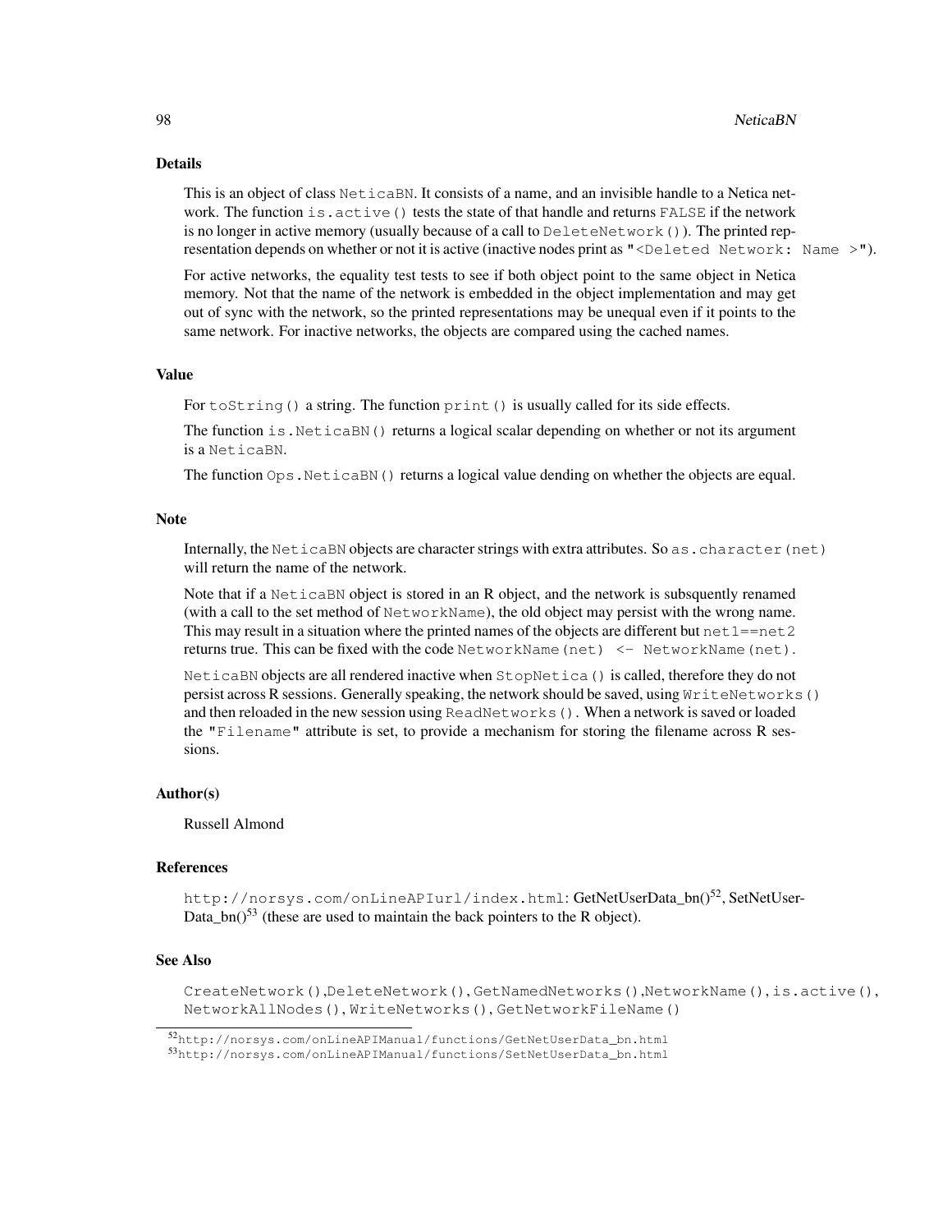## Details

This is an object of class `NeticaBN`. It consists of a name, and an invisible handle to a Netica network. The function `is.active()` tests the state of that handle and returns `FALSE` if the network is no longer in active memory (usually because of a call to `DeleteNetwork()`). The printed representation depends on whether or not it is active (inactive nodes print as `"<Deleted Network: Name >"`).

For active networks, the equality test tests to see if both object point to the same object in Netica memory. Not that the name of the network is embedded in the object implementation and may get out of sync with the network, so the printed representations may be unequal even if it points to the same network. For inactive networks, the objects are compared using the cached names.

## Value

For `toString()` a string. The function `print()` is usually called for its side effects.

The function `is.NeticaBN()` returns a logical scalar depending on whether or not its argument is a `NeticaBN`.

The function `Ops.NeticaBN()` returns a logical value dending on whether the objects are equal.

## Note

Internally, the `NeticaBN` objects are character strings with extra attributes. So `as.character(net)` will return the name of the network.

Note that if a `NeticaBN` object is stored in an R object, and the network is subsquently renamed (with a call to the set method of `NetworkName`), the old object may persist with the wrong name. This may result in a situation where the printed names of the objects are different but `net1==net2` returns true. This can be fixed with the code `NetworkName(net) <- NetworkName(net)`.

`NeticaBN` objects are all rendered inactive when `StopNetica()` is called, therefore they do not persist across R sessions. Generally speaking, the network should be saved, using `WriteNetworks()` and then reloaded in the new session using `ReadNetworks()`. When a network is saved or loaded the `"Filename"` attribute is set, to provide a mechanism for storing the filename across R sessions.

## Author(s)

Russell Almond

## References

`http://norsys.com/onLineAPIurl/index.html`: GetNetUserData_bn()[52], SetNetUserData_bn()[53] (these are used to maintain the back pointers to the R object).

## See Also

`CreateNetwork()`,`DeleteNetwork()`,`GetNamedNetworks()`,`NetworkName()`,`is.active()`, `NetworkAllNodes()`, `WriteNetworks()`, `GetNetworkFileName()`

---

[52] `http://norsys.com/onLineAPIManual/functions/GetNetUserData_bn.html`

[53] `http://norsys.com/onLineAPIManual/functions/SetNetUserData_bn.html`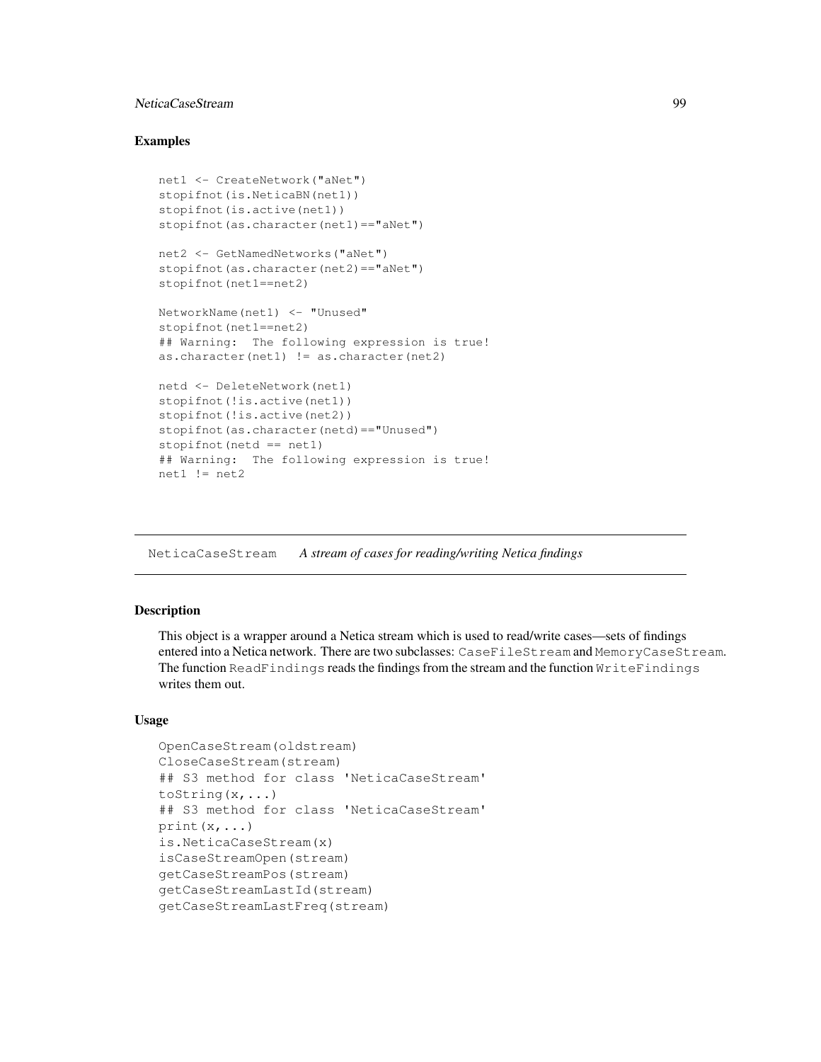### Examples

```
net1 <- CreateNetwork("aNet")
stopifnot(is.NeticaBN(net1))
stopifnot(is.active(net1))
stopifnot(as.character(net1)=="aNet")

net2 <- GetNamedNetworks("aNet")
stopifnot(as.character(net2)=="aNet")
stopifnot(net1==net2)

NetworkName(net1) <- "Unused"
stopifnot(net1==net2)
## Warning:  The following expression is true!
as.character(net1) != as.character(net2)

netd <- DeleteNetwork(net1)
stopifnot(!is.active(net1))
stopifnot(!is.active(net2))
stopifnot(as.character(netd)=="Unused")
stopifnot(netd == net1)
## Warning:  The following expression is true!
net1 != net2
```

---

## NeticaCaseStream    *A stream of cases for reading/writing Netica findings*

---

### Description

This object is a wrapper around a Netica stream which is used to read/write cases—sets of findings entered into a Netica network. There are two subclasses: `CaseFileStream` and `MemoryCaseStream`. The function `ReadFindings` reads the findings from the stream and the function `WriteFindings` writes them out.

### Usage

```
OpenCaseStream(oldstream)
CloseCaseStream(stream)
## S3 method for class 'NeticaCaseStream'
toString(x,...)
## S3 method for class 'NeticaCaseStream'
print(x,...)
is.NeticaCaseStream(x)
isCaseStreamOpen(stream)
getCaseStreamPos(stream)
getCaseStreamLastId(stream)
getCaseStreamLastFreq(stream)
```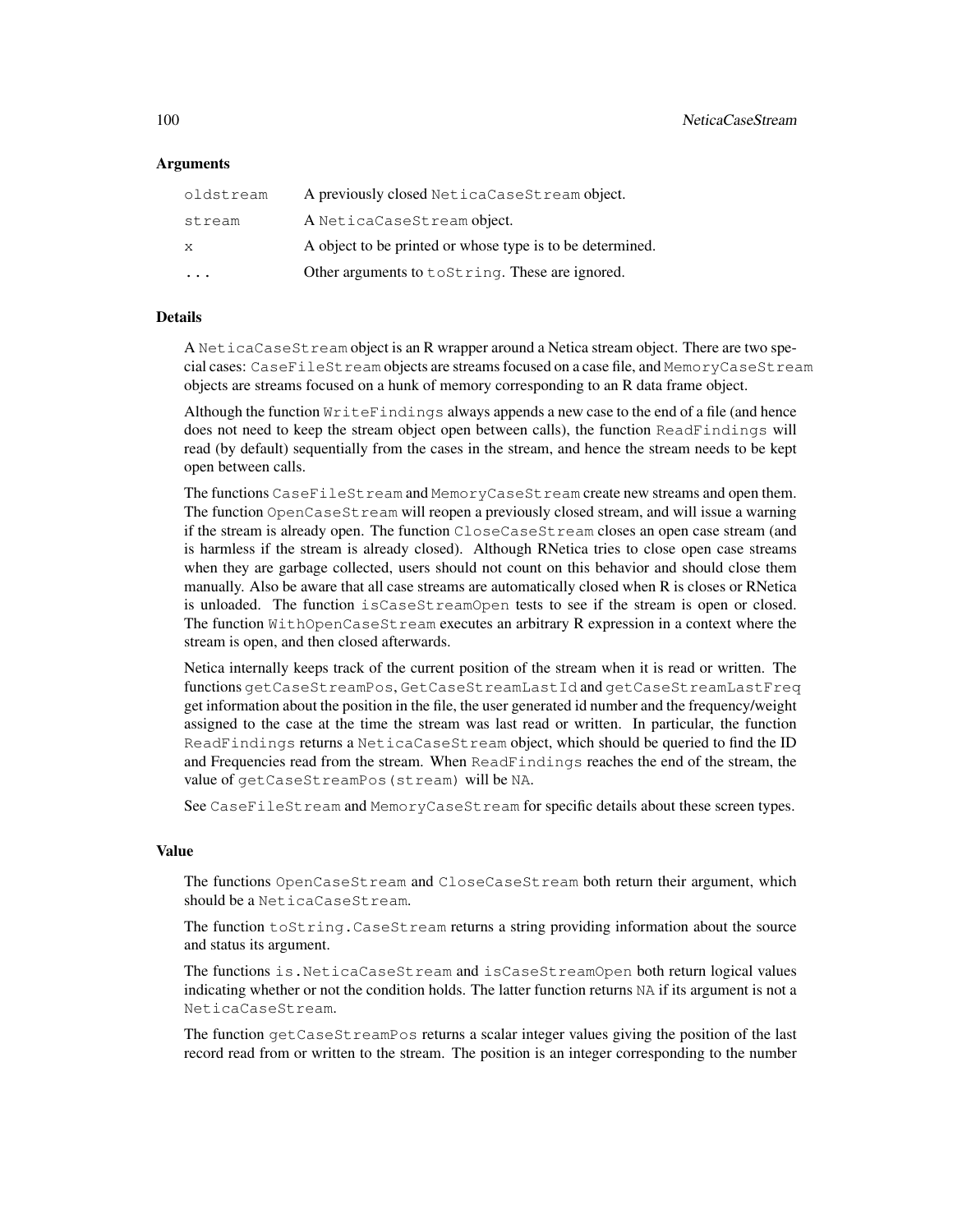### Arguments

| | |
|---|---|
| `oldstream` | A previously closed `NeticaCaseStream` object. |
| `stream` | A `NeticaCaseStream` object. |
| `x` | A object to be printed or whose type is to be determined. |
| `...` | Other arguments to `toString`. These are ignored. |

### Details

A `NeticaCaseStream` object is an R wrapper around a Netica stream object. There are two special cases: `CaseFileStream` objects are streams focused on a case file, and `MemoryCaseStream` objects are streams focused on a hunk of memory corresponding to an R data frame object.

Although the function `WriteFindings` always appends a new case to the end of a file (and hence does not need to keep the stream object open between calls), the function `ReadFindings` will read (by default) sequentially from the cases in the stream, and hence the stream needs to be kept open between calls.

The functions `CaseFileStream` and `MemoryCaseStream` create new streams and open them. The function `OpenCaseStream` will reopen a previously closed stream, and will issue a warning if the stream is already open. The function `CloseCaseStream` closes an open case stream (and is harmless if the stream is already closed). Although RNetica tries to close open case streams when they are garbage collected, users should not count on this behavior and should close them manually. Also be aware that all case streams are automatically closed when R is closes or RNetica is unloaded. The function `isCaseStreamOpen` tests to see if the stream is open or closed. The function `WithOpenCaseStream` executes an arbitrary R expression in a context where the stream is open, and then closed afterwards.

Netica internally keeps track of the current position of the stream when it is read or written. The functions `getCaseStreamPos`, `GetCaseStreamLastId` and `getCaseStreamLastFreq` get information about the position in the file, the user generated id number and the frequency/weight assigned to the case at the time the stream was last read or written. In particular, the function `ReadFindings` returns a `NeticaCaseStream` object, which should be queried to find the ID and Frequencies read from the stream. When `ReadFindings` reaches the end of the stream, the value of `getCaseStreamPos(stream)` will be `NA`.

See `CaseFileStream` and `MemoryCaseStream` for specific details about these screen types.

### Value

The functions `OpenCaseStream` and `CloseCaseStream` both return their argument, which should be a `NeticaCaseStream`.

The function `toString.CaseStream` returns a string providing information about the source and status its argument.

The functions `is.NeticaCaseStream` and `isCaseStreamOpen` both return logical values indicating whether or not the condition holds. The latter function returns `NA` if its argument is not a `NeticaCaseStream`.

The function `getCaseStreamPos` returns a scalar integer values giving the position of the last record read from or written to the stream. The position is an integer corresponding to the number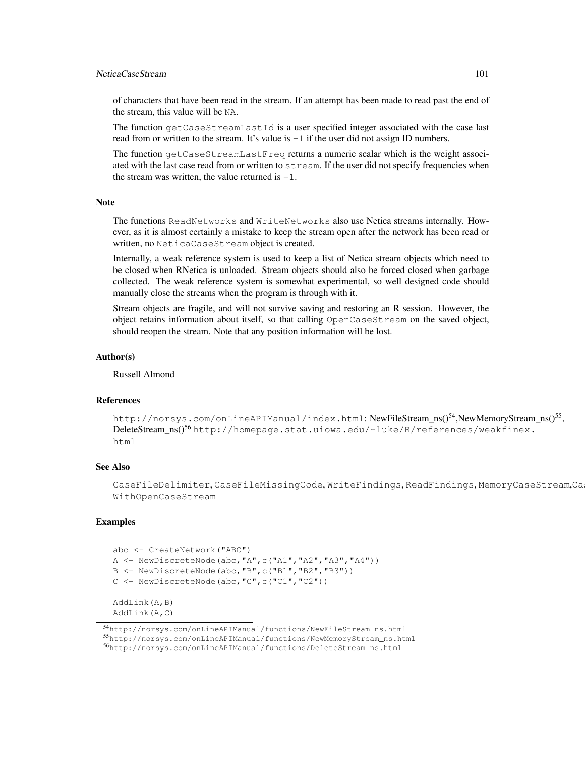of characters that have been read in the stream. If an attempt has been made to read past the end of the stream, this value will be `NA`.

The function `getCaseStreamLastId` is a user specified integer associated with the case last read from or written to the stream. It's value is `-1` if the user did not assign ID numbers.

The function `getCaseStreamLastFreq` returns a numeric scalar which is the weight associated with the last case read from or written to `stream`. If the user did not specify frequencies when the stream was written, the value returned is `-1`.

### Note

The functions `ReadNetworks` and `WriteNetworks` also use Netica streams internally. However, as it is almost certainly a mistake to keep the stream open after the network has been read or written, no `NeticaCaseStream` object is created.

Internally, a weak reference system is used to keep a list of Netica stream objects which need to be closed when RNetica is unloaded. Stream objects should also be forced closed when garbage collected. The weak reference system is somewhat experimental, so well designed code should manually close the streams when the program is through with it.

Stream objects are fragile, and will not survive saving and restoring an R session. However, the object retains information about itself, so that calling `OpenCaseStream` on the saved object, should reopen the stream. Note that any position information will be lost.

### Author(s)

Russell Almond

### References

`http://norsys.com/onLineAPIManual/index.html`: NewFileStream_ns()[54],NewMemoryStream_ns()[55], DeleteStream_ns()[56] `http://homepage.stat.uiowa.edu/~luke/R/references/weakfinex.html`

### See Also

`CaseFileDelimiter`, `CaseFileMissingCode`, `WriteFindings`, `ReadFindings`, `MemoryCaseStream`,`Ca` `WithOpenCaseStream`

### Examples

```
abc <- CreateNetwork("ABC")
A <- NewDiscreteNode(abc,"A",c("A1","A2","A3","A4"))
B <- NewDiscreteNode(abc,"B",c("B1","B2","B3"))
C <- NewDiscreteNode(abc,"C",c("C1","C2"))

AddLink(A,B)
AddLink(A,C)
```

[54]http://norsys.com/onLineAPIManual/functions/NewFileStream_ns.html
[55]http://norsys.com/onLineAPIManual/functions/NewMemoryStream_ns.html
[56]http://norsys.com/onLineAPIManual/functions/DeleteStream_ns.html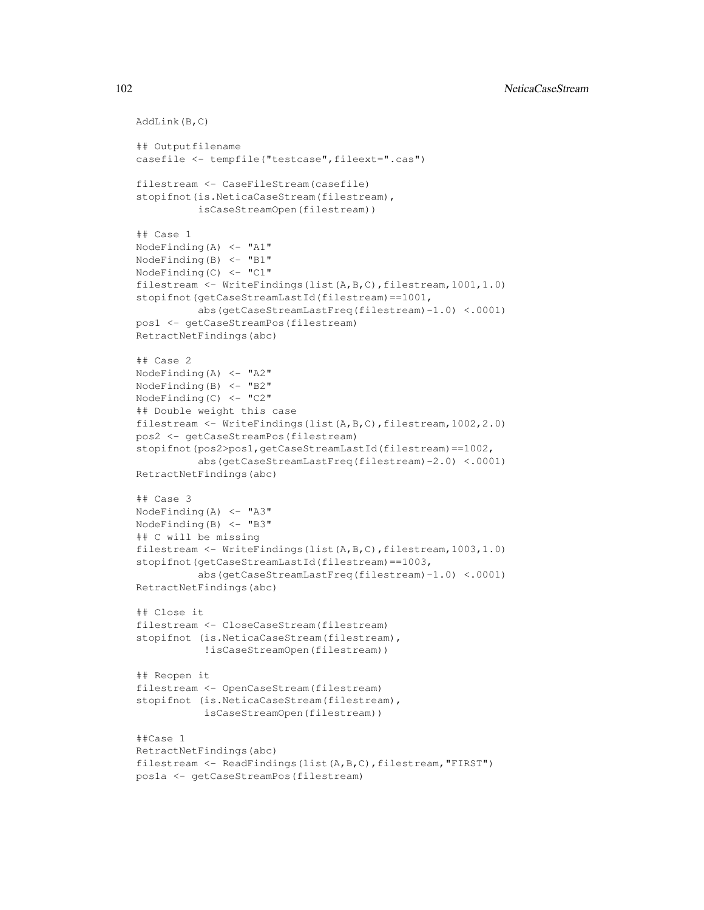```
AddLink(B,C)

## Outputfilename
casefile <- tempfile("testcase",fileext=".cas")

filestream <- CaseFileStream(casefile)
stopifnot(is.NeticaCaseStream(filestream),
          isCaseStreamOpen(filestream))

## Case 1
NodeFinding(A) <- "A1"
NodeFinding(B) <- "B1"
NodeFinding(C) <- "C1"
filestream <- WriteFindings(list(A,B,C),filestream,1001,1.0)
stopifnot(getCaseStreamLastId(filestream)==1001,
          abs(getCaseStreamLastFreq(filestream)-1.0) <.0001)
pos1 <- getCaseStreamPos(filestream)
RetractNetFindings(abc)

## Case 2
NodeFinding(A) <- "A2"
NodeFinding(B) <- "B2"
NodeFinding(C) <- "C2"
## Double weight this case
filestream <- WriteFindings(list(A,B,C),filestream,1002,2.0)
pos2 <- getCaseStreamPos(filestream)
stopifnot(pos2>pos1,getCaseStreamLastId(filestream)==1002,
          abs(getCaseStreamLastFreq(filestream)-2.0) <.0001)
RetractNetFindings(abc)

## Case 3
NodeFinding(A) <- "A3"
NodeFinding(B) <- "B3"
## C will be missing
filestream <- WriteFindings(list(A,B,C),filestream,1003,1.0)
stopifnot(getCaseStreamLastId(filestream)==1003,
          abs(getCaseStreamLastFreq(filestream)-1.0) <.0001)
RetractNetFindings(abc)

## Close it
filestream <- CloseCaseStream(filestream)
stopifnot (is.NeticaCaseStream(filestream),
           !isCaseStreamOpen(filestream))

## Reopen it
filestream <- OpenCaseStream(filestream)
stopifnot (is.NeticaCaseStream(filestream),
           isCaseStreamOpen(filestream))

##Case 1
RetractNetFindings(abc)
filestream <- ReadFindings(list(A,B,C),filestream,"FIRST")
pos1a <- getCaseStreamPos(filestream)
```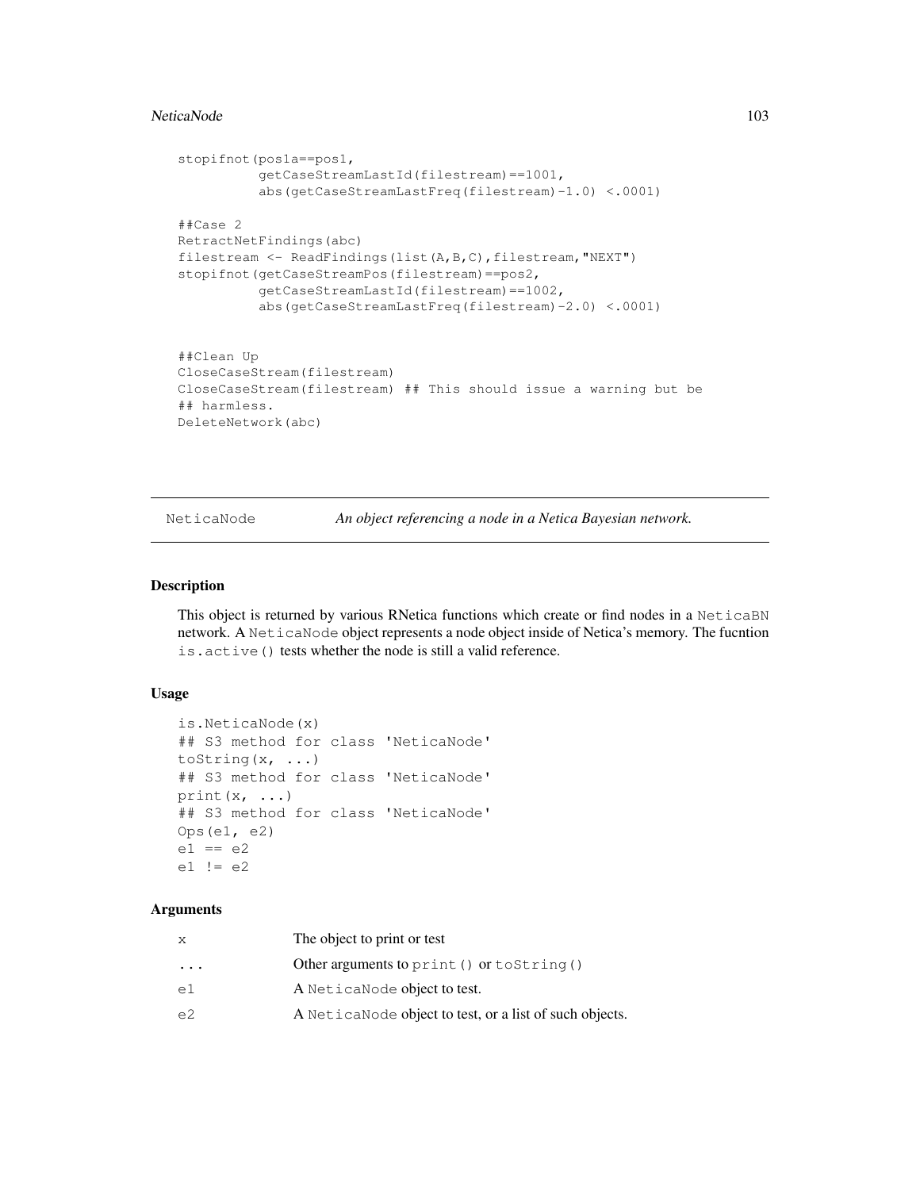```
stopifnot(pos1a==pos1,
          getCaseStreamLastId(filestream)==1001,
          abs(getCaseStreamLastFreq(filestream)-1.0) <.0001)

##Case 2
RetractNetFindings(abc)
filestream <- ReadFindings(list(A,B,C),filestream,"NEXT")
stopifnot(getCaseStreamPos(filestream)==pos2,
          getCaseStreamLastId(filestream)==1002,
          abs(getCaseStreamLastFreq(filestream)-2.0) <.0001)


##Clean Up
CloseCaseStream(filestream)
CloseCaseStream(filestream) ## This should issue a warning but be
## harmless.
DeleteNetwork(abc)
```

---

## NeticaNode — *An object referencing a node in a Netica Bayesian network.*

---

### Description

This object is returned by various RNetica functions which create or find nodes in a `NeticaBN` network. A `NeticaNode` object represents a node object inside of Netica's memory. The fucntion `is.active()` tests whether the node is still a valid reference.

### Usage

```
is.NeticaNode(x)
## S3 method for class 'NeticaNode'
toString(x, ...)
## S3 method for class 'NeticaNode'
print(x, ...)
## S3 method for class 'NeticaNode'
Ops(e1, e2)
e1 == e2
e1 != e2
```

### Arguments

| | |
|---|---|
| `x` | The object to print or test |
| `...` | Other arguments to `print()` or `toString()` |
| `e1` | A `NeticaNode` object to test. |
| `e2` | A `NeticaNode` object to test, or a list of such objects. |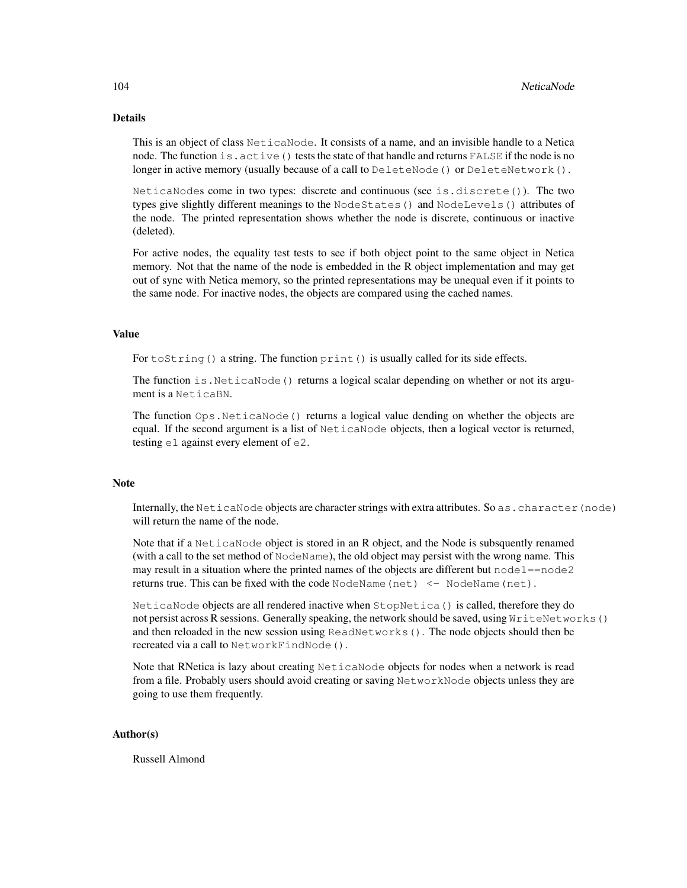## Details

This is an object of class `NeticaNode`. It consists of a name, and an invisible handle to a Netica node. The function `is.active()` tests the state of that handle and returns `FALSE` if the node is no longer in active memory (usually because of a call to `DeleteNode()` or `DeleteNetwork()`.

`NeticaNode`s come in two types: discrete and continuous (see `is.discrete()`). The two types give slightly different meanings to the `NodeStates()` and `NodeLevels()` attributes of the node. The printed representation shows whether the node is discrete, continuous or inactive (deleted).

For active nodes, the equality test tests to see if both object point to the same object in Netica memory. Not that the name of the node is embedded in the R object implementation and may get out of sync with Netica memory, so the printed representations may be unequal even if it points to the same node. For inactive nodes, the objects are compared using the cached names.

## Value

For `toString()` a string. The function `print()` is usually called for its side effects.

The function `is.NeticaNode()` returns a logical scalar depending on whether or not its argument is a `NeticaBN`.

The function `Ops.NeticaNode()` returns a logical value dending on whether the objects are equal. If the second argument is a list of `NeticaNode` objects, then a logical vector is returned, testing `e1` against every element of `e2`.

## Note

Internally, the `NeticaNode` objects are character strings with extra attributes. So `as.character(node)` will return the name of the node.

Note that if a `NeticaNode` object is stored in an R object, and the Node is subsquently renamed (with a call to the set method of `NodeName`), the old object may persist with the wrong name. This may result in a situation where the printed names of the objects are different but `node1==node2` returns true. This can be fixed with the code `NodeName(net) <- NodeName(net)`.

`NeticaNode` objects are all rendered inactive when `StopNetica()` is called, therefore they do not persist across R sessions. Generally speaking, the network should be saved, using `WriteNetworks()` and then reloaded in the new session using `ReadNetworks()`. The node objects should then be recreated via a call to `NetworkFindNode()`.

Note that RNetica is lazy about creating `NeticaNode` objects for nodes when a network is read from a file. Probably users should avoid creating or saving `NetworkNode` objects unless they are going to use them frequently.

## Author(s)

Russell Almond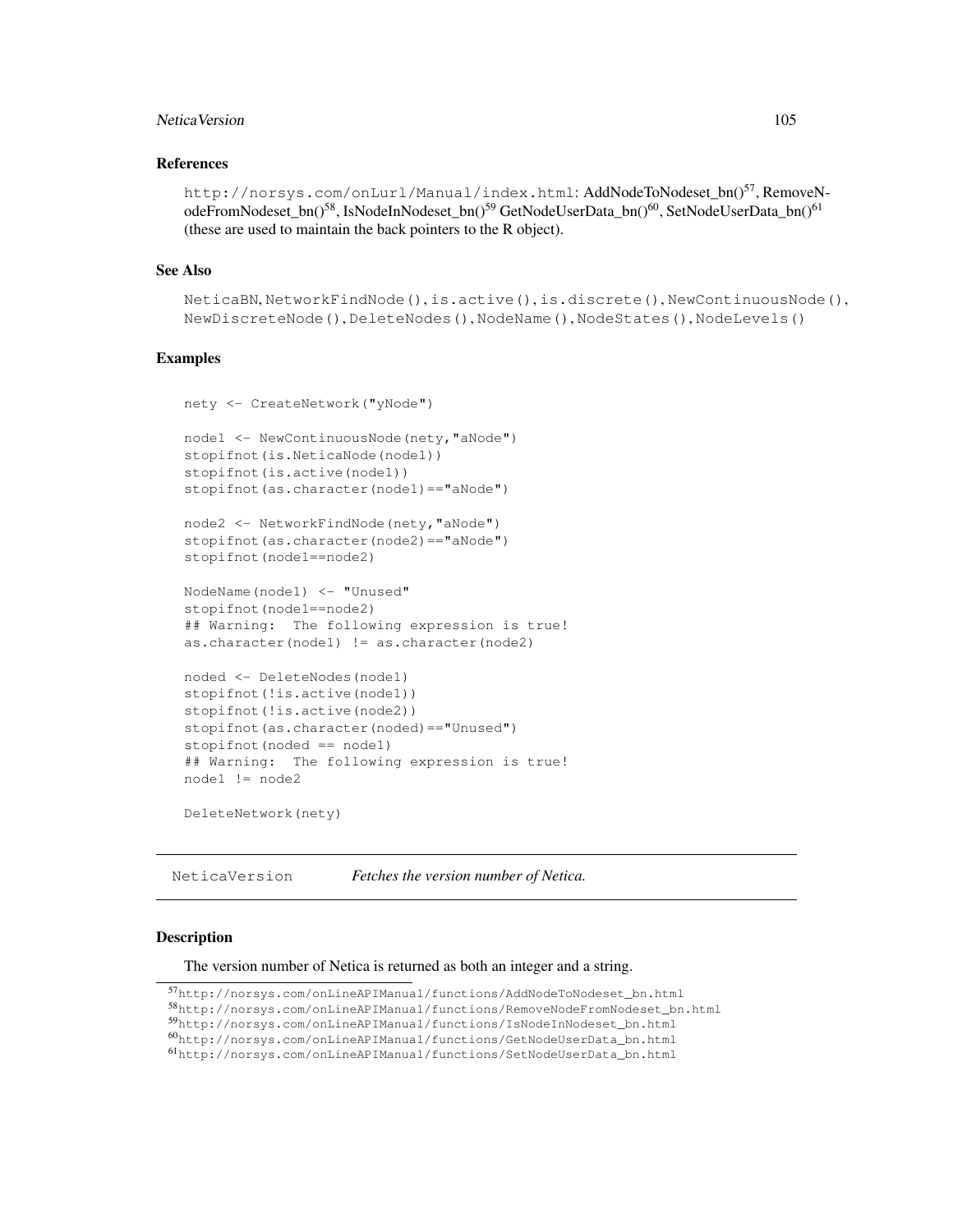### References

http://norsys.com/onLurl/Manual/index.html: AddNodeToNodeset_bn()[57], RemoveNodeFromNodeset_bn()[58], IsNodeInNodeset_bn()[59] GetNodeUserData_bn()[60], SetNodeUserData_bn()[61] (these are used to maintain the back pointers to the R object).

### See Also

NeticaBN, NetworkFindNode(), is.active(), is.discrete(), NewContinuousNode(), NewDiscreteNode(), DeleteNodes(), NodeName(), NodeStates(), NodeLevels()

### Examples

```
nety <- CreateNetwork("yNode")

node1 <- NewContinuousNode(nety,"aNode")
stopifnot(is.NeticaNode(node1))
stopifnot(is.active(node1))
stopifnot(as.character(node1)=="aNode")

node2 <- NetworkFindNode(nety,"aNode")
stopifnot(as.character(node2)=="aNode")
stopifnot(node1==node2)

NodeName(node1) <- "Unused"
stopifnot(node1==node2)
## Warning:  The following expression is true!
as.character(node1) != as.character(node2)

noded <- DeleteNodes(node1)
stopifnot(!is.active(node1))
stopifnot(!is.active(node2))
stopifnot(as.character(noded)=="Unused")
stopifnot(noded == node1)
## Warning:  The following expression is true!
node1 != node2

DeleteNetwork(nety)
```

---

## NeticaVersion — *Fetches the version number of Netica.*

### Description

The version number of Netica is returned as both an integer and a string.

[57] http://norsys.com/onLineAPIManual/functions/AddNodeToNodeset_bn.html
[58] http://norsys.com/onLineAPIManual/functions/RemoveNodeFromNodeset_bn.html
[59] http://norsys.com/onLineAPIManual/functions/IsNodeInNodeset_bn.html
[60] http://norsys.com/onLineAPIManual/functions/GetNodeUserData_bn.html
[61] http://norsys.com/onLineAPIManual/functions/SetNodeUserData_bn.html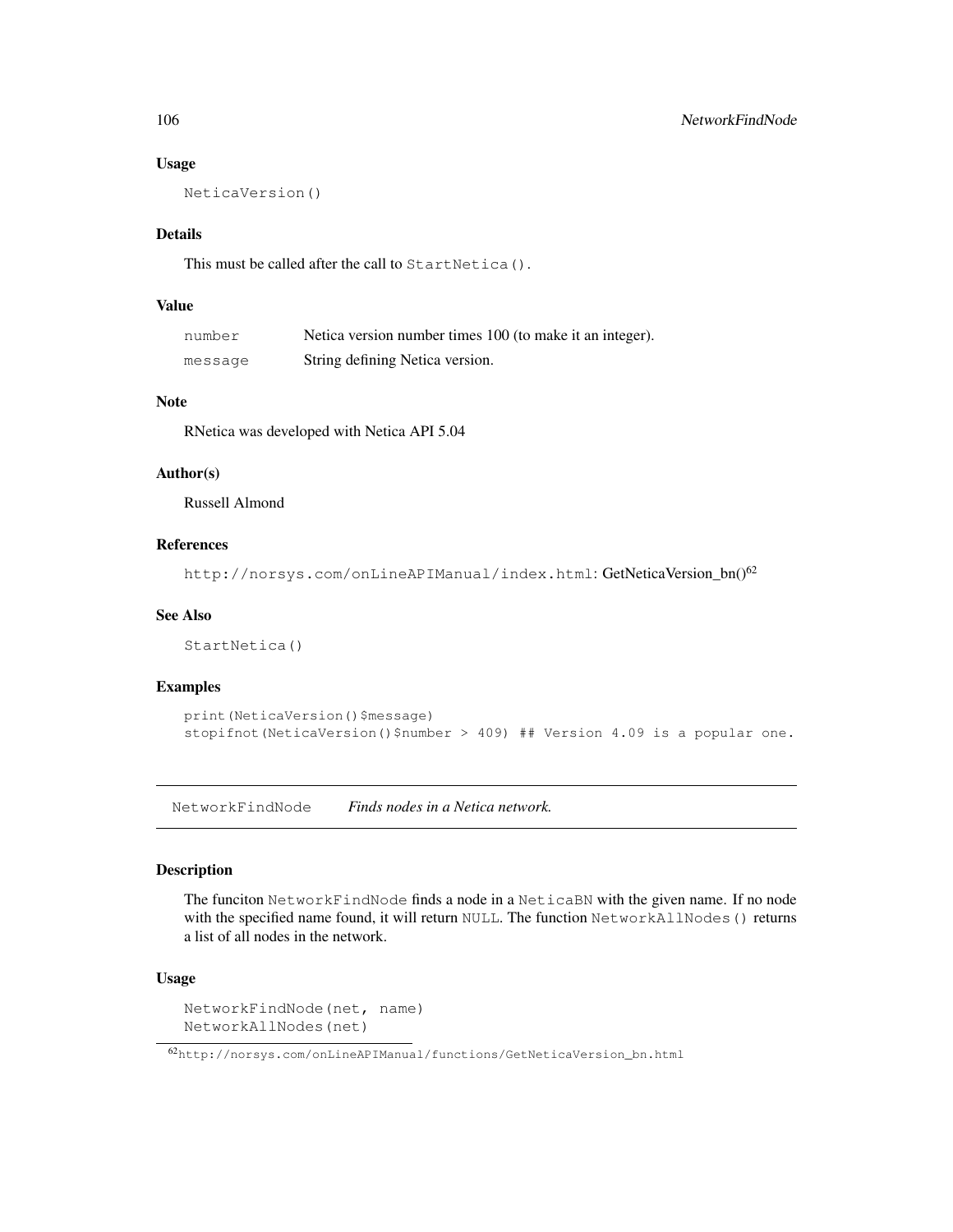### Usage

```
NeticaVersion()
```

### Details

This must be called after the call to `StartNetica()`.

### Value

| | |
|---|---|
| `number` | Netica version number times 100 (to make it an integer). |
| `message` | String defining Netica version. |

### Note

RNetica was developed with Netica API 5.04

### Author(s)

Russell Almond

### References

`http://norsys.com/onLineAPIManual/index.html`: GetNeticaVersion_bn()[62]

### See Also

`StartNetica()`

### Examples

```
print(NeticaVersion()$message)
stopifnot(NeticaVersion()$number > 409) ## Version 4.09 is a popular one.
```

---

## NetworkFindNode *Finds nodes in a Netica network.*

---

### Description

The funciton `NetworkFindNode` finds a node in a `NeticaBN` with the given name. If no node with the specified name found, it will return `NULL`. The function `NetworkAllNodes()` returns a list of all nodes in the network.

### Usage

```
NetworkFindNode(net, name)
NetworkAllNodes(net)
```

[62] `http://norsys.com/onLineAPIManual/functions/GetNeticaVersion_bn.html`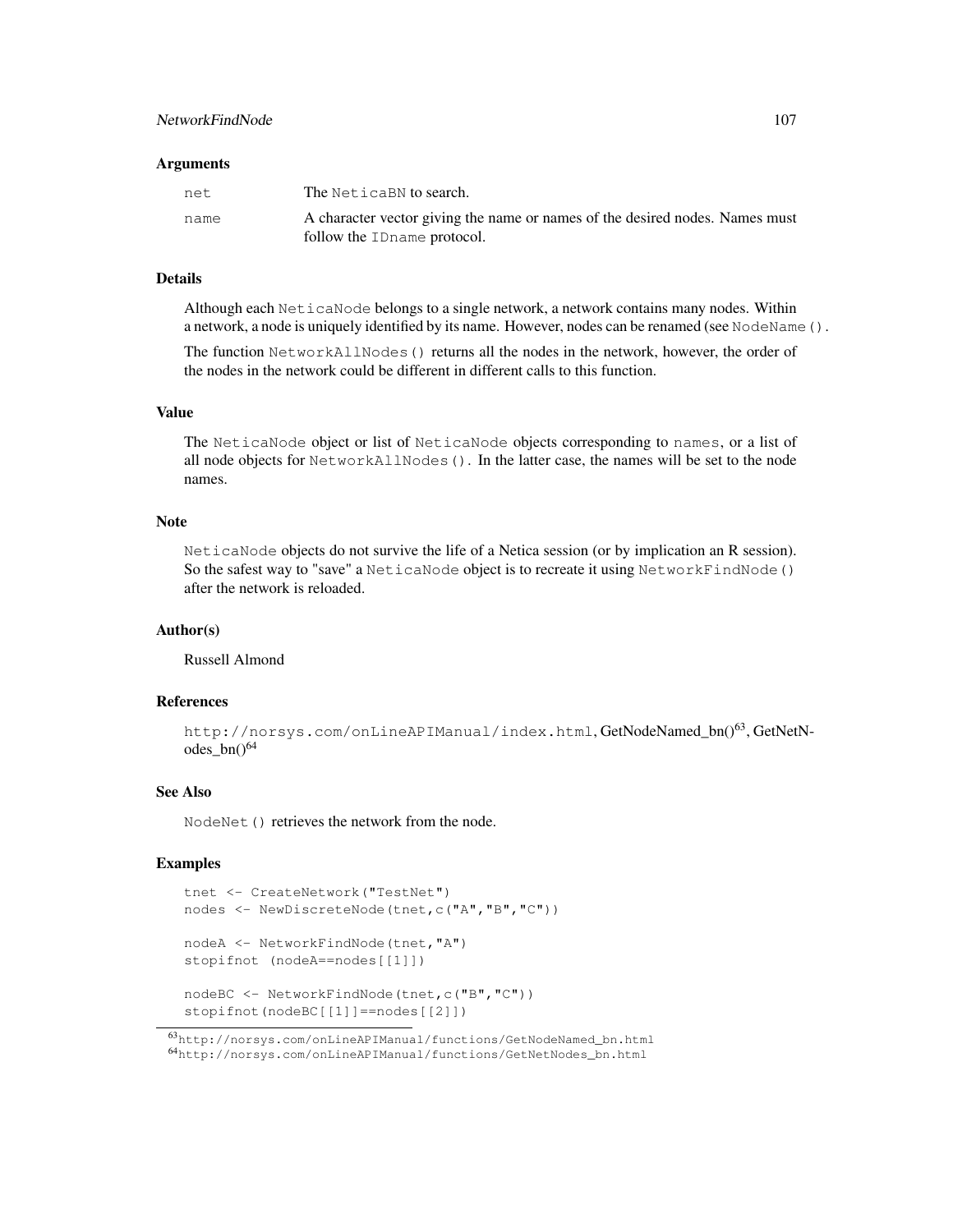## Arguments

`net` The `NeticaBN` to search.

`name` A character vector giving the name or names of the desired nodes. Names must follow the `IDname` protocol.

## Details

Although each `NeticaNode` belongs to a single network, a network contains many nodes. Within a network, a node is uniquely identified by its name. However, nodes can be renamed (see `NodeName()`.

The function `NetworkAllNodes()` returns all the nodes in the network, however, the order of the nodes in the network could be different in different calls to this function.

## Value

The `NeticaNode` object or list of `NeticaNode` objects corresponding to `names`, or a list of all node objects for `NetworkAllNodes()`. In the latter case, the names will be set to the node names.

## Note

`NeticaNode` objects do not survive the life of a Netica session (or by implication an R session). So the safest way to "save" a `NeticaNode` object is to recreate it using `NetworkFindNode()` after the network is reloaded.

## Author(s)

Russell Almond

## References

`http://norsys.com/onLineAPIManual/index.html`, GetNodeNamed_bn()[63], GetNetNodes_bn()[64]

## See Also

`NodeNet()` retrieves the network from the node.

## Examples

```
tnet <- CreateNetwork("TestNet")
nodes <- NewDiscreteNode(tnet,c("A","B","C"))

nodeA <- NetworkFindNode(tnet,"A")
stopifnot (nodeA==nodes[[1]])

nodeBC <- NetworkFindNode(tnet,c("B","C"))
stopifnot(nodeBC[[1]]==nodes[[2]])
```

[63] `http://norsys.com/onLineAPIManual/functions/GetNodeNamed_bn.html`
[64] `http://norsys.com/onLineAPIManual/functions/GetNetNodes_bn.html`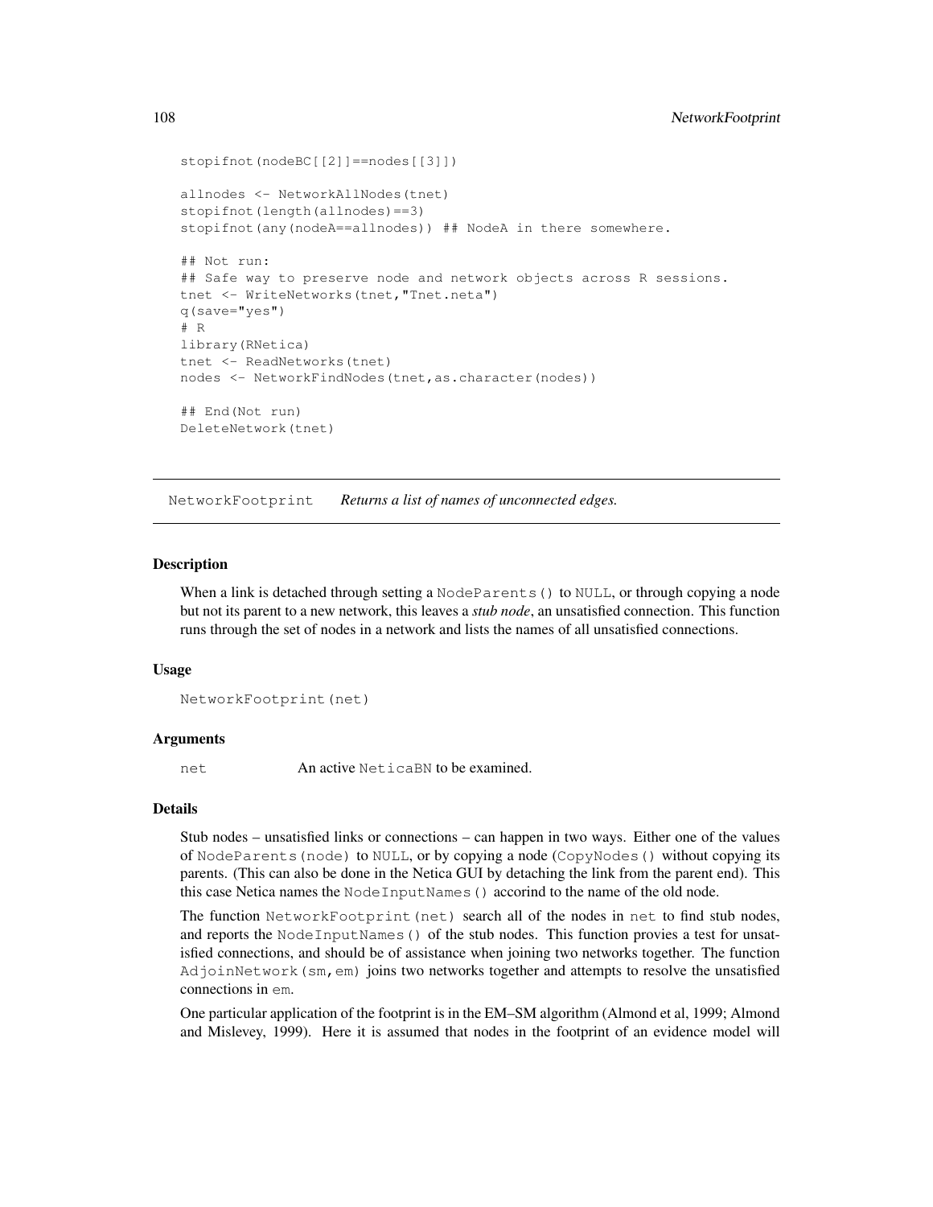```
stopifnot(nodeBC[[2]]==nodes[[3]])

allnodes <- NetworkAllNodes(tnet)
stopifnot(length(allnodes)==3)
stopifnot(any(nodeA==allnodes)) ## NodeA in there somewhere.

## Not run:
## Safe way to preserve node and network objects across R sessions.
tnet <- WriteNetworks(tnet,"Tnet.neta")
q(save="yes")
# R
library(RNetica)
tnet <- ReadNetworks(tnet)
nodes <- NetworkFindNodes(tnet,as.character(nodes))

## End(Not run)
DeleteNetwork(tnet)
```

---

NetworkFootprint *Returns a list of names of unconnected edges.*

---

### Description

When a link is detached through setting a `NodeParents()` to `NULL`, or through copying a node but not its parent to a new network, this leaves a *stub node*, an unsatisfied connection. This function runs through the set of nodes in a network and lists the names of all unsatisfied connections.

### Usage

```
NetworkFootprint(net)
```

### Arguments

`net` An active `NeticaBN` to be examined.

### Details

Stub nodes – unsatisfied links or connections – can happen in two ways. Either one of the values of `NodeParents(node)` to `NULL`, or by copying a node (`CopyNodes()` without copying its parents. (This can also be done in the Netica GUI by detaching the link from the parent end). This this case Netica names the `NodeInputNames()` accorind to the name of the old node.

The function `NetworkFootprint(net)` search all of the nodes in `net` to find stub nodes, and reports the `NodeInputNames()` of the stub nodes. This function provies a test for unsatisfied connections, and should be of assistance when joining two networks together. The function `AdjoinNetwork(sm,em)` joins two networks together and attempts to resolve the unsatisfied connections in `em`.

One particular application of the footprint is in the EM–SM algorithm (Almond et al, 1999; Almond and Mislevey, 1999). Here it is assumed that nodes in the footprint of an evidence model will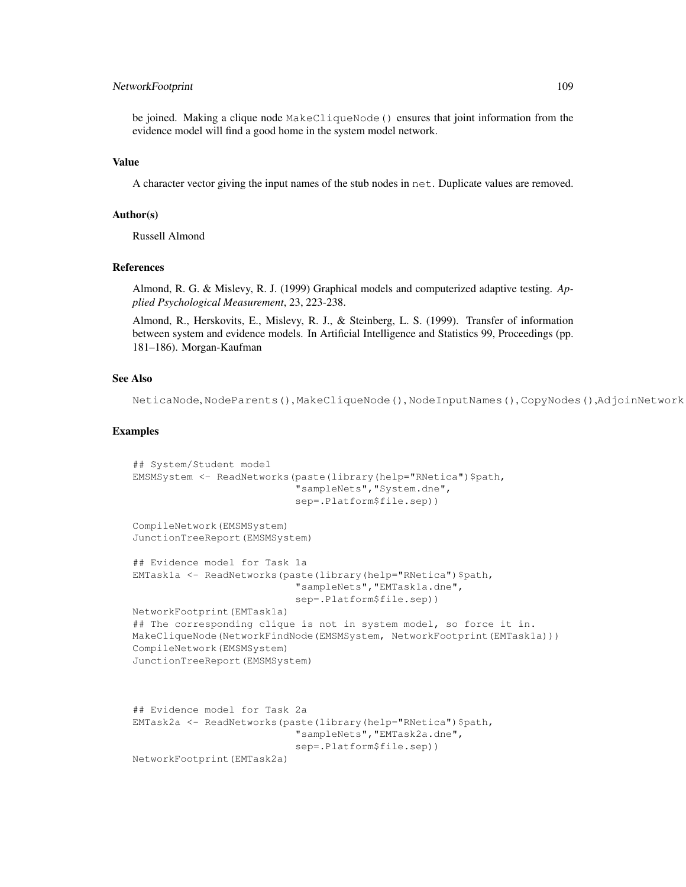be joined. Making a clique node `MakeCliqueNode()` ensures that joint information from the evidence model will find a good home in the system model network.

### Value

A character vector giving the input names of the stub nodes in `net`. Duplicate values are removed.

### Author(s)

Russell Almond

### References

Almond, R. G. & Mislevy, R. J. (1999) Graphical models and computerized adaptive testing. *Applied Psychological Measurement*, 23, 223-238.

Almond, R., Herskovits, E., Mislevy, R. J., & Steinberg, L. S. (1999). Transfer of information between system and evidence models. In Artificial Intelligence and Statistics 99, Proceedings (pp. 181–186). Morgan-Kaufman

### See Also

`NeticaNode`, `NodeParents()`, `MakeCliqueNode()`, `NodeInputNames()`, `CopyNodes()`, `AdjoinNetwork`

### Examples

```
## System/Student model
EMSMSystem <- ReadNetworks(paste(library(help="RNetica")$path,
                            "sampleNets","System.dne",
                            sep=.Platform$file.sep))

CompileNetwork(EMSMSystem)
JunctionTreeReport(EMSMSystem)

## Evidence model for Task 1a
EMTask1a <- ReadNetworks(paste(library(help="RNetica")$path,
                            "sampleNets","EMTask1a.dne",
                            sep=.Platform$file.sep))
NetworkFootprint(EMTask1a)
## The corresponding clique is not in system model, so force it in.
MakeCliqueNode(NetworkFindNode(EMSMSystem, NetworkFootprint(EMTask1a)))
CompileNetwork(EMSMSystem)
JunctionTreeReport(EMSMSystem)



## Evidence model for Task 2a
EMTask2a <- ReadNetworks(paste(library(help="RNetica")$path,
                            "sampleNets","EMTask2a.dne",
                            sep=.Platform$file.sep))
NetworkFootprint(EMTask2a)
```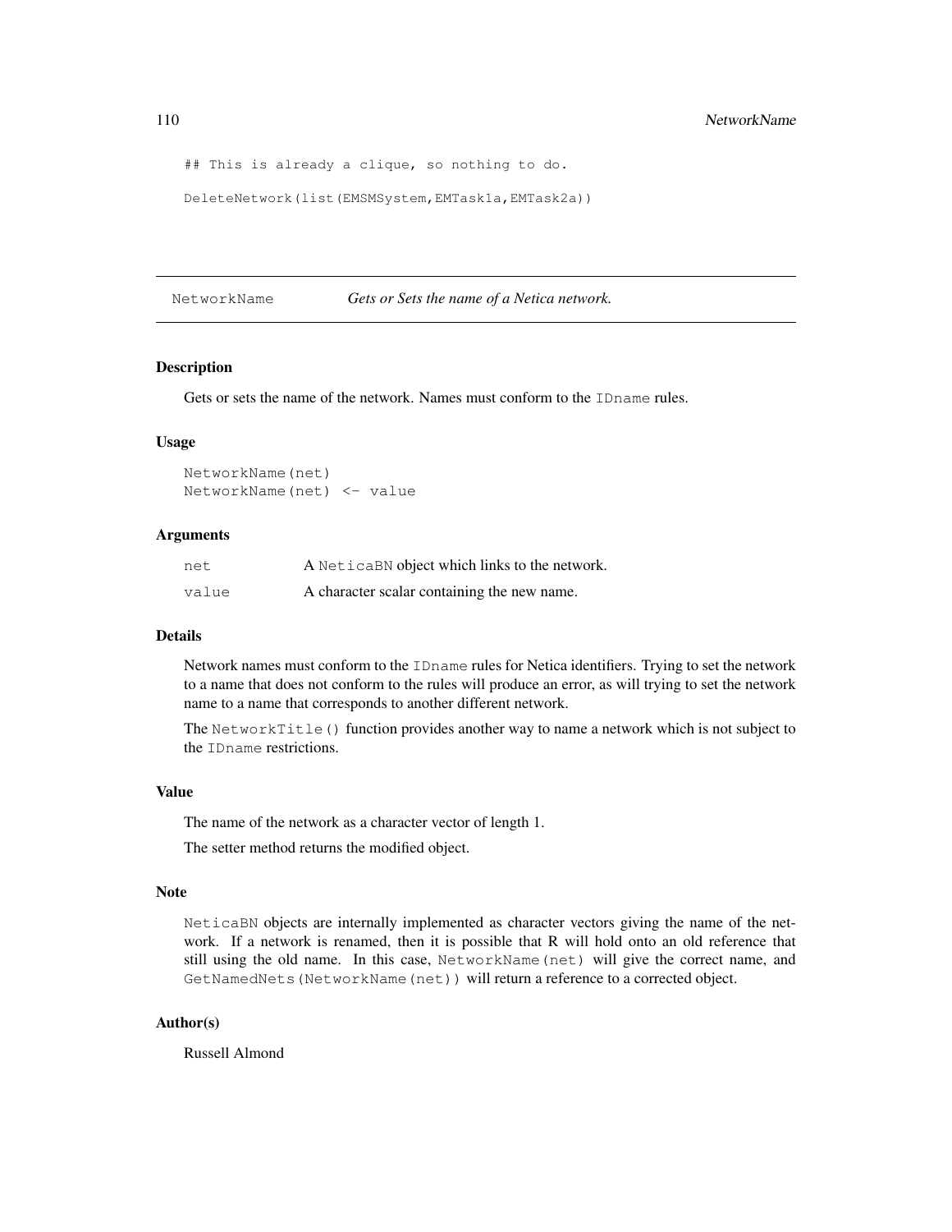```
## This is already a clique, so nothing to do.

DeleteNetwork(list(EMSMSystem,EMTask1a,EMTask2a))
```

---

NetworkName *Gets or Sets the name of a Netica network.*

---

### Description

Gets or sets the name of the network. Names must conform to the `IDname` rules.

### Usage

```
NetworkName(net)
NetworkName(net) <- value
```

### Arguments

| | |
|---|---|
| `net` | A `NeticaBN` object which links to the network. |
| `value` | A character scalar containing the new name. |

### Details

Network names must conform to the `IDname` rules for Netica identifiers. Trying to set the network to a name that does not conform to the rules will produce an error, as will trying to set the network name to a name that corresponds to another different network.

The `NetworkTitle()` function provides another way to name a network which is not subject to the `IDname` restrictions.

### Value

The name of the network as a character vector of length 1.

The setter method returns the modified object.

### Note

`NeticaBN` objects are internally implemented as character vectors giving the name of the network. If a network is renamed, then it is possible that R will hold onto an old reference that still using the old name. In this case, `NetworkName(net)` will give the correct name, and `GetNamedNets(NetworkName(net))` will return a reference to a corrected object.

### Author(s)

Russell Almond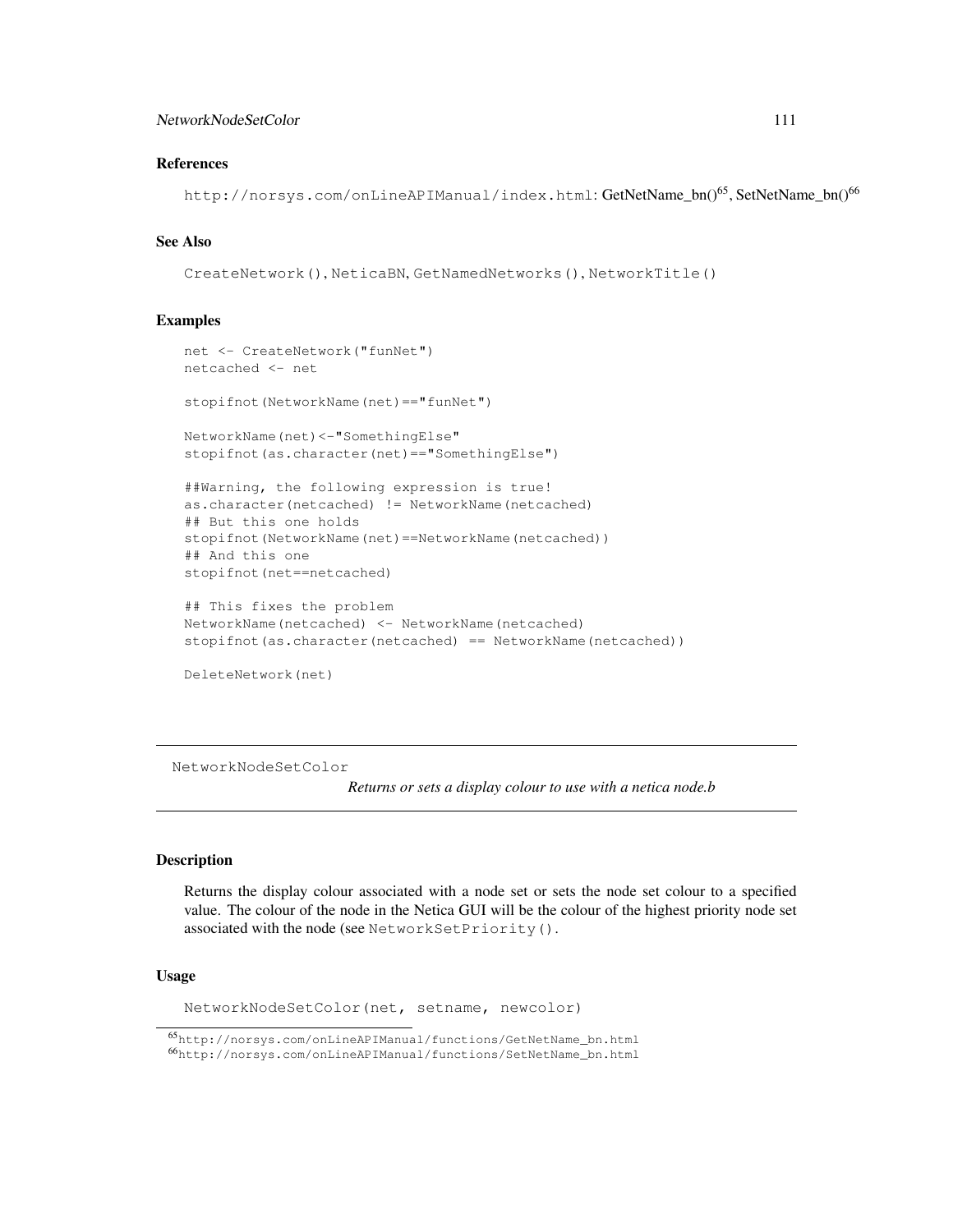### References

`http://norsys.com/onLineAPIManual/index.html`: GetNetName_bn()[65], SetNetName_bn()[66]

### See Also

`CreateNetwork()`, `NeticaBN`, `GetNamedNetworks()`, `NetworkTitle()`

### Examples

```
net <- CreateNetwork("funNet")
netcached <- net

stopifnot(NetworkName(net)=="funNet")

NetworkName(net)<-"SomethingElse"
stopifnot(as.character(net)=="SomethingElse")

##Warning, the following expression is true!
as.character(netcached) != NetworkName(netcached)
## But this one holds
stopifnot(NetworkName(net)==NetworkName(netcached))
## And this one
stopifnot(net==netcached)

## This fixes the problem
NetworkName(netcached) <- NetworkName(netcached)
stopifnot(as.character(netcached) == NetworkName(netcached))

DeleteNetwork(net)
```

---

## NetworkNodeSetColor

*Returns or sets a display colour to use with a netica node.b*

---

### Description

Returns the display colour associated with a node set or sets the node set colour to a specified value. The colour of the node in the Netica GUI will be the colour of the highest priority node set associated with the node (see `NetworkSetPriority()`.

### Usage

```
NetworkNodeSetColor(net, setname, newcolor)
```

[65] http://norsys.com/onLineAPIManual/functions/GetNetName_bn.html

[66] http://norsys.com/onLineAPIManual/functions/SetNetName_bn.html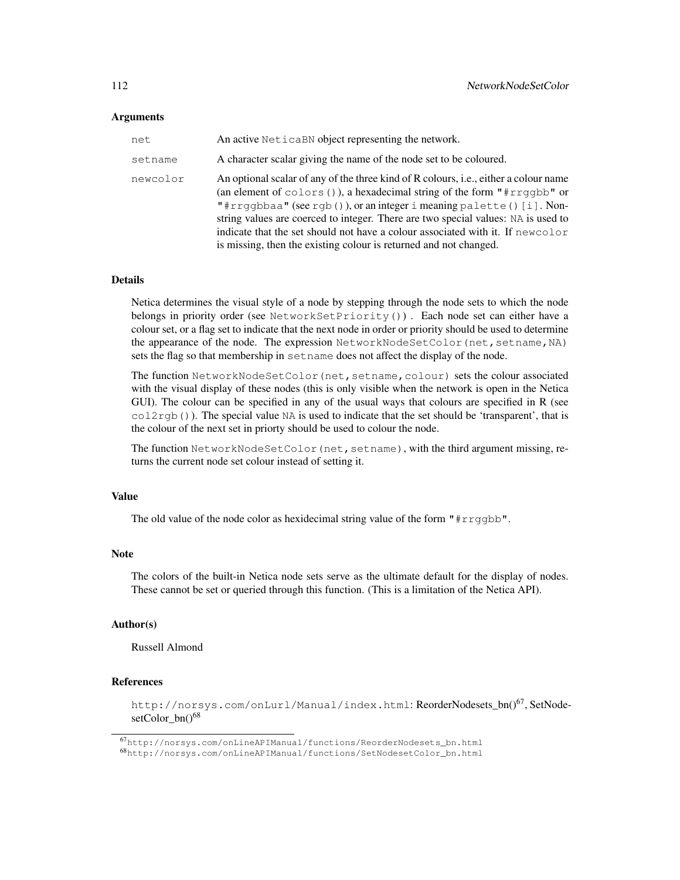### Arguments

| | |
|---|---|
| `net` | An active `NeticaBN` object representing the network. |
| `setname` | A character scalar giving the name of the node set to be coloured. |
| `newcolor` | An optional scalar of any of the three kind of R colours, i.e., either a colour name (an element of `colors()`), a hexadecimal string of the form `"#rrggbb"` or `"#rrggbbaa"` (see `rgb()`), or an integer `i` meaning `palette()[i]`. Non-string values are coerced to integer. There are two special values: `NA` is used to indicate that the set should not have a colour associated with it. If `newcolor` is missing, then the existing colour is returned and not changed. |

### Details

Netica determines the visual style of a node by stepping through the node sets to which the node belongs in priority order (see `NetworkSetPriority()`). Each node set can either have a colour set, or a flag set to indicate that the next node in order or priority should be used to determine the appearance of the node. The expression `NetworkNodeSetColor(net,setname,NA)` sets the flag so that membership in `setname` does not affect the display of the node.

The function `NetworkNodeSetColor(net,setname,colour)` sets the colour associated with the visual display of these nodes (this is only visible when the network is open in the Netica GUI). The colour can be specified in any of the usual ways that colours are specified in R (see `col2rgb()`). The special value `NA` is used to indicate that the set should be 'transparent', that is the colour of the next set in priorty should be used to colour the node.

The function `NetworkNodeSetColor(net,setname)`, with the third argument missing, returns the current node set colour instead of setting it.

### Value

The old value of the node color as hexidecimal string value of the form `"#rrggbb"`.

### Note

The colors of the built-in Netica node sets serve as the ultimate default for the display of nodes. These cannot be set or queried through this function. (This is a limitation of the Netica API).

### Author(s)

Russell Almond

### References

`http://norsys.com/onLurl/Manual/index.html`: ReorderNodesets_bn()[67], SetNodesetColor_bn()[68]

[67] http://norsys.com/onLineAPIManual/functions/ReorderNodesets_bn.html

[68] http://norsys.com/onLineAPIManual/functions/SetNodesetColor_bn.html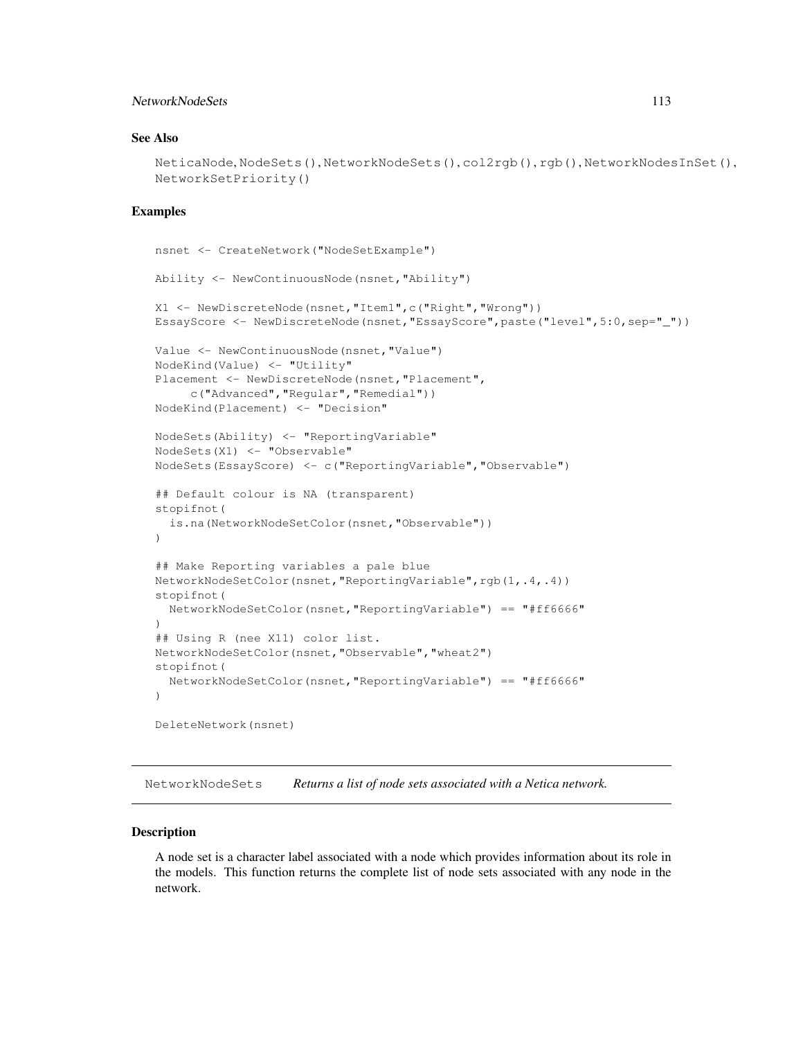### See Also

`NeticaNode`, `NodeSets()`, `NetworkNodeSets()`, `col2rgb()`, `rgb()`, `NetworkNodesInSet()`, `NetworkSetPriority()`

### Examples

```
nsnet <- CreateNetwork("NodeSetExample")

Ability <- NewContinuousNode(nsnet,"Ability")

X1 <- NewDiscreteNode(nsnet,"Item1",c("Right","Wrong"))
EssayScore <- NewDiscreteNode(nsnet,"EssayScore",paste("level",5:0,sep="_"))

Value <- NewContinuousNode(nsnet,"Value")
NodeKind(Value) <- "Utility"
Placement <- NewDiscreteNode(nsnet,"Placement",
     c("Advanced","Regular","Remedial"))
NodeKind(Placement) <- "Decision"

NodeSets(Ability) <- "ReportingVariable"
NodeSets(X1) <- "Observable"
NodeSets(EssayScore) <- c("ReportingVariable","Observable")

## Default colour is NA (transparent)
stopifnot(
  is.na(NetworkNodeSetColor(nsnet,"Observable"))
)

## Make Reporting variables a pale blue
NetworkNodeSetColor(nsnet,"ReportingVariable",rgb(1,.4,.4))
stopifnot(
  NetworkNodeSetColor(nsnet,"ReportingVariable") == "#ff6666"
)
## Using R (nee X11) color list.
NetworkNodeSetColor(nsnet,"Observable","wheat2")
stopifnot(
  NetworkNodeSetColor(nsnet,"ReportingVariable") == "#ff6666"
)

DeleteNetwork(nsnet)
```

---

## NetworkNodeSets — *Returns a list of node sets associated with a Netica network.*

---

### Description

A node set is a character label associated with a node which provides information about its role in the models. This function returns the complete list of node sets associated with any node in the network.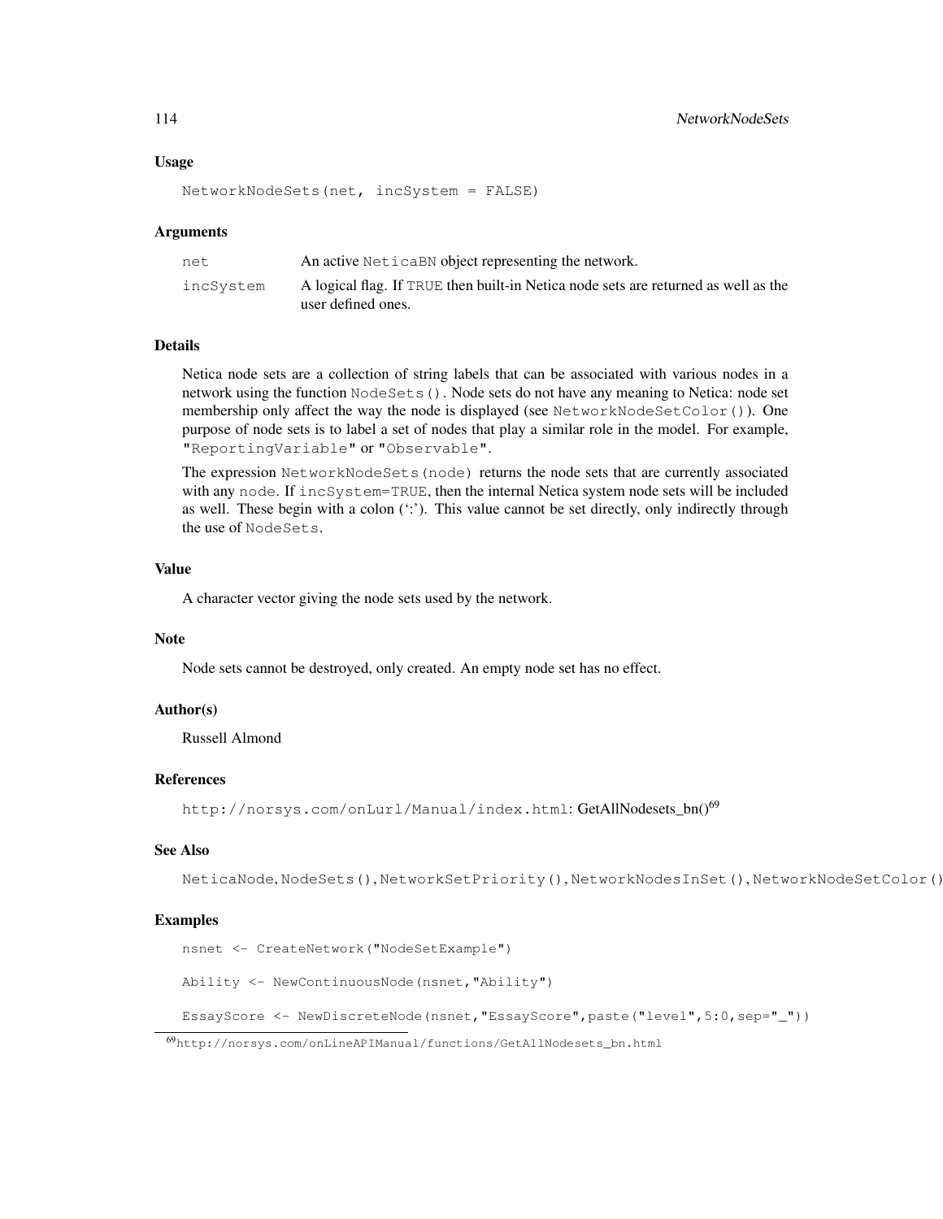### Usage

```
NetworkNodeSets(net, incSystem = FALSE)
```

### Arguments

| | |
|---|---|
| net | An active NeticaBN object representing the network. |
| incSystem | A logical flag. If TRUE then built-in Netica node sets are returned as well as the user defined ones. |

### Details

Netica node sets are a collection of string labels that can be associated with various nodes in a network using the function `NodeSets()`. Node sets do not have any meaning to Netica: node set membership only affect the way the node is displayed (see `NetworkNodeSetColor()`). One purpose of node sets is to label a set of nodes that play a similar role in the model. For example, `"ReportingVariable"` or `"Observable"`.

The expression `NetworkNodeSets(node)` returns the node sets that are currently associated with any `node`. If `incSystem=TRUE`, then the internal Netica system node sets will be included as well. These begin with a colon (':'). This value cannot be set directly, only indirectly through the use of `NodeSets`.

### Value

A character vector giving the node sets used by the network.

### Note

Node sets cannot be destroyed, only created. An empty node set has no effect.

### Author(s)

Russell Almond

### References

`http://norsys.com/onLurl/Manual/index.html`: GetAllNodesets_bn()[69]

### See Also

`NeticaNode`, `NodeSets()`, `NetworkSetPriority()`, `NetworkNodesInSet()`, `NetworkNodeSetColor()`

### Examples

```
nsnet <- CreateNetwork("NodeSetExample")

Ability <- NewContinuousNode(nsnet,"Ability")

EssayScore <- NewDiscreteNode(nsnet,"EssayScore",paste("level",5:0,sep="_"))
```

[69] http://norsys.com/onLineAPIManual/functions/GetAllNodesets_bn.html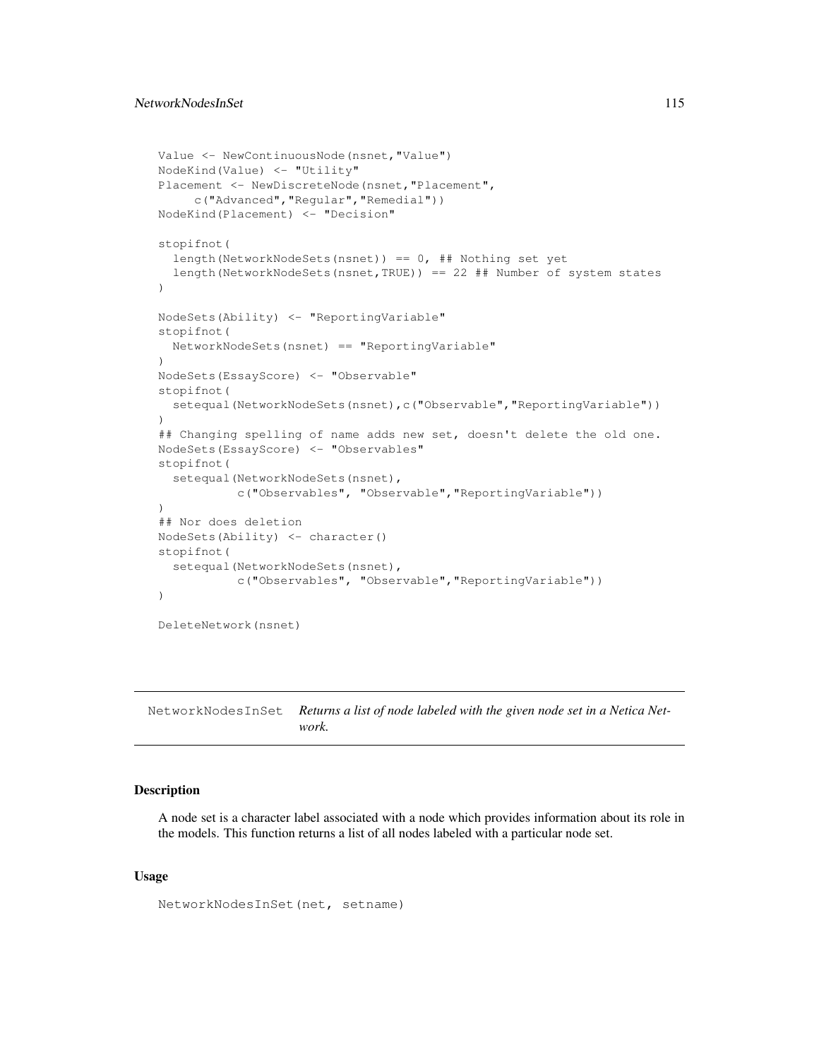```
Value <- NewContinuousNode(nsnet,"Value")
NodeKind(Value) <- "Utility"
Placement <- NewDiscreteNode(nsnet,"Placement",
     c("Advanced","Regular","Remedial"))
NodeKind(Placement) <- "Decision"

stopifnot(
  length(NetworkNodeSets(nsnet)) == 0, ## Nothing set yet
  length(NetworkNodeSets(nsnet,TRUE)) == 22 ## Number of system states
)

NodeSets(Ability) <- "ReportingVariable"
stopifnot(
  NetworkNodeSets(nsnet) == "ReportingVariable"
)
NodeSets(EssayScore) <- "Observable"
stopifnot(
  setequal(NetworkNodeSets(nsnet),c("Observable","ReportingVariable"))
)
## Changing spelling of name adds new set, doesn't delete the old one.
NodeSets(EssayScore) <- "Observables"
stopifnot(
  setequal(NetworkNodeSets(nsnet),
           c("Observables", "Observable","ReportingVariable"))
)
## Nor does deletion
NodeSets(Ability) <- character()
stopifnot(
  setequal(NetworkNodeSets(nsnet),
           c("Observables", "Observable","ReportingVariable"))
)

DeleteNetwork(nsnet)
```

---

## NetworkNodesInSet *Returns a list of node labeled with the given node set in a Netica Network.*

---

### Description

A node set is a character label associated with a node which provides information about its role in the models. This function returns a list of all nodes labeled with a particular node set.

### Usage

```
NetworkNodesInSet(net, setname)
```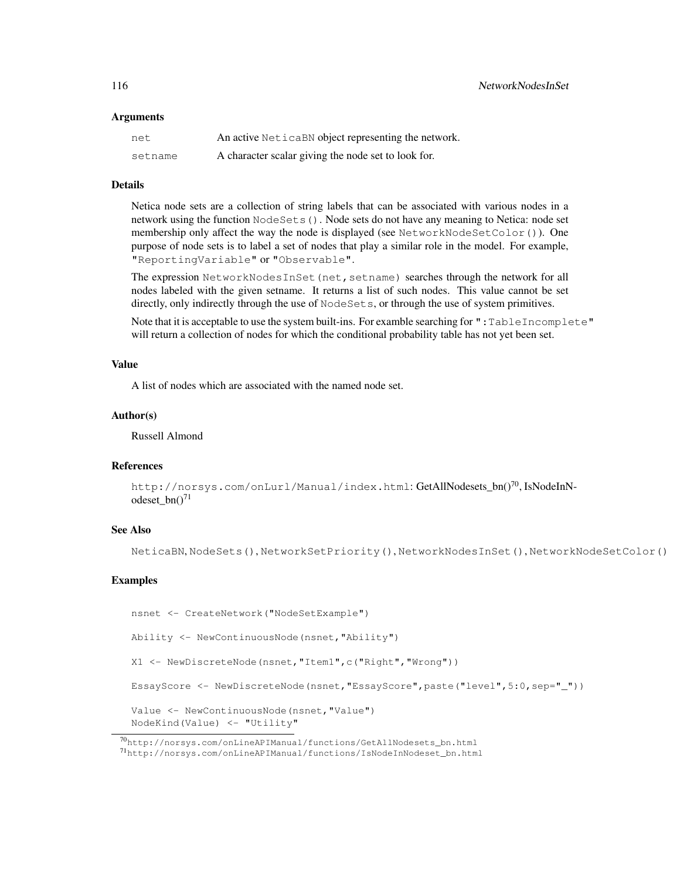## Arguments

| | |
|---|---|
| `net` | An active `NeticaBN` object representing the network. |
| `setname` | A character scalar giving the node set to look for. |

## Details

Netica node sets are a collection of string labels that can be associated with various nodes in a network using the function `NodeSets()`. Node sets do not have any meaning to Netica: node set membership only affect the way the node is displayed (see `NetworkNodeSetColor()`). One purpose of node sets is to label a set of nodes that play a similar role in the model. For example, `"ReportingVariable"` or `"Observable"`.

The expression `NetworkNodesInSet(net,setname)` searches through the network for all nodes labeled with the given setname. It returns a list of such nodes. This value cannot be set directly, only indirectly through the use of `NodeSets`, or through the use of system primitives.

Note that it is acceptable to use the system built-ins. For examble searching for `":TableIncomplete"` will return a collection of nodes for which the conditional probability table has not yet been set.

## Value

A list of nodes which are associated with the named node set.

## Author(s)

Russell Almond

## References

`http://norsys.com/onLurl/Manual/index.html`: GetAllNodesets_bn()[70], IsNodeInNodeset_bn()[71]

## See Also

`NeticaBN`, `NodeSets()`, `NetworkSetPriority()`, `NetworkNodesInSet()`, `NetworkNodeSetColor()`

## Examples

```
nsnet <- CreateNetwork("NodeSetExample")

Ability <- NewContinuousNode(nsnet,"Ability")

X1 <- NewDiscreteNode(nsnet,"Item1",c("Right","Wrong"))

EssayScore <- NewDiscreteNode(nsnet,"EssayScore",paste("level",5:0,sep="_"))

Value <- NewContinuousNode(nsnet,"Value")
NodeKind(Value) <- "Utility"
```

[70] `http://norsys.com/onLineAPIManual/functions/GetAllNodesets_bn.html`

[71] `http://norsys.com/onLineAPIManual/functions/IsNodeInNodeset_bn.html`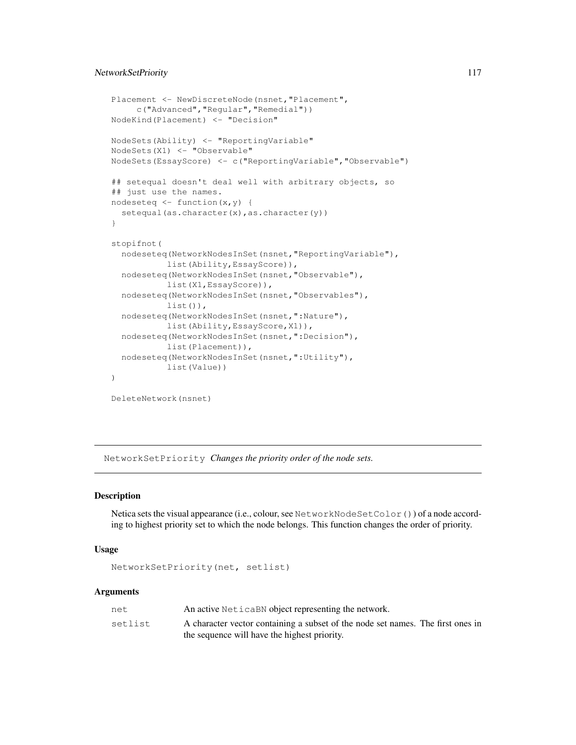```
Placement <- NewDiscreteNode(nsnet,"Placement",
     c("Advanced","Regular","Remedial"))
NodeKind(Placement) <- "Decision"

NodeSets(Ability) <- "ReportingVariable"
NodeSets(X1) <- "Observable"
NodeSets(EssayScore) <- c("ReportingVariable","Observable")

## setequal doesn't deal well with arbitrary objects, so
## just use the names.
nodeseteq <- function(x,y) {
  setequal(as.character(x),as.character(y))
}

stopifnot(
  nodeseteq(NetworkNodesInSet(nsnet,"ReportingVariable"),
            list(Ability,EssayScore)),
  nodeseteq(NetworkNodesInSet(nsnet,"Observable"),
            list(X1,EssayScore)),
  nodeseteq(NetworkNodesInSet(nsnet,"Observables"),
            list()),
  nodeseteq(NetworkNodesInSet(nsnet,":Nature"),
            list(Ability,EssayScore,X1)),
  nodeseteq(NetworkNodesInSet(nsnet,":Decision"),
            list(Placement)),
  nodeseteq(NetworkNodesInSet(nsnet,":Utility"),
            list(Value))
)

DeleteNetwork(nsnet)
```

---

## `NetworkSetPriority` *Changes the priority order of the node sets.*

---

### Description

Netica sets the visual appearance (i.e., colour, see `NetworkNodeSetColor()`) of a node according to highest priority set to which the node belongs. This function changes the order of priority.

### Usage

```
NetworkSetPriority(net, setlist)
```

### Arguments

| | |
|---|---|
| `net` | An active `NeticaBN` object representing the network. |
| `setlist` | A character vector containing a subset of the node set names. The first ones in the sequence will have the highest priority. |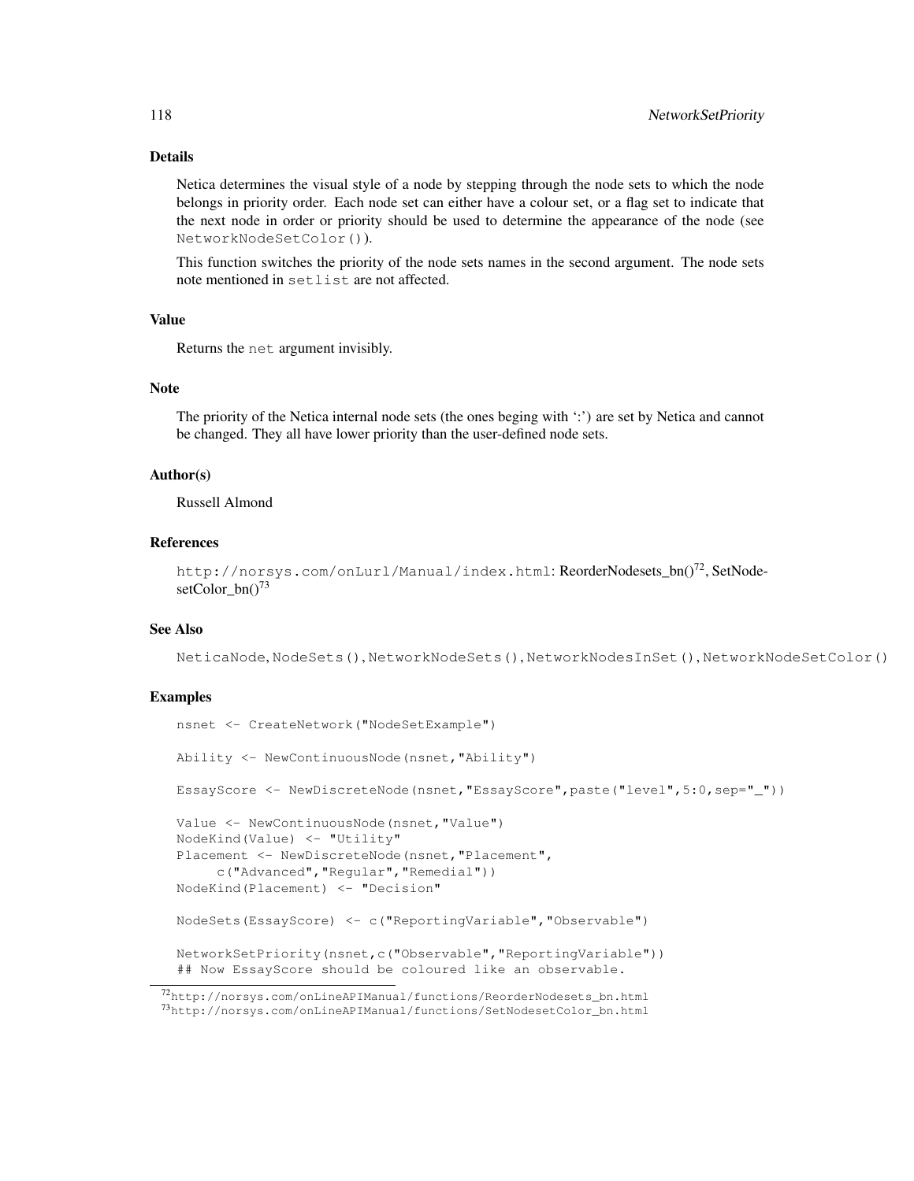### Details

Netica determines the visual style of a node by stepping through the node sets to which the node belongs in priority order. Each node set can either have a colour set, or a flag set to indicate that the next node in order or priority should be used to determine the appearance of the node (see `NetworkNodeSetColor()`).

This function switches the priority of the node sets names in the second argument. The node sets note mentioned in `setlist` are not affected.

### Value

Returns the `net` argument invisibly.

### Note

The priority of the Netica internal node sets (the ones beging with ':') are set by Netica and cannot be changed. They all have lower priority than the user-defined node sets.

### Author(s)

Russell Almond

### References

`http://norsys.com/onLurl/Manual/index.html`: ReorderNodesets_bn()[72], SetNodesetColor_bn()[73]

### See Also

`NeticaNode`, `NodeSets()`, `NetworkNodeSets()`, `NetworkNodesInSet()`, `NetworkNodeSetColor()`

### Examples

```
nsnet <- CreateNetwork("NodeSetExample")

Ability <- NewContinuousNode(nsnet,"Ability")

EssayScore <- NewDiscreteNode(nsnet,"EssayScore",paste("level",5:0,sep="_"))

Value <- NewContinuousNode(nsnet,"Value")
NodeKind(Value) <- "Utility"
Placement <- NewDiscreteNode(nsnet,"Placement",
     c("Advanced","Regular","Remedial"))
NodeKind(Placement) <- "Decision"

NodeSets(EssayScore) <- c("ReportingVariable","Observable")

NetworkSetPriority(nsnet,c("Observable","ReportingVariable"))
## Now EssayScore should be coloured like an observable.
```

[72]http://norsys.com/onLineAPIManual/functions/ReorderNodesets_bn.html

[73]http://norsys.com/onLineAPIManual/functions/SetNodesetColor_bn.html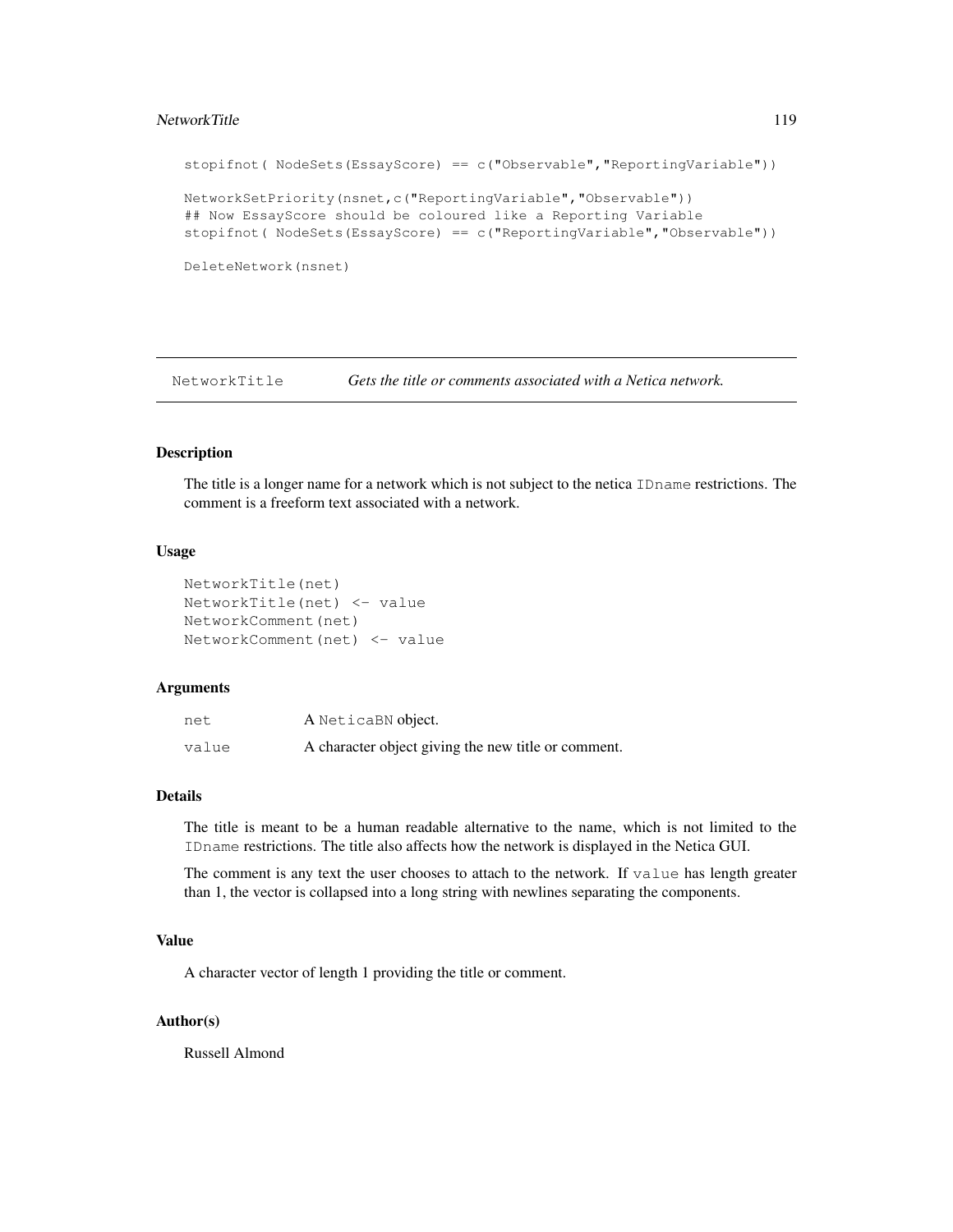```
stopifnot( NodeSets(EssayScore) == c("Observable","ReportingVariable"))

NetworkSetPriority(nsnet,c("ReportingVariable","Observable"))
## Now EssayScore should be coloured like a Reporting Variable
stopifnot( NodeSets(EssayScore) == c("ReportingVariable","Observable"))

DeleteNetwork(nsnet)
```

---

NetworkTitle *Gets the title or comments associated with a Netica network.*

---

## Description

The title is a longer name for a network which is not subject to the netica `IDname` restrictions. The comment is a freeform text associated with a network.

## Usage

```
NetworkTitle(net)
NetworkTitle(net) <- value
NetworkComment(net)
NetworkComment(net) <- value
```

## Arguments

| | |
|---|---|
| `net` | A `NeticaBN` object. |
| `value` | A character object giving the new title or comment. |

## Details

The title is meant to be a human readable alternative to the name, which is not limited to the `IDname` restrictions. The title also affects how the network is displayed in the Netica GUI.

The comment is any text the user chooses to attach to the network. If `value` has length greater than 1, the vector is collapsed into a long string with newlines separating the components.

## Value

A character vector of length 1 providing the title or comment.

## Author(s)

Russell Almond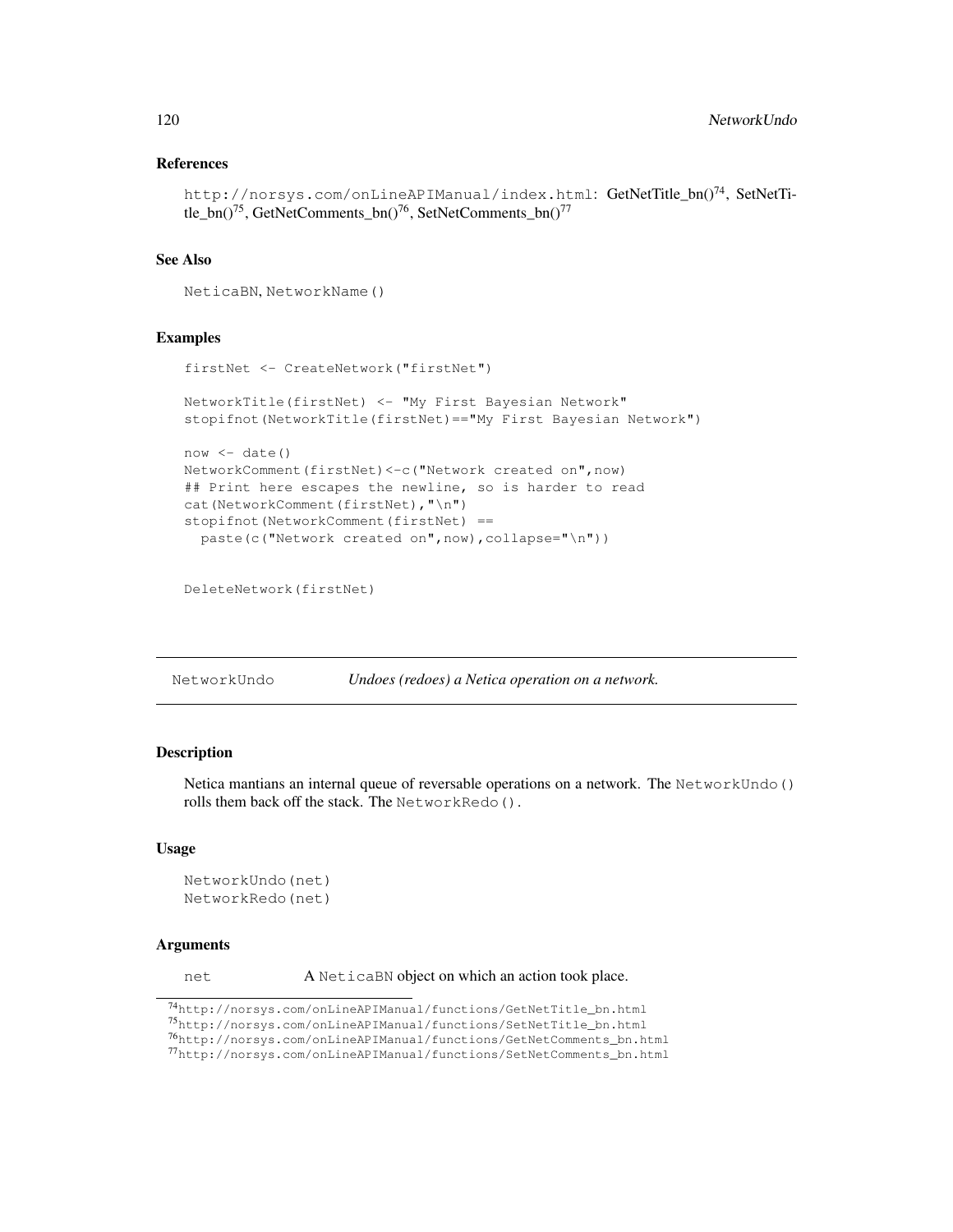### References

http://norsys.com/onLineAPIManual/index.html: GetNetTitle_bn()[74], SetNetTitle_bn()[75], GetNetComments_bn()[76], SetNetComments_bn()[77]

### See Also

NeticaBN, NetworkName()

### Examples

```
firstNet <- CreateNetwork("firstNet")

NetworkTitle(firstNet) <- "My First Bayesian Network"
stopifnot(NetworkTitle(firstNet)=="My First Bayesian Network")

now <- date()
NetworkComment(firstNet)<-c("Network created on",now)
## Print here escapes the newline, so is harder to read
cat(NetworkComment(firstNet),"\n")
stopifnot(NetworkComment(firstNet) ==
  paste(c("Network created on",now),collapse="\n"))


DeleteNetwork(firstNet)
```

---

## NetworkUndo — *Undoes (redoes) a Netica operation on a network.*

### Description

Netica mantians an internal queue of reversable operations on a network. The NetworkUndo() rolls them back off the stack. The NetworkRedo().

### Usage

```
NetworkUndo(net)
NetworkRedo(net)
```

### Arguments

net — A NeticaBN object on which an action took place.

---

[74] http://norsys.com/onLineAPIManual/functions/GetNetTitle_bn.html

[75] http://norsys.com/onLineAPIManual/functions/SetNetTitle_bn.html

[76] http://norsys.com/onLineAPIManual/functions/GetNetComments_bn.html

[77] http://norsys.com/onLineAPIManual/functions/SetNetComments_bn.html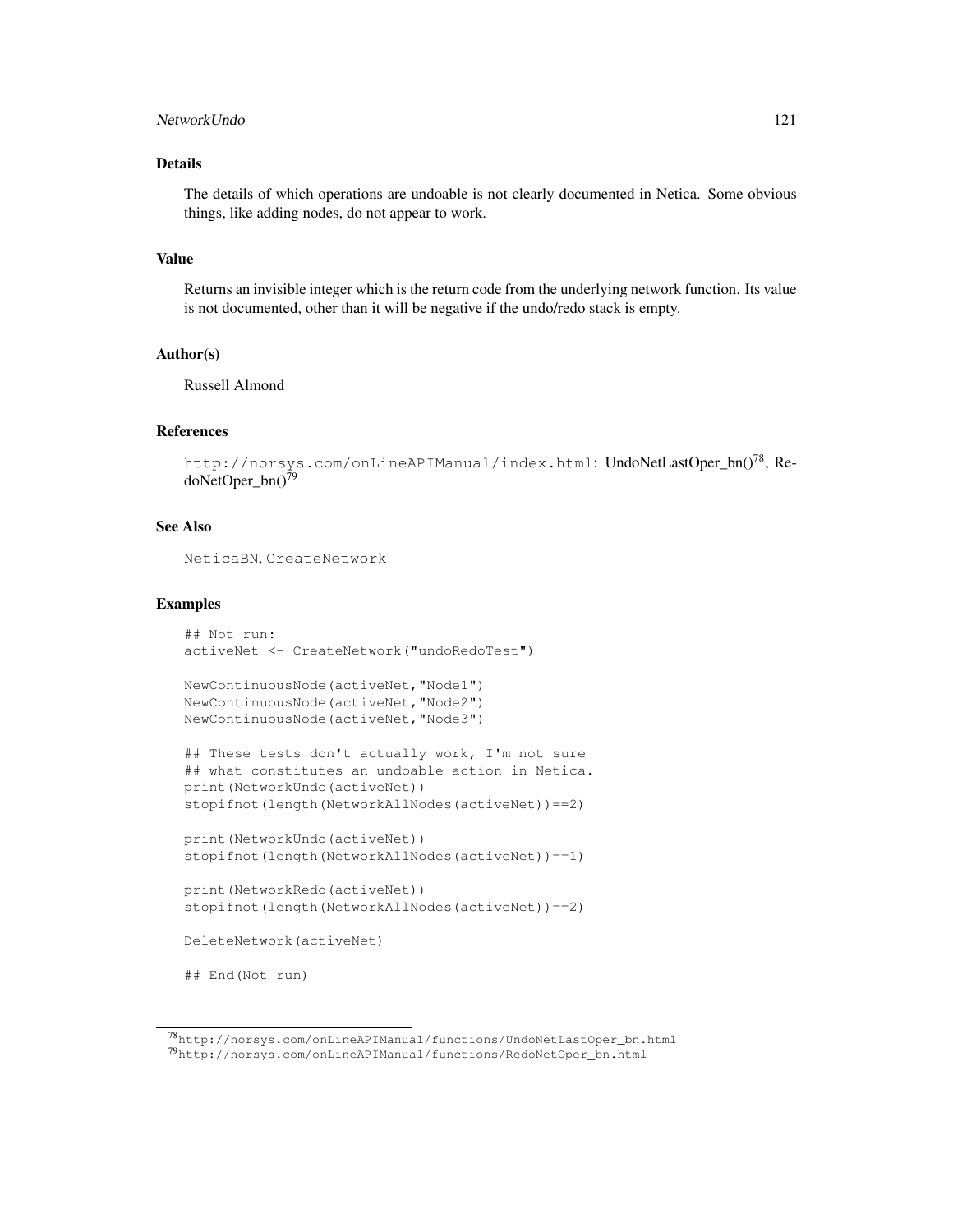### Details

The details of which operations are undoable is not clearly documented in Netica. Some obvious things, like adding nodes, do not appear to work.

### Value

Returns an invisible integer which is the return code from the underlying network function. Its value is not documented, other than it will be negative if the undo/redo stack is empty.

### Author(s)

Russell Almond

### References

`http://norsys.com/onLineAPIManual/index.html`: UndoNetLastOper_bn()[78], RedoNetOper_bn()[79]

### See Also

`NeticaBN`, `CreateNetwork`

### Examples

```
## Not run:
activeNet <- CreateNetwork("undoRedoTest")

NewContinuousNode(activeNet,"Node1")
NewContinuousNode(activeNet,"Node2")
NewContinuousNode(activeNet,"Node3")

## These tests don't actually work, I'm not sure
## what constitutes an undoable action in Netica.
print(NetworkUndo(activeNet))
stopifnot(length(NetworkAllNodes(activeNet))==2)

print(NetworkUndo(activeNet))
stopifnot(length(NetworkAllNodes(activeNet))==1)

print(NetworkRedo(activeNet))
stopifnot(length(NetworkAllNodes(activeNet))==2)

DeleteNetwork(activeNet)

## End(Not run)
```

---

[78] `http://norsys.com/onLineAPIManual/functions/UndoNetLastOper_bn.html`
[79] `http://norsys.com/onLineAPIManual/functions/RedoNetOper_bn.html`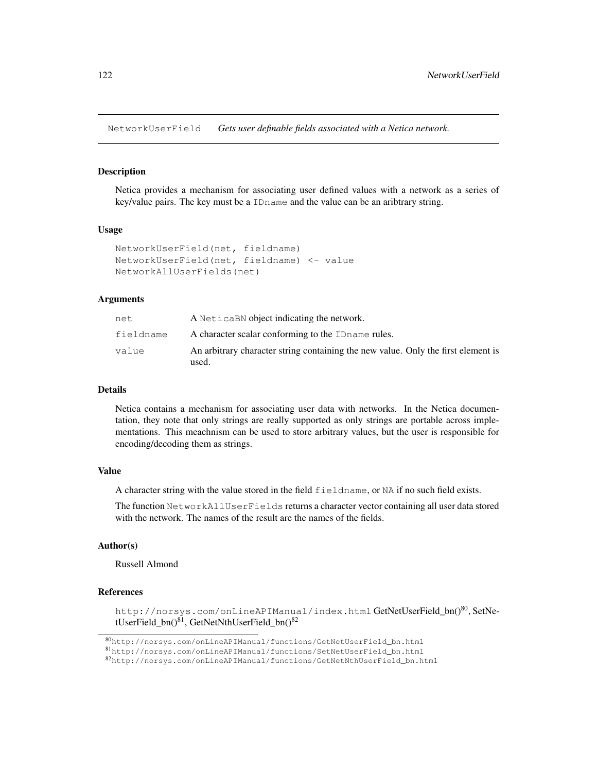## NetworkUserField *Gets user definable fields associated with a Netica network.*

### Description

Netica provides a mechanism for associating user defined values with a network as a series of key/value pairs. The key must be a `IDname` and the value can be an aribtrary string.

### Usage

```
NetworkUserField(net, fieldname)
NetworkUserField(net, fieldname) <- value
NetworkAllUserFields(net)
```

### Arguments

| | |
|---|---|
| `net` | A `NeticaBN` object indicating the network. |
| `fieldname` | A character scalar conforming to the `IDname` rules. |
| `value` | An arbitrary character string containing the new value. Only the first element is used. |

### Details

Netica contains a mechanism for associating user data with networks. In the Netica documentation, they note that only strings are really supported as only strings are portable across implementations. This meachnism can be used to store arbitrary values, but the user is responsible for encoding/decoding them as strings.

### Value

A character string with the value stored in the field `fieldname`, or `NA` if no such field exists.

The function `NetworkAllUserFields` returns a character vector containing all user data stored with the network. The names of the result are the names of the fields.

### Author(s)

Russell Almond

### References

`http://norsys.com/onLineAPIManual/index.html` GetNetUserField_bn()[80], SetNetUserField_bn()[81], GetNetNthUserField_bn()[82]

[80]`http://norsys.com/onLineAPIManual/functions/GetNetUserField_bn.html`

[81]`http://norsys.com/onLineAPIManual/functions/SetNetUserField_bn.html`

[82]`http://norsys.com/onLineAPIManual/functions/GetNetNthUserField_bn.html`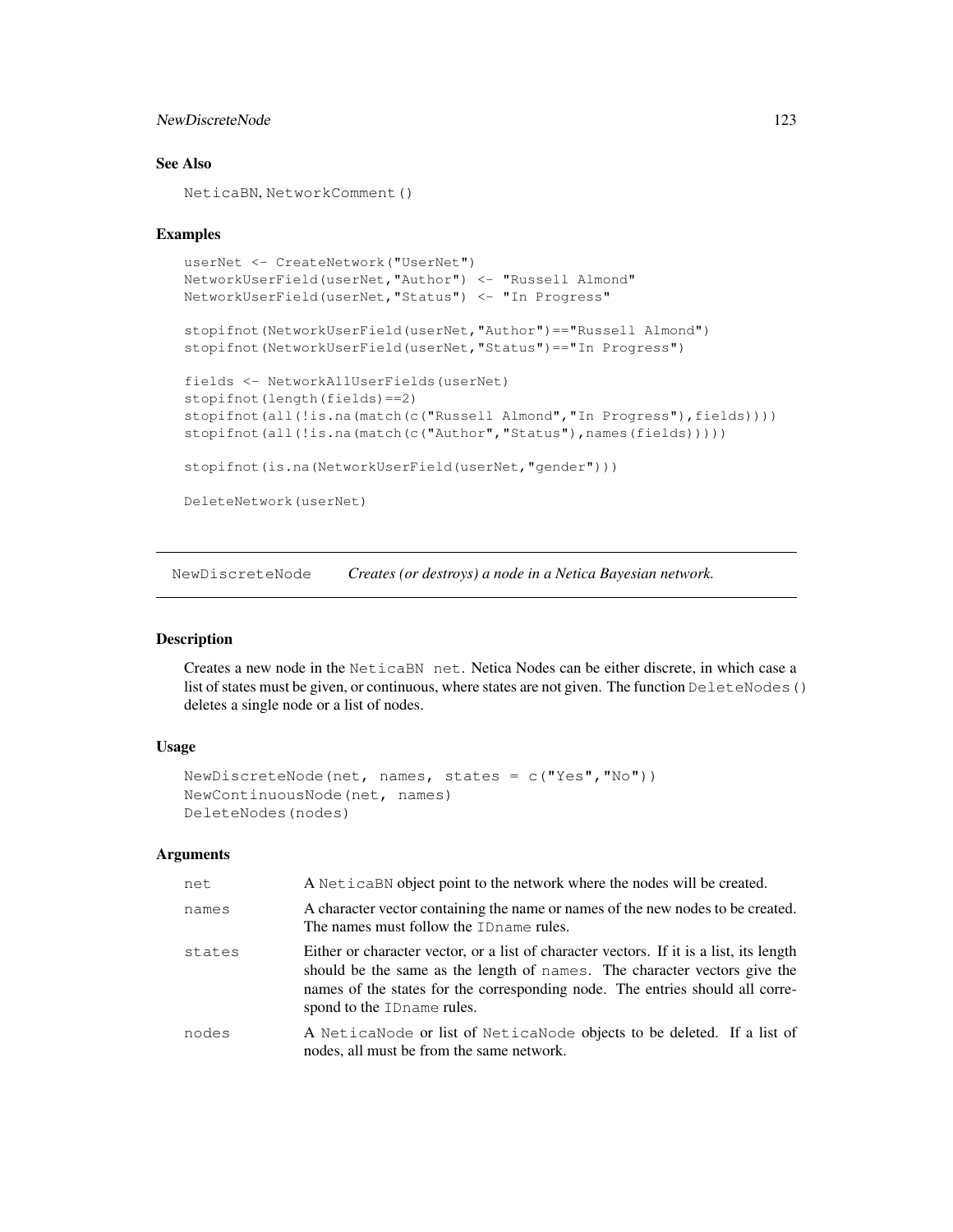### See Also

NeticaBN, NetworkComment()

### Examples

```
userNet <- CreateNetwork("UserNet")
NetworkUserField(userNet,"Author") <- "Russell Almond"
NetworkUserField(userNet,"Status") <- "In Progress"

stopifnot(NetworkUserField(userNet,"Author")=="Russell Almond")
stopifnot(NetworkUserField(userNet,"Status")=="In Progress")

fields <- NetworkAllUserFields(userNet)
stopifnot(length(fields)==2)
stopifnot(all(!is.na(match(c("Russell Almond","In Progress"),fields))))
stopifnot(all(!is.na(match(c("Author","Status"),names(fields)))))

stopifnot(is.na(NetworkUserField(userNet,"gender")))

DeleteNetwork(userNet)
```

---

## NewDiscreteNode — *Creates (or destroys) a node in a Netica Bayesian network.*

---

### Description

Creates a new node in the NeticaBN net. Netica Nodes can be either discrete, in which case a list of states must be given, or continuous, where states are not given. The function DeleteNodes() deletes a single node or a list of nodes.

### Usage

```
NewDiscreteNode(net, names, states = c("Yes","No"))
NewContinuousNode(net, names)
DeleteNodes(nodes)
```

### Arguments

| | |
|---|---|
| net | A NeticaBN object point to the network where the nodes will be created. |
| names | A character vector containing the name or names of the new nodes to be created. The names must follow the IDname rules. |
| states | Either or character vector, or a list of character vectors. If it is a list, its length should be the same as the length of names. The character vectors give the names of the states for the corresponding node. The entries should all correspond to the IDname rules. |
| nodes | A NeticaNode or list of NeticaNode objects to be deleted. If a list of nodes, all must be from the same network. |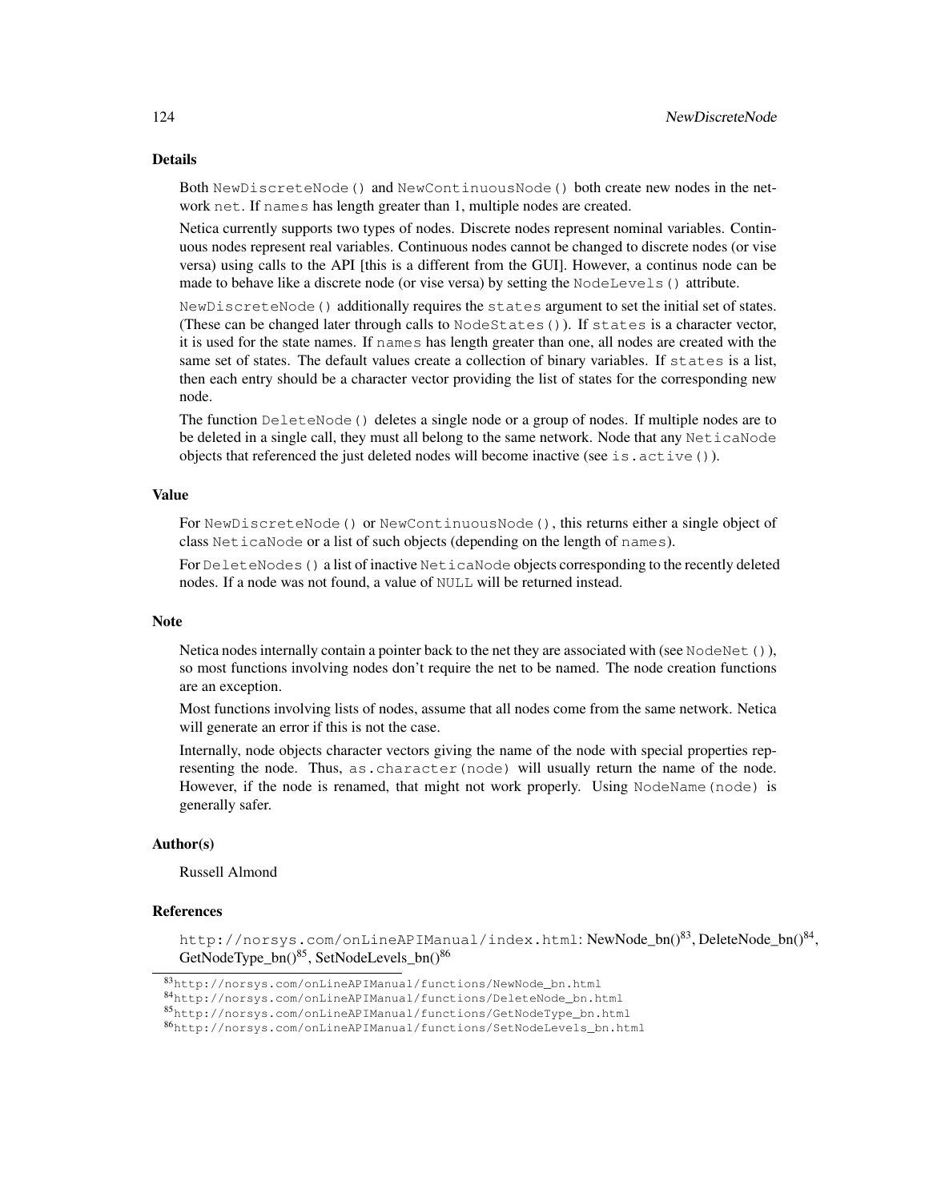## Details

Both `NewDiscreteNode()` and `NewContinuousNode()` both create new nodes in the network `net`. If `names` has length greater than 1, multiple nodes are created.

Netica currently supports two types of nodes. Discrete nodes represent nominal variables. Continuous nodes represent real variables. Continuous nodes cannot be changed to discrete nodes (or vise versa) using calls to the API [this is a different from the GUI]. However, a continus node can be made to behave like a discrete node (or vise versa) by setting the `NodeLevels()` attribute.

`NewDiscreteNode()` additionally requires the `states` argument to set the initial set of states. (These can be changed later through calls to `NodeStates()`). If `states` is a character vector, it is used for the state names. If `names` has length greater than one, all nodes are created with the same set of states. The default values create a collection of binary variables. If `states` is a list, then each entry should be a character vector providing the list of states for the corresponding new node.

The function `DeleteNode()` deletes a single node or a group of nodes. If multiple nodes are to be deleted in a single call, they must all belong to the same network. Node that any `NeticaNode` objects that referenced the just deleted nodes will become inactive (see `is.active()`).

## Value

For `NewDiscreteNode()` or `NewContinuousNode()`, this returns either a single object of class `NeticaNode` or a list of such objects (depending on the length of `names`).

For `DeleteNodes()` a list of inactive `NeticaNode` objects corresponding to the recently deleted nodes. If a node was not found, a value of `NULL` will be returned instead.

## Note

Netica nodes internally contain a pointer back to the net they are associated with (see `NodeNet()`), so most functions involving nodes don't require the net to be named. The node creation functions are an exception.

Most functions involving lists of nodes, assume that all nodes come from the same network. Netica will generate an error if this is not the case.

Internally, node objects character vectors giving the name of the node with special properties representing the node. Thus, `as.character(node)` will usually return the name of the node. However, if the node is renamed, that might not work properly. Using `NodeName(node)` is generally safer.

## Author(s)

Russell Almond

## References

`http://norsys.com/onLineAPIManual/index.html`: NewNode_bn()[83], DeleteNode_bn()[84], GetNodeType_bn()[85], SetNodeLevels_bn()[86]

[83]`http://norsys.com/onLineAPIManual/functions/NewNode_bn.html`

[84]`http://norsys.com/onLineAPIManual/functions/DeleteNode_bn.html`

[85]`http://norsys.com/onLineAPIManual/functions/GetNodeType_bn.html`

[86]`http://norsys.com/onLineAPIManual/functions/SetNodeLevels_bn.html`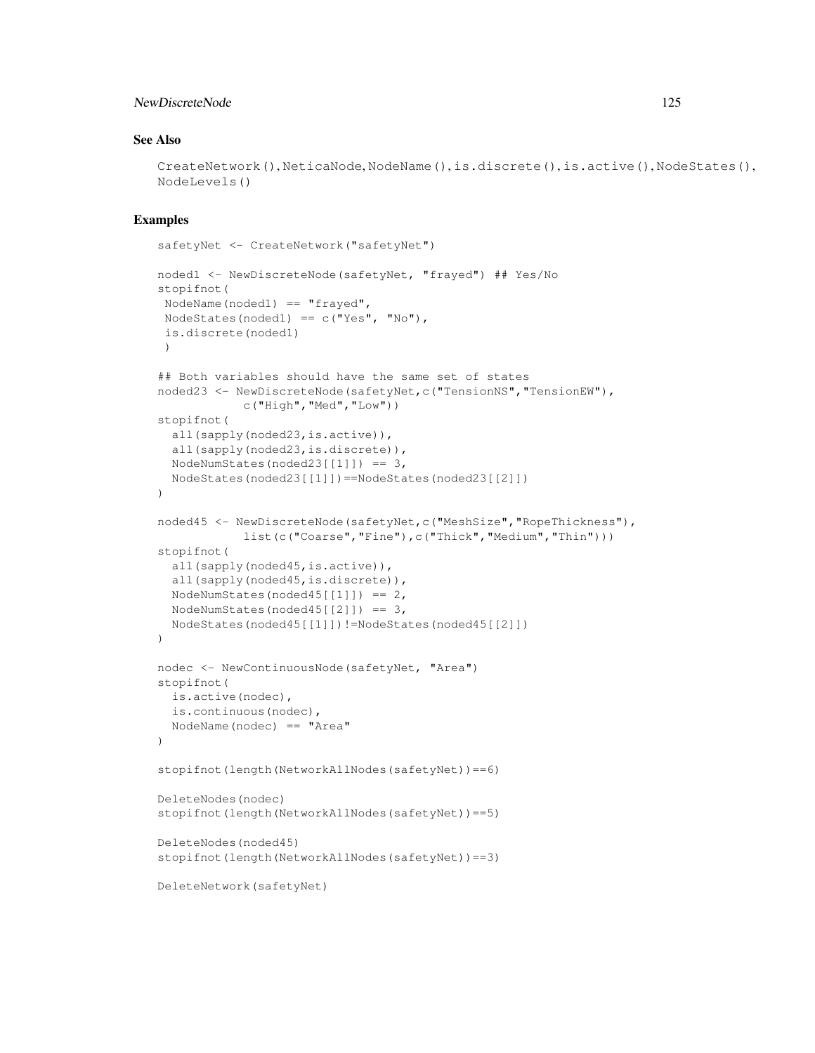## See Also

CreateNetwork(), NeticaNode, NodeName(), is.discrete(), is.active(), NodeStates(), NodeLevels()

## Examples

```
safetyNet <- CreateNetwork("safetyNet")

noded1 <- NewDiscreteNode(safetyNet, "frayed") ## Yes/No
stopifnot(
 NodeName(noded1) == "frayed",
 NodeStates(noded1) == c("Yes", "No"),
 is.discrete(noded1)
 )

## Both variables should have the same set of states
noded23 <- NewDiscreteNode(safetyNet,c("TensionNS","TensionEW"),
           c("High","Med","Low"))
stopifnot(
  all(sapply(noded23,is.active)),
  all(sapply(noded23,is.discrete)),
  NodeNumStates(noded23[[1]]) == 3,
  NodeStates(noded23[[1]])==NodeStates(noded23[[2]])
)

noded45 <- NewDiscreteNode(safetyNet,c("MeshSize","RopeThickness"),
           list(c("Coarse","Fine"),c("Thick","Medium","Thin")))
stopifnot(
  all(sapply(noded45,is.active)),
  all(sapply(noded45,is.discrete)),
  NodeNumStates(noded45[[1]]) == 2,
  NodeNumStates(noded45[[2]]) == 3,
  NodeStates(noded45[[1]])!=NodeStates(noded45[[2]])
)

nodec <- NewContinuousNode(safetyNet, "Area")
stopifnot(
  is.active(nodec),
  is.continuous(nodec),
  NodeName(nodec) == "Area"
)

stopifnot(length(NetworkAllNodes(safetyNet))==6)

DeleteNodes(nodec)
stopifnot(length(NetworkAllNodes(safetyNet))==5)

DeleteNodes(noded45)
stopifnot(length(NetworkAllNodes(safetyNet))==3)

DeleteNetwork(safetyNet)
```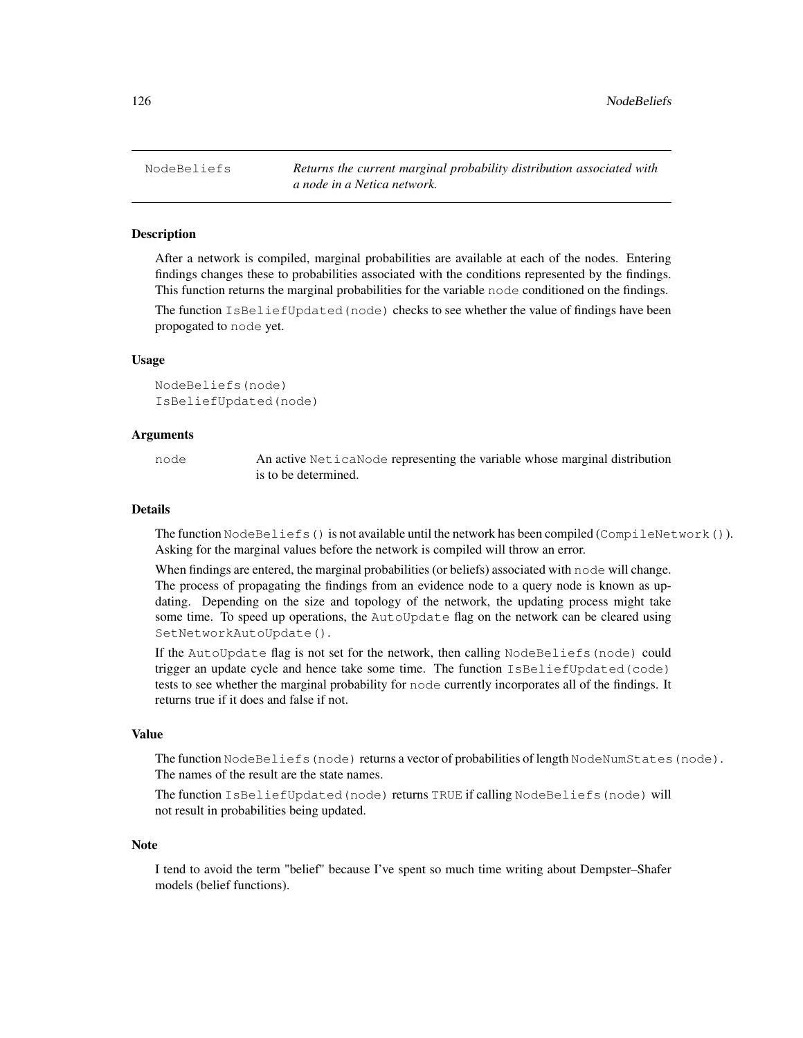# NodeBeliefs

*Returns the current marginal probability distribution associated with a node in a Netica network.*

## Description

After a network is compiled, marginal probabilities are available at each of the nodes. Entering findings changes these to probabilities associated with the conditions represented by the findings. This function returns the marginal probabilities for the variable `node` conditioned on the findings.

The function `IsBeliefUpdated(node)` checks to see whether the value of findings have been propogated to `node` yet.

## Usage

```
NodeBeliefs(node)
IsBeliefUpdated(node)
```

## Arguments

`node` An active `NeticaNode` representing the variable whose marginal distribution is to be determined.

## Details

The function `NodeBeliefs()` is not available until the network has been compiled (`CompileNetwork()`). Asking for the marginal values before the network is compiled will throw an error.

When findings are entered, the marginal probabilities (or beliefs) associated with `node` will change. The process of propagating the findings from an evidence node to a query node is known as updating. Depending on the size and topology of the network, the updating process might take some time. To speed up operations, the `AutoUpdate` flag on the network can be cleared using `SetNetworkAutoUpdate()`.

If the `AutoUpdate` flag is not set for the network, then calling `NodeBeliefs(node)` could trigger an update cycle and hence take some time. The function `IsBeliefUpdated(code)` tests to see whether the marginal probability for `node` currently incorporates all of the findings. It returns true if it does and false if not.

## Value

The function `NodeBeliefs(node)` returns a vector of probabilities of length `NodeNumStates(node)`. The names of the result are the state names.

The function `IsBeliefUpdated(node)` returns `TRUE` if calling `NodeBeliefs(node)` will not result in probabilities being updated.

## Note

I tend to avoid the term "belief" because I've spent so much time writing about Dempster–Shafer models (belief functions).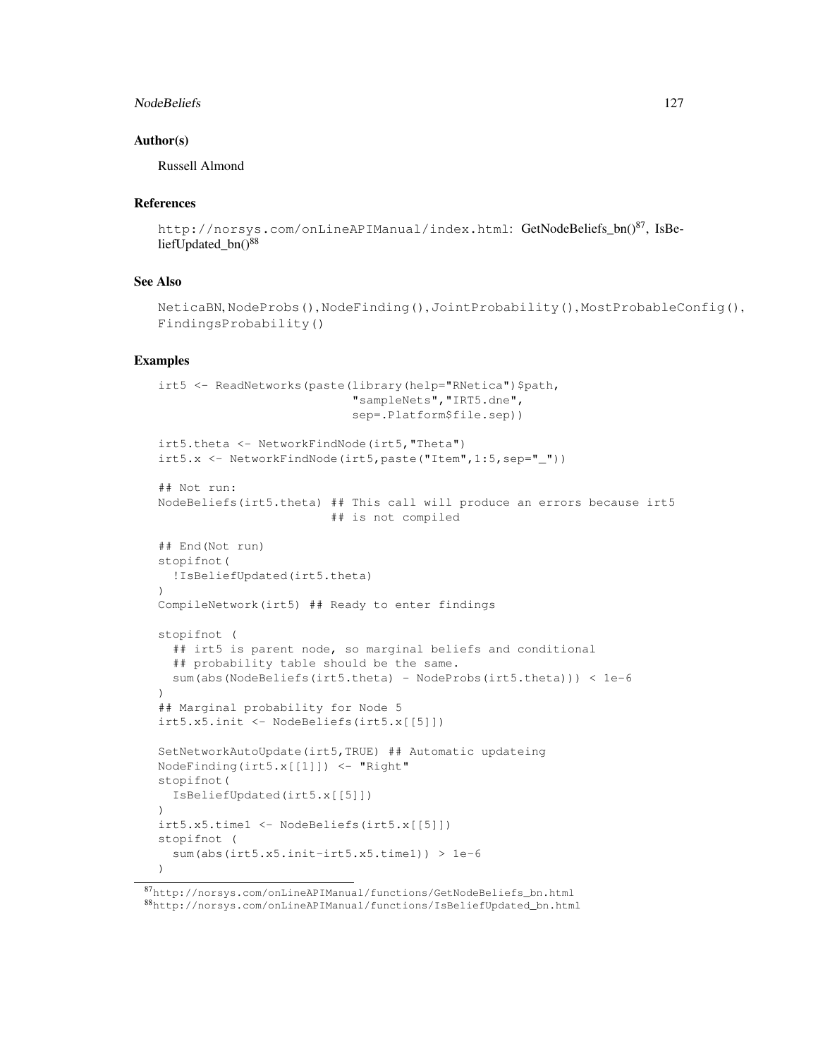### Author(s)

Russell Almond

### References

http://norsys.com/onLineAPIManual/index.html: GetNodeBeliefs_bn()[87], IsBeliefUpdated_bn()[88]

### See Also

NeticaBN, NodeProbs(), NodeFinding(), JointProbability(), MostProbableConfig(), FindingsProbability()

### Examples

```
irt5 <- ReadNetworks(paste(library(help="RNetica")$path,
                           "sampleNets","IRT5.dne",
                           sep=.Platform$file.sep))

irt5.theta <- NetworkFindNode(irt5,"Theta")
irt5.x <- NetworkFindNode(irt5,paste("Item",1:5,sep="_"))

## Not run:
NodeBeliefs(irt5.theta) ## This call will produce an errors because irt5
                        ## is not compiled

## End(Not run)
stopifnot(
  !IsBeliefUpdated(irt5.theta)
)
CompileNetwork(irt5) ## Ready to enter findings

stopifnot (
  ## irt5 is parent node, so marginal beliefs and conditional
  ## probability table should be the same.
  sum(abs(NodeBeliefs(irt5.theta) - NodeProbs(irt5.theta))) < 1e-6
)
## Marginal probability for Node 5
irt5.x5.init <- NodeBeliefs(irt5.x[[5]])

SetNetworkAutoUpdate(irt5,TRUE) ## Automatic updateing
NodeFinding(irt5.x[[1]]) <- "Right"
stopifnot(
  IsBeliefUpdated(irt5.x[[5]])
)
irt5.x5.time1 <- NodeBeliefs(irt5.x[[5]])
stopifnot (
  sum(abs(irt5.x5.init-irt5.x5.time1)) > 1e-6
)
```

[87] http://norsys.com/onLineAPIManual/functions/GetNodeBeliefs_bn.html

[88] http://norsys.com/onLineAPIManual/functions/IsBeliefUpdated_bn.html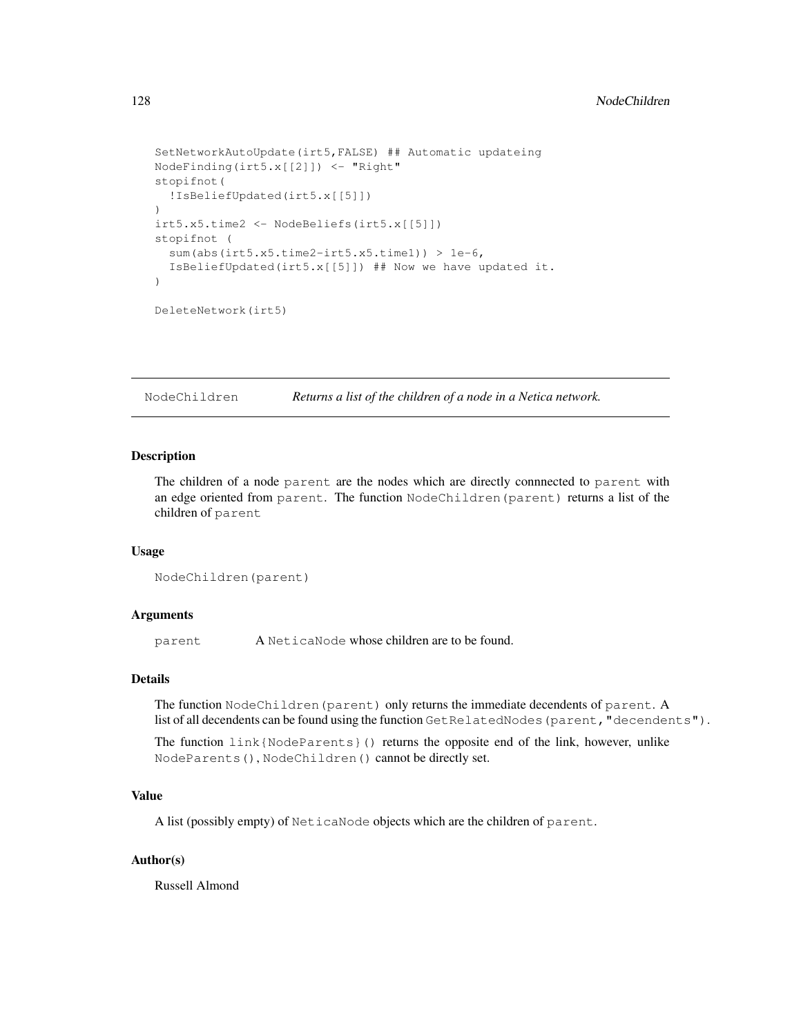```
SetNetworkAutoUpdate(irt5,FALSE) ## Automatic updateing
NodeFinding(irt5.x[[2]]) <- "Right"
stopifnot(
  !IsBeliefUpdated(irt5.x[[5]])
)
irt5.x5.time2 <- NodeBeliefs(irt5.x[[5]])
stopifnot (
  sum(abs(irt5.x5.time2-irt5.x5.time1)) > 1e-6,
  IsBeliefUpdated(irt5.x[[5]]) ## Now we have updated it.
)

DeleteNetwork(irt5)
```

---

## NodeChildren *Returns a list of the children of a node in a Netica network.*

---

### Description

The children of a node `parent` are the nodes which are directly connnected to `parent` with an edge oriented from `parent`. The function `NodeChildren(parent)` returns a list of the children of `parent`

### Usage

```
NodeChildren(parent)
```

### Arguments

| | |
|---|---|
| `parent` | A `NeticaNode` whose children are to be found. |

### Details

The function `NodeChildren(parent)` only returns the immediate decendents of `parent`. A list of all decendents can be found using the function `GetRelatedNodes(parent,"decendents")`.

The function `link{NodeParents}()` returns the opposite end of the link, however, unlike `NodeParents()`, `NodeChildren()` cannot be directly set.

### Value

A list (possibly empty) of `NeticaNode` objects which are the children of `parent`.

### Author(s)

Russell Almond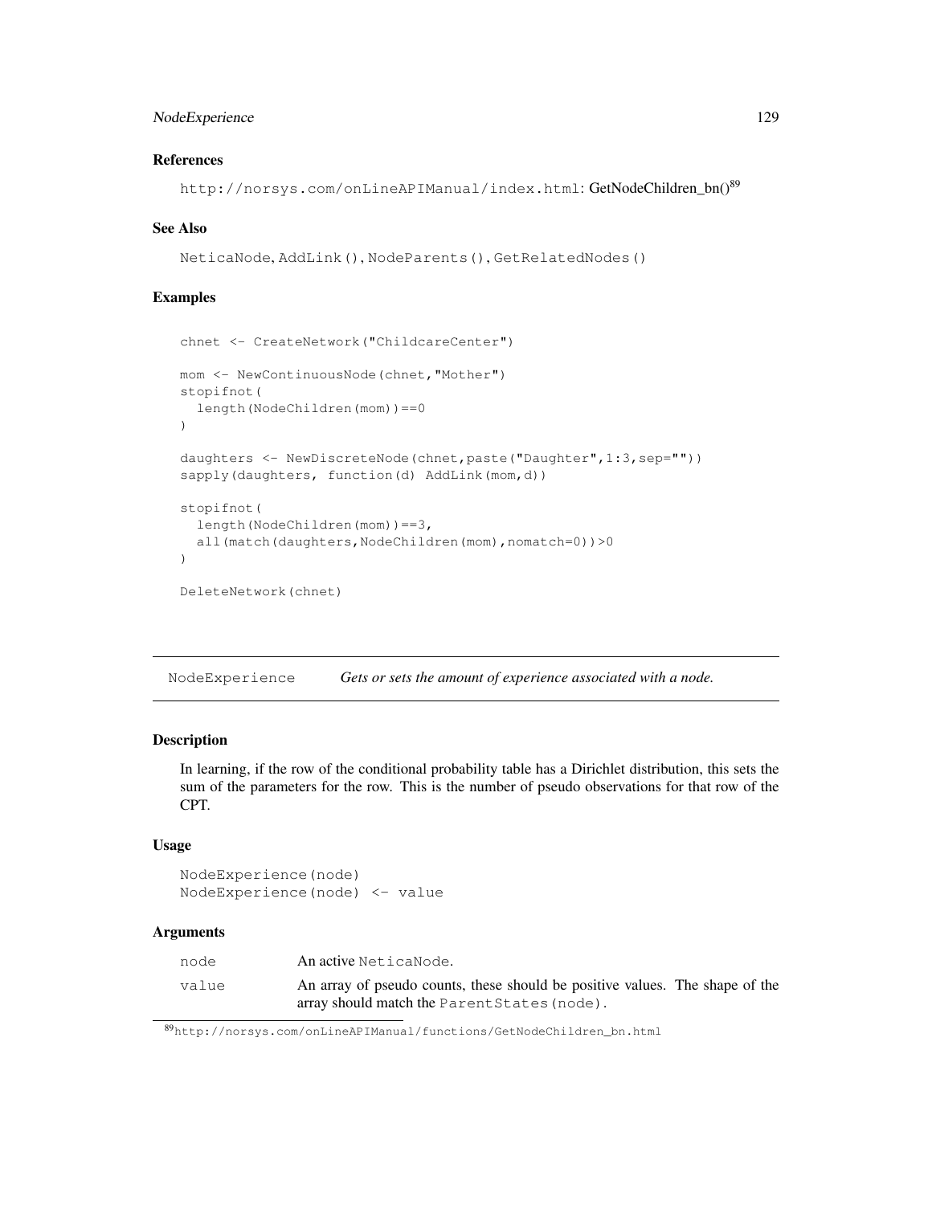### References

`http://norsys.com/onLineAPIManual/index.html`: GetNodeChildren_bn()[89]

### See Also

`NeticaNode`, `AddLink()`, `NodeParents()`, `GetRelatedNodes()`

### Examples

```
chnet <- CreateNetwork("ChildcareCenter")

mom <- NewContinuousNode(chnet,"Mother")
stopifnot(
  length(NodeChildren(mom))==0
)

daughters <- NewDiscreteNode(chnet,paste("Daughter",1:3,sep=""))
sapply(daughters, function(d) AddLink(mom,d))

stopifnot(
  length(NodeChildren(mom))==3,
  all(match(daughters,NodeChildren(mom),nomatch=0))>0
)

DeleteNetwork(chnet)
```

---

## NodeExperience — *Gets or sets the amount of experience associated with a node.*

---

### Description

In learning, if the row of the conditional probability table has a Dirichlet distribution, this sets the sum of the parameters for the row. This is the number of pseudo observations for that row of the CPT.

### Usage

```
NodeExperience(node)
NodeExperience(node) <- value
```

### Arguments

| | |
|---|---|
| `node` | An active `NeticaNode`. |
| `value` | An array of pseudo counts, these should be positive values. The shape of the array should match the `ParentStates(node)`. |

[89] `http://norsys.com/onLineAPIManual/functions/GetNodeChildren_bn.html`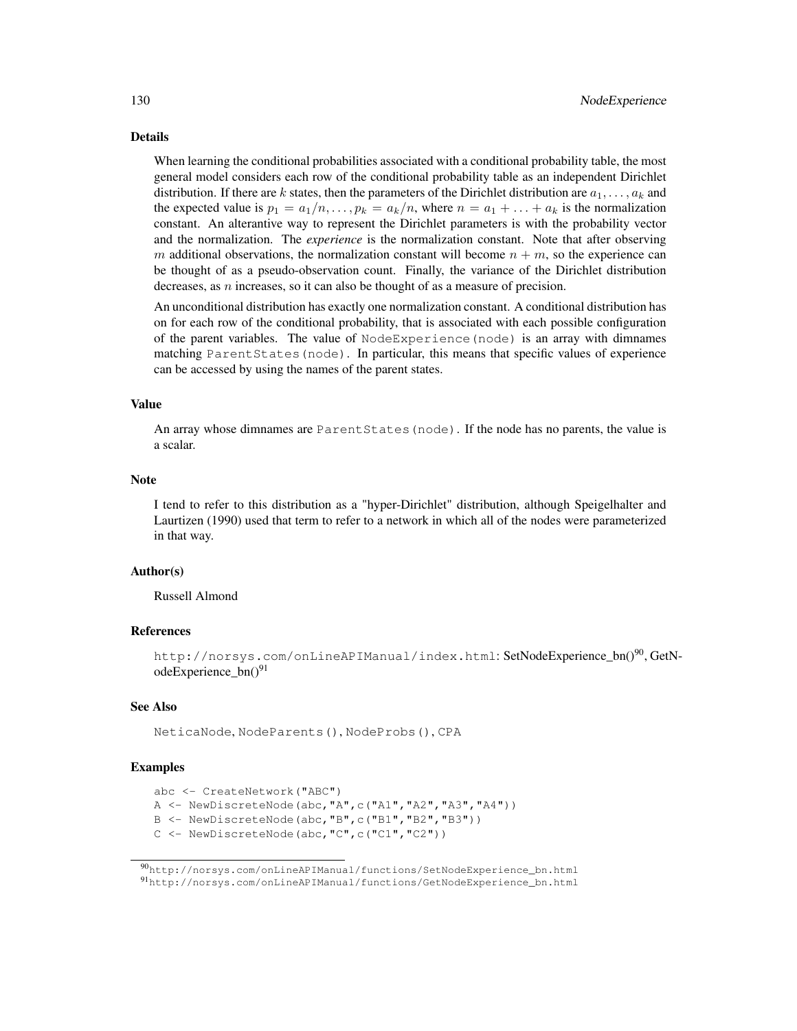## Details

When learning the conditional probabilities associated with a conditional probability table, the most general model considers each row of the conditional probability table as an independent Dirichlet distribution. If there are $k$ states, then the parameters of the Dirichlet distribution are $a_1, \ldots, a_k$ and the expected value is $p_1 = a_1/n, \ldots, p_k = a_k/n$, where $n = a_1 + \ldots + a_k$ is the normalization constant. An alterantive way to represent the Dirichlet parameters is with the probability vector and the normalization. The *experience* is the normalization constant. Note that after observing $m$ additional observations, the normalization constant will become $n + m$, so the experience can be thought of as a pseudo-observation count. Finally, the variance of the Dirichlet distribution decreases, as $n$ increases, so it can also be thought of as a measure of precision.

An unconditional distribution has exactly one normalization constant. A conditional distribution has on for each row of the conditional probability, that is associated with each possible configuration of the parent variables. The value of `NodeExperience(node)` is an array with dimnames matching `ParentStates(node)`. In particular, this means that specific values of experience can be accessed by using the names of the parent states.

## Value

An array whose dimnames are `ParentStates(node)`. If the node has no parents, the value is a scalar.

## Note

I tend to refer to this distribution as a "hyper-Dirichlet" distribution, although Speigelhalter and Laurtizen (1990) used that term to refer to a network in which all of the nodes were parameterized in that way.

## Author(s)

Russell Almond

## References

`http://norsys.com/onLineAPIManual/index.html`: SetNodeExperience_bn()[90], GetNodeExperience_bn()[91]

## See Also

`NeticaNode`, `NodeParents()`, `NodeProbs()`, `CPA`

## Examples

```
abc <- CreateNetwork("ABC")
A <- NewDiscreteNode(abc,"A",c("A1","A2","A3","A4"))
B <- NewDiscreteNode(abc,"B",c("B1","B2","B3"))
C <- NewDiscreteNode(abc,"C",c("C1","C2"))
```

[90] `http://norsys.com/onLineAPIManual/functions/SetNodeExperience_bn.html`
[91] `http://norsys.com/onLineAPIManual/functions/GetNodeExperience_bn.html`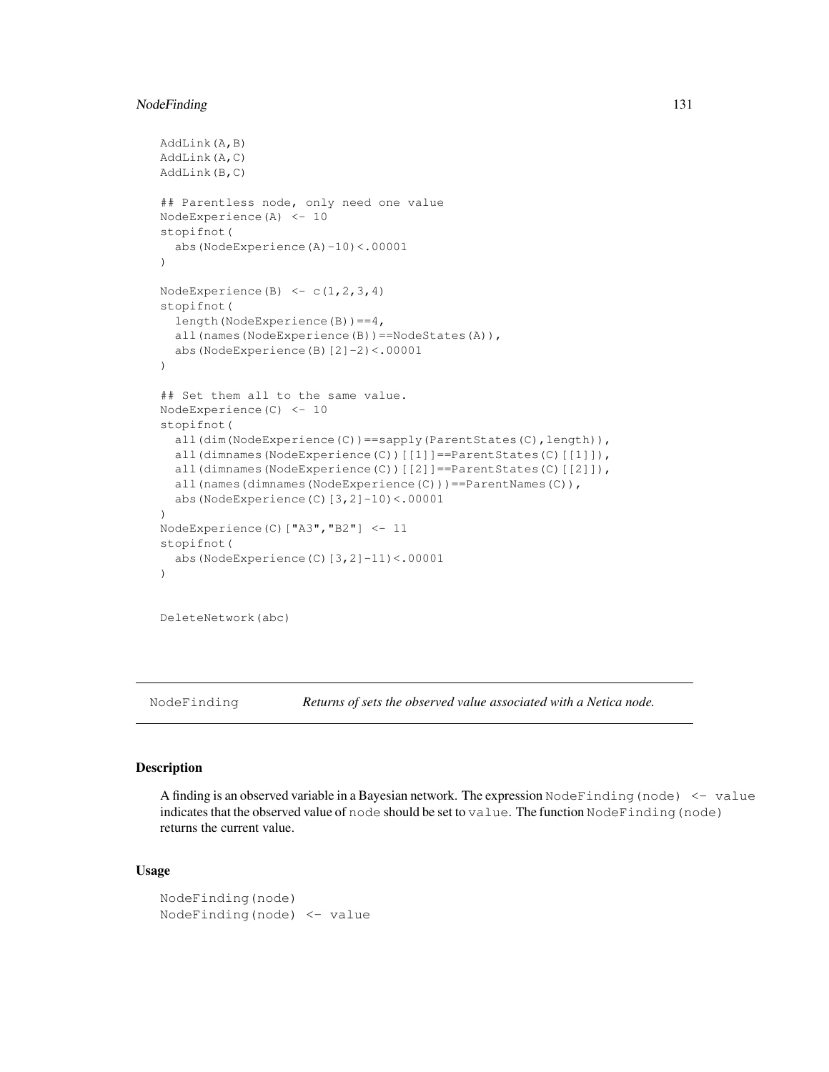```
AddLink(A,B)
AddLink(A,C)
AddLink(B,C)

## Parentless node, only need one value
NodeExperience(A) <- 10
stopifnot(
  abs(NodeExperience(A)-10)<.00001
)

NodeExperience(B) <- c(1,2,3,4)
stopifnot(
  length(NodeExperience(B))==4,
  all(names(NodeExperience(B))==NodeStates(A)),
  abs(NodeExperience(B)[2]-2)<.00001
)

## Set them all to the same value.
NodeExperience(C) <- 10
stopifnot(
  all(dim(NodeExperience(C))==sapply(ParentStates(C),length)),
  all(dimnames(NodeExperience(C))[[1]]==ParentStates(C)[[1]]),
  all(dimnames(NodeExperience(C))[[2]]==ParentStates(C)[[2]]),
  all(names(dimnames(NodeExperience(C)))==ParentNames(C)),
  abs(NodeExperience(C)[3,2]-10)<.00001
)
NodeExperience(C)["A3","B2"] <- 11
stopifnot(
  abs(NodeExperience(C)[3,2]-11)<.00001
)


DeleteNetwork(abc)
```

---

`NodeFinding` *Returns of sets the observed value associated with a Netica node.*

---

## Description

A finding is an observed variable in a Bayesian network. The expression `NodeFinding(node) <- value` indicates that the observed value of `node` should be set to `value`. The function `NodeFinding(node)` returns the current value.

## Usage

```
NodeFinding(node)
NodeFinding(node) <- value
```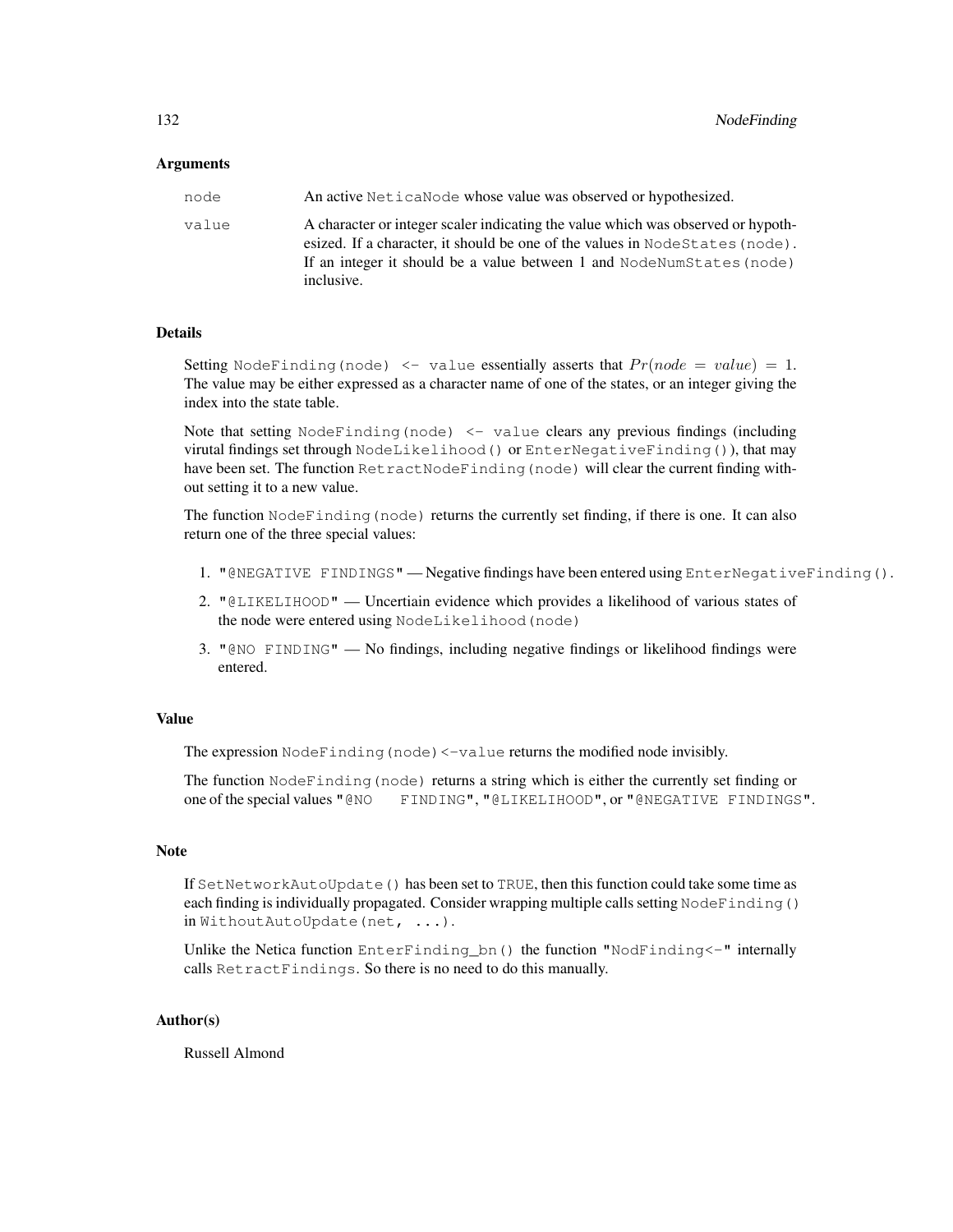### Arguments

| | |
|---|---|
| node | An active `NeticaNode` whose value was observed or hypothesized. |
| value | A character or integer scaler indicating the value which was observed or hypothesized. If a character, it should be one of the values in `NodeStates(node)`. If an integer it should be a value between 1 and `NodeNumStates(node)` inclusive. |

### Details

Setting `NodeFinding(node) <- value` essentially asserts that $Pr(node = value) = 1$. The value may be either expressed as a character name of one of the states, or an integer giving the index into the state table.

Note that setting `NodeFinding(node) <- value` clears any previous findings (including virutal findings set through `NodeLikelihood()` or `EnterNegativeFinding()`), that may have been set. The function `RetractNodeFinding(node)` will clear the current finding without setting it to a new value.

The function `NodeFinding(node)` returns the currently set finding, if there is one. It can also return one of the three special values:

1. `"@NEGATIVE FINDINGS"` — Negative findings have been entered using `EnterNegativeFinding()`.
2. `"@LIKELIHOOD"` — Uncertiain evidence which provides a likelihood of various states of the node were entered using `NodeLikelihood(node)`
3. `"@NO FINDING"` — No findings, including negative findings or likelihood findings were entered.

### Value

The expression `NodeFinding(node)<-value` returns the modified node invisibly.

The function `NodeFinding(node)` returns a string which is either the currently set finding or one of the special values `"@NO FINDING"`, `"@LIKELIHOOD"`, or `"@NEGATIVE FINDINGS"`.

### Note

If `SetNetworkAutoUpdate()` has been set to `TRUE`, then this function could take some time as each finding is individually propagated. Consider wrapping multiple calls setting `NodeFinding()` in `WithoutAutoUpdate(net, ...)`.

Unlike the Netica function `EnterFinding_bn()` the function `"NodFinding<-"` internally calls `RetractFindings`. So there is no need to do this manually.

### Author(s)

Russell Almond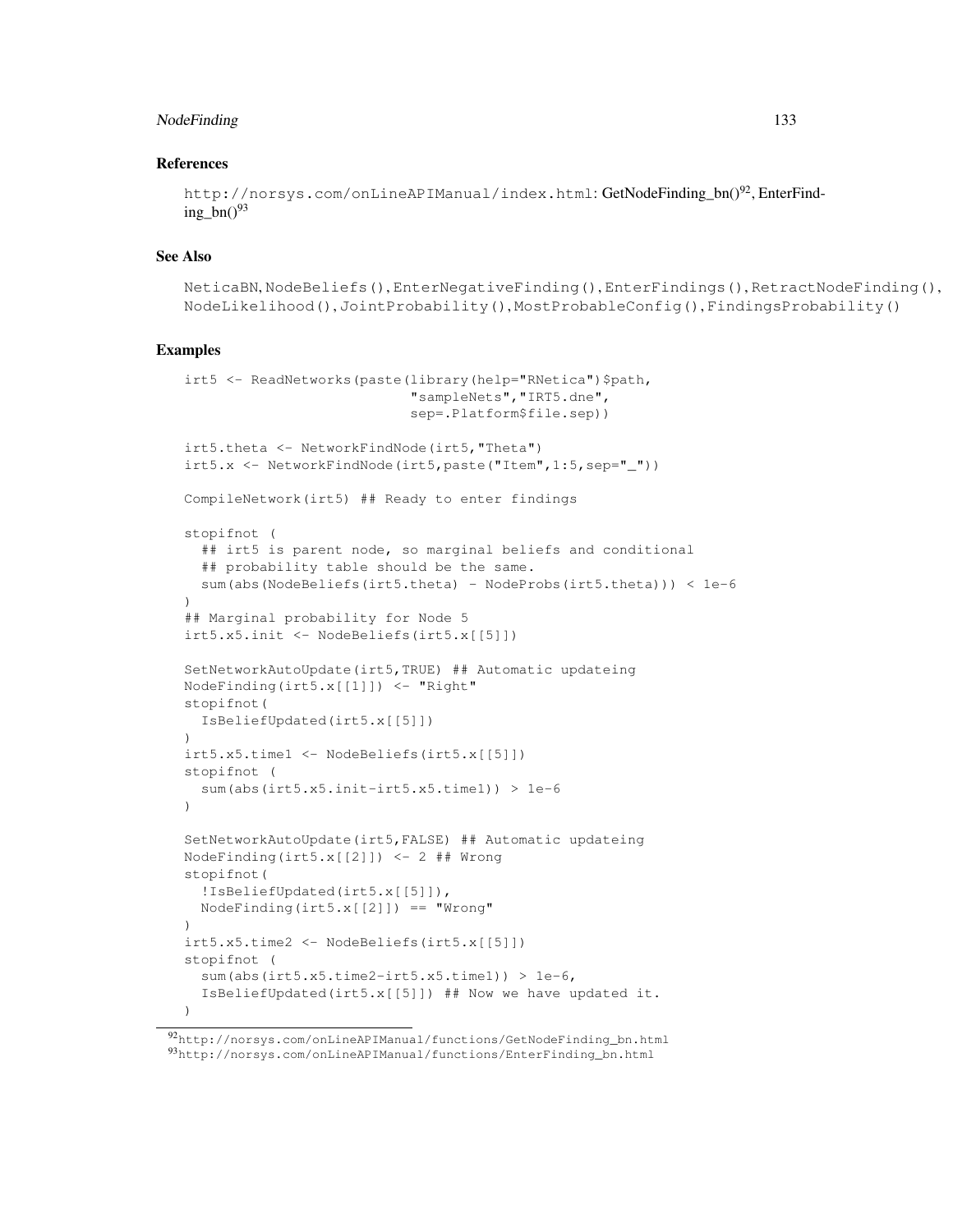### References

http://norsys.com/onLineAPIManual/index.html: GetNodeFinding_bn()[92], EnterFinding_bn()[93]

### See Also

NeticaBN, NodeBeliefs(), EnterNegativeFinding(), EnterFindings(), RetractNodeFinding(), NodeLikelihood(), JointProbability(), MostProbableConfig(), FindingsProbability()

### Examples

```
irt5 <- ReadNetworks(paste(library(help="RNetica")$path,
                           "sampleNets","IRT5.dne",
                           sep=.Platform$file.sep))

irt5.theta <- NetworkFindNode(irt5,"Theta")
irt5.x <- NetworkFindNode(irt5,paste("Item",1:5,sep="_"))

CompileNetwork(irt5) ## Ready to enter findings

stopifnot (
  ## irt5 is parent node, so marginal beliefs and conditional
  ## probability table should be the same.
  sum(abs(NodeBeliefs(irt5.theta) - NodeProbs(irt5.theta))) < 1e-6
)
## Marginal probability for Node 5
irt5.x5.init <- NodeBeliefs(irt5.x[[5]])

SetNetworkAutoUpdate(irt5,TRUE) ## Automatic updateing
NodeFinding(irt5.x[[1]]) <- "Right"
stopifnot(
  IsBeliefUpdated(irt5.x[[5]])
)
irt5.x5.time1 <- NodeBeliefs(irt5.x[[5]])
stopifnot (
  sum(abs(irt5.x5.init-irt5.x5.time1)) > 1e-6
)

SetNetworkAutoUpdate(irt5,FALSE) ## Automatic updateing
NodeFinding(irt5.x[[2]]) <- 2 ## Wrong
stopifnot(
  !IsBeliefUpdated(irt5.x[[5]]),
  NodeFinding(irt5.x[[2]]) == "Wrong"
)
irt5.x5.time2 <- NodeBeliefs(irt5.x[[5]])
stopifnot (
  sum(abs(irt5.x5.time2-irt5.x5.time1)) > 1e-6,
  IsBeliefUpdated(irt5.x[[5]]) ## Now we have updated it.
)
```

[92] http://norsys.com/onLineAPIManual/functions/GetNodeFinding_bn.html

[93] http://norsys.com/onLineAPIManual/functions/EnterFinding_bn.html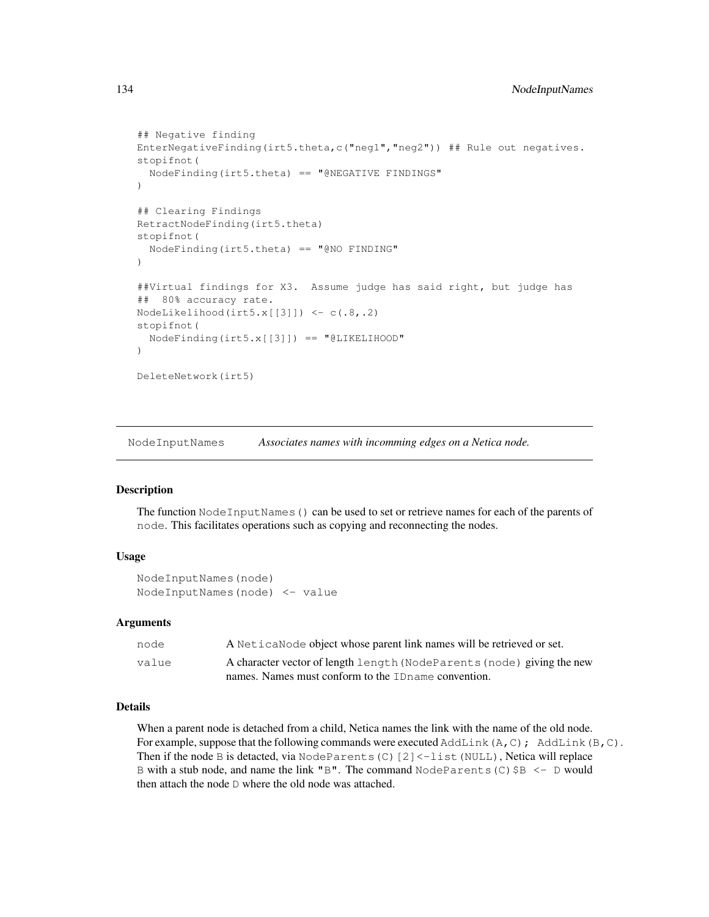```
## Negative finding
EnterNegativeFinding(irt5.theta,c("neg1","neg2")) ## Rule out negatives.
stopifnot(
  NodeFinding(irt5.theta) == "@NEGATIVE FINDINGS"
)

## Clearing Findings
RetractNodeFinding(irt5.theta)
stopifnot(
  NodeFinding(irt5.theta) == "@NO FINDING"
)

##Virtual findings for X3.  Assume judge has said right, but judge has
##  80% accuracy rate.
NodeLikelihood(irt5.x[[3]]) <- c(.8,.2)
stopifnot(
  NodeFinding(irt5.x[[3]]) == "@LIKELIHOOD"
)

DeleteNetwork(irt5)
```

---

## NodeInputNames — *Associates names with incomming edges on a Netica node.*

---

### Description

The function `NodeInputNames()` can be used to set or retrieve names for each of the parents of `node`. This facilitates operations such as copying and reconnecting the nodes.

### Usage

```
NodeInputNames(node)
NodeInputNames(node) <- value
```

### Arguments

| | |
|---|---|
| `node` | A `NeticaNode` object whose parent link names will be retrieved or set. |
| `value` | A character vector of length `length(NodeParents(node)` giving the new names. Names must conform to the `IDname` convention. |

### Details

When a parent node is detached from a child, Netica names the link with the name of the old node. For example, suppose that the following commands were executed `AddLink(A,C); AddLink(B,C)`. Then if the node `B` is detached, via `NodeParents(C)[2]<-list(NULL)`, Netica will replace `B` with a stub node, and name the link `"B"`. The command `NodeParents(C)$B <- D` would then attach the node `D` where the old node was attached.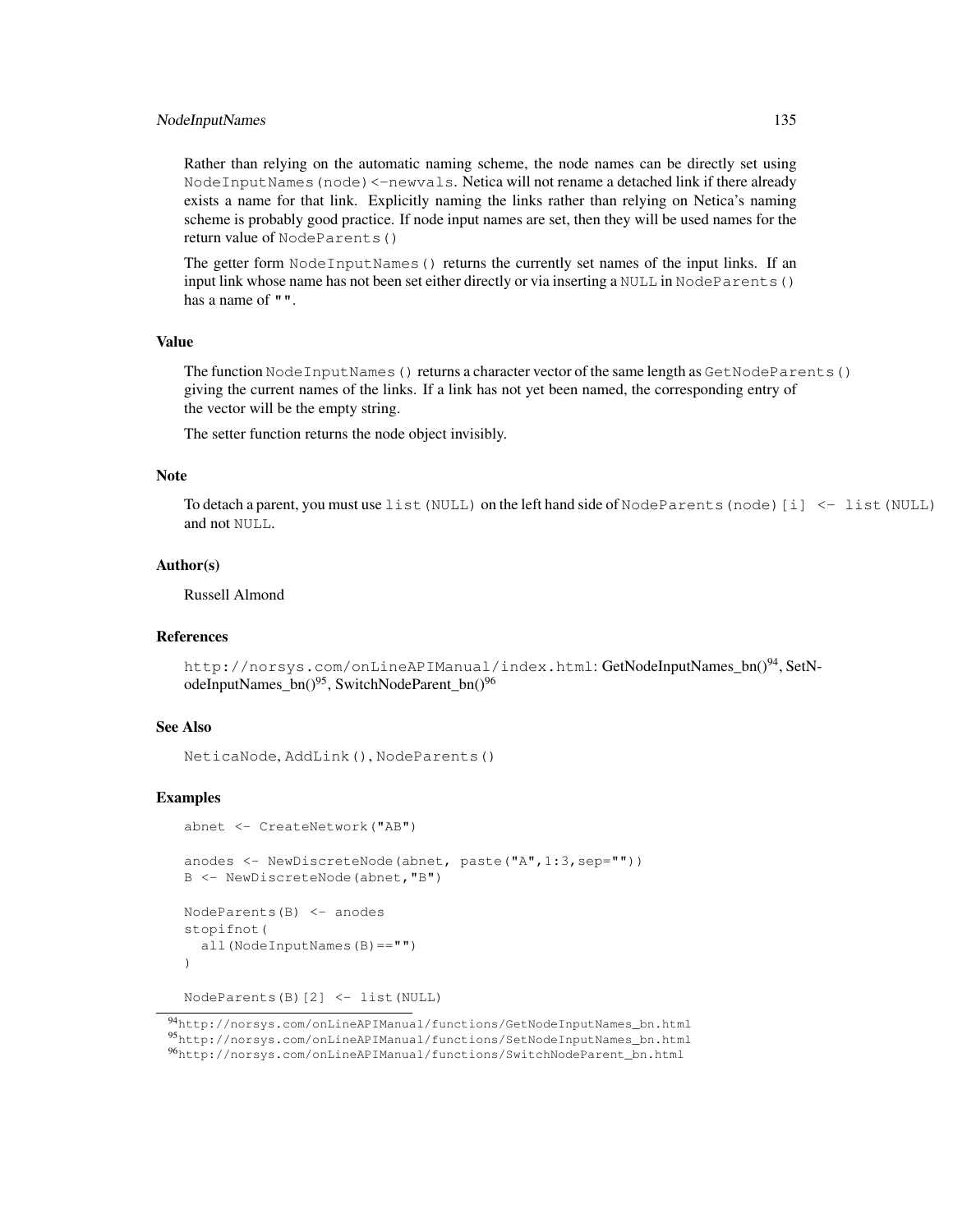Rather than relying on the automatic naming scheme, the node names can be directly set using `NodeInputNames(node)<-newvals`. Netica will not rename a detached link if there already exists a name for that link. Explicitly naming the links rather than relying on Netica's naming scheme is probably good practice. If node input names are set, then they will be used names for the return value of `NodeParents()`

The getter form `NodeInputNames()` returns the currently set names of the input links. If an input link whose name has not been set either directly or via inserting a `NULL` in `NodeParents()` has a name of `""`.

### Value

The function `NodeInputNames()` returns a character vector of the same length as `GetNodeParents()` giving the current names of the links. If a link has not yet been named, the corresponding entry of the vector will be the empty string.

The setter function returns the node object invisibly.

### Note

To detach a parent, you must use `list(NULL)` on the left hand side of `NodeParents(node)[i] <- list(NULL)` and not `NULL`.

### Author(s)

Russell Almond

### References

`http://norsys.com/onLineAPIManual/index.html`: GetNodeInputNames_bn()[94], SetNodeInputNames_bn()[95], SwitchNodeParent_bn()[96]

### See Also

`NeticaNode`, `AddLink()`, `NodeParents()`

### Examples

```
abnet <- CreateNetwork("AB")

anodes <- NewDiscreteNode(abnet, paste("A",1:3,sep=""))
B <- NewDiscreteNode(abnet,"B")

NodeParents(B) <- anodes
stopifnot(
  all(NodeInputNames(B)=="")
)

NodeParents(B)[2] <- list(NULL)
```

[94] `http://norsys.com/onLineAPIManual/functions/GetNodeInputNames_bn.html`
[95] `http://norsys.com/onLineAPIManual/functions/SetNodeInputNames_bn.html`
[96] `http://norsys.com/onLineAPIManual/functions/SwitchNodeParent_bn.html`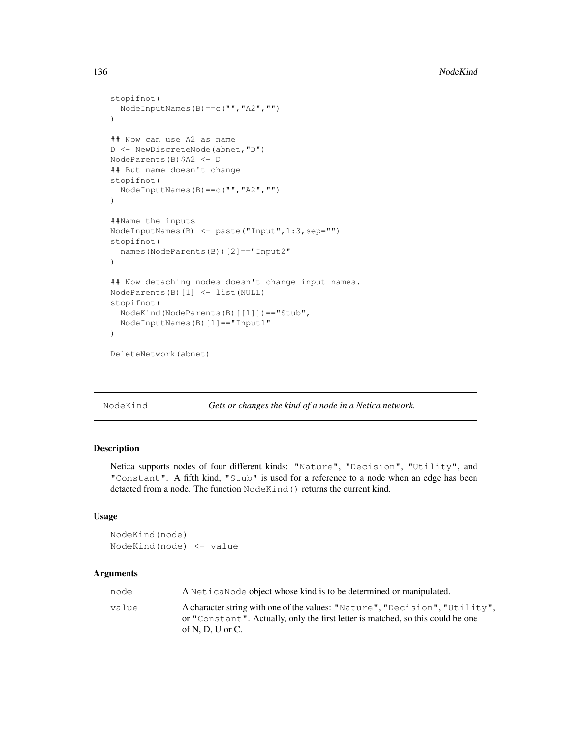```
stopifnot(
  NodeInputNames(B)==c("","A2","")
)

## Now can use A2 as name
D <- NewDiscreteNode(abnet,"D")
NodeParents(B)$A2 <- D
## But name doesn't change
stopifnot(
  NodeInputNames(B)==c("","A2","")
)

##Name the inputs
NodeInputNames(B) <- paste("Input",1:3,sep="")
stopifnot(
  names(NodeParents(B))[2]=="Input2"
)

## Now detaching nodes doesn't change input names.
NodeParents(B)[1] <- list(NULL)
stopifnot(
  NodeKind(NodeParents(B)[[1]])=="Stub",
  NodeInputNames(B)[1]=="Input1"
)

DeleteNetwork(abnet)
```

---

`NodeKind` *Gets or changes the kind of a node in a Netica network.*

---

### Description

Netica supports nodes of four different kinds: `"Nature"`, `"Decision"`, `"Utility"`, and `"Constant"`. A fifth kind, `"Stub"` is used for a reference to a node when an edge has been detacted from a node. The function `NodeKind()` returns the current kind.

### Usage

```
NodeKind(node)
NodeKind(node) <- value
```

### Arguments

| | |
|---|---|
| `node` | A `NeticaNode` object whose kind is to be determined or manipulated. |
| `value` | A character string with one of the values: `"Nature"`, `"Decision"`, `"Utility"`, or `"Constant"`. Actually, only the first letter is matched, so this could be one of N, D, U or C. |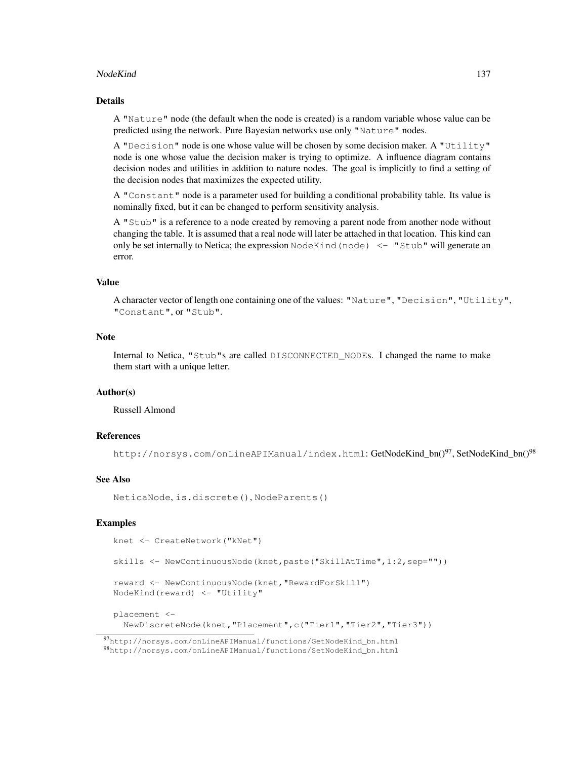### Details

A "Nature" node (the default when the node is created) is a random variable whose value can be predicted using the network. Pure Bayesian networks use only "Nature" nodes.

A "Decision" node is one whose value will be chosen by some decision maker. A "Utility" node is one whose value the decision maker is trying to optimize. A influence diagram contains decision nodes and utilities in addition to nature nodes. The goal is implicitly to find a setting of the decision nodes that maximizes the expected utility.

A "Constant" node is a parameter used for building a conditional probability table. Its value is nominally fixed, but it can be changed to perform sensitivity analysis.

A "Stub" is a reference to a node created by removing a parent node from another node without changing the table. It is assumed that a real node will later be attached in that location. This kind can only be set internally to Netica; the expression `NodeKind(node) <- "Stub"` will generate an error.

### Value

A character vector of length one containing one of the values: "Nature", "Decision", "Utility", "Constant", or "Stub".

### Note

Internal to Netica, "Stub"s are called DISCONNECTED_NODEs. I changed the name to make them start with a unique letter.

### Author(s)

Russell Almond

### References

http://norsys.com/onLineAPIManual/index.html: GetNodeKind_bn()[97], SetNodeKind_bn()[98]

### See Also

NeticaNode, is.discrete(), NodeParents()

### Examples

```
knet <- CreateNetwork("kNet")

skills <- NewContinuousNode(knet,paste("SkillAtTime",1:2,sep=""))

reward <- NewContinuousNode(knet,"RewardForSkill")
NodeKind(reward) <- "Utility"

placement <-
  NewDiscreteNode(knet,"Placement",c("Tier1","Tier2","Tier3"))
```

[97] http://norsys.com/onLineAPIManual/functions/GetNodeKind_bn.html
[98] http://norsys.com/onLineAPIManual/functions/SetNodeKind_bn.html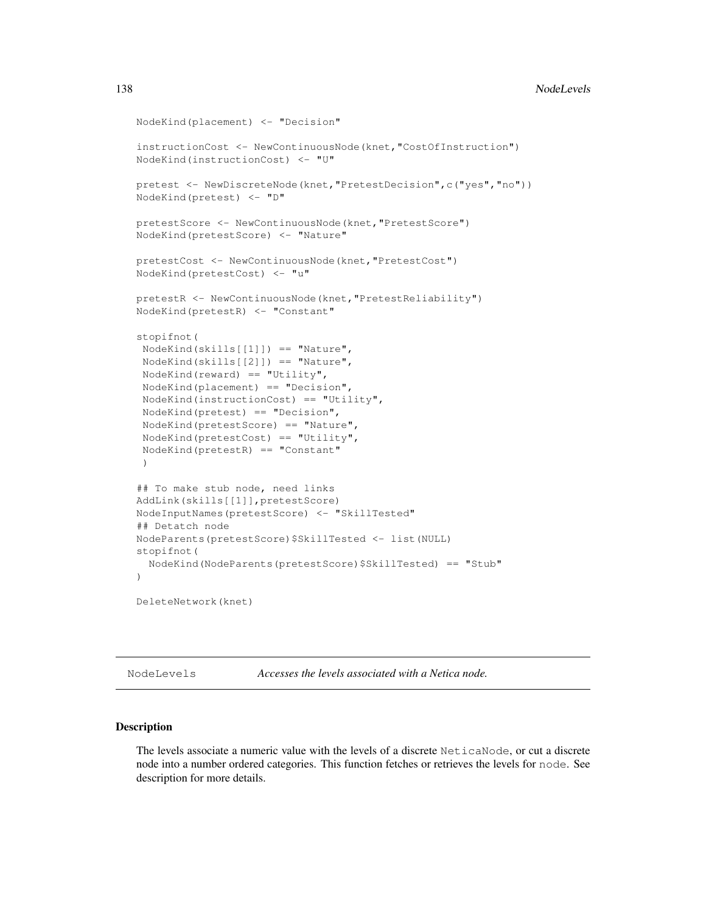```
NodeKind(placement) <- "Decision"

instructionCost <- NewContinuousNode(knet,"CostOfInstruction")
NodeKind(instructionCost) <- "U"

pretest <- NewDiscreteNode(knet,"PretestDecision",c("yes","no"))
NodeKind(pretest) <- "D"

pretestScore <- NewContinuousNode(knet,"PretestScore")
NodeKind(pretestScore) <- "Nature"

pretestCost <- NewContinuousNode(knet,"PretestCost")
NodeKind(pretestCost) <- "u"

pretestR <- NewContinuousNode(knet,"PretestReliability")
NodeKind(pretestR) <- "Constant"

stopifnot(
 NodeKind(skills[[1]]) == "Nature",
 NodeKind(skills[[2]]) == "Nature",
 NodeKind(reward) == "Utility",
 NodeKind(placement) == "Decision",
 NodeKind(instructionCost) == "Utility",
 NodeKind(pretest) == "Decision",
 NodeKind(pretestScore) == "Nature",
 NodeKind(pretestCost) == "Utility",
 NodeKind(pretestR) == "Constant"
 )

## To make stub node, need links
AddLink(skills[[1]],pretestScore)
NodeInputNames(pretestScore) <- "SkillTested"
## Detatch node
NodeParents(pretestScore)$SkillTested <- list(NULL)
stopifnot(
  NodeKind(NodeParents(pretestScore)$SkillTested) == "Stub"
)

DeleteNetwork(knet)
```

---

NodeLevels *Accesses the levels associated with a Netica node.*

---

### Description

The levels associate a numeric value with the levels of a discrete NeticaNode, or cut a discrete node into a number ordered categories. This function fetches or retrieves the levels for node. See description for more details.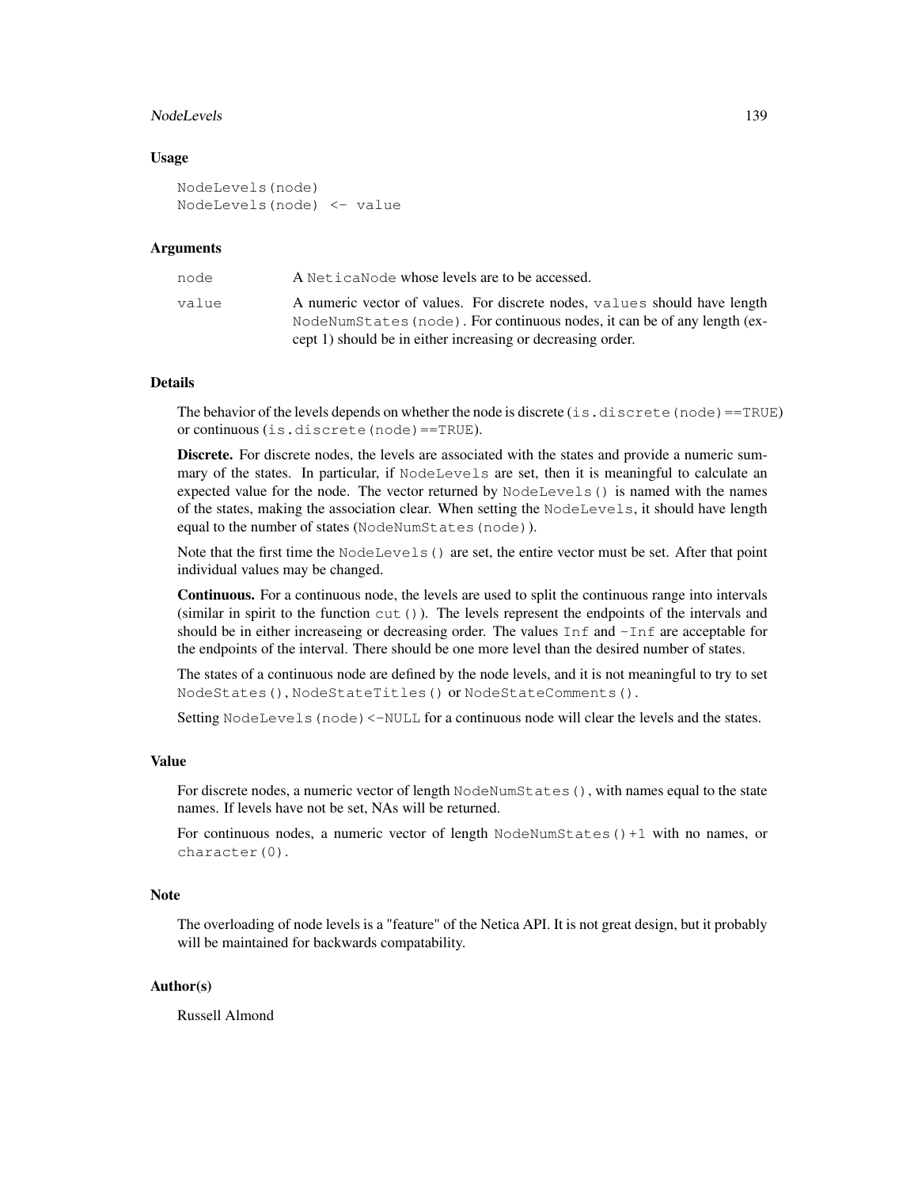## Usage

```
NodeLevels(node)
NodeLevels(node) <- value
```

## Arguments

| | |
|---|---|
| `node` | A `NeticaNode` whose levels are to be accessed. |
| `value` | A numeric vector of values. For discrete nodes, `values` should have length `NodeNumStates(node)`. For continuous nodes, it can be of any length (except 1) should be in either increasing or decreasing order. |

## Details

The behavior of the levels depends on whether the node is discrete (`is.discrete(node)==TRUE`) or continuous (`is.discrete(node)==TRUE`).

**Discrete.** For discrete nodes, the levels are associated with the states and provide a numeric summary of the states. In particular, if `NodeLevels` are set, then it is meaningful to calculate an expected value for the node. The vector returned by `NodeLevels()` is named with the names of the states, making the association clear. When setting the `NodeLevels`, it should have length equal to the number of states (`NodeNumStates(node)`).

Note that the first time the `NodeLevels()` are set, the entire vector must be set. After that point individual values may be changed.

**Continuous.** For a continuous node, the levels are used to split the continuous range into intervals (similar in spirit to the function `cut()`). The levels represent the endpoints of the intervals and should be in either increaseing or decreasing order. The values `Inf` and `-Inf` are acceptable for the endpoints of the interval. There should be one more level than the desired number of states.

The states of a continuous node are defined by the node levels, and it is not meaningful to try to set `NodeStates()`, `NodeStateTitles()` or `NodeStateComments()`.

Setting `NodeLevels(node)<-NULL` for a continuous node will clear the levels and the states.

## Value

For discrete nodes, a numeric vector of length `NodeNumStates()`, with names equal to the state names. If levels have not be set, NAs will be returned.

For continuous nodes, a numeric vector of length `NodeNumStates()+1` with no names, or `character(0)`.

## Note

The overloading of node levels is a "feature" of the Netica API. It is not great design, but it probably will be maintained for backwards compatability.

## Author(s)

Russell Almond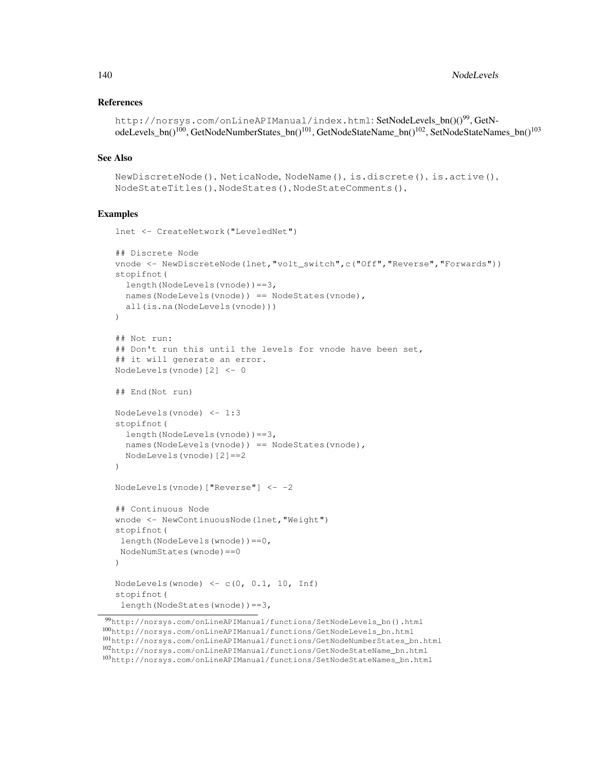## References

`http://norsys.com/onLineAPIManual/index.html`: SetNodeLevels_bn()()[99], GetNodeLevels_bn()[100], GetNodeNumberStates_bn()[101], GetNodeStateName_bn()[102], SetNodeStateNames_bn()[103]

## See Also

`NewDiscreteNode()`, `NeticaNode`, `NodeName()`, `is.discrete()`, `is.active()`, `NodeStateTitles()`, `NodeStates()`, `NodeStateComments()`,

## Examples

```
lnet <- CreateNetwork("LeveledNet")

## Discrete Node
vnode <- NewDiscreteNode(lnet,"volt_switch",c("Off","Reverse","Forwards"))
stopifnot(
  length(NodeLevels(vnode))==3,
  names(NodeLevels(vnode)) == NodeStates(vnode),
  all(is.na(NodeLevels(vnode)))
)

## Not run:
## Don't run this until the levels for vnode have been set,
## it will generate an error.
NodeLevels(vnode)[2] <- 0

## End(Not run)

NodeLevels(vnode) <- 1:3
stopifnot(
  length(NodeLevels(vnode))==3,
  names(NodeLevels(vnode)) == NodeStates(vnode),
  NodeLevels(vnode)[2]==2
)

NodeLevels(vnode)["Reverse"] <- -2

## Continuous Node
wnode <- NewContinuousNode(lnet,"Weight")
stopifnot(
 length(NodeLevels(wnode))==0,
 NodeNumStates(wnode)==0
)

NodeLevels(wnode) <- c(0, 0.1, 10, Inf)
stopifnot(
 length(NodeStates(wnode))==3,
```

[99] http://norsys.com/onLineAPIManual/functions/SetNodeLevels_bn().html
[100] http://norsys.com/onLineAPIManual/functions/GetNodeLevels_bn.html
[101] http://norsys.com/onLineAPIManual/functions/GetNodeNumberStates_bn.html
[102] http://norsys.com/onLineAPIManual/functions/GetNodeStateName_bn.html
[103] http://norsys.com/onLineAPIManual/functions/SetNodeStateNames_bn.html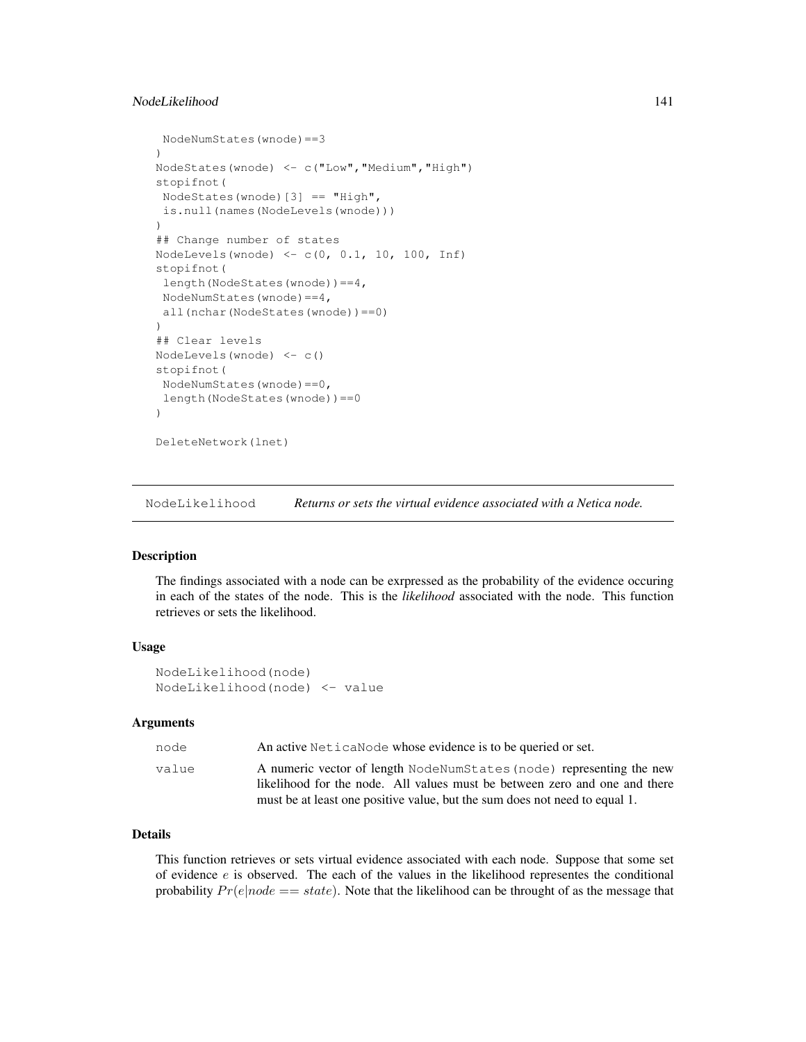```
 NodeNumStates(wnode)==3
)
NodeStates(wnode) <- c("Low","Medium","High")
stopifnot(
 NodeStates(wnode)[3] == "High",
 is.null(names(NodeLevels(wnode)))
)
## Change number of states
NodeLevels(wnode) <- c(0, 0.1, 10, 100, Inf)
stopifnot(
 length(NodeStates(wnode))==4,
 NodeNumStates(wnode)==4,
 all(nchar(NodeStates(wnode))==0)
)
## Clear levels
NodeLevels(wnode) <- c()
stopifnot(
 NodeNumStates(wnode)==0,
 length(NodeStates(wnode))==0
)

DeleteNetwork(lnet)
```

---

## NodeLikelihood — *Returns or sets the virtual evidence associated with a Netica node.*

---

### Description

The findings associated with a node can be exrpressed as the probability of the evidence occuring in each of the states of the node. This is the *likelihood* associated with the node. This function retrieves or sets the likelihood.

### Usage

```
NodeLikelihood(node)
NodeLikelihood(node) <- value
```

### Arguments

| | |
|---|---|
| `node` | An active `NeticaNode` whose evidence is to be queried or set. |
| `value` | A numeric vector of length `NodeNumStates(node)` representing the new likelihood for the node. All values must be between zero and one and there must be at least one positive value, but the sum does not need to equal 1. |

### Details

This function retrieves or sets virtual evidence associated with each node. Suppose that some set of evidence $e$ is observed. The each of the values in the likelihood representes the conditional probability $Pr(e|node == state)$. Note that the likelihood can be throught of as the message that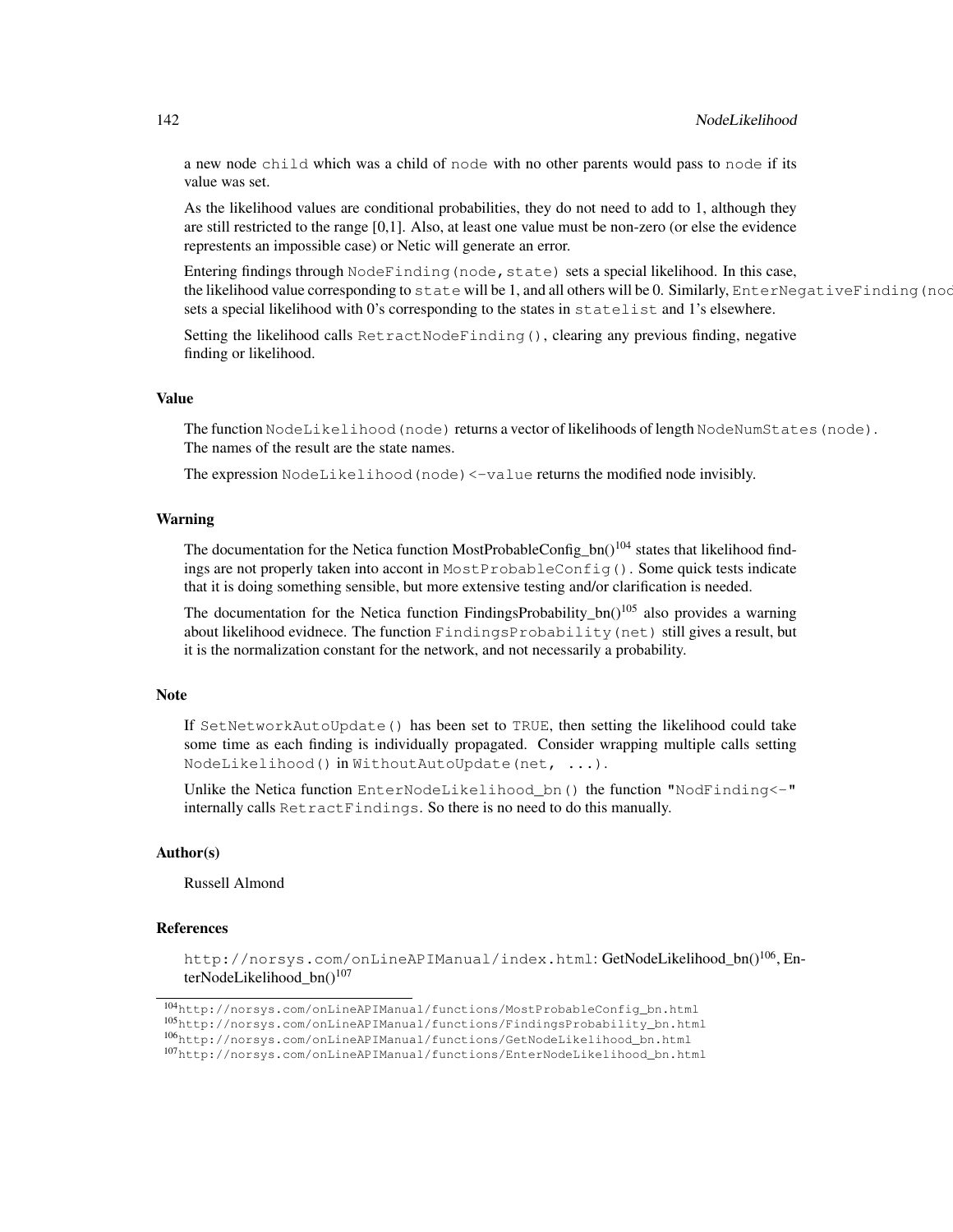a new node `child` which was a child of `node` with no other parents would pass to `node` if its value was set.

As the likelihood values are conditional probabilities, they do not need to add to 1, although they are still restricted to the range [0,1]. Also, at least one value must be non-zero (or else the evidence representents an impossible case) or Netic will generate an error.

Entering findings through `NodeFinding(node,state)` sets a special likelihood. In this case, the likelihood value corresponding to `state` will be 1, and all others will be 0. Similarly, `EnterNegativeFinding(nod` sets a special likelihood with 0's corresponding to the states in `statelist` and 1's elsewhere.

Setting the likelihood calls `RetractNodeFinding()`, clearing any previous finding, negative finding or likelihood.

## Value

The function `NodeLikelihood(node)` returns a vector of likelihoods of length `NodeNumStates(node)`. The names of the result are the state names.

The expression `NodeLikelihood(node)<-value` returns the modified node invisibly.

## Warning

The documentation for the Netica function MostProbableConfig_bn()[104] states that likelihood findings are not properly taken into accont in `MostProbableConfig()`. Some quick tests indicate that it is doing something sensible, but more extensive testing and/or clarification is needed.

The documentation for the Netica function FindingsProbability_bn()[105] also provides a warning about likelihood evidnece. The function `FindingsProbability(net)` still gives a result, but it is the normalization constant for the network, and not necessarily a probability.

## Note

If `SetNetworkAutoUpdate()` has been set to `TRUE`, then setting the likelihood could take some time as each finding is individually propagated. Consider wrapping multiple calls setting `NodeLikelihood()` in `WithoutAutoUpdate(net, ...)`.

Unlike the Netica function `EnterNodeLikelihood_bn()` the function `"NodFinding<-"` internally calls `RetractFindings`. So there is no need to do this manually.

## Author(s)

Russell Almond

## References

`http://norsys.com/onLineAPIManual/index.html`: GetNodeLikelihood_bn()[106], EnterNodeLikelihood_bn()[107]

---

[104] `http://norsys.com/onLineAPIManual/functions/MostProbableConfig_bn.html`

[105] `http://norsys.com/onLineAPIManual/functions/FindingsProbability_bn.html`

[106] `http://norsys.com/onLineAPIManual/functions/GetNodeLikelihood_bn.html`

[107] `http://norsys.com/onLineAPIManual/functions/EnterNodeLikelihood_bn.html`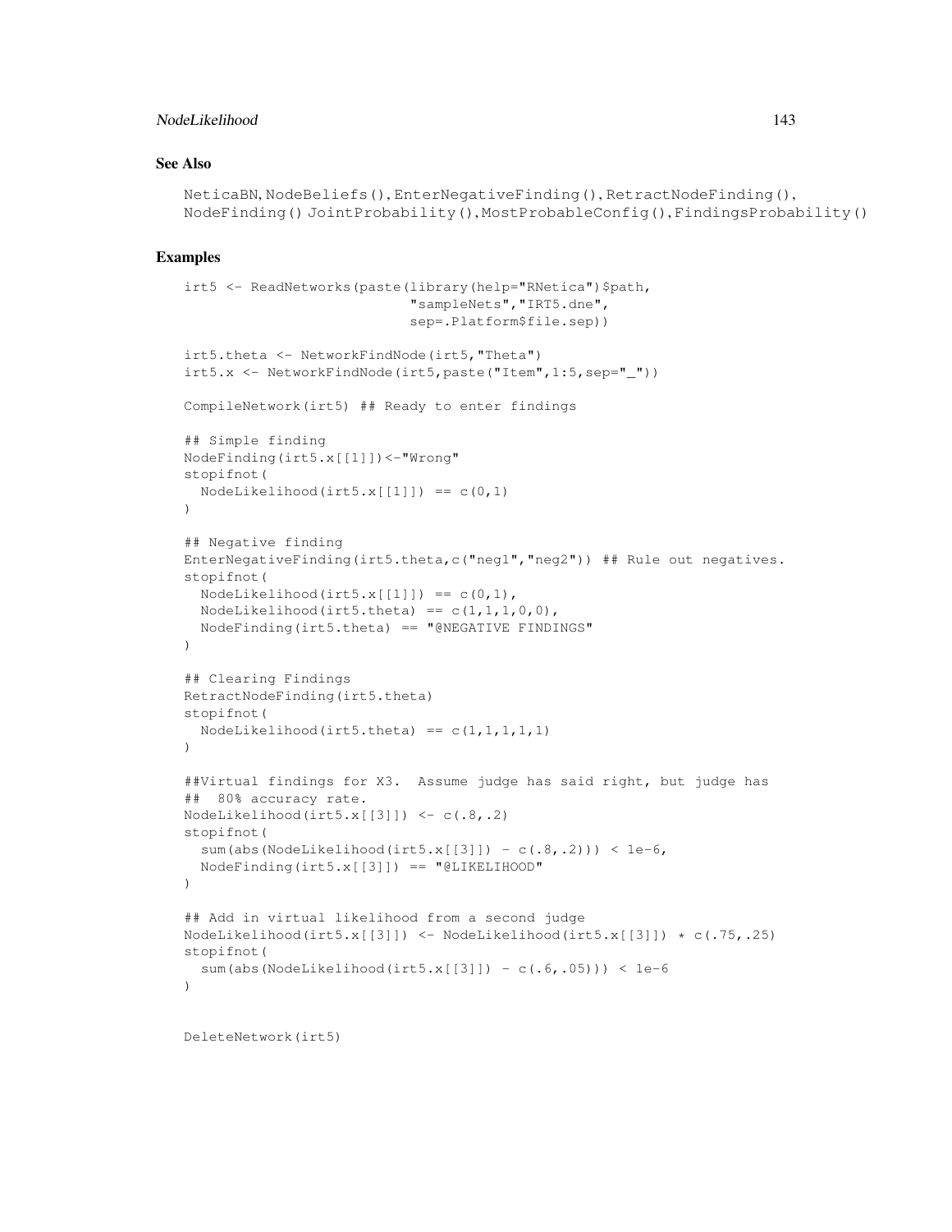## See Also

```
NeticaBN, NodeBeliefs(), EnterNegativeFinding(), RetractNodeFinding(),
NodeFinding() JointProbability(), MostProbableConfig(), FindingsProbability()
```

## Examples

```
irt5 <- ReadNetworks(paste(library(help="RNetica")$path,
                           "sampleNets","IRT5.dne",
                           sep=.Platform$file.sep))

irt5.theta <- NetworkFindNode(irt5,"Theta")
irt5.x <- NetworkFindNode(irt5,paste("Item",1:5,sep="_"))

CompileNetwork(irt5) ## Ready to enter findings

## Simple finding
NodeFinding(irt5.x[[1]])<-"Wrong"
stopifnot(
  NodeLikelihood(irt5.x[[1]]) == c(0,1)
)

## Negative finding
EnterNegativeFinding(irt5.theta,c("neg1","neg2")) ## Rule out negatives.
stopifnot(
  NodeLikelihood(irt5.x[[1]]) == c(0,1),
  NodeLikelihood(irt5.theta) == c(1,1,1,0,0),
  NodeFinding(irt5.theta) == "@NEGATIVE FINDINGS"
)

## Clearing Findings
RetractNodeFinding(irt5.theta)
stopifnot(
  NodeLikelihood(irt5.theta) == c(1,1,1,1,1)
)

##Virtual findings for X3.  Assume judge has said right, but judge has
##  80% accuracy rate.
NodeLikelihood(irt5.x[[3]]) <- c(.8,.2)
stopifnot(
  sum(abs(NodeLikelihood(irt5.x[[3]]) - c(.8,.2))) < 1e-6,
  NodeFinding(irt5.x[[3]]) == "@LIKELIHOOD"
)

## Add in virtual likelihood from a second judge
NodeLikelihood(irt5.x[[3]]) <- NodeLikelihood(irt5.x[[3]]) * c(.75,.25)
stopifnot(
  sum(abs(NodeLikelihood(irt5.x[[3]]) - c(.6,.05))) < 1e-6
)


DeleteNetwork(irt5)
```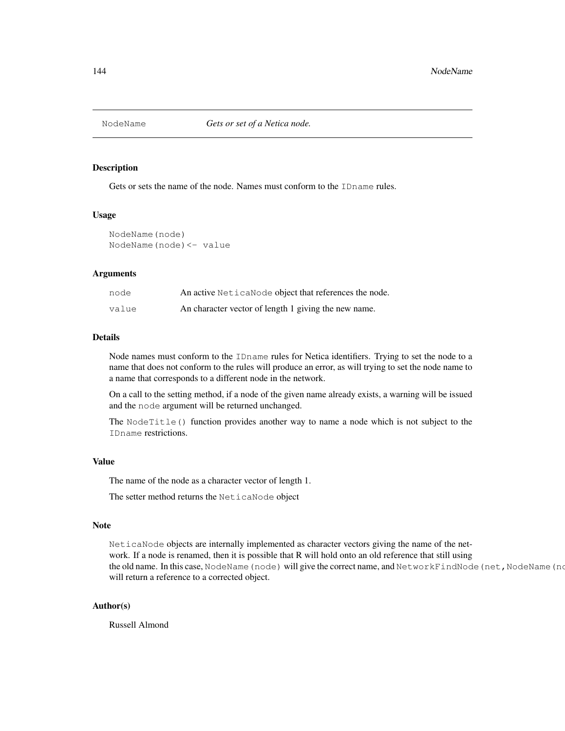# NodeName — *Gets or set of a Netica node.*

## Description

Gets or sets the name of the node. Names must conform to the `IDname` rules.

## Usage

```
NodeName(node)
NodeName(node)<- value
```

## Arguments

| | |
|---|---|
| `node` | An active `NeticaNode` object that references the node. |
| `value` | An character vector of length 1 giving the new name. |

## Details

Node names must conform to the `IDname` rules for Netica identifiers. Trying to set the node to a name that does not conform to the rules will produce an error, as will trying to set the node name to a name that corresponds to a different node in the network.

On a call to the setting method, if a node of the given name already exists, a warning will be issued and the `node` argument will be returned unchanged.

The `NodeTitle()` function provides another way to name a node which is not subject to the `IDname` restrictions.

## Value

The name of the node as a character vector of length 1.

The setter method returns the `NeticaNode` object

## Note

`NeticaNode` objects are internally implemented as character vectors giving the name of the network. If a node is renamed, then it is possible that R will hold onto an old reference that still using the old name. In this case, `NodeName(node)` will give the correct name, and `NetworkFindNode(net,NodeName(nc` will return a reference to a corrected object.

## Author(s)

Russell Almond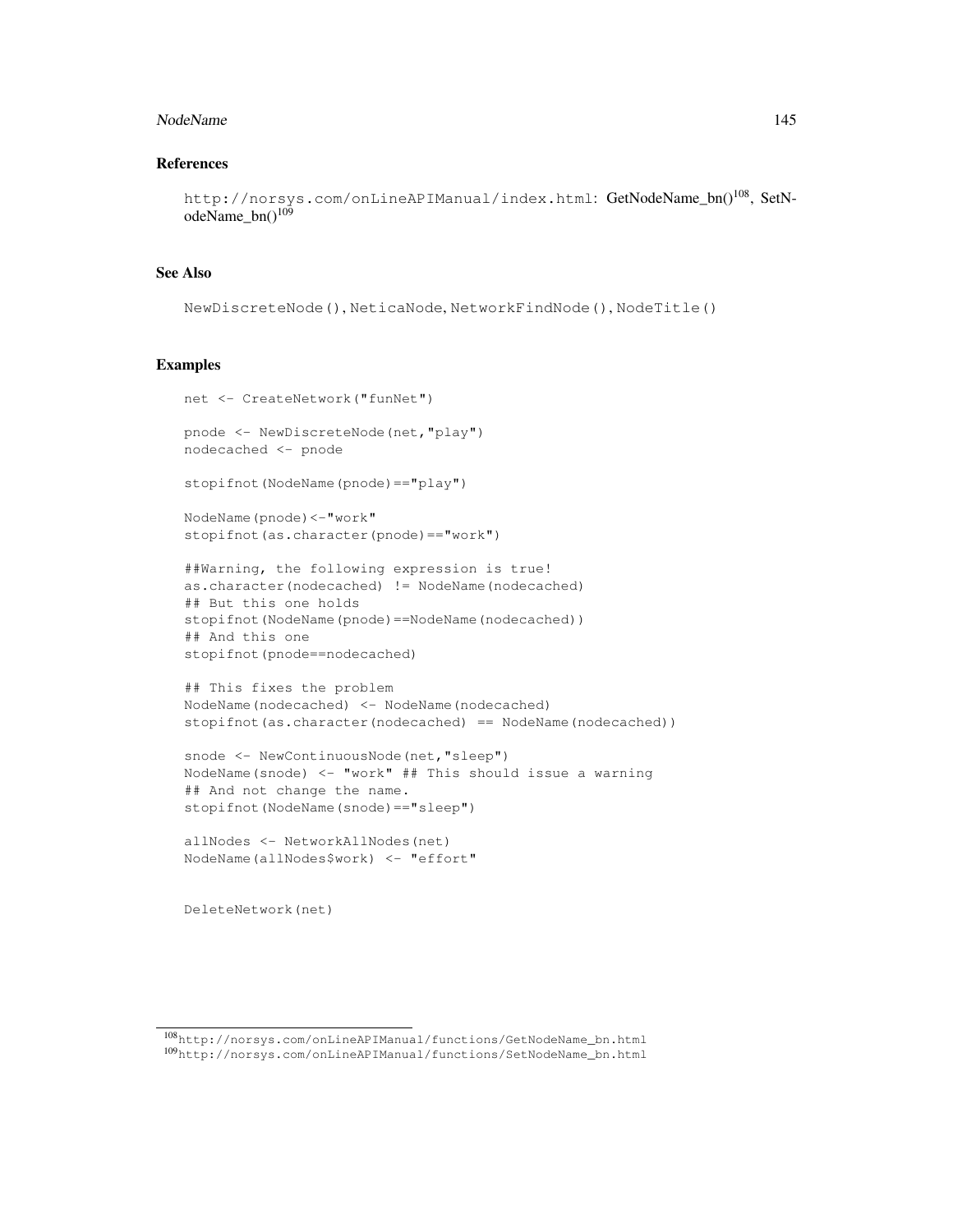### References

`http://norsys.com/onLineAPIManual/index.html`: GetNodeName_bn()[108], SetNodeName_bn()[109]

### See Also

`NewDiscreteNode()`, `NeticaNode`, `NetworkFindNode()`, `NodeTitle()`

### Examples

```
net <- CreateNetwork("funNet")

pnode <- NewDiscreteNode(net,"play")
nodecached <- pnode

stopifnot(NodeName(pnode)=="play")

NodeName(pnode)<-"work"
stopifnot(as.character(pnode)=="work")

##Warning, the following expression is true!
as.character(nodecached) != NodeName(nodecached)
## But this one holds
stopifnot(NodeName(pnode)==NodeName(nodecached))
## And this one
stopifnot(pnode==nodecached)

## This fixes the problem
NodeName(nodecached) <- NodeName(nodecached)
stopifnot(as.character(nodecached) == NodeName(nodecached))

snode <- NewContinuousNode(net,"sleep")
NodeName(snode) <- "work" ## This should issue a warning
## And not change the name.
stopifnot(NodeName(snode)=="sleep")

allNodes <- NetworkAllNodes(net)
NodeName(allNodes$work) <- "effort"


DeleteNetwork(net)
```

---

[108] `http://norsys.com/onLineAPIManual/functions/GetNodeName_bn.html`
[109] `http://norsys.com/onLineAPIManual/functions/SetNodeName_bn.html`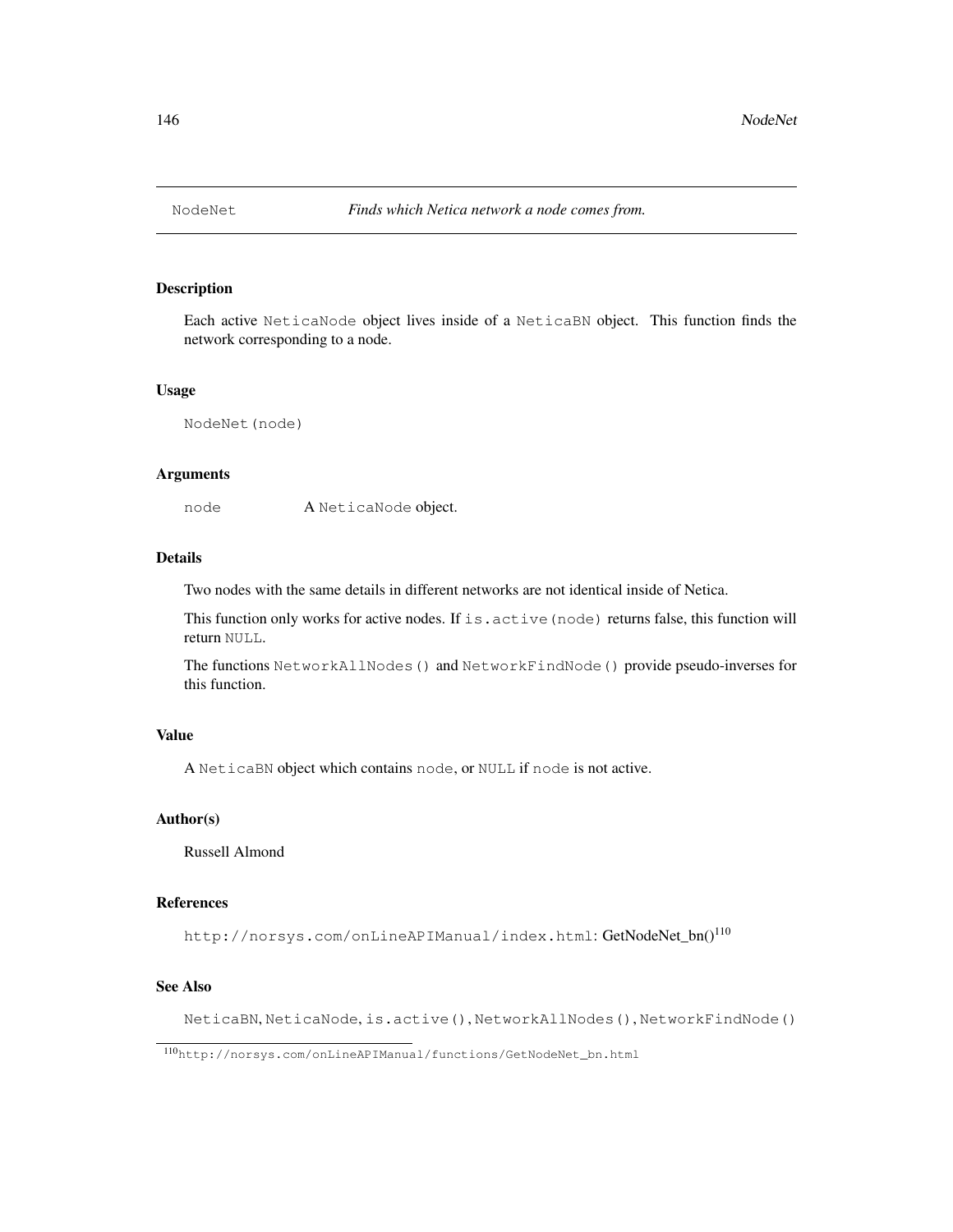NodeNet *Finds which Netica network a node comes from.*

---

## Description

Each active `NeticaNode` object lives inside of a `NeticaBN` object. This function finds the network corresponding to a node.

## Usage

```
NodeNet(node)
```

## Arguments

| | |
|---|---|
| `node` | A `NeticaNode` object. |

## Details

Two nodes with the same details in different networks are not identical inside of Netica.

This function only works for active nodes. If `is.active(node)` returns false, this function will return `NULL`.

The functions `NetworkAllNodes()` and `NetworkFindNode()` provide pseudo-inverses for this function.

## Value

A `NeticaBN` object which contains `node`, or `NULL` if `node` is not active.

## Author(s)

Russell Almond

## References

`http://norsys.com/onLineAPIManual/index.html`: GetNodeNet_bn()[110]

## See Also

`NeticaBN`, `NeticaNode`, `is.active()`, `NetworkAllNodes()`, `NetworkFindNode()`

---

[110] `http://norsys.com/onLineAPIManual/functions/GetNodeNet_bn.html`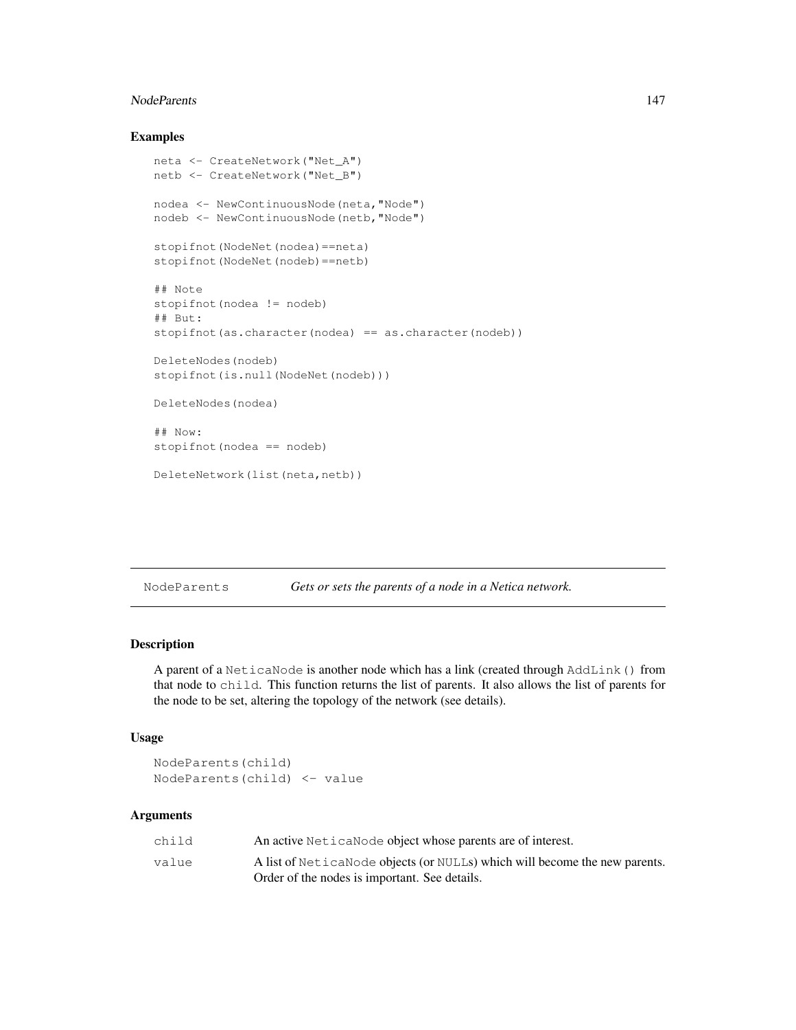### Examples

```
neta <- CreateNetwork("Net_A")
netb <- CreateNetwork("Net_B")

nodea <- NewContinuousNode(neta,"Node")
nodeb <- NewContinuousNode(netb,"Node")

stopifnot(NodeNet(nodea)==neta)
stopifnot(NodeNet(nodeb)==netb)

## Note
stopifnot(nodea != nodeb)
## But:
stopifnot(as.character(nodea) == as.character(nodeb))

DeleteNodes(nodeb)
stopifnot(is.null(NodeNet(nodeb)))

DeleteNodes(nodea)

## Now:
stopifnot(nodea == nodeb)

DeleteNetwork(list(neta,netb))
```

---

## NodeParents — *Gets or sets the parents of a node in a Netica network.*

---

### Description

A parent of a `NeticaNode` is another node which has a link (created through `AddLink()` from that node to `child`. This function returns the list of parents. It also allows the list of parents for the node to be set, altering the topology of the network (see details).

### Usage

```
NodeParents(child)
NodeParents(child) <- value
```

### Arguments

| | |
|---|---|
| `child` | An active `NeticaNode` object whose parents are of interest. |
| `value` | A list of `NeticaNode` objects (or `NULL`s) which will become the new parents. Order of the nodes is important. See details. |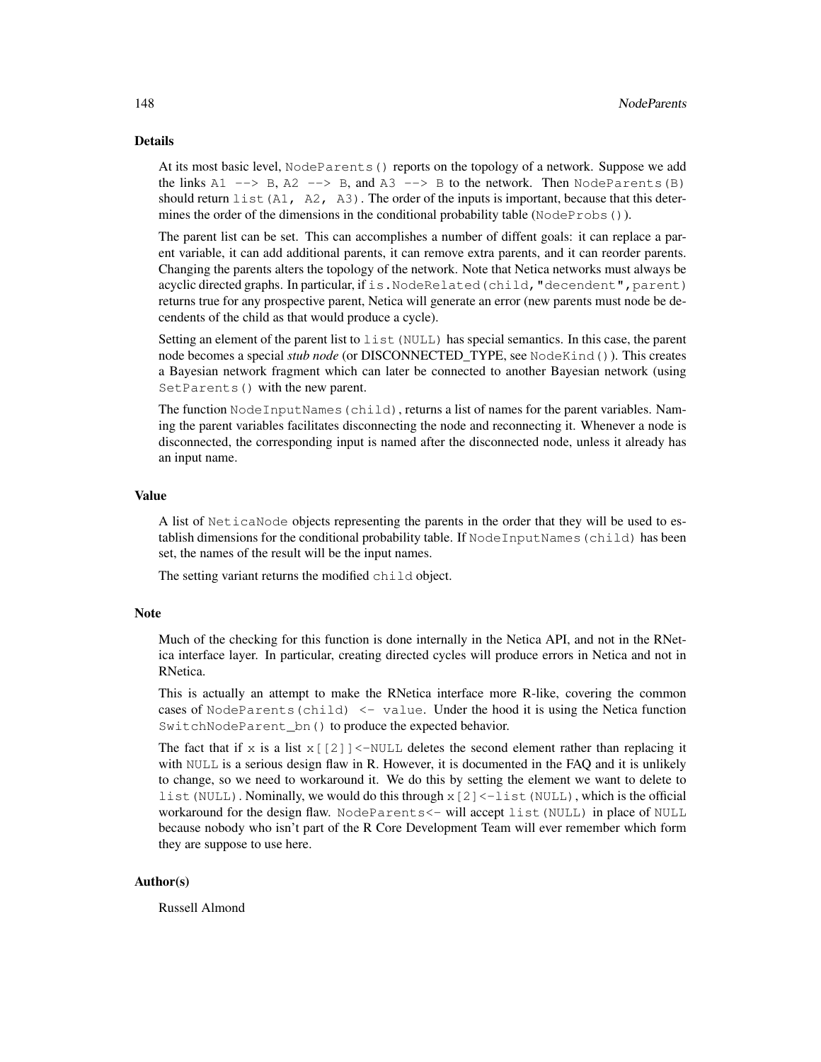## Details

At its most basic level, `NodeParents()` reports on the topology of a network. Suppose we add the links `A1 --> B`, `A2 --> B`, and `A3 --> B` to the network. Then `NodeParents(B)` should return `list(A1, A2, A3)`. The order of the inputs is important, because that this determines the order of the dimensions in the conditional probability table (`NodeProbs()`).

The parent list can be set. This can accomplishes a number of diffent goals: it can replace a parent variable, it can add additional parents, it can remove extra parents, and it can reorder parents. Changing the parents alters the topology of the network. Note that Netica networks must always be acyclic directed graphs. In particular, if `is.NodeRelated(child,"decendent",parent)` returns true for any prospective parent, Netica will generate an error (new parents must node be decendents of the child as that would produce a cycle).

Setting an element of the parent list to `list(NULL)` has special semantics. In this case, the parent node becomes a special *stub node* (or DISCONNECTED_TYPE, see `NodeKind()`). This creates a Bayesian network fragment which can later be connected to another Bayesian network (using `SetParents()` with the new parent.

The function `NodeInputNames(child)`, returns a list of names for the parent variables. Naming the parent variables facilitates disconnecting the node and reconnecting it. Whenever a node is disconnected, the corresponding input is named after the disconnected node, unless it already has an input name.

## Value

A list of `NeticaNode` objects representing the parents in the order that they will be used to establish dimensions for the conditional probability table. If `NodeInputNames(child)` has been set, the names of the result will be the input names.

The setting variant returns the modified `child` object.

## Note

Much of the checking for this function is done internally in the Netica API, and not in the RNetica interface layer. In particular, creating directed cycles will produce errors in Netica and not in RNetica.

This is actually an attempt to make the RNetica interface more R-like, covering the common cases of `NodeParents(child) <- value`. Under the hood it is using the Netica function `SwitchNodeParent_bn()` to produce the expected behavior.

The fact that if `x` is a list `x[[2]]<-NULL` deletes the second element rather than replacing it with `NULL` is a serious design flaw in R. However, it is documented in the FAQ and it is unlikely to change, so we need to workaround it. We do this by setting the element we want to delete to `list(NULL)`. Nominally, we would do this through `x[2]<-list(NULL)`, which is the official workaround for the design flaw. `NodeParents<-` will accept `list(NULL)` in place of `NULL` because nobody who isn't part of the R Core Development Team will ever remember which form they are suppose to use here.

## Author(s)

Russell Almond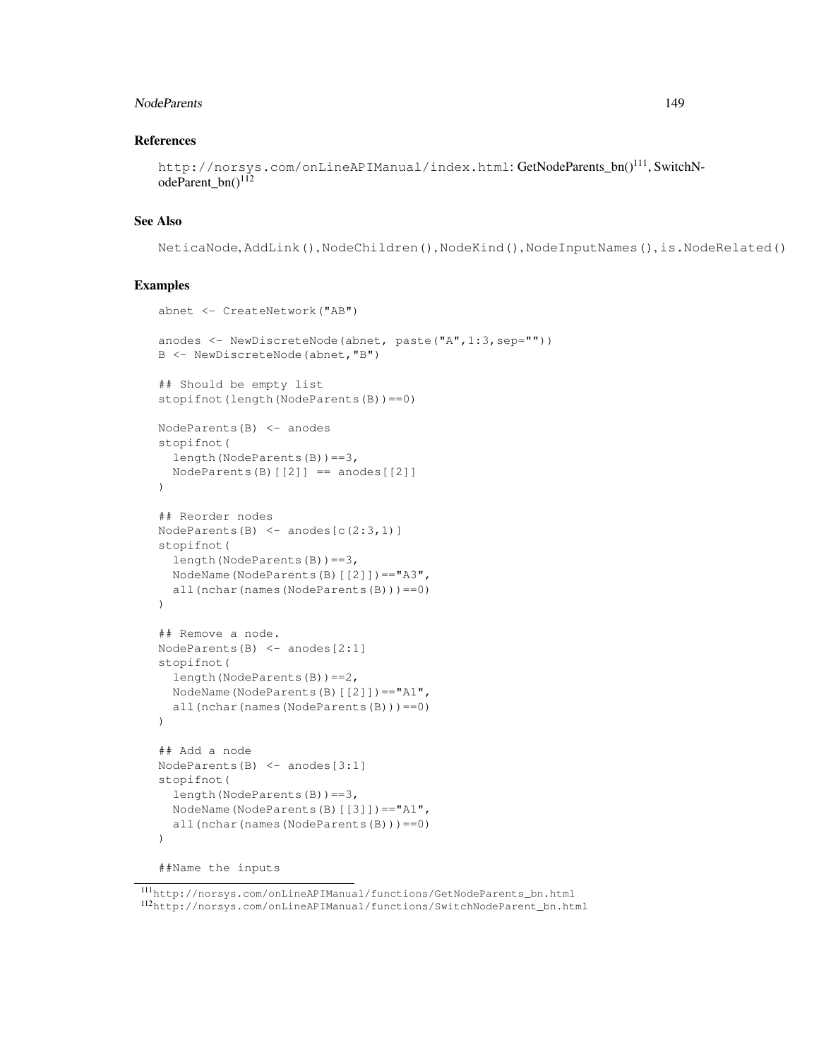## References

http://norsys.com/onLineAPIManual/index.html: GetNodeParents_bn()[111], SwitchNodeParent_bn()[112]

## See Also

NeticaNode, AddLink(), NodeChildren(), NodeKind(), NodeInputNames(), is.NodeRelated()

## Examples

```
abnet <- CreateNetwork("AB")

anodes <- NewDiscreteNode(abnet, paste("A",1:3,sep=""))
B <- NewDiscreteNode(abnet,"B")

## Should be empty list
stopifnot(length(NodeParents(B))==0)

NodeParents(B) <- anodes
stopifnot(
  length(NodeParents(B))==3,
  NodeParents(B)[[2]] == anodes[[2]]
)

## Reorder nodes
NodeParents(B) <- anodes[c(2:3,1)]
stopifnot(
  length(NodeParents(B))==3,
  NodeName(NodeParents(B)[[2]])=="A3",
  all(nchar(names(NodeParents(B)))==0)
)

## Remove a node.
NodeParents(B) <- anodes[2:1]
stopifnot(
  length(NodeParents(B))==2,
  NodeName(NodeParents(B)[[2]])=="A1",
  all(nchar(names(NodeParents(B)))==0)
)

## Add a node
NodeParents(B) <- anodes[3:1]
stopifnot(
  length(NodeParents(B))==3,
  NodeName(NodeParents(B)[[3]])=="A1",
  all(nchar(names(NodeParents(B)))==0)
)

##Name the inputs
```

[111] http://norsys.com/onLineAPIManual/functions/GetNodeParents_bn.html

[112] http://norsys.com/onLineAPIManual/functions/SwitchNodeParent_bn.html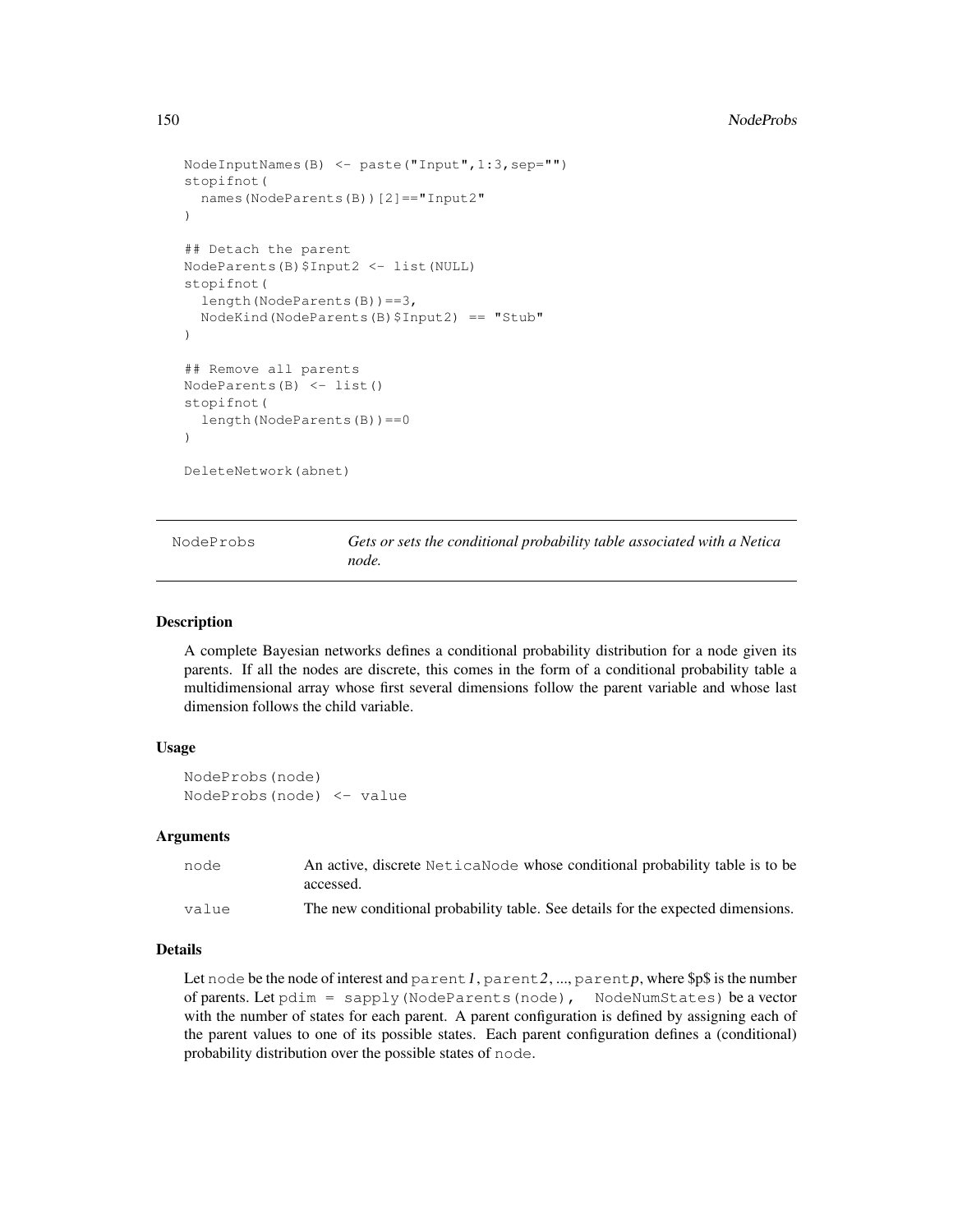```
NodeInputNames(B) <- paste("Input",1:3,sep="")
stopifnot(
  names(NodeParents(B))[2]=="Input2"
)

## Detach the parent
NodeParents(B)$Input2 <- list(NULL)
stopifnot(
  length(NodeParents(B))==3,
  NodeKind(NodeParents(B)$Input2) == "Stub"
)

## Remove all parents
NodeParents(B) <- list()
stopifnot(
  length(NodeParents(B))==0
)

DeleteNetwork(abnet)
```

---

## NodeProbs — *Gets or sets the conditional probability table associated with a Netica node.*

---

### Description

A complete Bayesian networks defines a conditional probability distribution for a node given its parents. If all the nodes are discrete, this comes in the form of a conditional probability table a multidimensional array whose first several dimensions follow the parent variable and whose last dimension follows the child variable.

### Usage

```
NodeProbs(node)
NodeProbs(node) <- value
```

### Arguments

| | |
|---|---|
| node | An active, discrete `NeticaNode` whose conditional probability table is to be accessed. |
| value | The new conditional probability table. See details for the expected dimensions. |

### Details

Let `node` be the node of interest and `parent`*1*, `parent`*2*, ..., `parent`*p*, where $p$ is the number of parents. Let `pdim = sapply(NodeParents(node), NodeNumStates)` be a vector with the number of states for each parent. A parent configuration is defined by assigning each of the parent values to one of its possible states. Each parent configuration defines a (conditional) probability distribution over the possible states of `node`.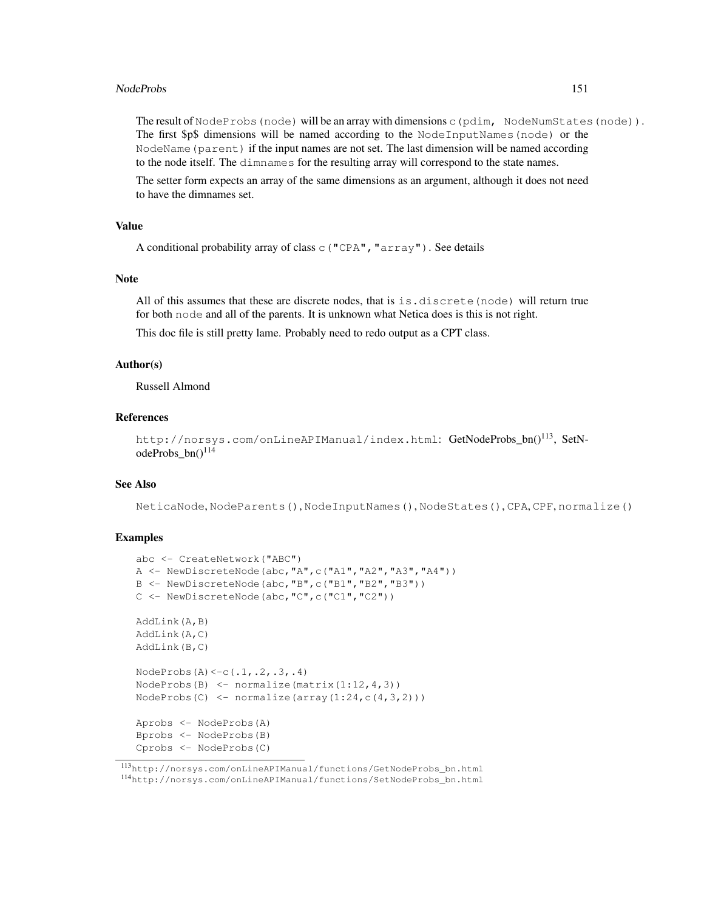The result of `NodeProbs(node)` will be an array with dimensions `c(pdim, NodeNumStates(node))`. The first $p$ dimensions will be named according to the `NodeInputNames(node)` or the `NodeName(parent)` if the input names are not set. The last dimension will be named according to the node itself. The `dimnames` for the resulting array will correspond to the state names.

The setter form expects an array of the same dimensions as an argument, although it does not need to have the dimnames set.

### Value

A conditional probability array of class `c("CPA","array")`. See details

### Note

All of this assumes that these are discrete nodes, that is `is.discrete(node)` will return true for both `node` and all of the parents. It is unknown what Netica does is this is not right.

This doc file is still pretty lame. Probably need to redo output as a CPT class.

### Author(s)

Russell Almond

### References

`http://norsys.com/onLineAPIManual/index.html`: GetNodeProbs_bn()[113], SetNodeProbs_bn()[114]

### See Also

`NeticaNode`, `NodeParents()`, `NodeInputNames()`, `NodeStates()`, `CPA`, `CPF`, `normalize()`

### Examples

```
abc <- CreateNetwork("ABC")
A <- NewDiscreteNode(abc,"A",c("A1","A2","A3","A4"))
B <- NewDiscreteNode(abc,"B",c("B1","B2","B3"))
C <- NewDiscreteNode(abc,"C",c("C1","C2"))

AddLink(A,B)
AddLink(A,C)
AddLink(B,C)

NodeProbs(A)<-c(.1,.2,.3,.4)
NodeProbs(B) <- normalize(matrix(1:12,4,3))
NodeProbs(C) <- normalize(array(1:24,c(4,3,2)))

Aprobs <- NodeProbs(A)
Bprobs <- NodeProbs(B)
Cprobs <- NodeProbs(C)
```

[113] `http://norsys.com/onLineAPIManual/functions/GetNodeProbs_bn.html`
[114] `http://norsys.com/onLineAPIManual/functions/SetNodeProbs_bn.html`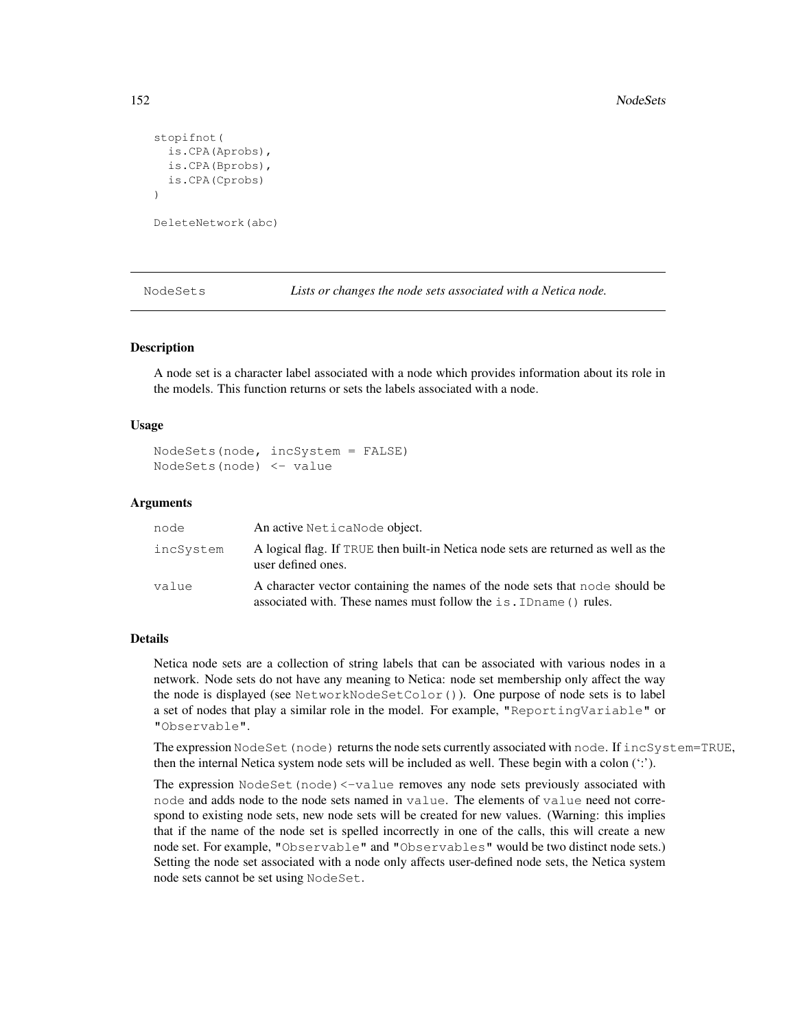```
stopifnot(
  is.CPA(Aprobs),
  is.CPA(Bprobs),
  is.CPA(Cprobs)
)

DeleteNetwork(abc)
```

---

`NodeSets` *Lists or changes the node sets associated with a Netica node.*

---

### Description

A node set is a character label associated with a node which provides information about its role in the models. This function returns or sets the labels associated with a node.

### Usage

```
NodeSets(node, incSystem = FALSE)
NodeSets(node) <- value
```

### Arguments

| | |
|---|---|
| `node` | An active `NeticaNode` object. |
| `incSystem` | A logical flag. If `TRUE` then built-in Netica node sets are returned as well as the user defined ones. |
| `value` | A character vector containing the names of the node sets that `node` should be associated with. These names must follow the `is.IDname()` rules. |

### Details

Netica node sets are a collection of string labels that can be associated with various nodes in a network. Node sets do not have any meaning to Netica: node set membership only affect the way the node is displayed (see `NetworkNodeSetColor()`). One purpose of node sets is to label a set of nodes that play a similar role in the model. For example, `"ReportingVariable"` or `"Observable"`.

The expression `NodeSet(node)` returns the node sets currently associated with `node`. If `incSystem=TRUE`, then the internal Netica system node sets will be included as well. These begin with a colon (':').

The expression `NodeSet(node)<-value` removes any node sets previously associated with `node` and adds node to the node sets named in `value`. The elements of `value` need not correspond to existing node sets, new node sets will be created for new values. (Warning: this implies that if the name of the node set is spelled incorrectly in one of the calls, this will create a new node set. For example, `"Observable"` and `"Observables"` would be two distinct node sets.) Setting the node set associated with a node only affects user-defined node sets, the Netica system node sets cannot be set using `NodeSet`.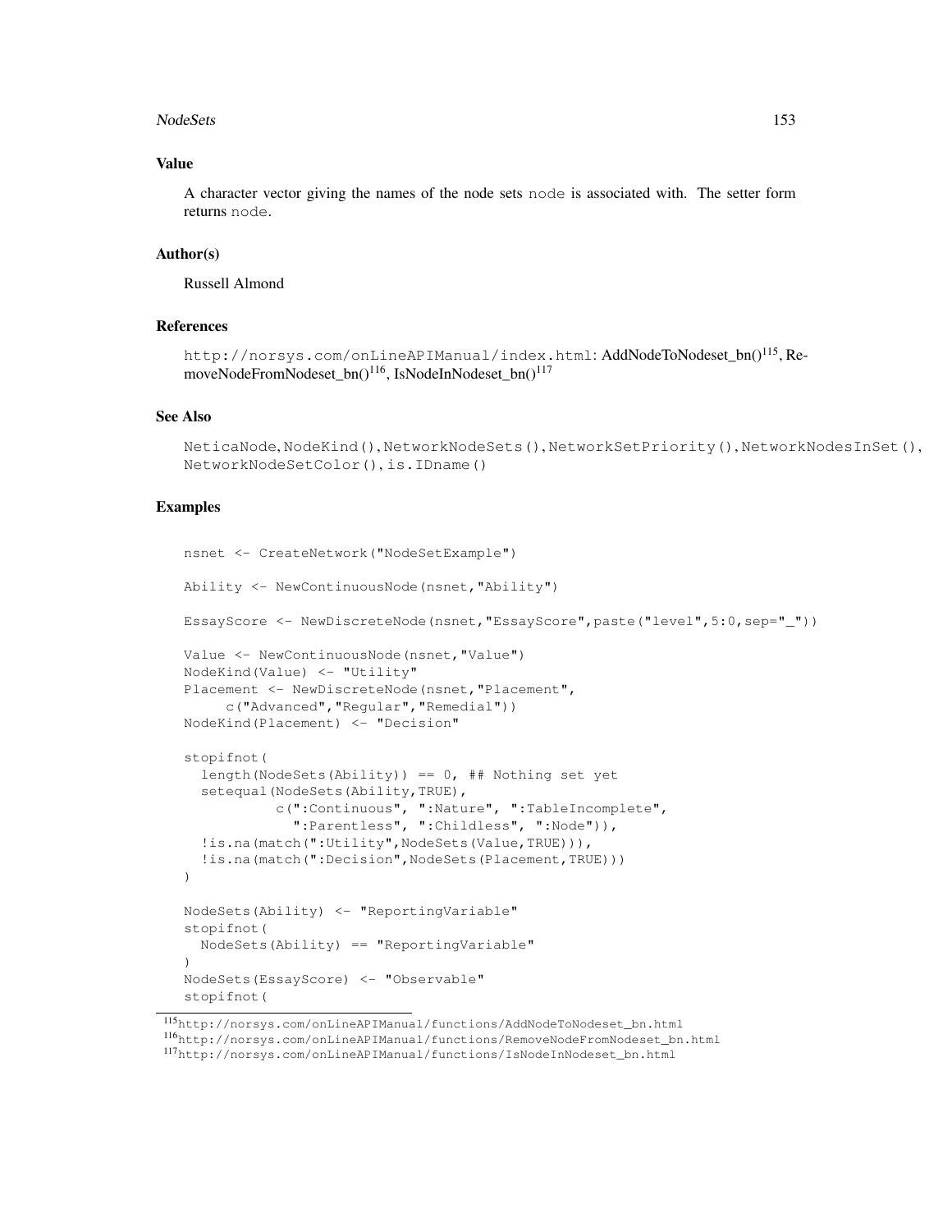## Value

A character vector giving the names of the node sets `node` is associated with. The setter form returns `node`.

## Author(s)

Russell Almond

## References

`http://norsys.com/onLineAPIManual/index.html`: AddNodeToNodeset_bn()[115], RemoveNodeFromNodeset_bn()[116], IsNodeInNodeset_bn()[117]

## See Also

`NeticaNode`, `NodeKind()`, `NetworkNodeSets()`, `NetworkSetPriority()`, `NetworkNodesInSet()`, `NetworkNodeSetColor()`, `is.IDname()`

## Examples

```
nsnet <- CreateNetwork("NodeSetExample")

Ability <- NewContinuousNode(nsnet,"Ability")

EssayScore <- NewDiscreteNode(nsnet,"EssayScore",paste("level",5:0,sep="_"))

Value <- NewContinuousNode(nsnet,"Value")
NodeKind(Value) <- "Utility"
Placement <- NewDiscreteNode(nsnet,"Placement",
     c("Advanced","Regular","Remedial"))
NodeKind(Placement) <- "Decision"

stopifnot(
  length(NodeSets(Ability)) == 0, ## Nothing set yet
  setequal(NodeSets(Ability,TRUE),
           c(":Continuous", ":Nature", ":TableIncomplete",
             ":Parentless", ":Childless", ":Node")),
  !is.na(match(":Utility",NodeSets(Value,TRUE))),
  !is.na(match(":Decision",NodeSets(Placement,TRUE)))
)

NodeSets(Ability) <- "ReportingVariable"
stopifnot(
  NodeSets(Ability) == "ReportingVariable"
)
NodeSets(EssayScore) <- "Observable"
stopifnot(
```

[115]`http://norsys.com/onLineAPIManual/functions/AddNodeToNodeset_bn.html`

[116]`http://norsys.com/onLineAPIManual/functions/RemoveNodeFromNodeset_bn.html`

[117]`http://norsys.com/onLineAPIManual/functions/IsNodeInNodeset_bn.html`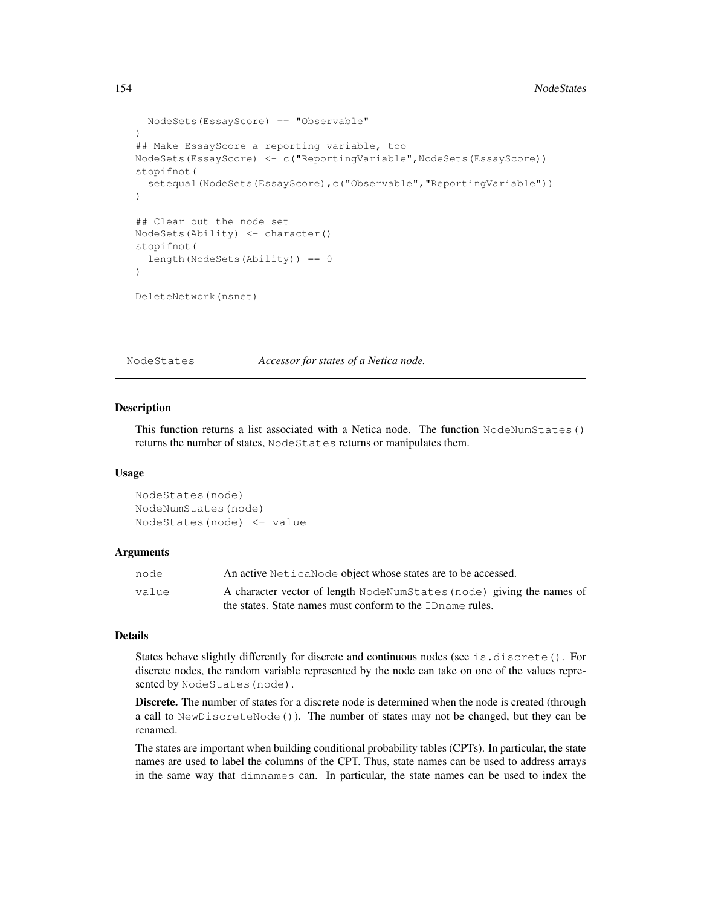```
  NodeSets(EssayScore) == "Observable"
)
## Make EssayScore a reporting variable, too
NodeSets(EssayScore) <- c("ReportingVariable",NodeSets(EssayScore))
stopifnot(
  setequal(NodeSets(EssayScore),c("Observable","ReportingVariable"))
)

## Clear out the node set
NodeSets(Ability) <- character()
stopifnot(
  length(NodeSets(Ability)) == 0
)

DeleteNetwork(nsnet)
```

---

`NodeStates` *Accessor for states of a Netica node.*

---

### Description

This function returns a list associated with a Netica node. The function `NodeNumStates()` returns the number of states, `NodeStates` returns or manipulates them.

### Usage

```
NodeStates(node)
NodeNumStates(node)
NodeStates(node) <- value
```

### Arguments

| | |
|---|---|
| `node` | An active `NeticaNode` object whose states are to be accessed. |
| `value` | A character vector of length `NodeNumStates(node)` giving the names of the states. State names must conform to the `IDname` rules. |

### Details

States behave slightly differently for discrete and continuous nodes (see `is.discrete()`. For discrete nodes, the random variable represented by the node can take on one of the values represented by `NodeStates(node)`.

**Discrete.** The number of states for a discrete node is determined when the node is created (through a call to `NewDiscreteNode()`). The number of states may not be changed, but they can be renamed.

The states are important when building conditional probability tables (CPTs). In particular, the state names are used to label the columns of the CPT. Thus, state names can be used to address arrays in the same way that `dimnames` can. In particular, the state names can be used to index the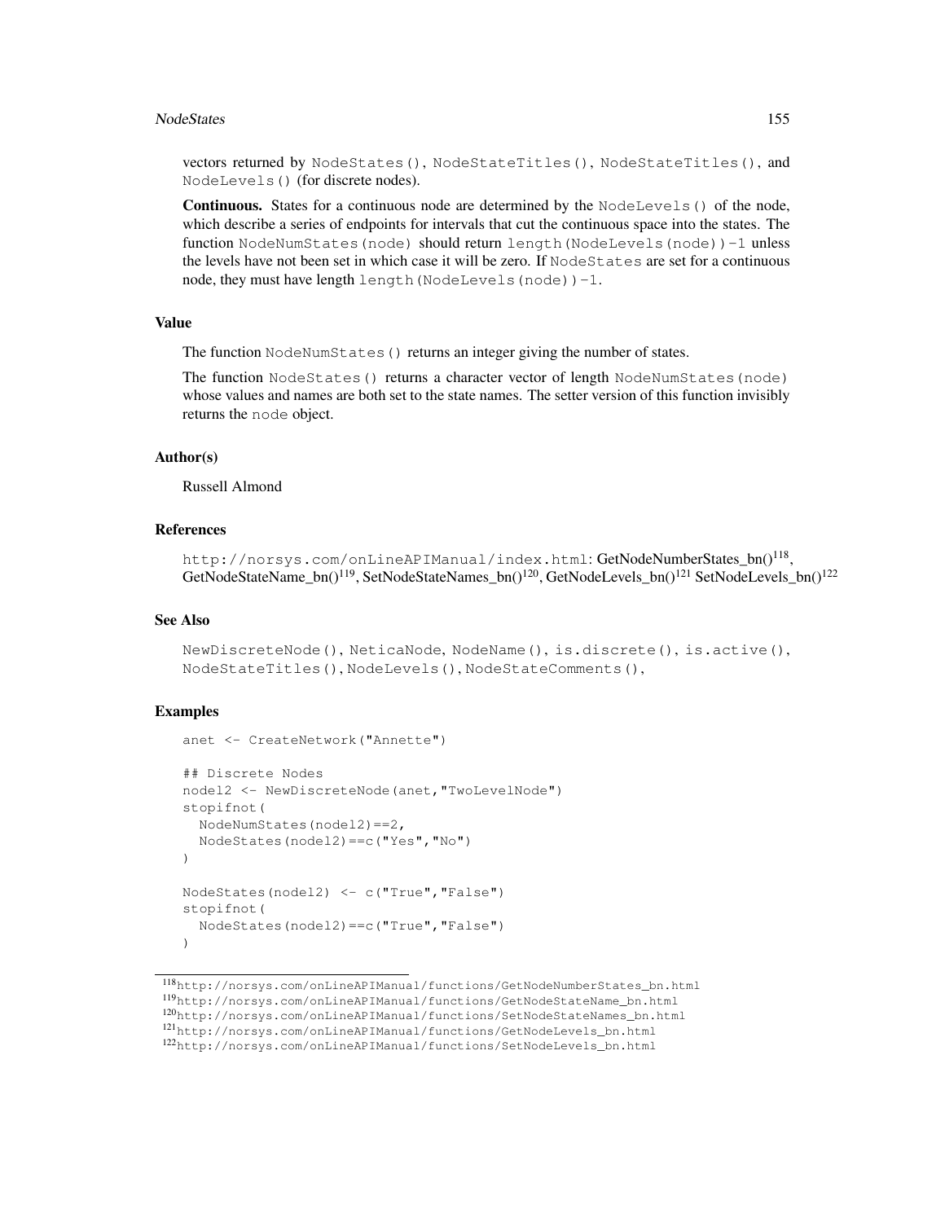vectors returned by `NodeStates()`, `NodeStateTitles()`, `NodeStateTitles()`, and `NodeLevels()` (for discrete nodes).

**Continuous.** States for a continuous node are determined by the `NodeLevels()` of the node, which describe a series of endpoints for intervals that cut the continuous space into the states. The function `NodeNumStates(node)` should return `length(NodeLevels(node))-1` unless the levels have not been set in which case it will be zero. If `NodeStates` are set for a continuous node, they must have length `length(NodeLevels(node))-1`.

### Value

The function `NodeNumStates()` returns an integer giving the number of states.

The function `NodeStates()` returns a character vector of length `NodeNumStates(node)` whose values and names are both set to the state names. The setter version of this function invisibly returns the `node` object.

### Author(s)

Russell Almond

### References

`http://norsys.com/onLineAPIManual/index.html`: GetNodeNumberStates_bn()[118], GetNodeStateName_bn()[119], SetNodeStateNames_bn()[120], GetNodeLevels_bn()[121] SetNodeLevels_bn()[122]

### See Also

`NewDiscreteNode()`, `NeticaNode`, `NodeName()`, `is.discrete()`, `is.active()`, `NodeStateTitles()`, `NodeLevels()`, `NodeStateComments()`,

### Examples

```
anet <- CreateNetwork("Annette")

## Discrete Nodes
node12 <- NewDiscreteNode(anet,"TwoLevelNode")
stopifnot(
  NodeNumStates(node12)==2,
  NodeStates(node12)==c("Yes","No")
)

NodeStates(node12) <- c("True","False")
stopifnot(
  NodeStates(node12)==c("True","False")
)
```

[118] http://norsys.com/onLineAPIManual/functions/GetNodeNumberStates_bn.html
[119] http://norsys.com/onLineAPIManual/functions/GetNodeStateName_bn.html
[120] http://norsys.com/onLineAPIManual/functions/SetNodeStateNames_bn.html
[121] http://norsys.com/onLineAPIManual/functions/GetNodeLevels_bn.html
[122] http://norsys.com/onLineAPIManual/functions/SetNodeLevels_bn.html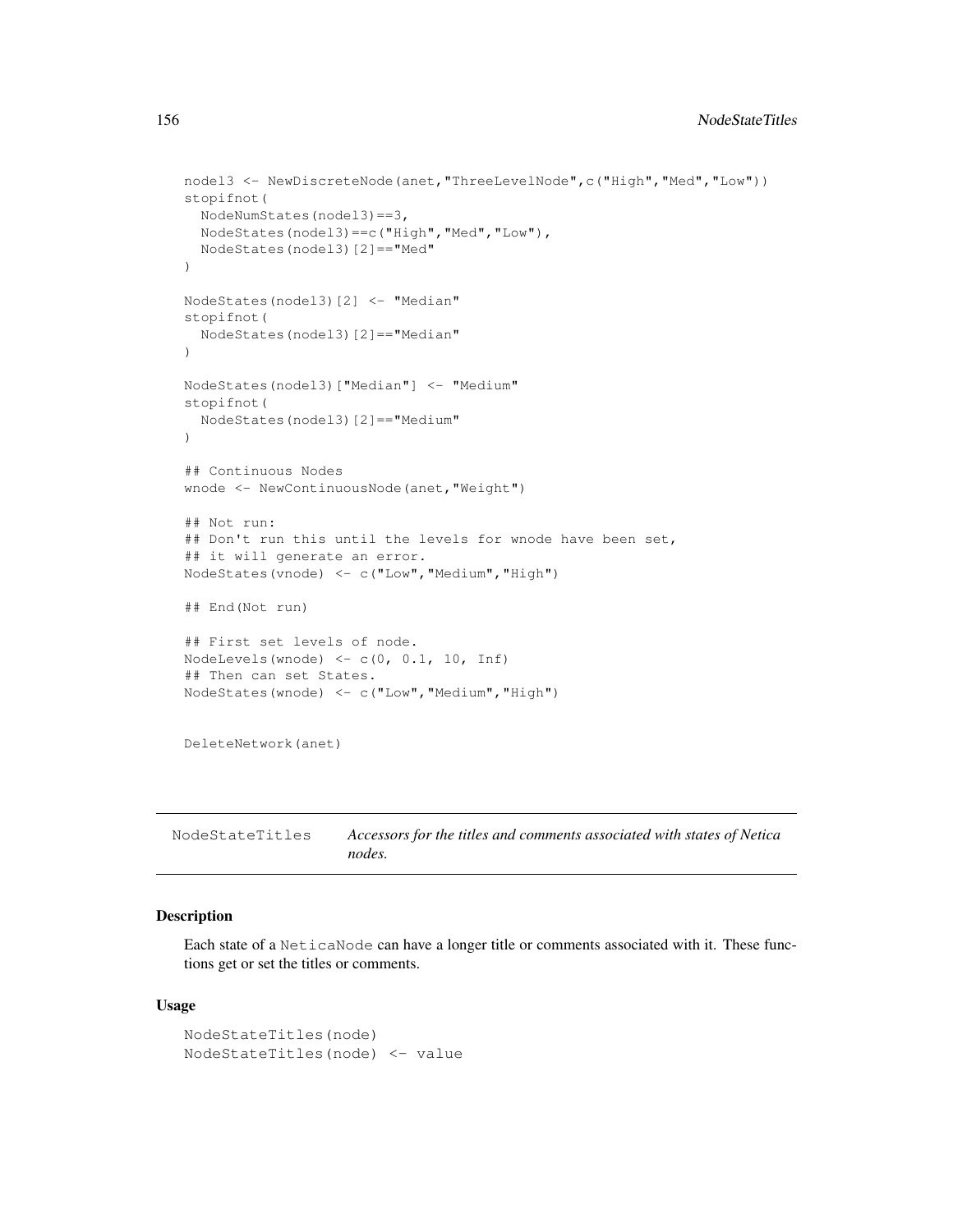```
nodel3 <- NewDiscreteNode(anet,"ThreeLevelNode",c("High","Med","Low"))
stopifnot(
  NodeNumStates(nodel3)==3,
  NodeStates(nodel3)==c("High","Med","Low"),
  NodeStates(nodel3)[2]=="Med"
)

NodeStates(nodel3)[2] <- "Median"
stopifnot(
  NodeStates(nodel3)[2]=="Median"
)

NodeStates(nodel3)["Median"] <- "Medium"
stopifnot(
  NodeStates(nodel3)[2]=="Medium"
)

## Continuous Nodes
wnode <- NewContinuousNode(anet,"Weight")

## Not run:
## Don't run this until the levels for wnode have been set,
## it will generate an error.
NodeStates(vnode) <- c("Low","Medium","High")

## End(Not run)

## First set levels of node.
NodeLevels(wnode) <- c(0, 0.1, 10, Inf)
## Then can set States.
NodeStates(wnode) <- c("Low","Medium","High")


DeleteNetwork(anet)
```

---

NodeStateTitles — *Accessors for the titles and comments associated with states of Netica nodes.*

---

### Description

Each state of a NeticaNode can have a longer title or comments associated with it. These functions get or set the titles or comments.

### Usage

```
NodeStateTitles(node)
NodeStateTitles(node) <- value
```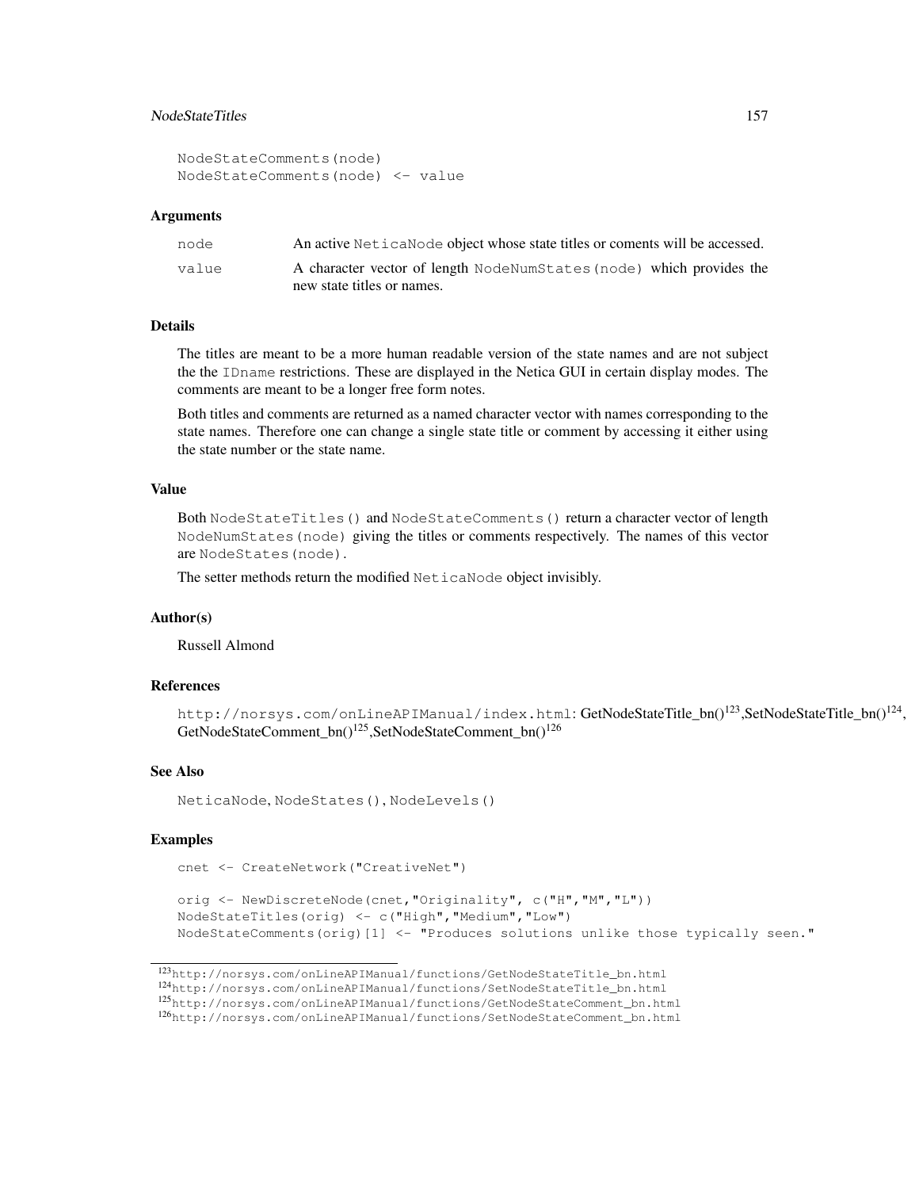```
NodeStateComments(node)
NodeStateComments(node) <- value
```

### Arguments

| | |
|---|---|
| `node` | An active `NeticaNode` object whose state titles or coments will be accessed. |
| `value` | A character vector of length `NodeNumStates(node)` which provides the new state titles or names. |

### Details

The titles are meant to be a more human readable version of the state names and are not subject the the `IDname` restrictions. These are displayed in the Netica GUI in certain display modes. The comments are meant to be a longer free form notes.

Both titles and comments are returned as a named character vector with names corresponding to the state names. Therefore one can change a single state title or comment by accessing it either using the state number or the state name.

### Value

Both `NodeStateTitles()` and `NodeStateComments()` return a character vector of length `NodeNumStates(node)` giving the titles or comments respectively. The names of this vector are `NodeStates(node)`.

The setter methods return the modified `NeticaNode` object invisibly.

### Author(s)

Russell Almond

### References

`http://norsys.com/onLineAPIManual/index.html`: GetNodeStateTitle_bn()[123],SetNodeStateTitle_bn()[124], GetNodeStateComment_bn()[125],SetNodeStateComment_bn()[126]

### See Also

`NeticaNode`, `NodeStates()`, `NodeLevels()`

### Examples

```
cnet <- CreateNetwork("CreativeNet")

orig <- NewDiscreteNode(cnet,"Originality", c("H","M","L"))
NodeStateTitles(orig) <- c("High","Medium","Low")
NodeStateComments(orig)[1] <- "Produces solutions unlike those typically seen."
```

[123] `http://norsys.com/onLineAPIManual/functions/GetNodeStateTitle_bn.html`
[124] `http://norsys.com/onLineAPIManual/functions/SetNodeStateTitle_bn.html`
[125] `http://norsys.com/onLineAPIManual/functions/GetNodeStateComment_bn.html`
[126] `http://norsys.com/onLineAPIManual/functions/SetNodeStateComment_bn.html`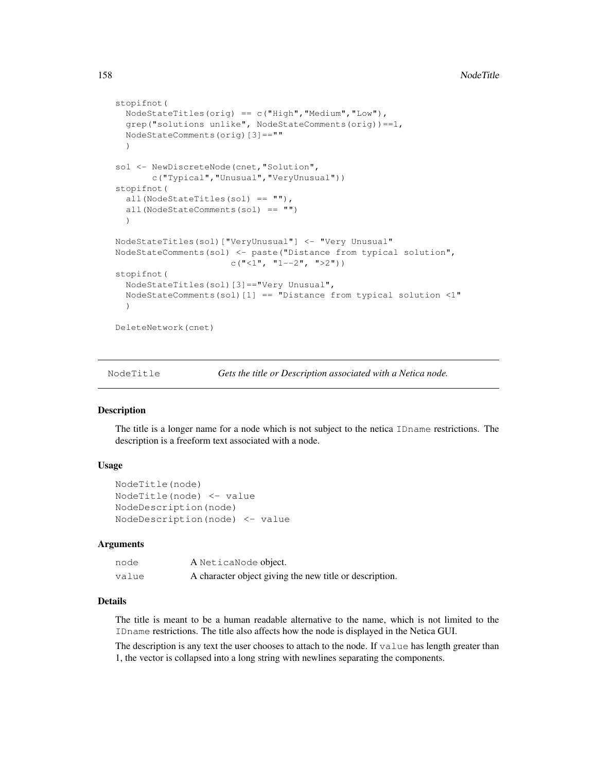```
stopifnot(
  NodeStateTitles(orig) == c("High","Medium","Low"),
  grep("solutions unlike", NodeStateComments(orig))==1,
  NodeStateComments(orig)[3]==""
  )

sol <- NewDiscreteNode(cnet,"Solution",
       c("Typical","Unusual","VeryUnusual"))
stopifnot(
  all(NodeStateTitles(sol) == ""),
  all(NodeStateComments(sol) == "")
  )

NodeStateTitles(sol)["VeryUnusual"] <- "Very Unusual"
NodeStateComments(sol) <- paste("Distance from typical solution",
                      c("<1", "1--2", ">2"))
stopifnot(
  NodeStateTitles(sol)[3]=="Very Unusual",
  NodeStateComments(sol)[1] == "Distance from typical solution <1"
  )

DeleteNetwork(cnet)
```

---

`NodeTitle` *Gets the title or Description associated with a Netica node.*

---

### Description

The title is a longer name for a node which is not subject to the netica `IDname` restrictions. The description is a freeform text associated with a node.

### Usage

```
NodeTitle(node)
NodeTitle(node) <- value
NodeDescription(node)
NodeDescription(node) <- value
```

### Arguments

| | |
|---|---|
| `node` | A `NeticaNode` object. |
| `value` | A character object giving the new title or description. |

### Details

The title is meant to be a human readable alternative to the name, which is not limited to the `IDname` restrictions. The title also affects how the node is displayed in the Netica GUI.

The description is any text the user chooses to attach to the node. If `value` has length greater than 1, the vector is collapsed into a long string with newlines separating the components.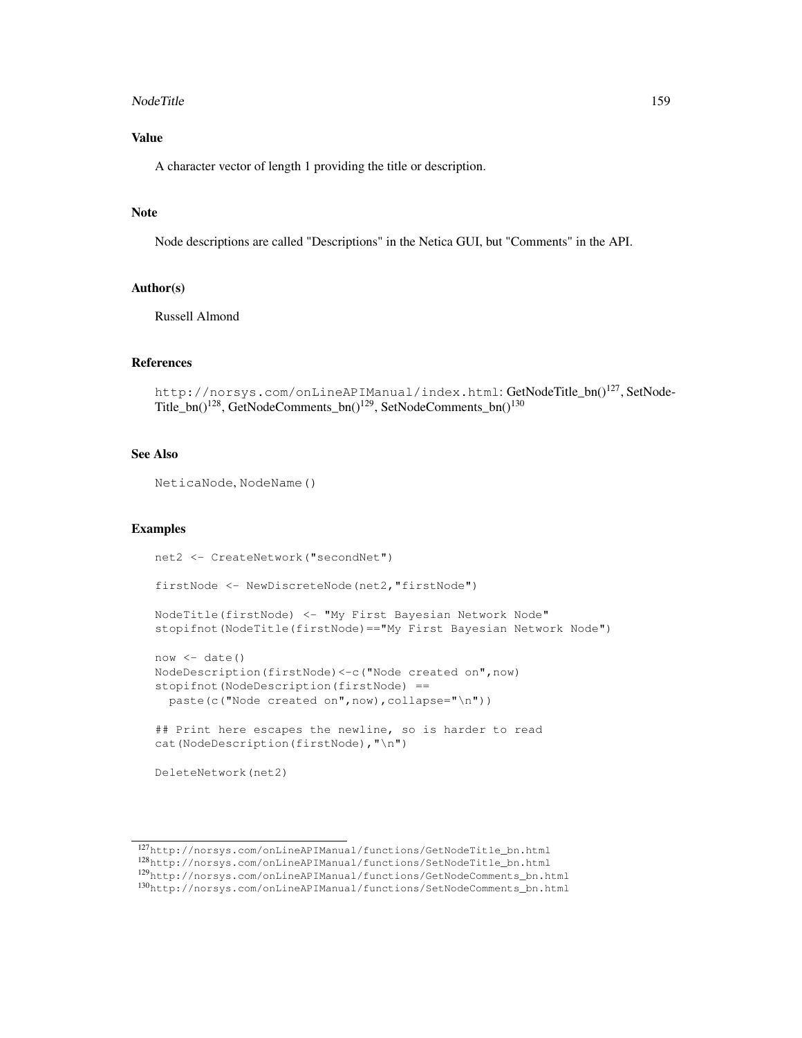## Value

A character vector of length 1 providing the title or description.

## Note

Node descriptions are called "Descriptions" in the Netica GUI, but "Comments" in the API.

## Author(s)

Russell Almond

## References

`http://norsys.com/onLineAPIManual/index.html`: GetNodeTitle_bn()[127], SetNodeTitle_bn()[128], GetNodeComments_bn()[129], SetNodeComments_bn()[130]

## See Also

`NeticaNode`, `NodeName()`

## Examples

```
net2 <- CreateNetwork("secondNet")

firstNode <- NewDiscreteNode(net2,"firstNode")

NodeTitle(firstNode) <- "My First Bayesian Network Node"
stopifnot(NodeTitle(firstNode)=="My First Bayesian Network Node")

now <- date()
NodeDescription(firstNode)<-c("Node created on",now)
stopifnot(NodeDescription(firstNode) ==
  paste(c("Node created on",now),collapse="\n"))

## Print here escapes the newline, so is harder to read
cat(NodeDescription(firstNode),"\n")

DeleteNetwork(net2)
```

---

[127] `http://norsys.com/onLineAPIManual/functions/GetNodeTitle_bn.html`
[128] `http://norsys.com/onLineAPIManual/functions/SetNodeTitle_bn.html`
[129] `http://norsys.com/onLineAPIManual/functions/GetNodeComments_bn.html`
[130] `http://norsys.com/onLineAPIManual/functions/SetNodeComments_bn.html`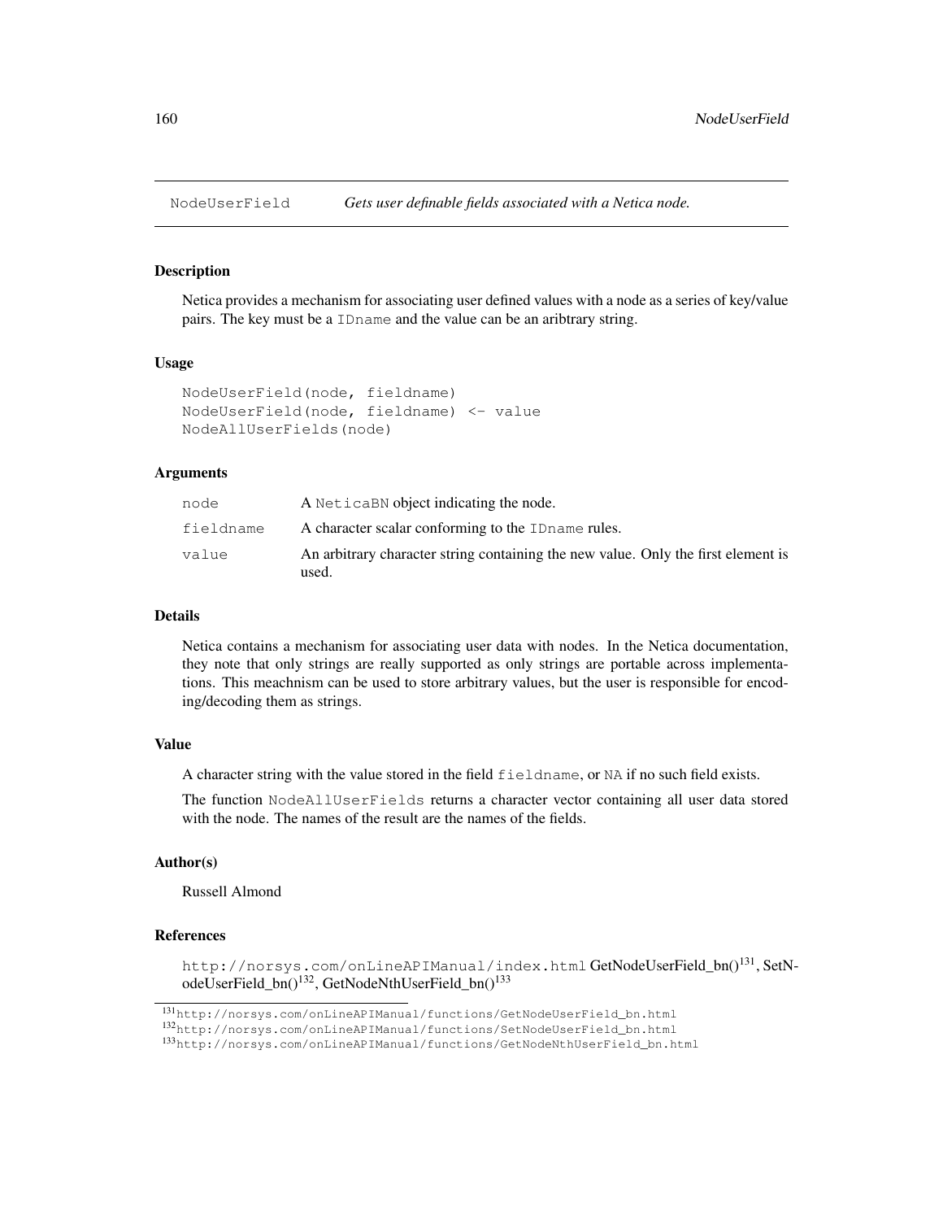NodeUserField *Gets user definable fields associated with a Netica node.*

### Description

Netica provides a mechanism for associating user defined values with a node as a series of key/value pairs. The key must be a `IDname` and the value can be an aribtrary string.

### Usage

```
NodeUserField(node, fieldname)
NodeUserField(node, fieldname) <- value
NodeAllUserFields(node)
```

### Arguments

| | |
|---|---|
| `node` | A `NeticaBN` object indicating the node. |
| `fieldname` | A character scalar conforming to the `IDname` rules. |
| `value` | An arbitrary character string containing the new value. Only the first element is used. |

### Details

Netica contains a mechanism for associating user data with nodes. In the Netica documentation, they note that only strings are really supported as only strings are portable across implementations. This meachnism can be used to store arbitrary values, but the user is responsible for encoding/decoding them as strings.

### Value

A character string with the value stored in the field `fieldname`, or `NA` if no such field exists.

The function `NodeAllUserFields` returns a character vector containing all user data stored with the node. The names of the result are the names of the fields.

### Author(s)

Russell Almond

### References

`http://norsys.com/onLineAPIManual/index.html` GetNodeUserField_bn()[131], SetNodeUserField_bn()[132], GetNodeNthUserField_bn()[133]

[131] `http://norsys.com/onLineAPIManual/functions/GetNodeUserField_bn.html`

[132] `http://norsys.com/onLineAPIManual/functions/SetNodeUserField_bn.html`

[133] `http://norsys.com/onLineAPIManual/functions/GetNodeNthUserField_bn.html`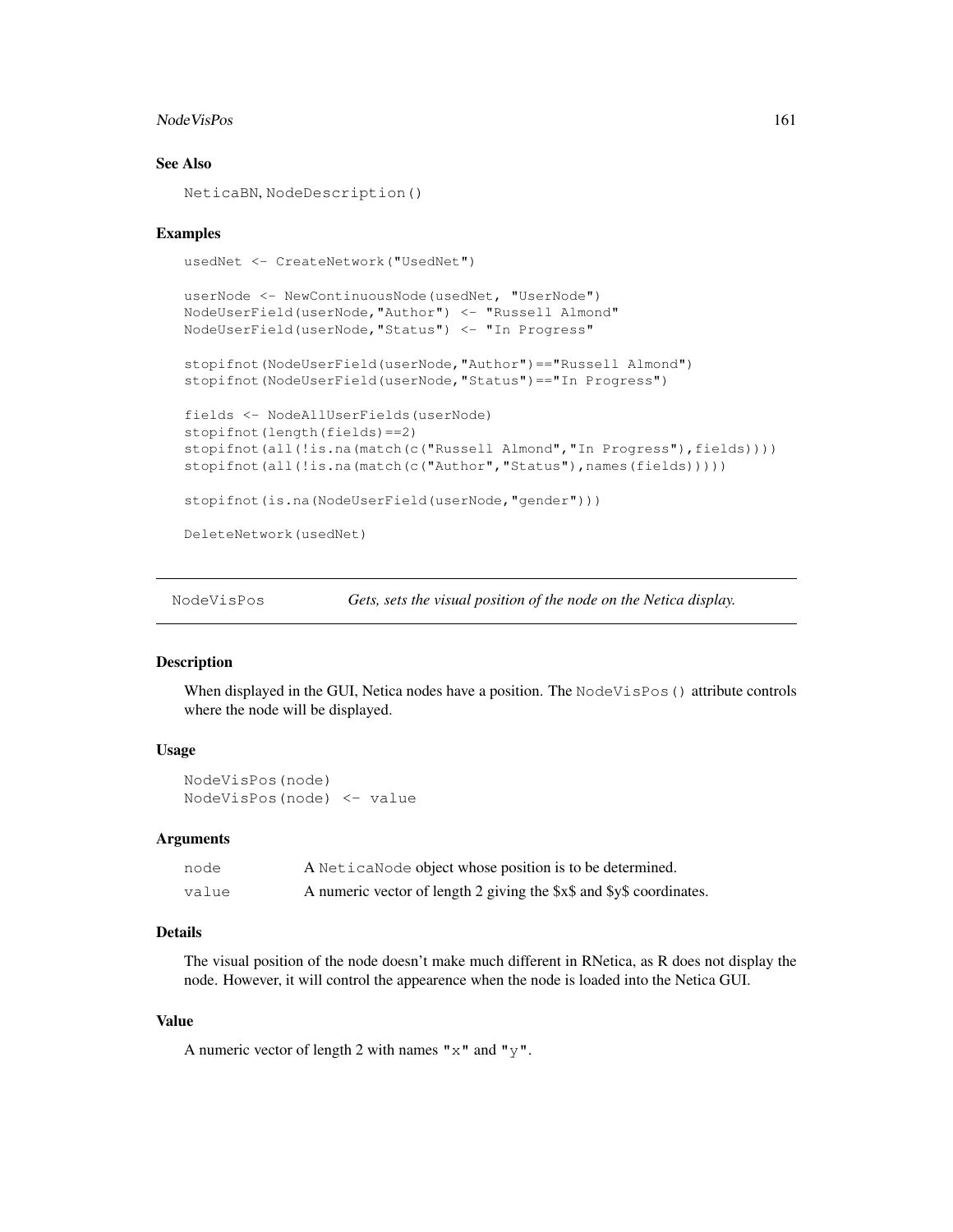### See Also

NeticaBN, NodeDescription()

### Examples

```
usedNet <- CreateNetwork("UsedNet")

userNode <- NewContinuousNode(usedNet, "UserNode")
NodeUserField(userNode,"Author") <- "Russell Almond"
NodeUserField(userNode,"Status") <- "In Progress"

stopifnot(NodeUserField(userNode,"Author")=="Russell Almond")
stopifnot(NodeUserField(userNode,"Status")=="In Progress")

fields <- NodeAllUserFields(userNode)
stopifnot(length(fields)==2)
stopifnot(all(!is.na(match(c("Russell Almond","In Progress"),fields))))
stopifnot(all(!is.na(match(c("Author","Status"),names(fields)))))

stopifnot(is.na(NodeUserField(userNode,"gender")))

DeleteNetwork(usedNet)
```

---

## NodeVisPos — *Gets, sets the visual position of the node on the Netica display.*

---

### Description

When displayed in the GUI, Netica nodes have a position. The NodeVisPos() attribute controls where the node will be displayed.

### Usage

```
NodeVisPos(node)
NodeVisPos(node) <- value
```

### Arguments

| | |
|---|---|
| node | A NeticaNode object whose position is to be determined. |
| value | A numeric vector of length 2 giving the $x$ and $y$ coordinates. |

### Details

The visual position of the node doesn't make much different in RNetica, as R does not display the node. However, it will control the appearence when the node is loaded into the Netica GUI.

### Value

A numeric vector of length 2 with names "x" and "y".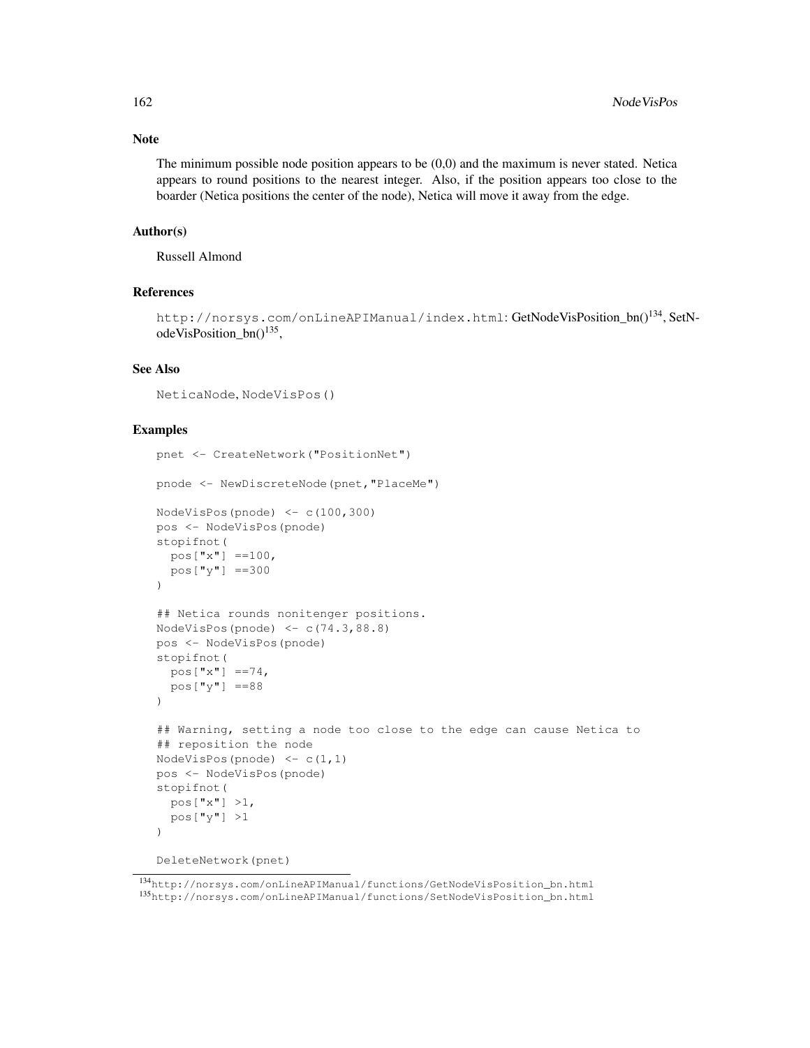### Note

The minimum possible node position appears to be (0,0) and the maximum is never stated. Netica appears to round positions to the nearest integer. Also, if the position appears too close to the boarder (Netica positions the center of the node), Netica will move it away from the edge.

### Author(s)

Russell Almond

### References

`http://norsys.com/onLineAPIManual/index.html`: GetNodeVisPosition_bn()[134], SetNodeVisPosition_bn()[135],

### See Also

`NeticaNode`, `NodeVisPos()`

### Examples

```
pnet <- CreateNetwork("PositionNet")

pnode <- NewDiscreteNode(pnet,"PlaceMe")

NodeVisPos(pnode) <- c(100,300)
pos <- NodeVisPos(pnode)
stopifnot(
  pos["x"] ==100,
  pos["y"] ==300
)

## Netica rounds nonitenger positions.
NodeVisPos(pnode) <- c(74.3,88.8)
pos <- NodeVisPos(pnode)
stopifnot(
  pos["x"] ==74,
  pos["y"] ==88
)

## Warning, setting a node too close to the edge can cause Netica to
## reposition the node
NodeVisPos(pnode) <- c(1,1)
pos <- NodeVisPos(pnode)
stopifnot(
  pos["x"] >1,
  pos["y"] >1
)

DeleteNetwork(pnet)
```

[134] `http://norsys.com/onLineAPIManual/functions/GetNodeVisPosition_bn.html`
[135] `http://norsys.com/onLineAPIManual/functions/SetNodeVisPosition_bn.html`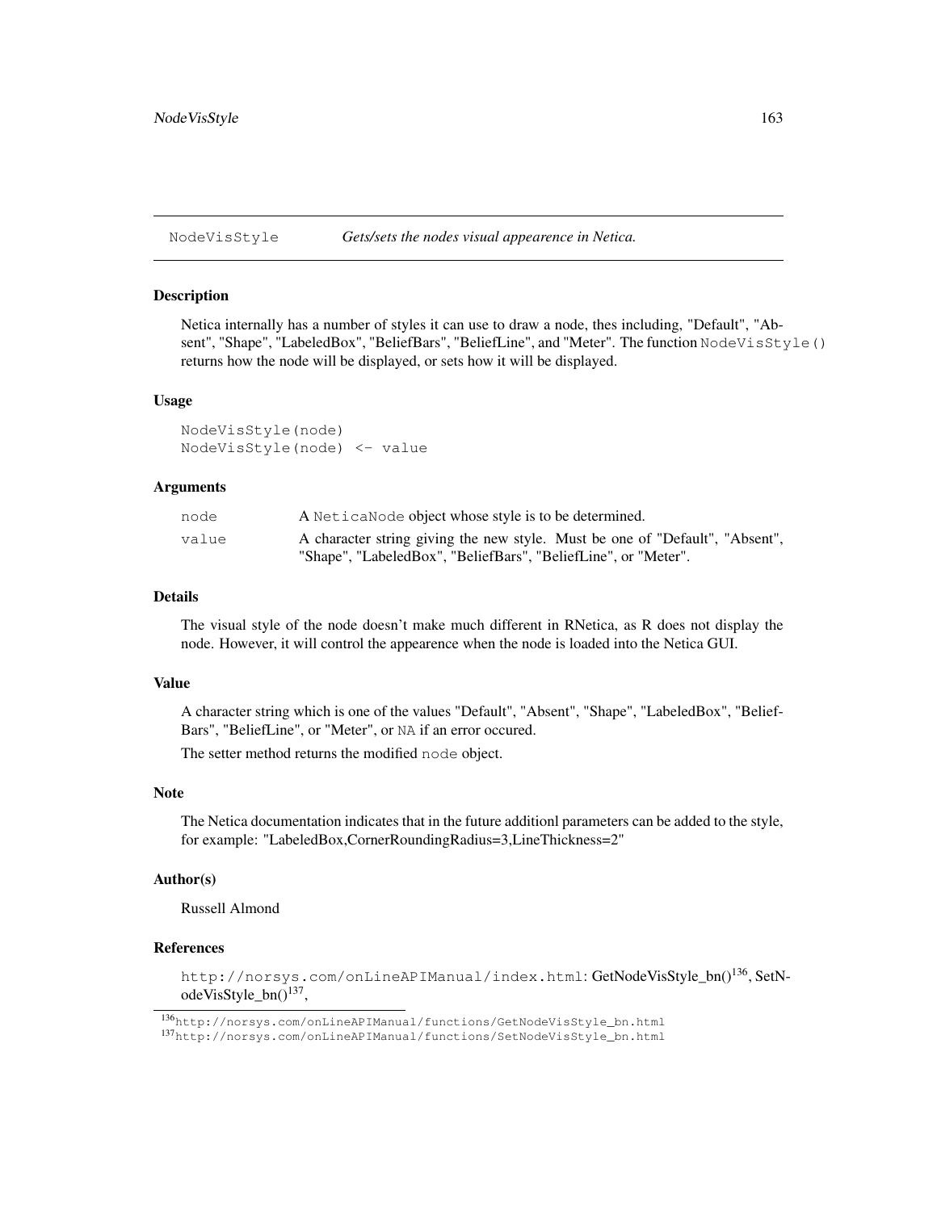NodeVisStyle    *Gets/sets the nodes visual appearence in Netica.*

## Description

Netica internally has a number of styles it can use to draw a node, thes including, "Default", "Absent", "Shape", "LabeledBox", "BeliefBars", "BeliefLine", and "Meter". The function `NodeVisStyle()` returns how the node will be displayed, or sets how it will be displayed.

## Usage

```
NodeVisStyle(node)
NodeVisStyle(node) <- value
```

## Arguments

| | |
|---|---|
| `node` | A `NeticaNode` object whose style is to be determined. |
| `value` | A character string giving the new style. Must be one of "Default", "Absent", "Shape", "LabeledBox", "BeliefBars", "BeliefLine", or "Meter". |

## Details

The visual style of the node doesn't make much different in RNetica, as R does not display the node. However, it will control the appearence when the node is loaded into the Netica GUI.

## Value

A character string which is one of the values "Default", "Absent", "Shape", "LabeledBox", "BeliefBars", "BeliefLine", or "Meter", or `NA` if an error occured.

The setter method returns the modified `node` object.

## Note

The Netica documentation indicates that in the future additionl parameters can be added to the style, for example: "LabeledBox,CornerRoundingRadius=3,LineThickness=2"

## Author(s)

Russell Almond

## References

`http://norsys.com/onLineAPIManual/index.html`: GetNodeVisStyle_bn()[136], SetNodeVisStyle_bn()[137],

[136] `http://norsys.com/onLineAPIManual/functions/GetNodeVisStyle_bn.html`
[137] `http://norsys.com/onLineAPIManual/functions/SetNodeVisStyle_bn.html`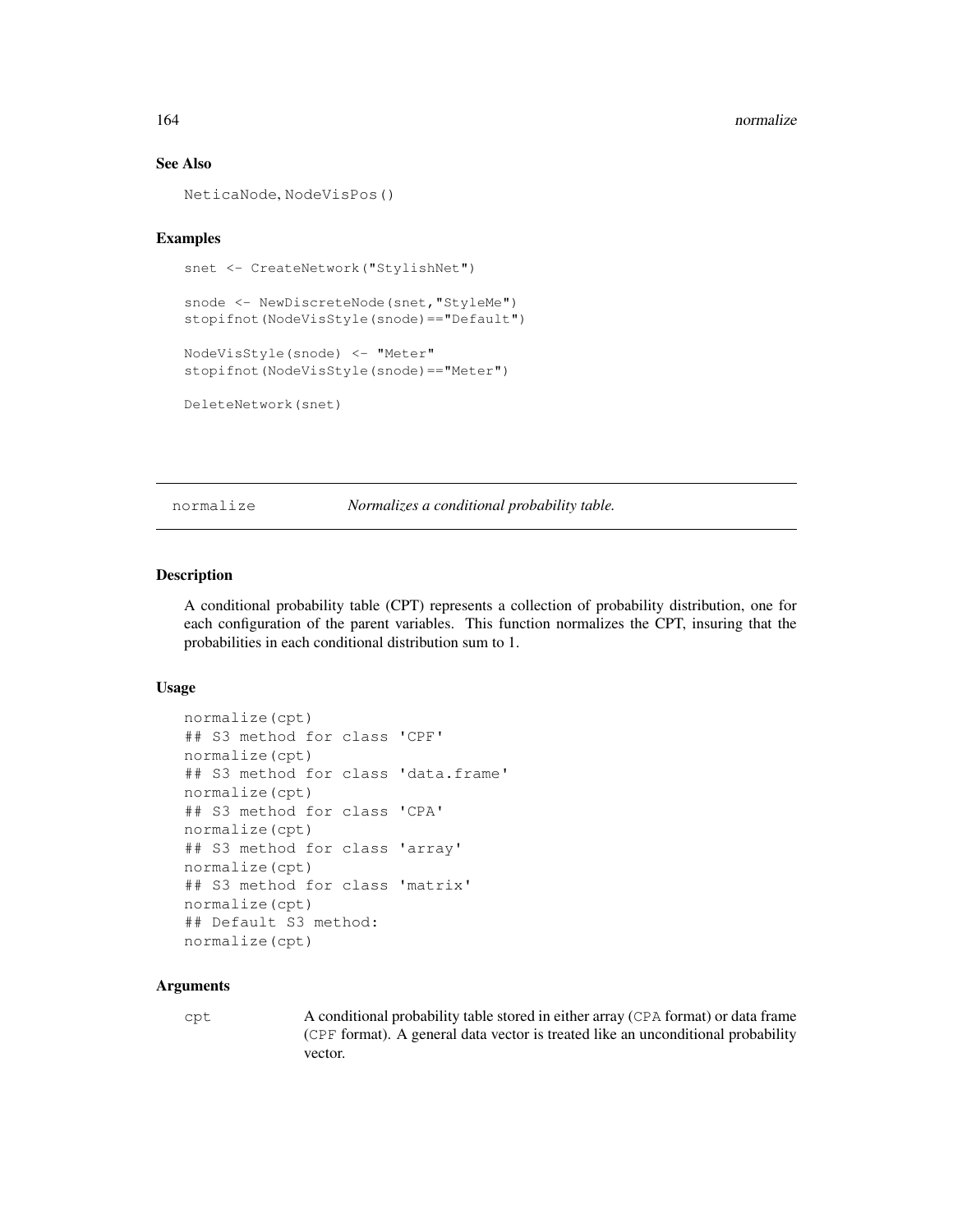### See Also

`NeticaNode`, `NodeVisPos()`

### Examples

```
snet <- CreateNetwork("StylishNet")

snode <- NewDiscreteNode(snet,"StyleMe")
stopifnot(NodeVisStyle(snode)=="Default")

NodeVisStyle(snode) <- "Meter"
stopifnot(NodeVisStyle(snode)=="Meter")

DeleteNetwork(snet)
```

---

## normalize &nbsp;&nbsp;&nbsp;&nbsp; *Normalizes a conditional probability table.*

---

### Description

A conditional probability table (CPT) represents a collection of probability distribution, one for each configuration of the parent variables. This function normalizes the CPT, insuring that the probabilities in each conditional distribution sum to 1.

### Usage

```
normalize(cpt)
## S3 method for class 'CPF'
normalize(cpt)
## S3 method for class 'data.frame'
normalize(cpt)
## S3 method for class 'CPA'
normalize(cpt)
## S3 method for class 'array'
normalize(cpt)
## S3 method for class 'matrix'
normalize(cpt)
## Default S3 method:
normalize(cpt)
```

### Arguments

| | |
|---|---|
| `cpt` | A conditional probability table stored in either array (`CPA` format) or data frame (`CPF` format). A general data vector is treated like an unconditional probability vector. |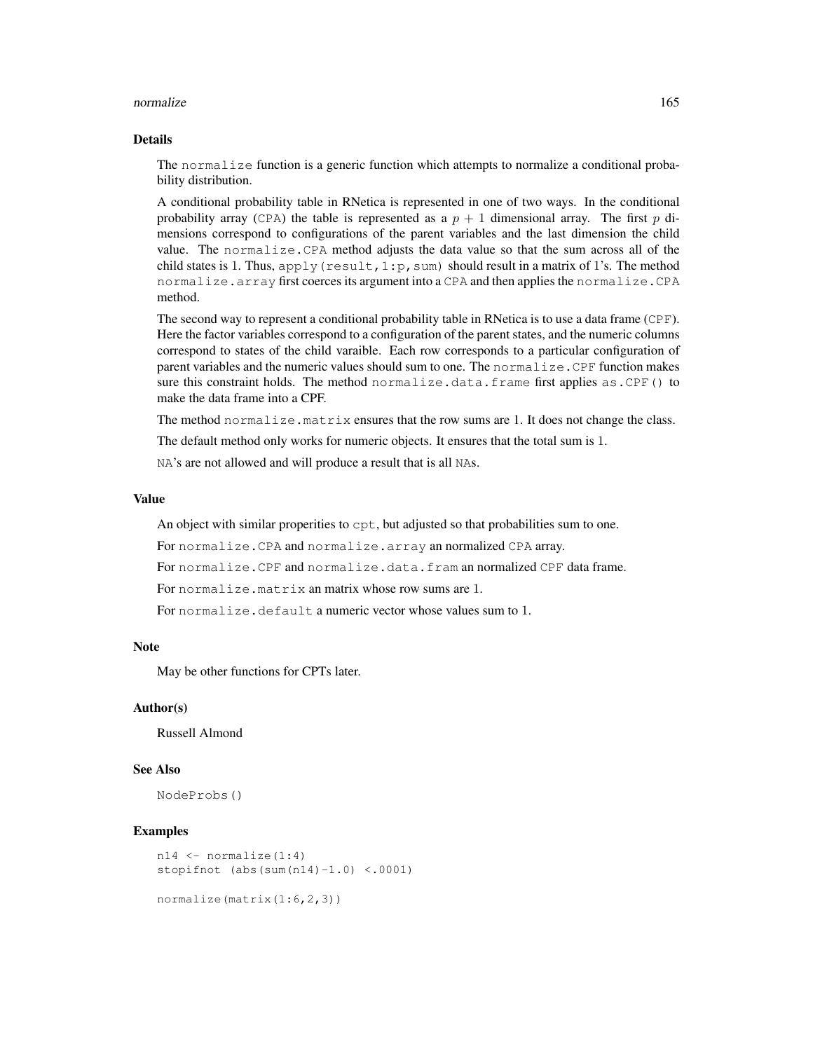## Details

The `normalize` function is a generic function which attempts to normalize a conditional probability distribution.

A conditional probability table in RNetica is represented in one of two ways. In the conditional probability array (`CPA`) the table is represented as a $p + 1$ dimensional array. The first $p$ dimensions correspond to configurations of the parent variables and the last dimension the child value. The `normalize.CPA` method adjusts the data value so that the sum across all of the child states is 1. Thus, `apply(result,1:p,sum)` should result in a matrix of 1's. The method `normalize.array` first coerces its argument into a `CPA` and then applies the `normalize.CPA` method.

The second way to represent a conditional probability table in RNetica is to use a data frame (`CPF`). Here the factor variables correspond to a configuration of the parent states, and the numeric columns correspond to states of the child varaible. Each row corresponds to a particular configuration of parent variables and the numeric values should sum to one. The `normalize.CPF` function makes sure this constraint holds. The method `normalize.data.frame` first applies `as.CPF()` to make the data frame into a CPF.

The method `normalize.matrix` ensures that the row sums are 1. It does not change the class.

The default method only works for numeric objects. It ensures that the total sum is 1.

`NA`'s are not allowed and will produce a result that is all `NA`s.

## Value

An object with similar properities to `cpt`, but adjusted so that probabilities sum to one.

For `normalize.CPA` and `normalize.array` an normalized `CPA` array.

For `normalize.CPF` and `normalize.data.fram` an normalized `CPF` data frame.

For `normalize.matrix` an matrix whose row sums are 1.

For `normalize.default` a numeric vector whose values sum to 1.

## Note

May be other functions for CPTs later.

## Author(s)

Russell Almond

## See Also

`NodeProbs()`

## Examples

```
n14 <- normalize(1:4)
stopifnot (abs(sum(n14)-1.0) <.0001)

normalize(matrix(1:6,2,3))
```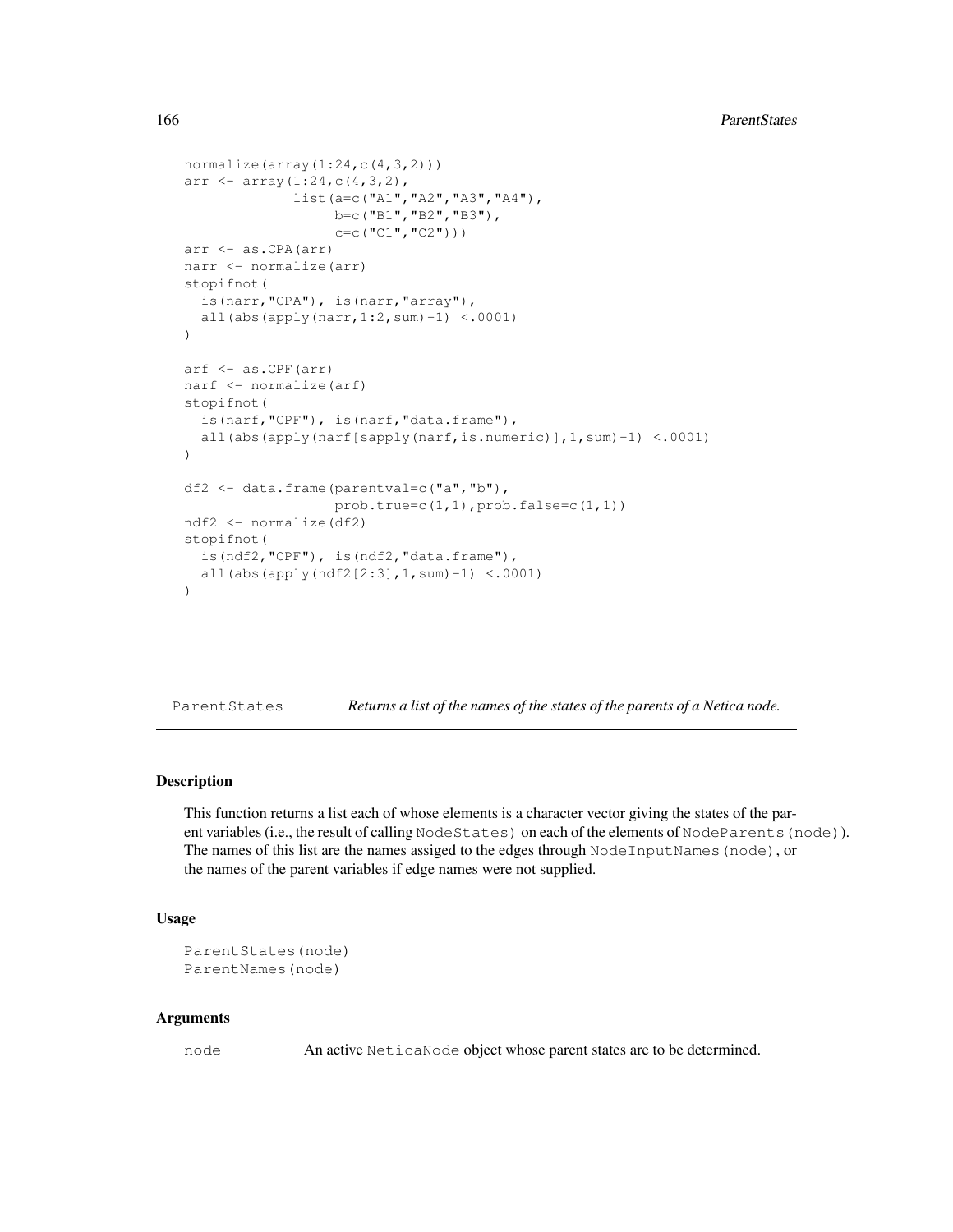```
normalize(array(1:24,c(4,3,2)))
arr <- array(1:24,c(4,3,2),
             list(a=c("A1","A2","A3","A4"),
                  b=c("B1","B2","B3"),
                  c=c("C1","C2")))
arr <- as.CPA(arr)
narr <- normalize(arr)
stopifnot(
  is(narr,"CPA"), is(narr,"array"),
  all(abs(apply(narr,1:2,sum)-1) <.0001)
)

arf <- as.CPF(arr)
narf <- normalize(arf)
stopifnot(
  is(narf,"CPF"), is(narf,"data.frame"),
  all(abs(apply(narf[sapply(narf,is.numeric)],1,sum)-1) <.0001)
)

df2 <- data.frame(parentval=c("a","b"),
                  prob.true=c(1,1),prob.false=c(1,1))
ndf2 <- normalize(df2)
stopifnot(
  is(ndf2,"CPF"), is(ndf2,"data.frame"),
  all(abs(apply(ndf2[2:3],1,sum)-1) <.0001)
)
```

---

ParentStates    *Returns a list of the names of the states of the parents of a Netica node.*

---

## Description

This function returns a list each of whose elements is a character vector giving the states of the parent variables (i.e., the result of calling `NodeStates)` on each of the elements of `NodeParents(node)`). The names of this list are the names assiged to the edges through `NodeInputNames(node)`, or the names of the parent variables if edge names were not supplied.

## Usage

```
ParentStates(node)
ParentNames(node)
```

## Arguments

`node`    An active `NeticaNode` object whose parent states are to be determined.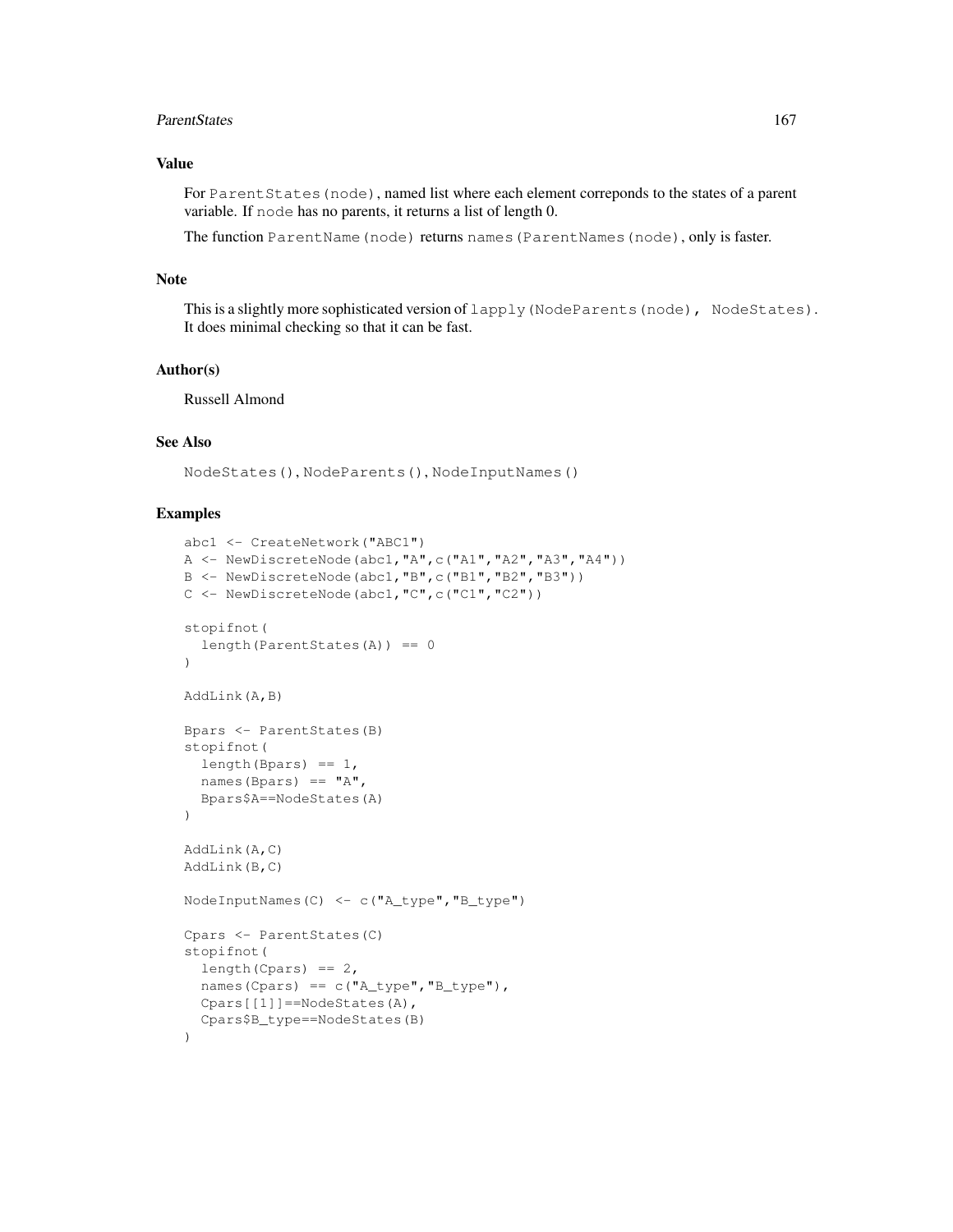## Value

For `ParentStates(node)`, named list where each element correponds to the states of a parent variable. If `node` has no parents, it returns a list of length 0.

The function `ParentName(node)` returns `names(ParentNames(node)`, only is faster.

## Note

This is a slightly more sophisticated version of `lapply(NodeParents(node), NodeStates)`. It does minimal checking so that it can be fast.

## Author(s)

Russell Almond

## See Also

`NodeStates()`, `NodeParents()`, `NodeInputNames()`

## Examples

```
abc1 <- CreateNetwork("ABC1")
A <- NewDiscreteNode(abc1,"A",c("A1","A2","A3","A4"))
B <- NewDiscreteNode(abc1,"B",c("B1","B2","B3"))
C <- NewDiscreteNode(abc1,"C",c("C1","C2"))

stopifnot(
  length(ParentStates(A)) == 0
)

AddLink(A,B)

Bpars <- ParentStates(B)
stopifnot(
  length(Bpars) == 1,
  names(Bpars) == "A",
  Bpars$A==NodeStates(A)
)

AddLink(A,C)
AddLink(B,C)

NodeInputNames(C) <- c("A_type","B_type")

Cpars <- ParentStates(C)
stopifnot(
  length(Cpars) == 2,
  names(Cpars) == c("A_type","B_type"),
  Cpars[[1]]==NodeStates(A),
  Cpars$B_type==NodeStates(B)
)
```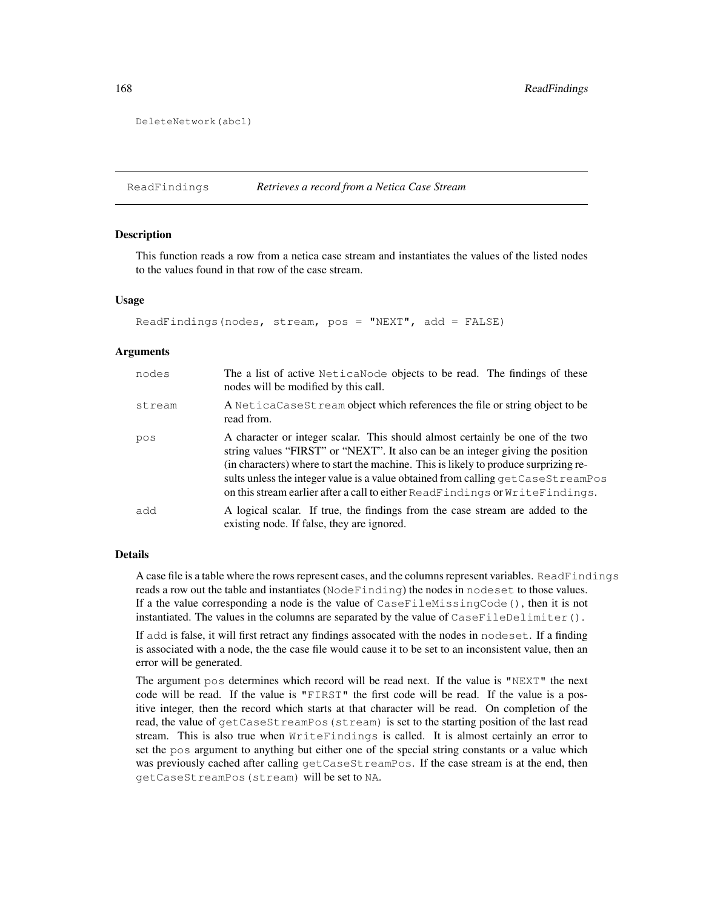```
DeleteNetwork(abc1)
```

---

## ReadFindings *Retrieves a record from a Netica Case Stream*

---

### Description

This function reads a row from a netica case stream and instantiates the values of the listed nodes to the values found in that row of the case stream.

### Usage

```
ReadFindings(nodes, stream, pos = "NEXT", add = FALSE)
```

### Arguments

| | |
|---|---|
| `nodes` | The a list of active `NeticaNode` objects to be read. The findings of these nodes will be modified by this call. |
| `stream` | A `NeticaCaseStream` object which references the file or string object to be read from. |
| `pos` | A character or integer scalar. This should almost certainly be one of the two string values "FIRST" or "NEXT". It also can be an integer giving the position (in characters) where to start the machine. This is likely to produce surprizing results unless the integer value is a value obtained from calling `getCaseStreamPos` on this stream earlier after a call to either `ReadFindings` or `WriteFindings`. |
| `add` | A logical scalar. If true, the findings from the case stream are added to the existing node. If false, they are ignored. |

### Details

A case file is a table where the rows represent cases, and the columns represent variables. `ReadFindings` reads a row out the table and instantiates (`NodeFinding`) the nodes in `nodeset` to those values. If a the value corresponding a node is the value of `CaseFileMissingCode()`, then it is not instantiated. The values in the columns are separated by the value of `CaseFileDelimiter()`.

If `add` is false, it will first retract any findings assocated with the nodes in `nodeset`. If a finding is associated with a node, the the case file would cause it to be set to an inconsistent value, then an error will be generated.

The argument `pos` determines which record will be read next. If the value is `"NEXT"` the next code will be read. If the value is `"FIRST"` the first code will be read. If the value is a positive integer, then the record which starts at that character will be read. On completion of the read, the value of `getCaseStreamPos(stream)` is set to the starting position of the last read stream. This is also true when `WriteFindings` is called. It is almost certainly an error to set the `pos` argument to anything but either one of the special string constants or a value which was previously cached after calling `getCaseStreamPos`. If the case stream is at the end, then `getCaseStreamPos(stream)` will be set to `NA`.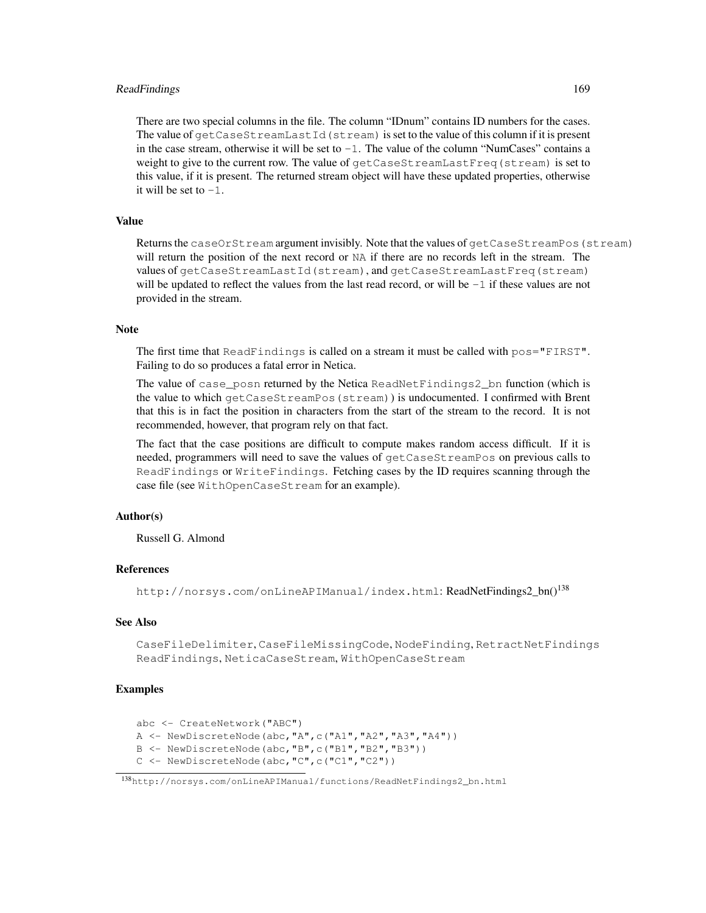There are two special columns in the file. The column “IDnum” contains ID numbers for the cases. The value of `getCaseStreamLastId(stream)` is set to the value of this column if it is present in the case stream, otherwise it will be set to `-1`. The value of the column “NumCases” contains a weight to give to the current row. The value of `getCaseStreamLastFreq(stream)` is set to this value, if it is present. The returned stream object will have these updated properties, otherwise it will be set to `-1`.

### Value

Returns the `caseOrStream` argument invisibly. Note that the values of `getCaseStreamPos(stream)` will return the position of the next record or `NA` if there are no records left in the stream. The values of `getCaseStreamLastId(stream)`, and `getCaseStreamLastFreq(stream)` will be updated to reflect the values from the last read record, or will be `-1` if these values are not provided in the stream.

### Note

The first time that `ReadFindings` is called on a stream it must be called with `pos="FIRST"`. Failing to do so produces a fatal error in Netica.

The value of `case_posn` returned by the Netica `ReadNetFindings2_bn` function (which is the value to which `getCaseStreamPos(stream)`) is undocumented. I confirmed with Brent that this is in fact the position in characters from the start of the stream to the record. It is not recommended, however, that program rely on that fact.

The fact that the case positions are difficult to compute makes random access difficult. If it is needed, programmers will need to save the values of `getCaseStreamPos` on previous calls to `ReadFindings` or `WriteFindings`. Fetching cases by the ID requires scanning through the case file (see `WithOpenCaseStream` for an example).

### Author(s)

Russell G. Almond

### References

`http://norsys.com/onLineAPIManual/index.html`: ReadNetFindings2_bn()[138]

### See Also

`CaseFileDelimiter`, `CaseFileMissingCode`, `NodeFinding`, `RetractNetFindings` `ReadFindings`, `NeticaCaseStream`, `WithOpenCaseStream`

### Examples

```
abc <- CreateNetwork("ABC")
A <- NewDiscreteNode(abc,"A",c("A1","A2","A3","A4"))
B <- NewDiscreteNode(abc,"B",c("B1","B2","B3"))
C <- NewDiscreteNode(abc,"C",c("C1","C2"))
```

[138] `http://norsys.com/onLineAPIManual/functions/ReadNetFindings2_bn.html`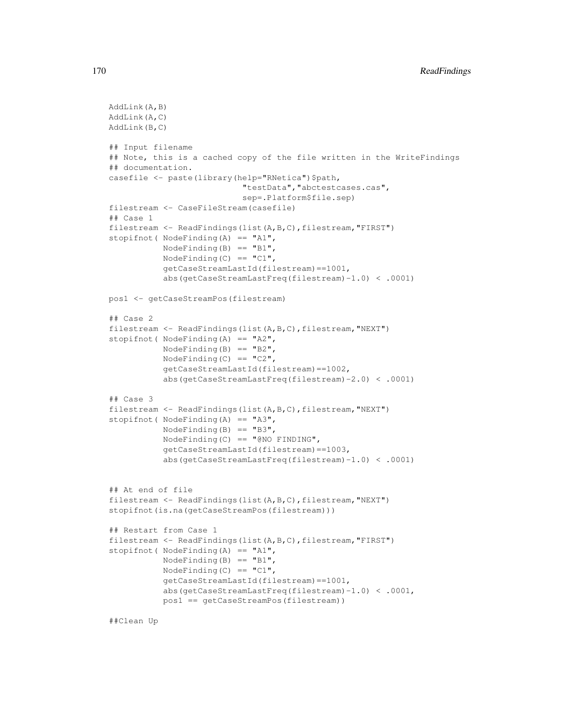```
AddLink(A,B)
AddLink(A,C)
AddLink(B,C)

## Input filename
## Note, this is a cached copy of the file written in the WriteFindings
## documentation.
casefile <- paste(library(help="RNetica")$path,
                           "testData","abctestcases.cas",
                           sep=.Platform$file.sep)
filestream <- CaseFileStream(casefile)
## Case 1
filestream <- ReadFindings(list(A,B,C),filestream,"FIRST")
stopifnot( NodeFinding(A) == "A1",
           NodeFinding(B) == "B1",
           NodeFinding(C) == "C1",
           getCaseStreamLastId(filestream)==1001,
           abs(getCaseStreamLastFreq(filestream)-1.0) < .0001)

pos1 <- getCaseStreamPos(filestream)

## Case 2
filestream <- ReadFindings(list(A,B,C),filestream,"NEXT")
stopifnot( NodeFinding(A) == "A2",
           NodeFinding(B) == "B2",
           NodeFinding(C) == "C2",
           getCaseStreamLastId(filestream)==1002,
           abs(getCaseStreamLastFreq(filestream)-2.0) < .0001)

## Case 3
filestream <- ReadFindings(list(A,B,C),filestream,"NEXT")
stopifnot( NodeFinding(A) == "A3",
           NodeFinding(B) == "B3",
           NodeFinding(C) == "@NO FINDING",
           getCaseStreamLastId(filestream)==1003,
           abs(getCaseStreamLastFreq(filestream)-1.0) < .0001)


## At end of file
filestream <- ReadFindings(list(A,B,C),filestream,"NEXT")
stopifnot(is.na(getCaseStreamPos(filestream)))

## Restart from Case 1
filestream <- ReadFindings(list(A,B,C),filestream,"FIRST")
stopifnot( NodeFinding(A) == "A1",
           NodeFinding(B) == "B1",
           NodeFinding(C) == "C1",
           getCaseStreamLastId(filestream)==1001,
           abs(getCaseStreamLastFreq(filestream)-1.0) < .0001,
           pos1 == getCaseStreamPos(filestream))

##Clean Up
```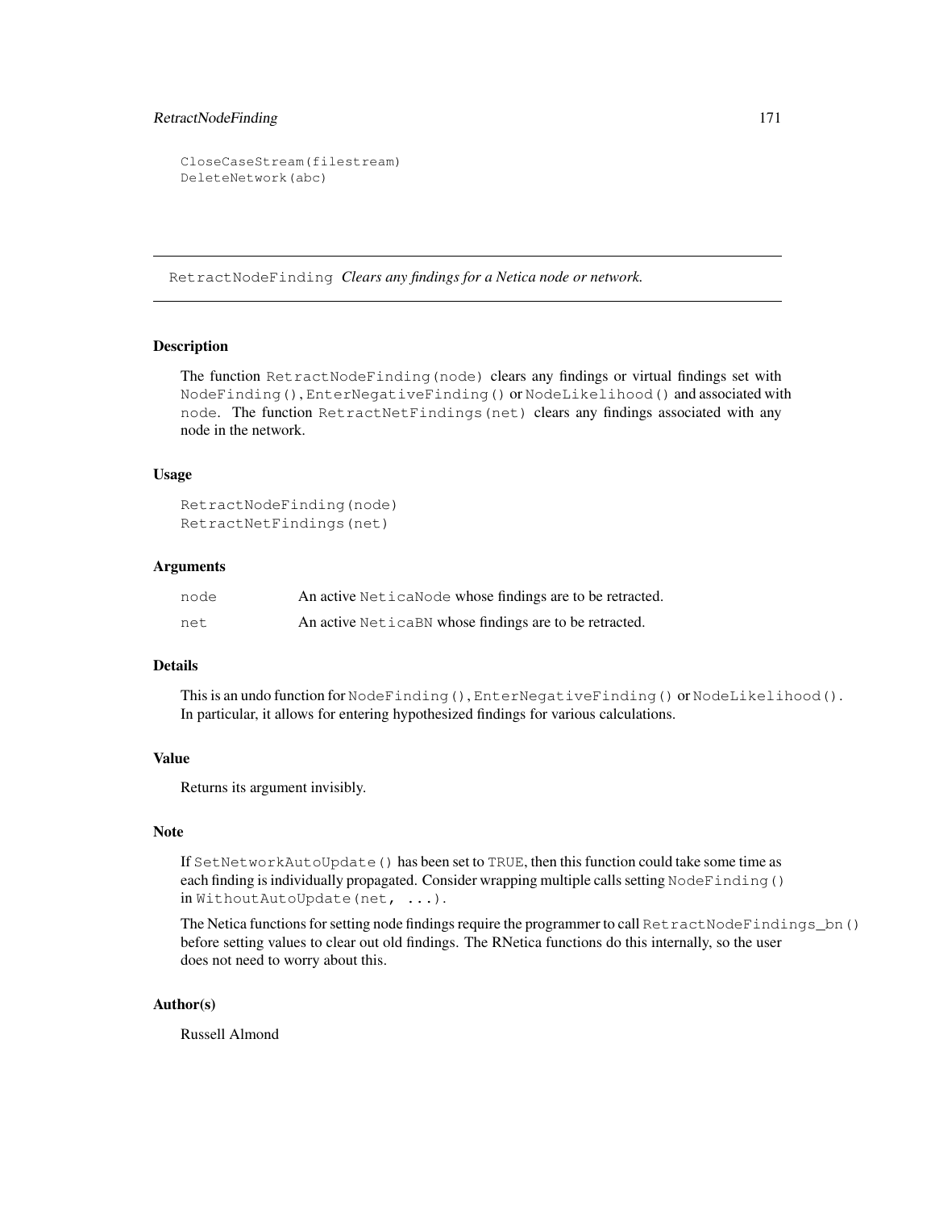```
CloseCaseStream(filestream)
DeleteNetwork(abc)
```

## RetractNodeFinding *Clears any findings for a Netica node or network.*

### Description

The function `RetractNodeFinding(node)` clears any findings or virtual findings set with `NodeFinding()`, `EnterNegativeFinding()` or `NodeLikelihood()` and associated with `node`. The function `RetractNetFindings(net)` clears any findings associated with any node in the network.

### Usage

```
RetractNodeFinding(node)
RetractNetFindings(net)
```

### Arguments

| | |
|---|---|
| `node` | An active `NeticaNode` whose findings are to be retracted. |
| `net` | An active `NeticaBN` whose findings are to be retracted. |

### Details

This is an undo function for `NodeFinding()`, `EnterNegativeFinding()` or `NodeLikelihood()`. In particular, it allows for entering hypothesized findings for various calculations.

### Value

Returns its argument invisibly.

### Note

If `SetNetworkAutoUpdate()` has been set to `TRUE`, then this function could take some time as each finding is individually propagated. Consider wrapping multiple calls setting `NodeFinding()` in `WithoutAutoUpdate(net, ...)`.

The Netica functions for setting node findings require the programmer to call `RetractNodeFindings_bn()` before setting values to clear out old findings. The RNetica functions do this internally, so the user does not need to worry about this.

### Author(s)

Russell Almond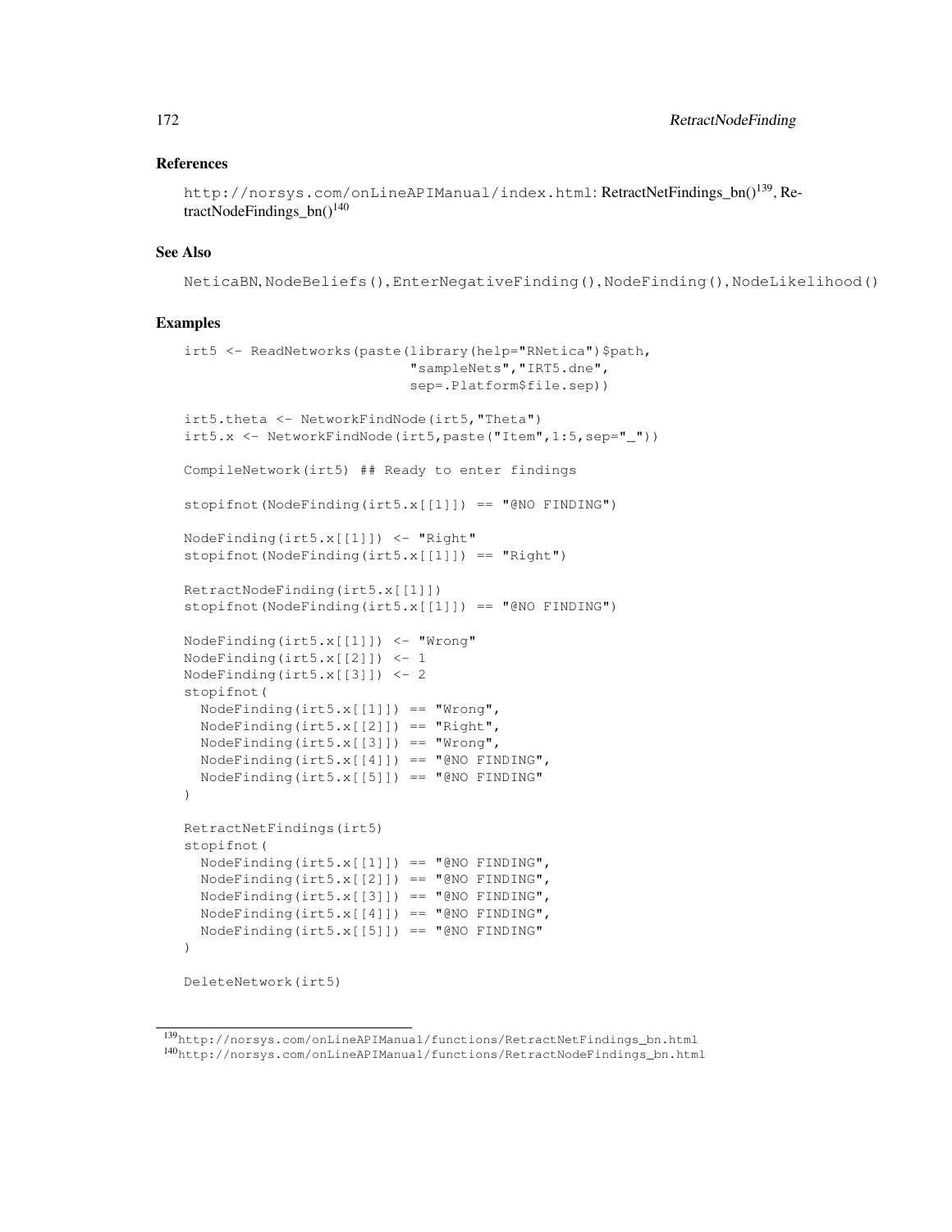### References

http://norsys.com/onLineAPIManual/index.html: RetractNetFindings_bn()[139], RetractNodeFindings_bn()[140]

### See Also

NeticaBN, NodeBeliefs(), EnterNegativeFinding(), NodeFinding(), NodeLikelihood()

### Examples

```
irt5 <- ReadNetworks(paste(library(help="RNetica")$path,
                           "sampleNets","IRT5.dne",
                           sep=.Platform$file.sep))

irt5.theta <- NetworkFindNode(irt5,"Theta")
irt5.x <- NetworkFindNode(irt5,paste("Item",1:5,sep="_"))

CompileNetwork(irt5) ## Ready to enter findings

stopifnot(NodeFinding(irt5.x[[1]]) == "@NO FINDING")

NodeFinding(irt5.x[[1]]) <- "Right"
stopifnot(NodeFinding(irt5.x[[1]]) == "Right")

RetractNodeFinding(irt5.x[[1]])
stopifnot(NodeFinding(irt5.x[[1]]) == "@NO FINDING")

NodeFinding(irt5.x[[1]]) <- "Wrong"
NodeFinding(irt5.x[[2]]) <- 1
NodeFinding(irt5.x[[3]]) <- 2
stopifnot(
  NodeFinding(irt5.x[[1]]) == "Wrong",
  NodeFinding(irt5.x[[2]]) == "Right",
  NodeFinding(irt5.x[[3]]) == "Wrong",
  NodeFinding(irt5.x[[4]]) == "@NO FINDING",
  NodeFinding(irt5.x[[5]]) == "@NO FINDING"
)

RetractNetFindings(irt5)
stopifnot(
  NodeFinding(irt5.x[[1]]) == "@NO FINDING",
  NodeFinding(irt5.x[[2]]) == "@NO FINDING",
  NodeFinding(irt5.x[[3]]) == "@NO FINDING",
  NodeFinding(irt5.x[[4]]) == "@NO FINDING",
  NodeFinding(irt5.x[[5]]) == "@NO FINDING"
)

DeleteNetwork(irt5)
```

[139] http://norsys.com/onLineAPIManual/functions/RetractNetFindings_bn.html

[140] http://norsys.com/onLineAPIManual/functions/RetractNodeFindings_bn.html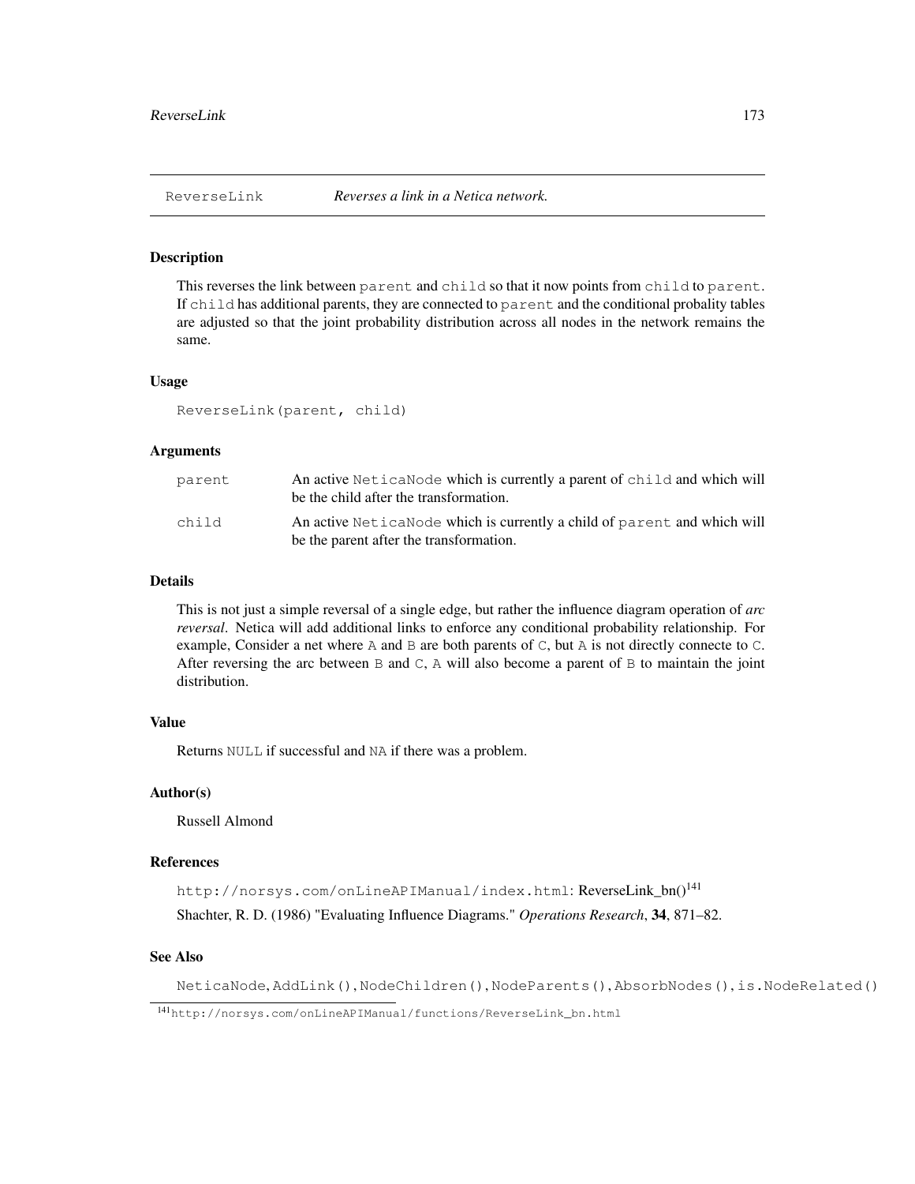ReverseLink    *Reverses a link in a Netica network.*

## Description

This reverses the link between `parent` and `child` so that it now points from `child` to `parent`. If `child` has additional parents, they are connected to `parent` and the conditional probality tables are adjusted so that the joint probability distribution across all nodes in the network remains the same.

## Usage

```
ReverseLink(parent, child)
```

## Arguments

| | |
|---|---|
| parent | An active `NeticaNode` which is currently a parent of `child` and which will be the child after the transformation. |
| child | An active `NeticaNode` which is currently a child of `parent` and which will be the parent after the transformation. |

## Details

This is not just a simple reversal of a single edge, but rather the influence diagram operation of *arc reversal*. Netica will add additional links to enforce any conditional probability relationship. For example, Consider a net where `A` and `B` are both parents of `C`, but `A` is not directly connecte to `C`. After reversing the arc between `B` and `C`, `A` will also become a parent of `B` to maintain the joint distribution.

## Value

Returns `NULL` if successful and `NA` if there was a problem.

## Author(s)

Russell Almond

## References

`http://norsys.com/onLineAPIManual/index.html`: ReverseLink_bn()[141]

Shachter, R. D. (1986) "Evaluating Influence Diagrams." *Operations Research*, **34**, 871–82.

## See Also

`NeticaNode`, `AddLink()`, `NodeChildren()`, `NodeParents()`, `AbsorbNodes()`, `is.NodeRelated()`

[141] `http://norsys.com/onLineAPIManual/functions/ReverseLink_bn.html`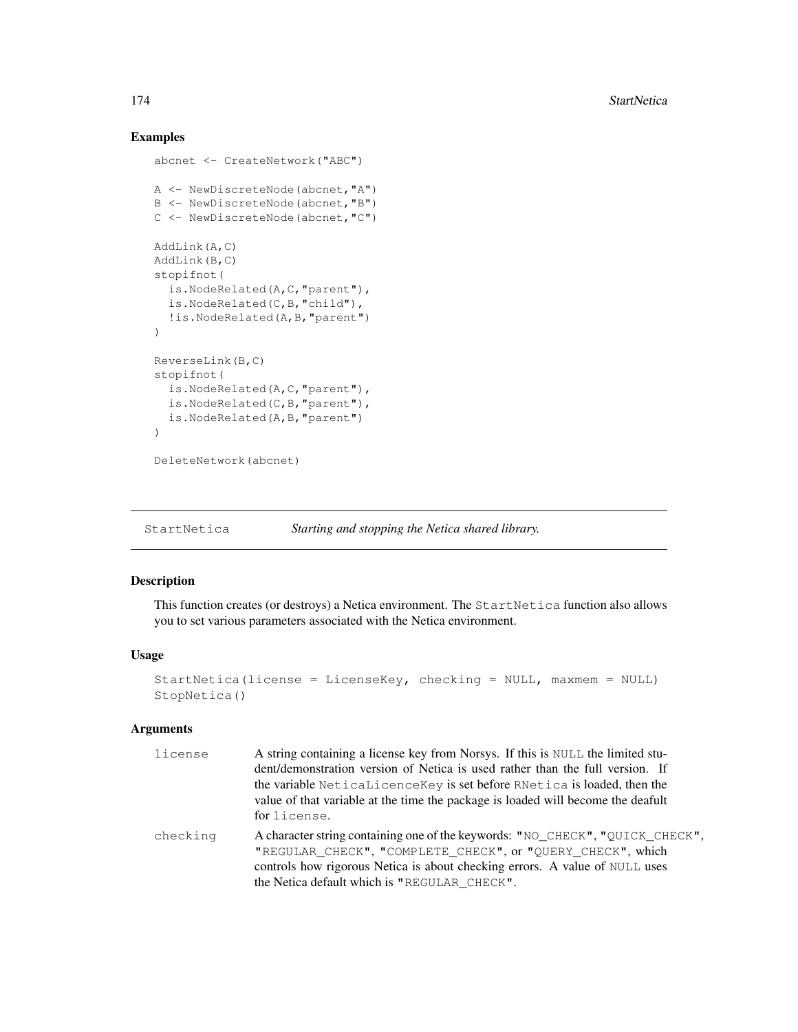## Examples

```
abcnet <- CreateNetwork("ABC")

A <- NewDiscreteNode(abcnet,"A")
B <- NewDiscreteNode(abcnet,"B")
C <- NewDiscreteNode(abcnet,"C")

AddLink(A,C)
AddLink(B,C)
stopifnot(
  is.NodeRelated(A,C,"parent"),
  is.NodeRelated(C,B,"child"),
  !is.NodeRelated(A,B,"parent")
)

ReverseLink(B,C)
stopifnot(
  is.NodeRelated(A,C,"parent"),
  is.NodeRelated(C,B,"parent"),
  is.NodeRelated(A,B,"parent")
)

DeleteNetwork(abcnet)
```

---

# StartNetica — *Starting and stopping the Netica shared library.*

---

## Description

This function creates (or destroys) a Netica environment. The `StartNetica` function also allows you to set various parameters associated with the Netica environment.

## Usage

```
StartNetica(license = LicenseKey, checking = NULL, maxmem = NULL)
StopNetica()
```

## Arguments

| | |
|---|---|
| `license` | A string containing a license key from Norsys. If this is `NULL` the limited student/demonstration version of Netica is used rather than the full version. If the variable `NeticaLicenceKey` is set before `RNetica` is loaded, then the value of that variable at the time the package is loaded will become the deafult for `license`. |
| `checking` | A character string containing one of the keywords: `"NO_CHECK"`, `"QUICK_CHECK"`, `"REGULAR_CHECK"`, `"COMPLETE_CHECK"`, or `"QUERY_CHECK"`, which controls how rigorous Netica is about checking errors. A value of `NULL` uses the Netica default which is `"REGULAR_CHECK"`. |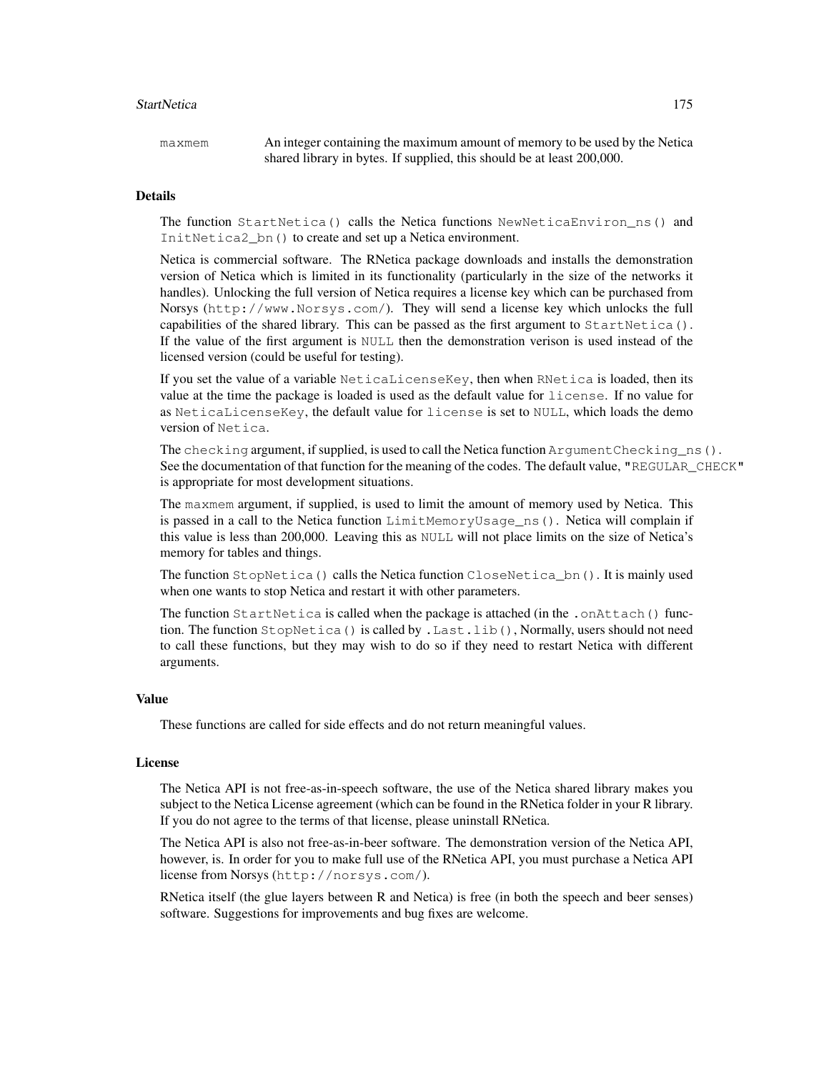maxmem An integer containing the maximum amount of memory to be used by the Netica shared library in bytes. If supplied, this should be at least 200,000.

### Details

The function `StartNetica()` calls the Netica functions `NewNeticaEnviron_ns()` and `InitNetica2_bn()` to create and set up a Netica environment.

Netica is commercial software. The RNetica package downloads and installs the demonstration version of Netica which is limited in its functionality (particularly in the size of the networks it handles). Unlocking the full version of Netica requires a license key which can be purchased from Norsys (`http://www.Norsys.com/`). They will send a license key which unlocks the full capabilities of the shared library. This can be passed as the first argument to `StartNetica()`. If the value of the first argument is `NULL` then the demonstration verison is used instead of the licensed version (could be useful for testing).

If you set the value of a variable `NeticaLicenseKey`, then when `RNetica` is loaded, then its value at the time the package is loaded is used as the default value for `license`. If no value for as `NeticaLicenseKey`, the default value for `license` is set to `NULL`, which loads the demo version of `Netica`.

The `checking` argument, if supplied, is used to call the Netica function `ArgumentChecking_ns()`. See the documentation of that function for the meaning of the codes. The default value, `"REGULAR_CHECK"` is appropriate for most development situations.

The `maxmem` argument, if supplied, is used to limit the amount of memory used by Netica. This is passed in a call to the Netica function `LimitMemoryUsage_ns()`. Netica will complain if this value is less than 200,000. Leaving this as `NULL` will not place limits on the size of Netica's memory for tables and things.

The function `StopNetica()` calls the Netica function `CloseNetica_bn()`. It is mainly used when one wants to stop Netica and restart it with other parameters.

The function `StartNetica` is called when the package is attached (in the `.onAttach()` function. The function `StopNetica()` is called by `.Last.lib()`, Normally, users should not need to call these functions, but they may wish to do so if they need to restart Netica with different arguments.

### Value

These functions are called for side effects and do not return meaningful values.

### License

The Netica API is not free-as-in-speech software, the use of the Netica shared library makes you subject to the Netica License agreement (which can be found in the RNetica folder in your R library. If you do not agree to the terms of that license, please uninstall RNetica.

The Netica API is also not free-as-in-beer software. The demonstration version of the Netica API, however, is. In order for you to make full use of the RNetica API, you must purchase a Netica API license from Norsys (`http://norsys.com/`).

RNetica itself (the glue layers between R and Netica) is free (in both the speech and beer senses) software. Suggestions for improvements and bug fixes are welcome.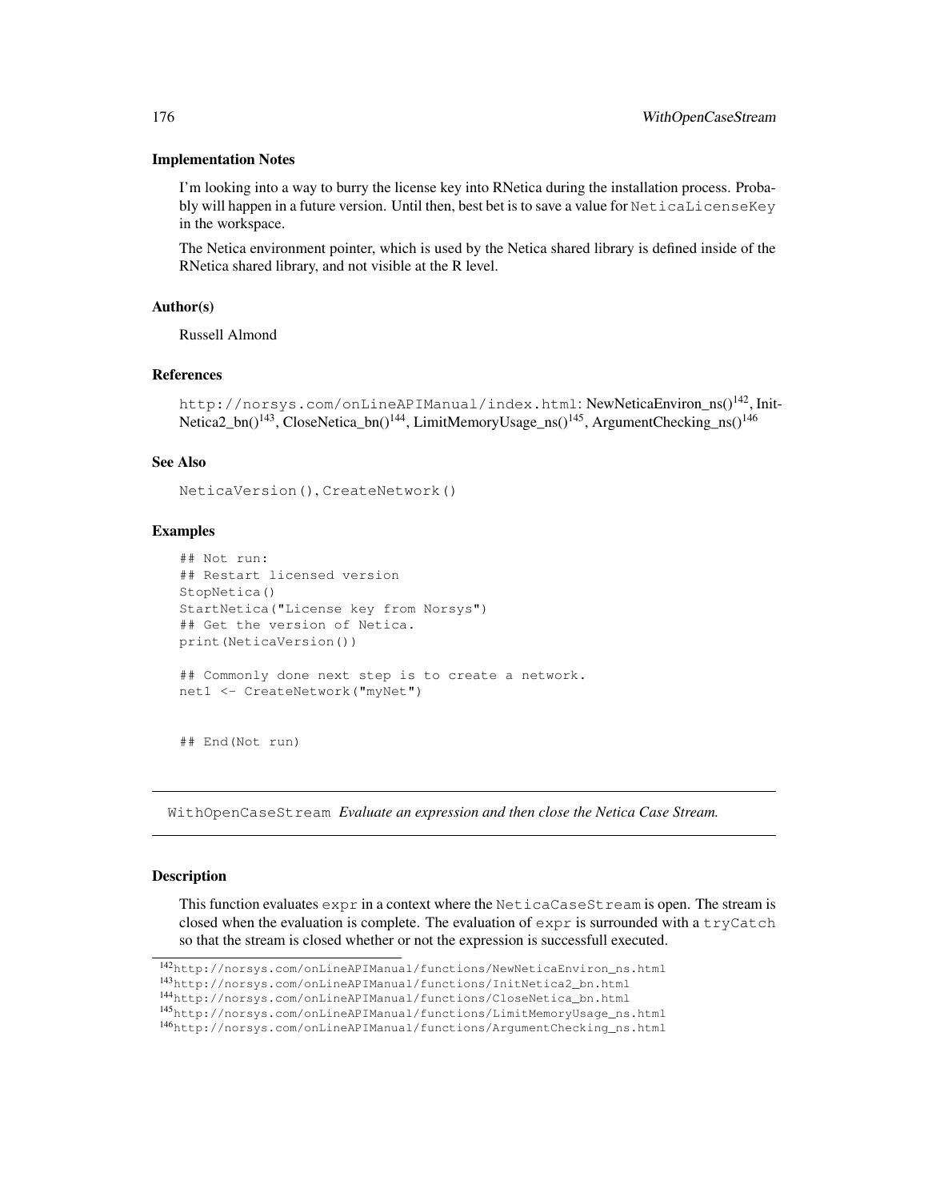### Implementation Notes

I'm looking into a way to burry the license key into RNetica during the installation process. Probably will happen in a future version. Until then, best bet is to save a value for `NeticaLicenseKey` in the workspace.

The Netica environment pointer, which is used by the Netica shared library is defined inside of the RNetica shared library, and not visible at the R level.

### Author(s)

Russell Almond

### References

`http://norsys.com/onLineAPIManual/index.html`: NewNeticaEnviron_ns()[142], InitNetica2_bn()[143], CloseNetica_bn()[144], LimitMemoryUsage_ns()[145], ArgumentChecking_ns()[146]

### See Also

`NeticaVersion()`, `CreateNetwork()`

### Examples

```
## Not run:
## Restart licensed version
StopNetica()
StartNetica("License key from Norsys")
## Get the version of Netica.
print(NeticaVersion())

## Commonly done next step is to create a network.
net1 <- CreateNetwork("myNet")


## End(Not run)
```

---

## WithOpenCaseStream *Evaluate an expression and then close the Netica Case Stream.*

---

### Description

This function evaluates `expr` in a context where the `NeticaCaseStream` is open. The stream is closed when the evaluation is complete. The evaluation of `expr` is surrounded with a `tryCatch` so that the stream is closed whether or not the expression is successfull executed.

[142] `http://norsys.com/onLineAPIManual/functions/NewNeticaEnviron_ns.html`
[143] `http://norsys.com/onLineAPIManual/functions/InitNetica2_bn.html`
[144] `http://norsys.com/onLineAPIManual/functions/CloseNetica_bn.html`
[145] `http://norsys.com/onLineAPIManual/functions/LimitMemoryUsage_ns.html`
[146] `http://norsys.com/onLineAPIManual/functions/ArgumentChecking_ns.html`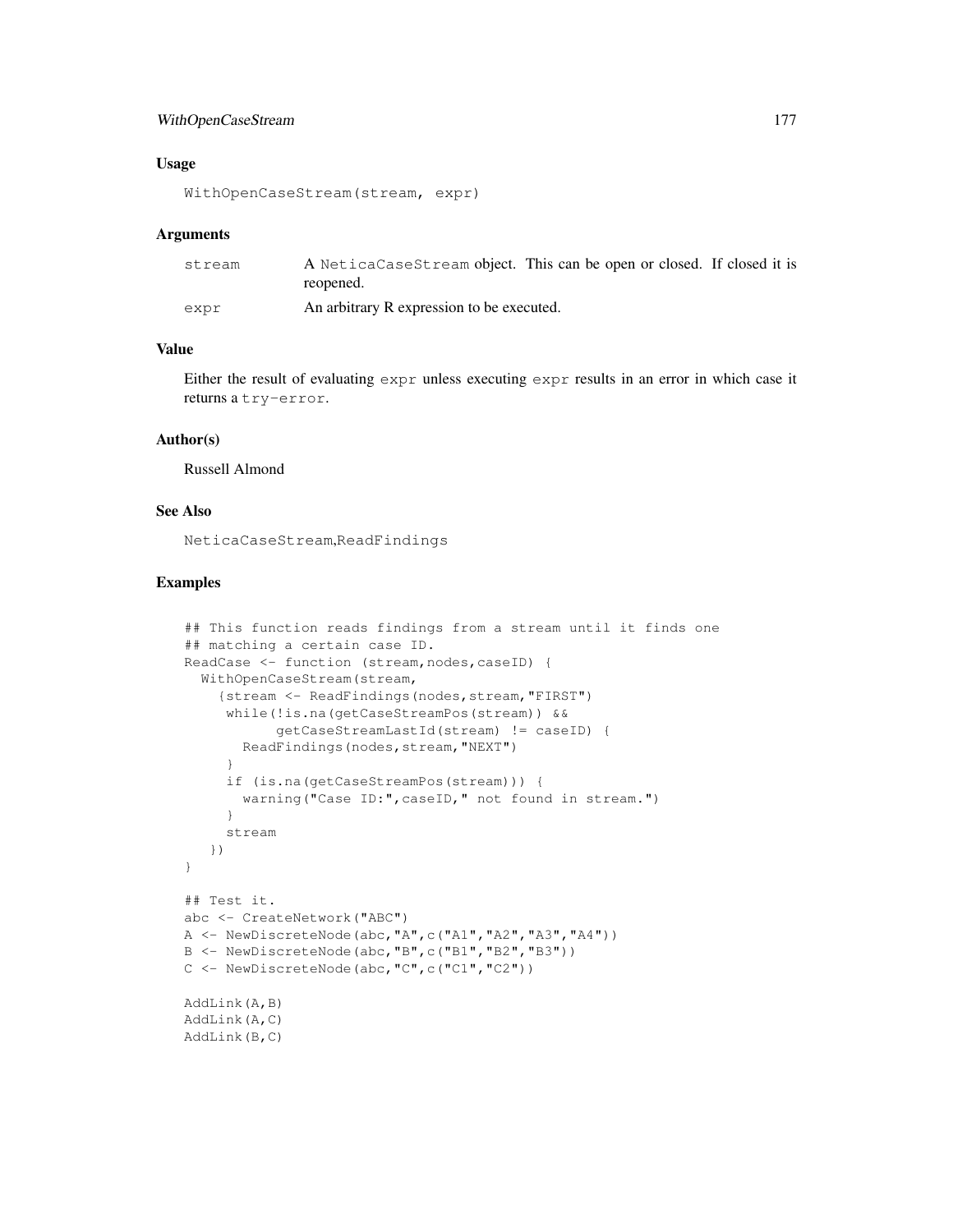## Usage

```
WithOpenCaseStream(stream, expr)
```

## Arguments

| | |
|---|---|
| stream | A NeticaCaseStream object. This can be open or closed. If closed it is reopened. |
| expr | An arbitrary R expression to be executed. |

## Value

Either the result of evaluating `expr` unless executing `expr` results in an error in which case it returns a `try-error`.

## Author(s)

Russell Almond

## See Also

`NeticaCaseStream`,`ReadFindings`

## Examples

```
## This function reads findings from a stream until it finds one
## matching a certain case ID.
ReadCase <- function (stream,nodes,caseID) {
  WithOpenCaseStream(stream,
    {stream <- ReadFindings(nodes,stream,"FIRST")
     while(!is.na(getCaseStreamPos(stream)) &&
           getCaseStreamLastId(stream) != caseID) {
       ReadFindings(nodes,stream,"NEXT")
     }
     if (is.na(getCaseStreamPos(stream))) {
       warning("Case ID:",caseID," not found in stream.")
     }
     stream
   })
}

## Test it.
abc <- CreateNetwork("ABC")
A <- NewDiscreteNode(abc,"A",c("A1","A2","A3","A4"))
B <- NewDiscreteNode(abc,"B",c("B1","B2","B3"))
C <- NewDiscreteNode(abc,"C",c("C1","C2"))

AddLink(A,B)
AddLink(A,C)
AddLink(B,C)
```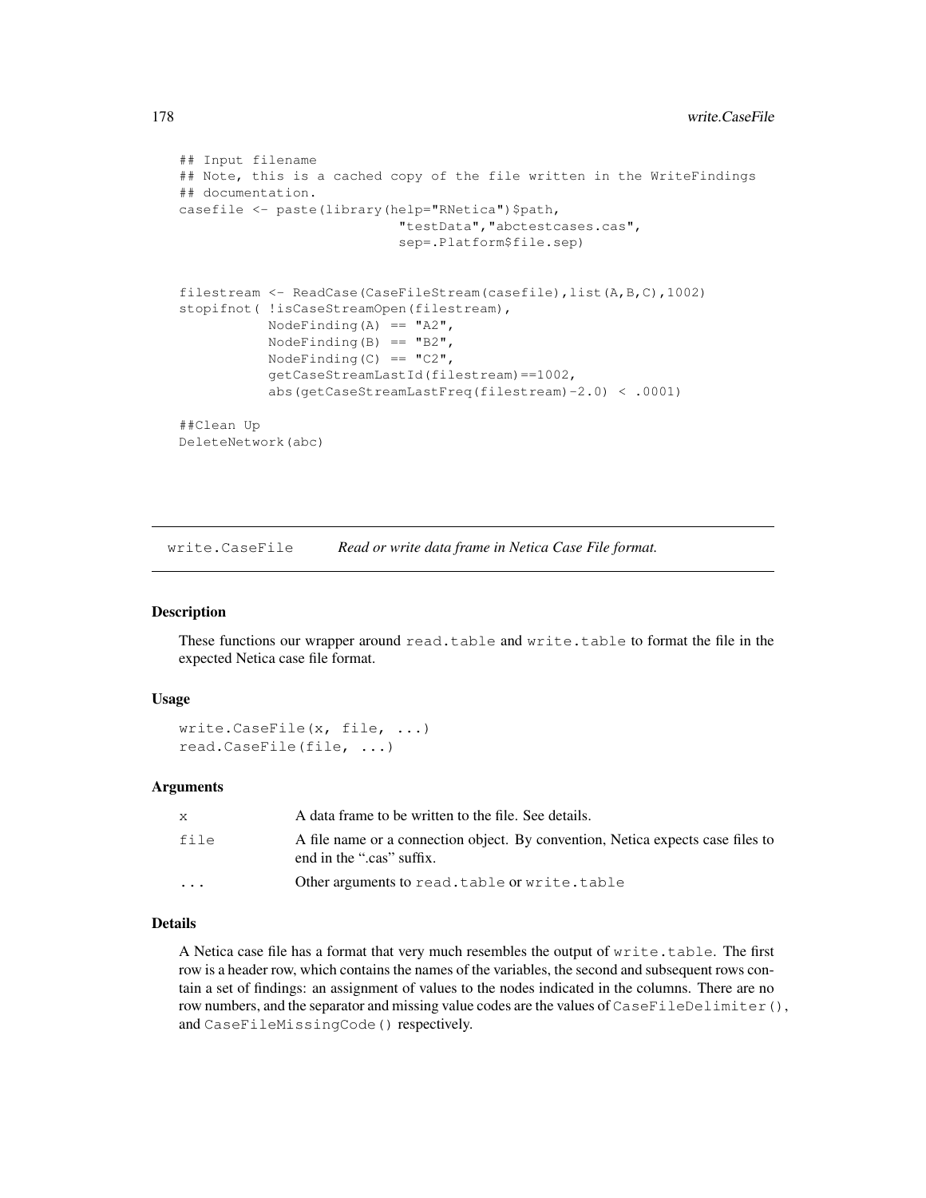```
## Input filename
## Note, this is a cached copy of the file written in the WriteFindings
## documentation.
casefile <- paste(library(help="RNetica")$path,
                           "testData","abctestcases.cas",
                           sep=.Platform$file.sep)


filestream <- ReadCase(CaseFileStream(casefile),list(A,B,C),1002)
stopifnot( !isCaseStreamOpen(filestream),
           NodeFinding(A) == "A2",
           NodeFinding(B) == "B2",
           NodeFinding(C) == "C2",
           getCaseStreamLastId(filestream)==1002,
           abs(getCaseStreamLastFreq(filestream)-2.0) < .0001)

##Clean Up
DeleteNetwork(abc)
```

---

## write.CaseFile — *Read or write data frame in Netica Case File format.*

### Description

These functions our wrapper around `read.table` and `write.table` to format the file in the expected Netica case file format.

### Usage

```
write.CaseFile(x, file, ...)
read.CaseFile(file, ...)
```

### Arguments

| | |
|---|---|
| `x` | A data frame to be written to the file. See details. |
| `file` | A file name or a connection object. By convention, Netica expects case files to end in the ".cas" suffix. |
| `...` | Other arguments to `read.table` or `write.table` |

### Details

A Netica case file has a format that very much resembles the output of `write.table`. The first row is a header row, which contains the names of the variables, the second and subsequent rows contain a set of findings: an assignment of values to the nodes indicated in the columns. There are no row numbers, and the separator and missing value codes are the values of `CaseFileDelimiter()`, and `CaseFileMissingCode()` respectively.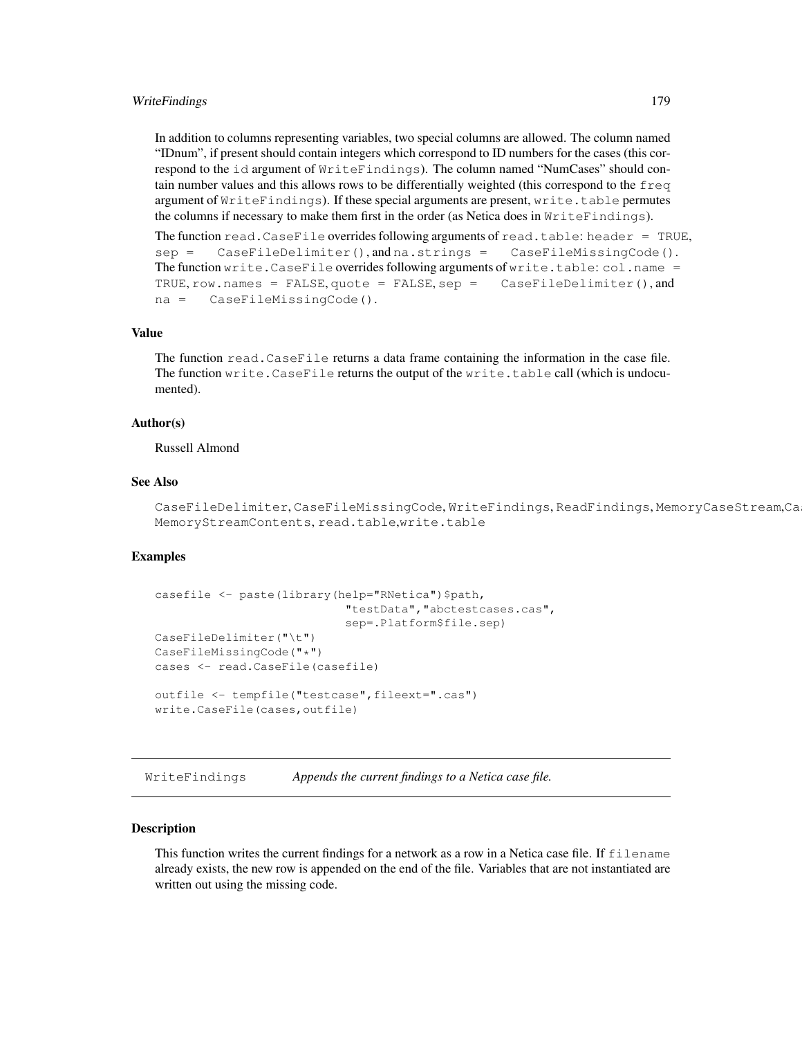In addition to columns representing variables, two special columns are allowed. The column named "IDnum", if present should contain integers which correspond to ID numbers for the cases (this correspond to the `id` argument of `WriteFindings`). The column named "NumCases" should contain number values and this allows rows to be differentially weighted (this correspond to the `freq` argument of `WriteFindings`). If these special arguments are present, `write.table` permutes the columns if necessary to make them first in the order (as Netica does in `WriteFindings`).

The function `read.CaseFile` overrides following arguments of `read.table`: `header = TRUE`, `sep = CaseFileDelimiter()`, and `na.strings = CaseFileMissingCode()`. The function `write.CaseFile` overrides following arguments of `write.table`: `col.name = TRUE`, `row.names = FALSE`, `quote = FALSE`, `sep = CaseFileDelimiter()`, and `na = CaseFileMissingCode()`.

### Value

The function `read.CaseFile` returns a data frame containing the information in the case file. The function `write.CaseFile` returns the output of the `write.table` call (which is undocumented).

### Author(s)

Russell Almond

### See Also

`CaseFileDelimiter`, `CaseFileMissingCode`, `WriteFindings`, `ReadFindings`, `MemoryCaseStream`, `Ca` `MemoryStreamContents`, `read.table`, `write.table`

### Examples

```
casefile <- paste(library(help="RNetica")$path,
                  "testData","abctestcases.cas",
                  sep=.Platform$file.sep)
CaseFileDelimiter("\t")
CaseFileMissingCode("*")
cases <- read.CaseFile(casefile)

outfile <- tempfile("testcase",fileext=".cas")
write.CaseFile(cases,outfile)
```

---

## WriteFindings — *Appends the current findings to a Netica case file.*

---

### Description

This function writes the current findings for a network as a row in a Netica case file. If `filename` already exists, the new row is appended on the end of the file. Variables that are not instantiated are written out using the missing code.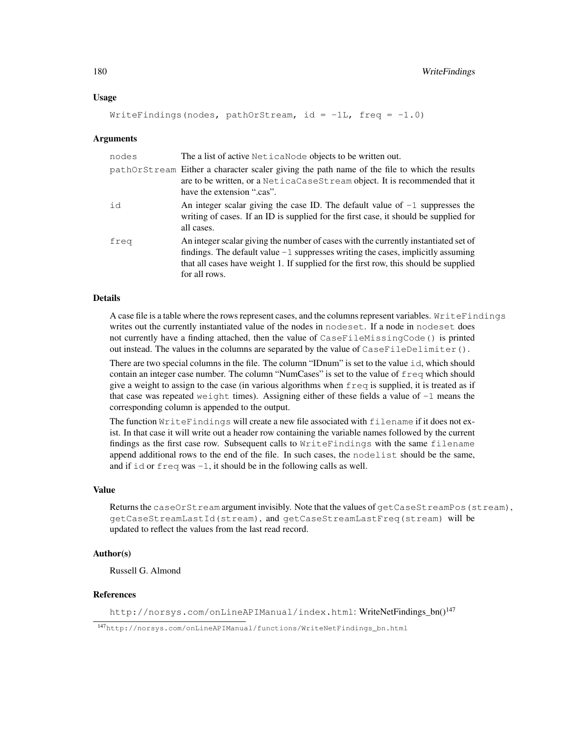## Usage

```
WriteFindings(nodes, pathOrStream, id = -1L, freq = -1.0)
```

## Arguments

| | |
|---|---|
| nodes | The a list of active `NeticaNode` objects to be written out. |
| pathOrStream | Either a character scaler giving the path name of the file to which the results are to be written, or a `NeticaCaseStream` object. It is recommended that it have the extension ".cas". |
| id | An integer scalar giving the case ID. The default value of `-1` suppresses the writing of cases. If an ID is supplied for the first case, it should be supplied for all cases. |
| freq | An integer scalar giving the number of cases with the currently instantiated set of findings. The default value `-1` suppresses writing the cases, implicitly assuming that all cases have weight 1. If supplied for the first row, this should be supplied for all rows. |

## Details

A case file is a table where the rows represent cases, and the columns represent variables. `WriteFindings` writes out the currently instantiated value of the nodes in `nodeset`. If a node in `nodeset` does not currently have a finding attached, then the value of `CaseFileMissingCode()` is printed out instead. The values in the columns are separated by the value of `CaseFileDelimiter()`.

There are two special columns in the file. The column "IDnum" is set to the value `id`, which should contain an integer case number. The column "NumCases" is set to the value of `freq` which should give a weight to assign to the case (in various algorithms when `freq` is supplied, it is treated as if that case was repeated `weight` times). Assigning either of these fields a value of `-1` means the corresponding column is appended to the output.

The function `WriteFindings` will create a new file associated with `filename` if it does not exist. In that case it will write out a header row containing the variable names followed by the current findings as the first case row. Subsequent calls to `WriteFindings` with the same `filename` append additional rows to the end of the file. In such cases, the `nodelist` should be the same, and if `id` or `freq` was `-1`, it should be in the following calls as well.

## Value

Returns the `caseOrStream` argument invisibly. Note that the values of `getCaseStreamPos(stream)`, `getCaseStreamLastId(stream)`, and `getCaseStreamLastFreq(stream)` will be updated to reflect the values from the last read record.

## Author(s)

Russell G. Almond

## References

`http://norsys.com/onLineAPIManual/index.html`: WriteNetFindings_bn()[147]

[147] `http://norsys.com/onLineAPIManual/functions/WriteNetFindings_bn.html`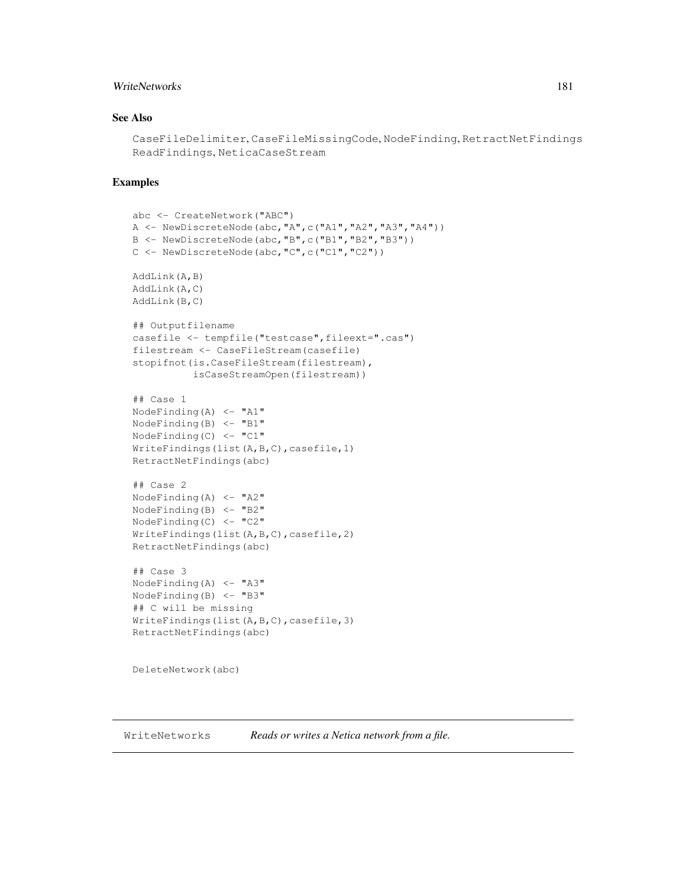## See Also

CaseFileDelimiter, CaseFileMissingCode, NodeFinding, RetractNetFindings ReadFindings, NeticaCaseStream

## Examples

```
abc <- CreateNetwork("ABC")
A <- NewDiscreteNode(abc,"A",c("A1","A2","A3","A4"))
B <- NewDiscreteNode(abc,"B",c("B1","B2","B3"))
C <- NewDiscreteNode(abc,"C",c("C1","C2"))

AddLink(A,B)
AddLink(A,C)
AddLink(B,C)

## Outputfilename
casefile <- tempfile("testcase",fileext=".cas")
filestream <- CaseFileStream(casefile)
stopifnot(is.CaseFileStream(filestream),
          isCaseStreamOpen(filestream))

## Case 1
NodeFinding(A) <- "A1"
NodeFinding(B) <- "B1"
NodeFinding(C) <- "C1"
WriteFindings(list(A,B,C),casefile,1)
RetractNetFindings(abc)

## Case 2
NodeFinding(A) <- "A2"
NodeFinding(B) <- "B2"
NodeFinding(C) <- "C2"
WriteFindings(list(A,B,C),casefile,2)
RetractNetFindings(abc)

## Case 3
NodeFinding(A) <- "A3"
NodeFinding(B) <- "B3"
## C will be missing
WriteFindings(list(A,B,C),casefile,3)
RetractNetFindings(abc)


DeleteNetwork(abc)
```

---

WriteNetworks &nbsp;&nbsp;&nbsp;&nbsp; *Reads or writes a Netica network from a file.*

---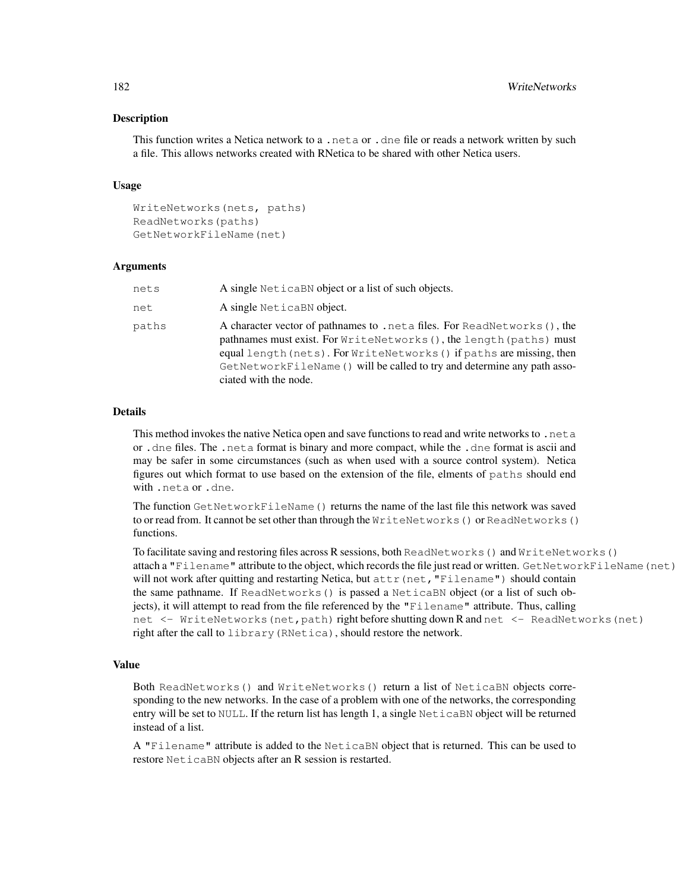### Description

This function writes a Netica network to a `.neta` or `.dne` file or reads a network written by such a file. This allows networks created with RNetica to be shared with other Netica users.

### Usage

```
WriteNetworks(nets, paths)
ReadNetworks(paths)
GetNetworkFileName(net)
```

### Arguments

| | |
|---|---|
| `nets` | A single `NeticaBN` object or a list of such objects. |
| `net` | A single `NeticaBN` object. |
| `paths` | A character vector of pathnames to `.neta` files. For `ReadNetworks()`, the pathnames must exist. For `WriteNetworks()`, the `length(paths)` must equal `length(nets)`. For `WriteNetworks()` if `paths` are missing, then `GetNetworkFileName()` will be called to try and determine any path associated with the node. |

### Details

This method invokes the native Netica open and save functions to read and write networks to `.neta` or `.dne` files. The `.neta` format is binary and more compact, while the `.dne` format is ascii and may be safer in some circumstances (such as when used with a source control system). Netica figures out which format to use based on the extension of the file, elments of `paths` should end with `.neta` or `.dne`.

The function `GetNetworkFileName()` returns the name of the last file this network was saved to or read from. It cannot be set other than through the `WriteNetworks()` or `ReadNetworks()` functions.

To facilitate saving and restoring files across R sessions, both `ReadNetworks()` and `WriteNetworks()` attach a `"Filename"` attribute to the object, which records the file just read or written. `GetNetworkFileName(net)` will not work after quitting and restarting Netica, but `attr(net,"Filename")` should contain the same pathname. If `ReadNetworks()` is passed a `NeticaBN` object (or a list of such objects), it will attempt to read from the file referenced by the `"Filename"` attribute. Thus, calling `net <- WriteNetworks(net,path)` right before shutting down R and `net <- ReadNetworks(net)` right after the call to `library(RNetica)`, should restore the network.

### Value

Both `ReadNetworks()` and `WriteNetworks()` return a list of `NeticaBN` objects corresponding to the new networks. In the case of a problem with one of the networks, the corresponding entry will be set to `NULL`. If the return list has length 1, a single `NeticaBN` object will be returned instead of a list.

A `"Filename"` attribute is added to the `NeticaBN` object that is returned. This can be used to restore `NeticaBN` objects after an R session is restarted.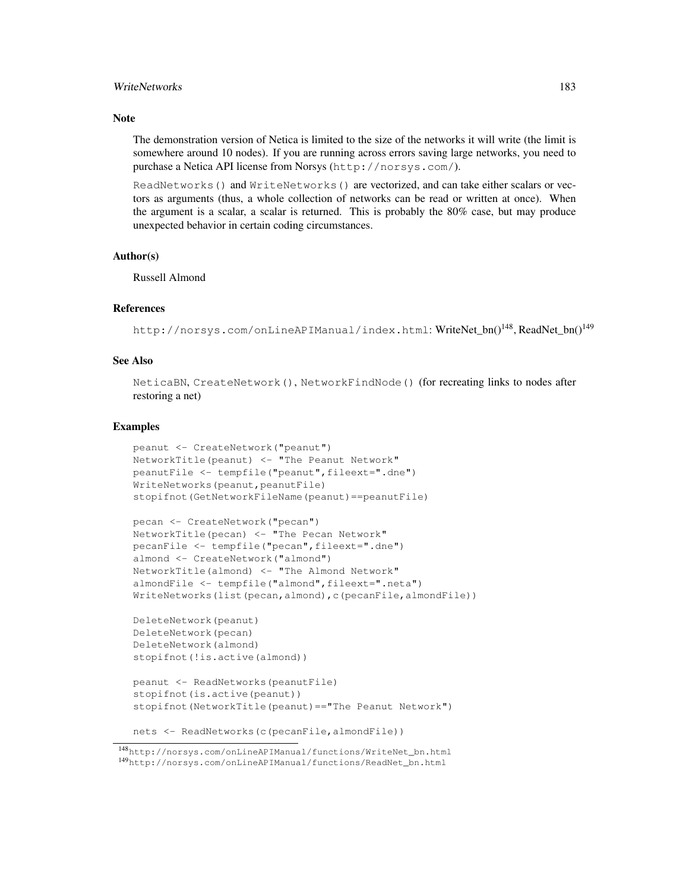## Note

The demonstration version of Netica is limited to the size of the networks it will write (the limit is somewhere around 10 nodes). If you are running across errors saving large networks, you need to purchase a Netica API license from Norsys (`http://norsys.com/`).

`ReadNetworks()` and `WriteNetworks()` are vectorized, and can take either scalars or vectors as arguments (thus, a whole collection of networks can be read or written at once). When the argument is a scalar, a scalar is returned. This is probably the 80% case, but may produce unexpected behavior in certain coding circumstances.

## Author(s)

Russell Almond

## References

`http://norsys.com/onLineAPIManual/index.html`: WriteNet_bn()[148], ReadNet_bn()[149]

## See Also

`NeticaBN`, `CreateNetwork()`, `NetworkFindNode()` (for recreating links to nodes after restoring a net)

## Examples

```
peanut <- CreateNetwork("peanut")
NetworkTitle(peanut) <- "The Peanut Network"
peanutFile <- tempfile("peanut",fileext=".dne")
WriteNetworks(peanut,peanutFile)
stopifnot(GetNetworkFileName(peanut)==peanutFile)

pecan <- CreateNetwork("pecan")
NetworkTitle(pecan) <- "The Pecan Network"
pecanFile <- tempfile("pecan",fileext=".dne")
almond <- CreateNetwork("almond")
NetworkTitle(almond) <- "The Almond Network"
almondFile <- tempfile("almond",fileext=".neta")
WriteNetworks(list(pecan,almond),c(pecanFile,almondFile))

DeleteNetwork(peanut)
DeleteNetwork(pecan)
DeleteNetwork(almond)
stopifnot(!is.active(almond))

peanut <- ReadNetworks(peanutFile)
stopifnot(is.active(peanut))
stopifnot(NetworkTitle(peanut)=="The Peanut Network")

nets <- ReadNetworks(c(pecanFile,almondFile))
```

[148] `http://norsys.com/onLineAPIManual/functions/WriteNet_bn.html`
[149] `http://norsys.com/onLineAPIManual/functions/ReadNet_bn.html`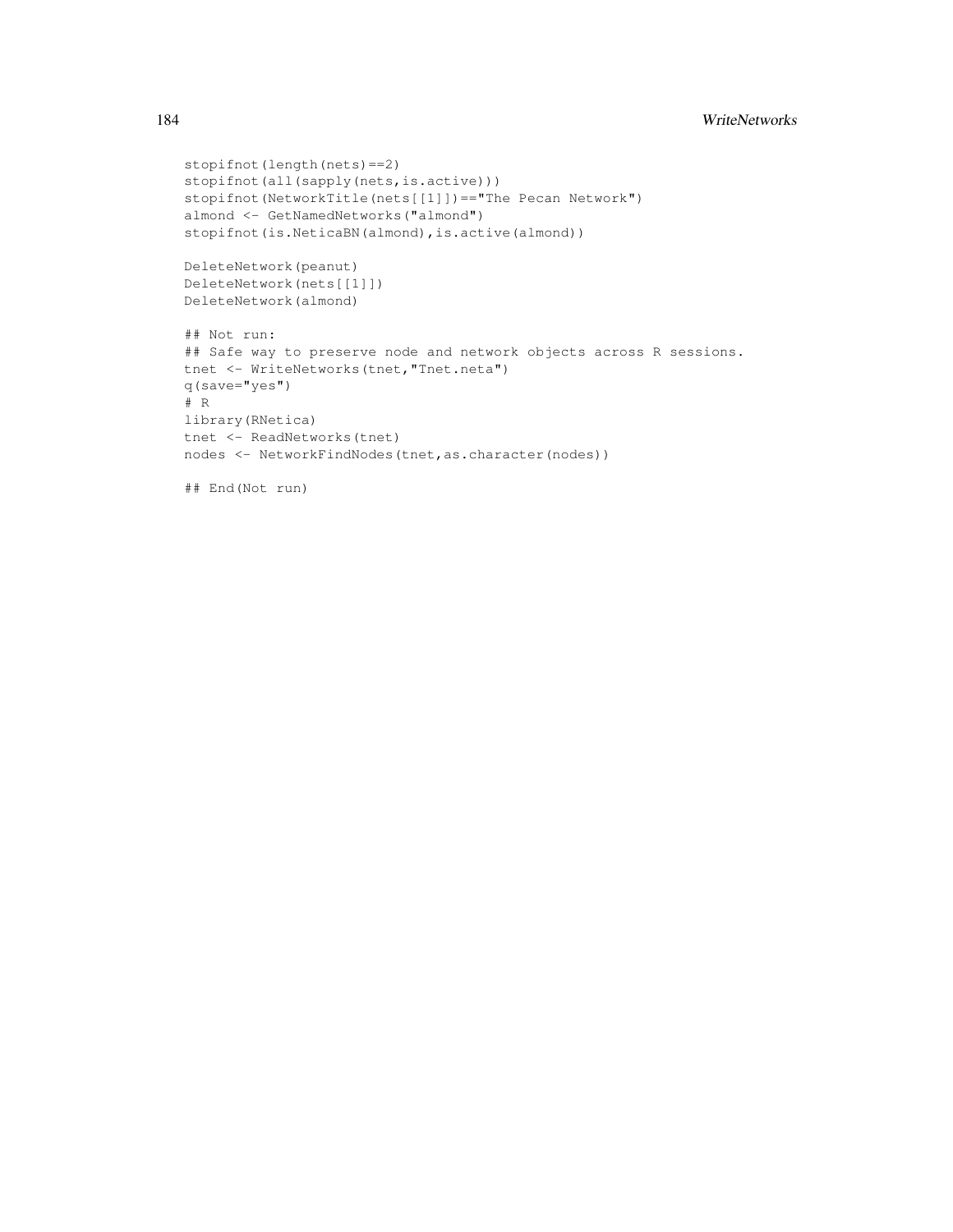```
stopifnot(length(nets)==2)
stopifnot(all(sapply(nets,is.active)))
stopifnot(NetworkTitle(nets[[1]])=="The Pecan Network")
almond <- GetNamedNetworks("almond")
stopifnot(is.NeticaBN(almond),is.active(almond))

DeleteNetwork(peanut)
DeleteNetwork(nets[[1]])
DeleteNetwork(almond)

## Not run:
## Safe way to preserve node and network objects across R sessions.
tnet <- WriteNetworks(tnet,"Tnet.neta")
q(save="yes")
# R
library(RNetica)
tnet <- ReadNetworks(tnet)
nodes <- NetworkFindNodes(tnet,as.character(nodes))

## End(Not run)
```